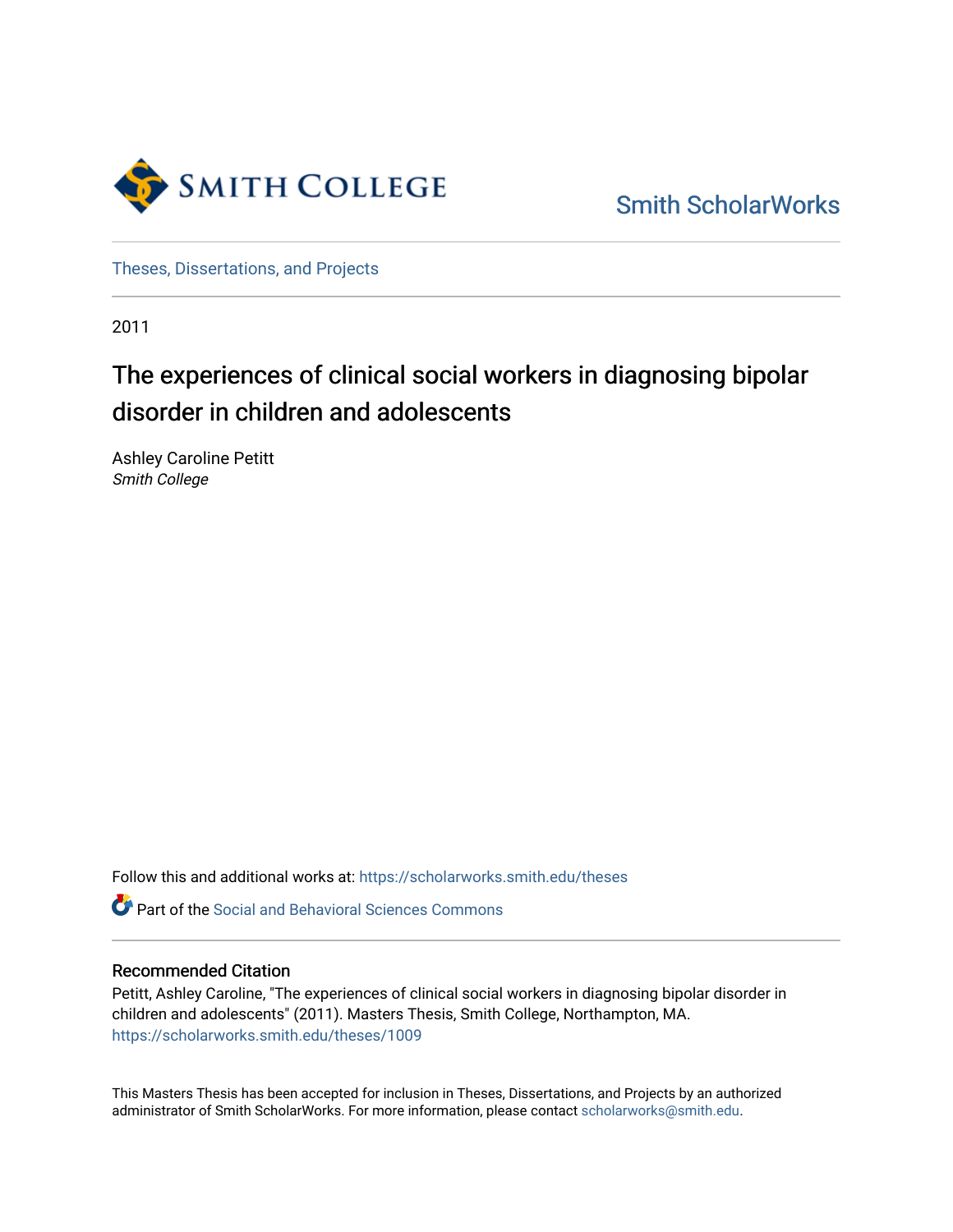Smith College

Smith ScholarWorks

Theses, Dissertations, and Projects

2011

# The experiences of clinical social workers in diagnosing bipolar disorder in children and adolescents

Ashley Caroline Petitt
*Smith College*

Follow this and additional works at: https://scholarworks.smith.edu/theses

Part of the Social and Behavioral Sciences Commons

## Recommended Citation

Petitt, Ashley Caroline, "The experiences of clinical social workers in diagnosing bipolar disorder in children and adolescents" (2011). Masters Thesis, Smith College, Northampton, MA.
https://scholarworks.smith.edu/theses/1009

This Masters Thesis has been accepted for inclusion in Theses, Dissertations, and Projects by an authorized administrator of Smith ScholarWorks. For more information, please contact scholarworks@smith.edu.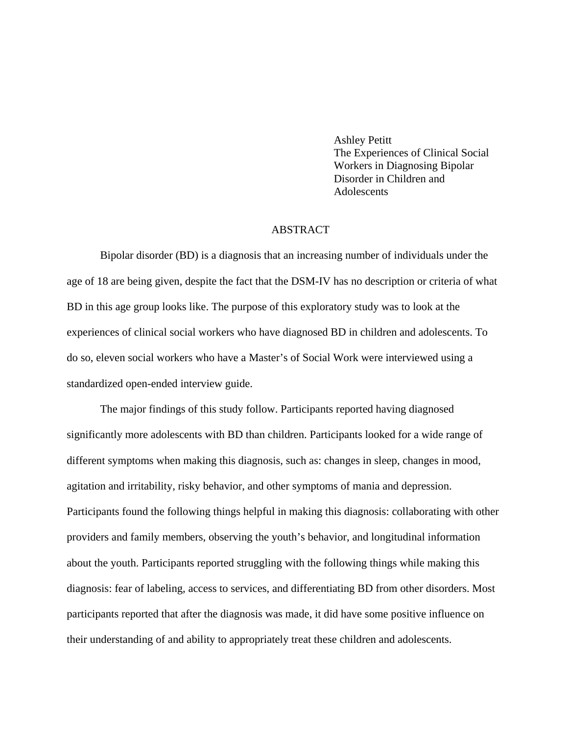Ashley Petitt
The Experiences of Clinical Social Workers in Diagnosing Bipolar Disorder in Children and Adolescents

## ABSTRACT

Bipolar disorder (BD) is a diagnosis that an increasing number of individuals under the age of 18 are being given, despite the fact that the DSM-IV has no description or criteria of what BD in this age group looks like. The purpose of this exploratory study was to look at the experiences of clinical social workers who have diagnosed BD in children and adolescents. To do so, eleven social workers who have a Master's of Social Work were interviewed using a standardized open-ended interview guide.

The major findings of this study follow. Participants reported having diagnosed significantly more adolescents with BD than children. Participants looked for a wide range of different symptoms when making this diagnosis, such as: changes in sleep, changes in mood, agitation and irritability, risky behavior, and other symptoms of mania and depression. Participants found the following things helpful in making this diagnosis: collaborating with other providers and family members, observing the youth's behavior, and longitudinal information about the youth. Participants reported struggling with the following things while making this diagnosis: fear of labeling, access to services, and differentiating BD from other disorders. Most participants reported that after the diagnosis was made, it did have some positive influence on their understanding of and ability to appropriately treat these children and adolescents.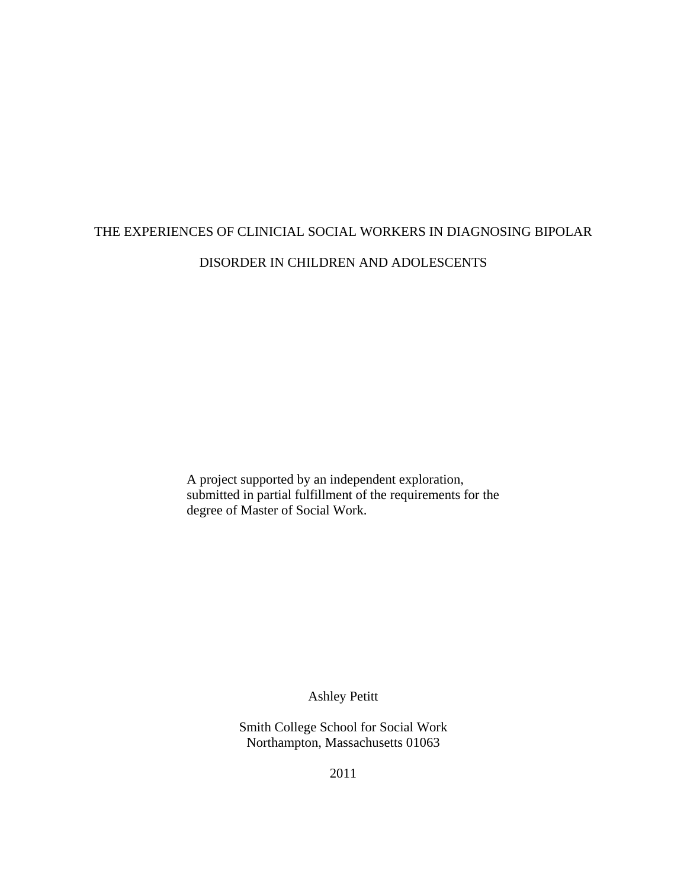# THE EXPERIENCES OF CLINICIAL SOCIAL WORKERS IN DIAGNOSING BIPOLAR DISORDER IN CHILDREN AND ADOLESCENTS

A project supported by an independent exploration, submitted in partial fulfillment of the requirements for the degree of Master of Social Work.

Ashley Petitt

Smith College School for Social Work
Northampton, Massachusetts 01063

2011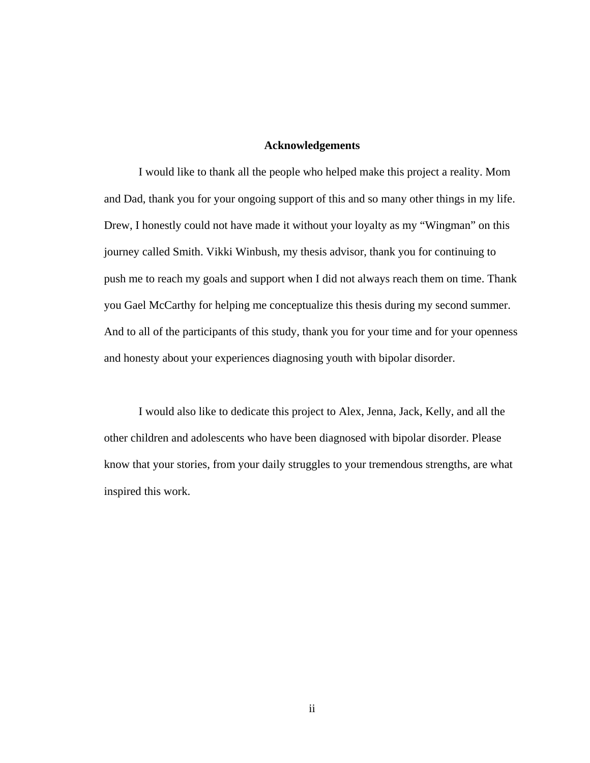## Acknowledgements

I would like to thank all the people who helped make this project a reality. Mom and Dad, thank you for your ongoing support of this and so many other things in my life. Drew, I honestly could not have made it without your loyalty as my "Wingman" on this journey called Smith. Vikki Winbush, my thesis advisor, thank you for continuing to push me to reach my goals and support when I did not always reach them on time. Thank you Gael McCarthy for helping me conceptualize this thesis during my second summer. And to all of the participants of this study, thank you for your time and for your openness and honesty about your experiences diagnosing youth with bipolar disorder.

I would also like to dedicate this project to Alex, Jenna, Jack, Kelly, and all the other children and adolescents who have been diagnosed with bipolar disorder. Please know that your stories, from your daily struggles to your tremendous strengths, are what inspired this work.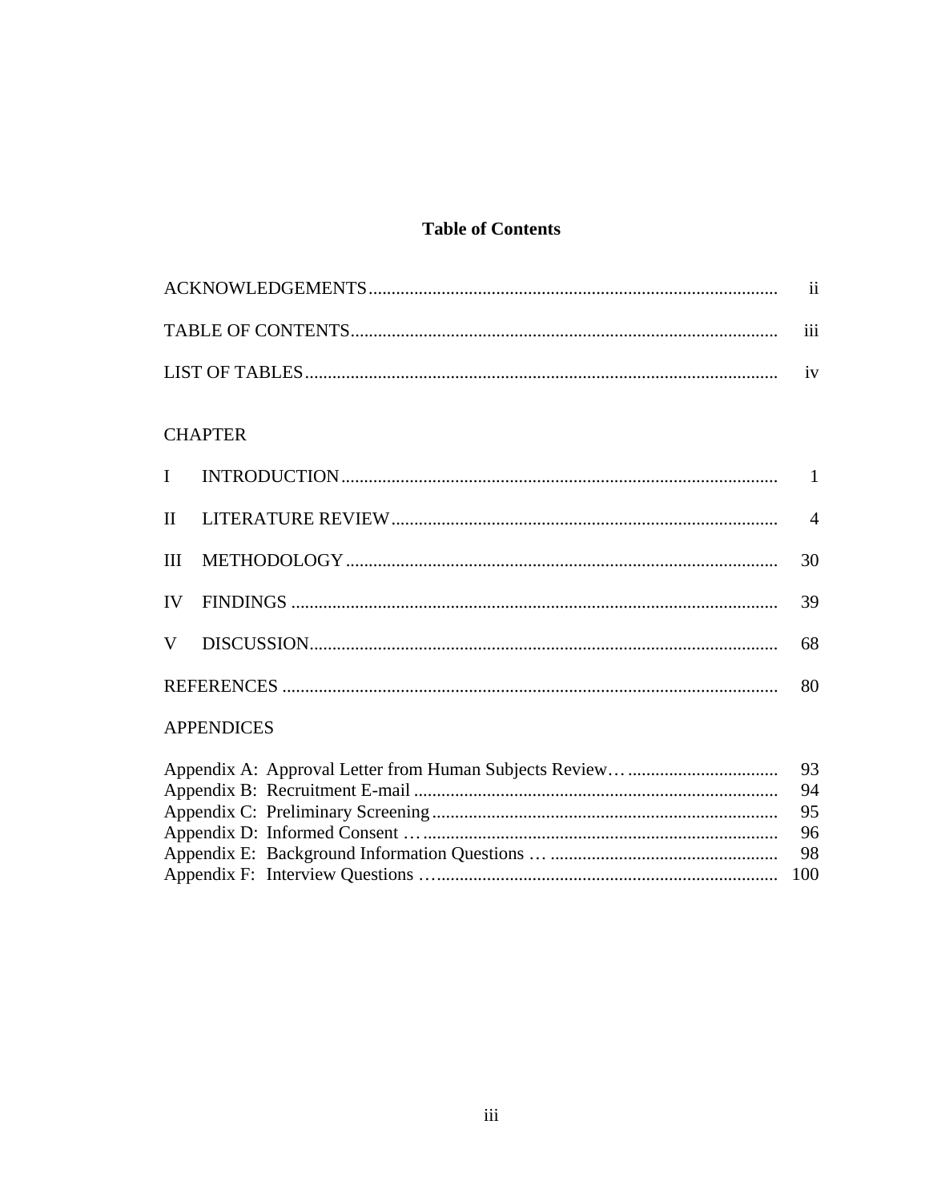# Table of Contents

| | |
|---|---|
| ACKNOWLEDGEMENTS | ii |
| TABLE OF CONTENTS | iii |
| LIST OF TABLES | iv |

CHAPTER

| | | |
|---|---|---|
| I | INTRODUCTION | 1 |
| II | LITERATURE REVIEW | 4 |
| III | METHODOLOGY | 30 |
| IV | FINDINGS | 39 |
| V | DISCUSSION | 68 |
| | REFERENCES | 80 |

APPENDICES

| | |
|---|---|
| Appendix A: Approval Letter from Human Subjects Review… | 93 |
| Appendix B: Recruitment E-mail | 94 |
| Appendix C: Preliminary Screening | 95 |
| Appendix D: Informed Consent … | 96 |
| Appendix E: Background Information Questions … | 98 |
| Appendix F: Interview Questions … | 100 |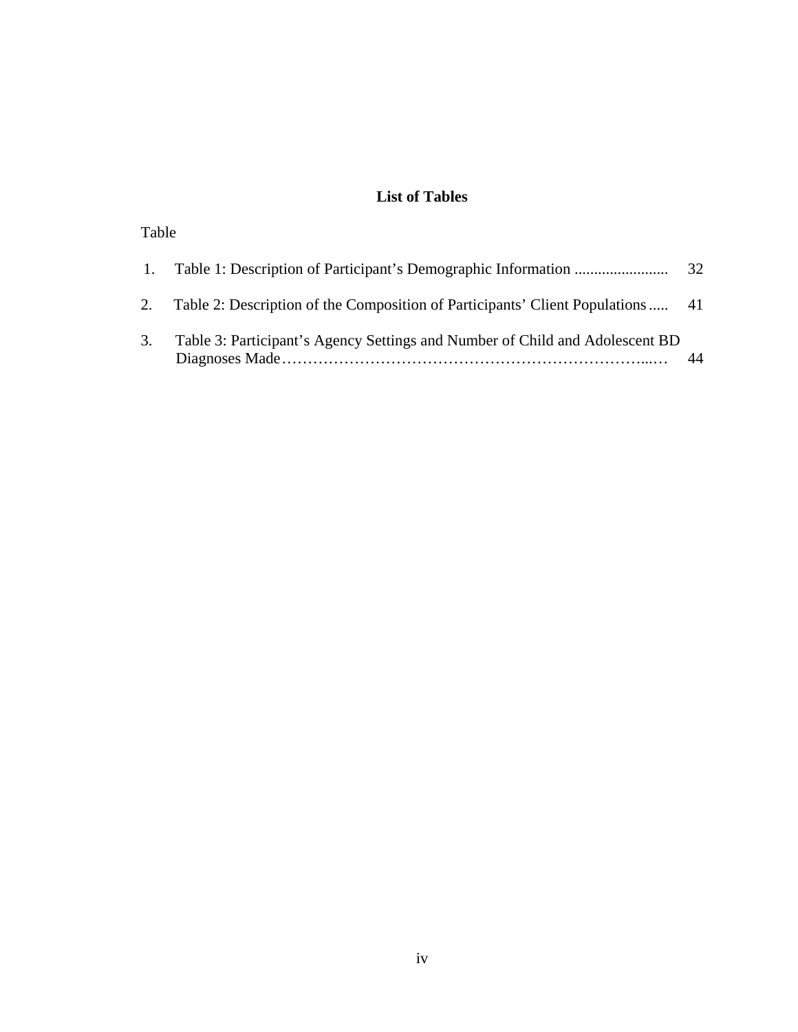# List of Tables

Table

1. Table 1: Description of Participant’s Demographic Information ........................ 32
2. Table 2: Description of the Composition of Participants’ Client Populations ..... 41
3. Table 3: Participant’s Agency Settings and Number of Child and Adolescent BD Diagnoses Made……………………………………………………………...… 44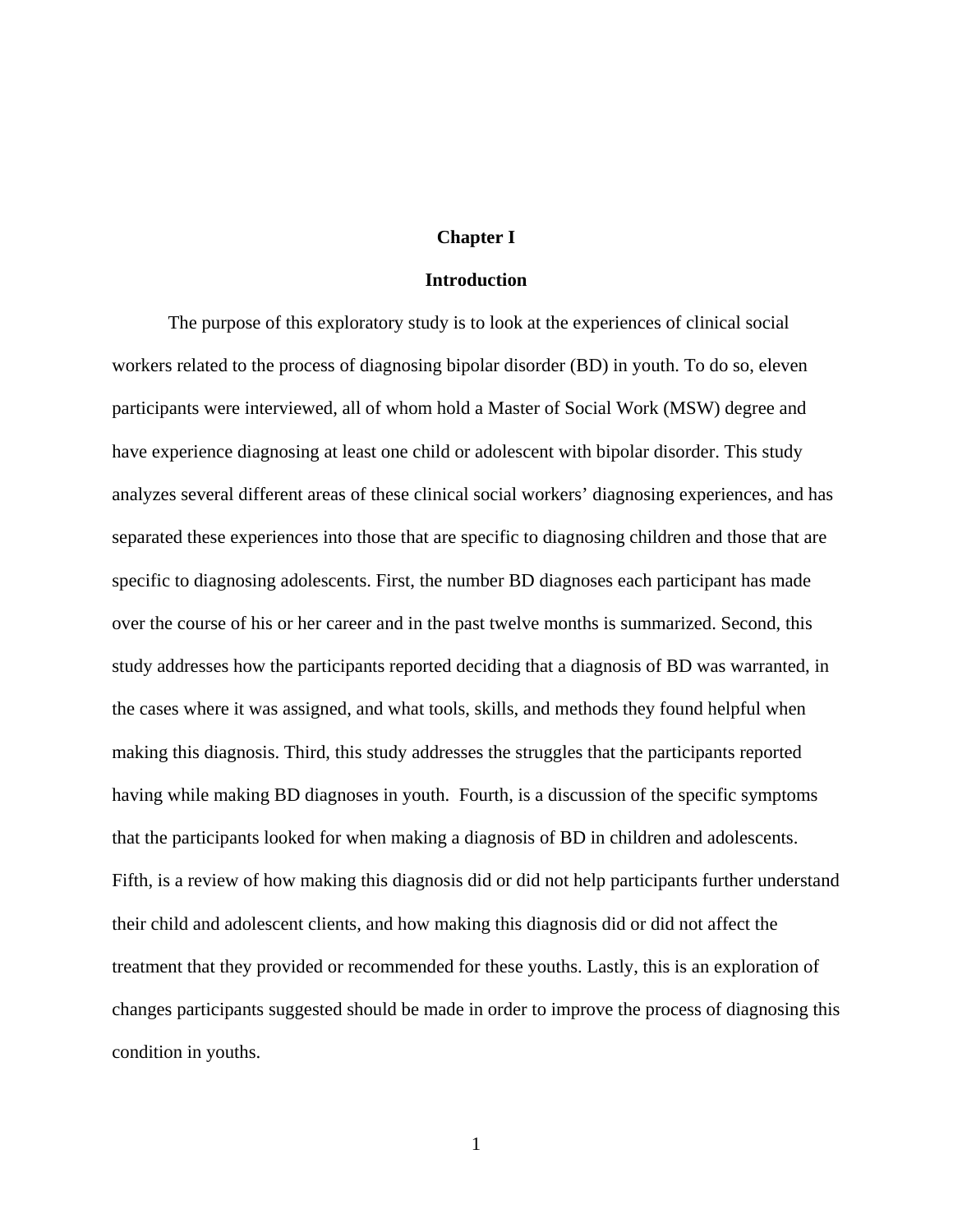# Chapter I

## Introduction

The purpose of this exploratory study is to look at the experiences of clinical social workers related to the process of diagnosing bipolar disorder (BD) in youth. To do so, eleven participants were interviewed, all of whom hold a Master of Social Work (MSW) degree and have experience diagnosing at least one child or adolescent with bipolar disorder. This study analyzes several different areas of these clinical social workers' diagnosing experiences, and has separated these experiences into those that are specific to diagnosing children and those that are specific to diagnosing adolescents. First, the number BD diagnoses each participant has made over the course of his or her career and in the past twelve months is summarized. Second, this study addresses how the participants reported deciding that a diagnosis of BD was warranted, in the cases where it was assigned, and what tools, skills, and methods they found helpful when making this diagnosis. Third, this study addresses the struggles that the participants reported having while making BD diagnoses in youth.  Fourth, is a discussion of the specific symptoms that the participants looked for when making a diagnosis of BD in children and adolescents. Fifth, is a review of how making this diagnosis did or did not help participants further understand their child and adolescent clients, and how making this diagnosis did or did not affect the treatment that they provided or recommended for these youths. Lastly, this is an exploration of changes participants suggested should be made in order to improve the process of diagnosing this condition in youths.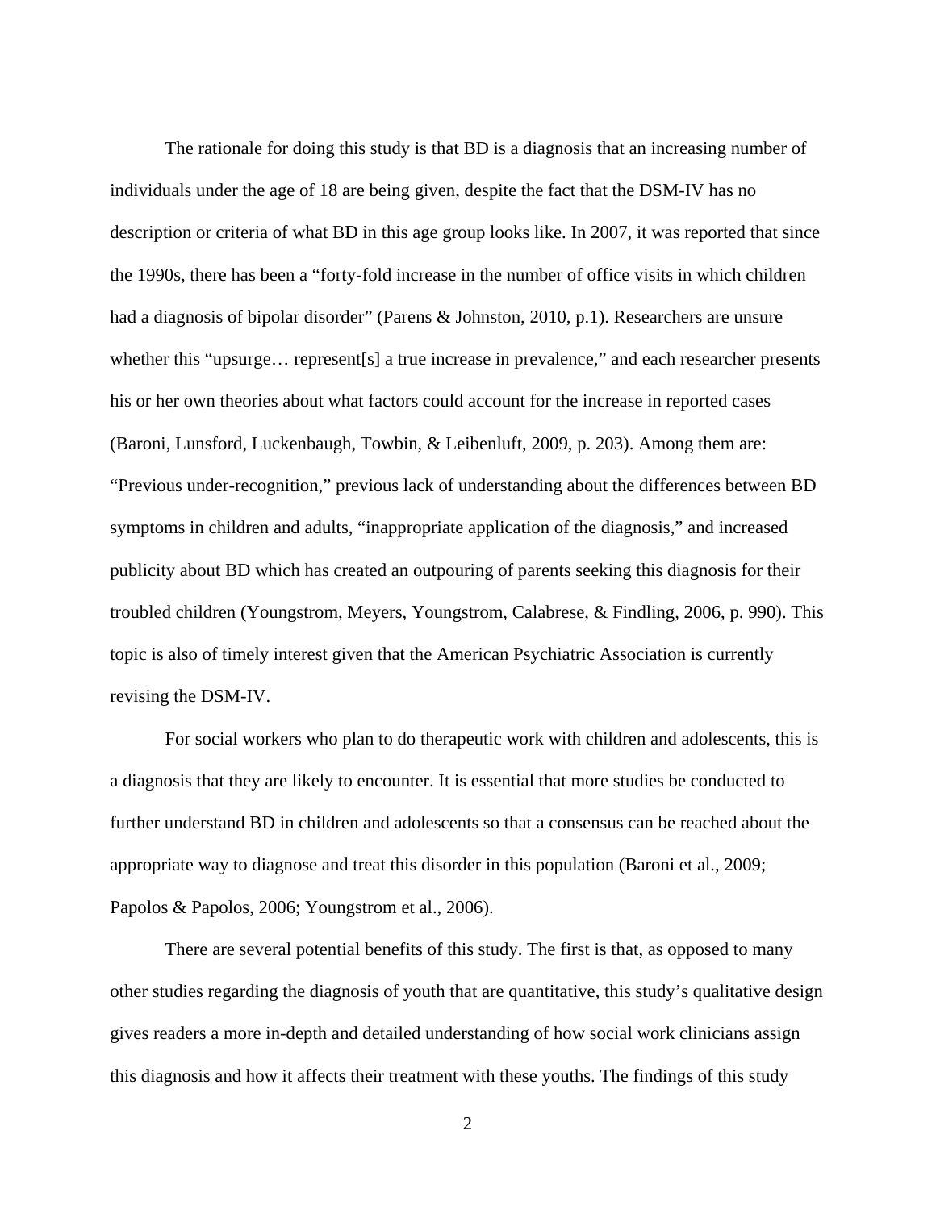The rationale for doing this study is that BD is a diagnosis that an increasing number of individuals under the age of 18 are being given, despite the fact that the DSM-IV has no description or criteria of what BD in this age group looks like. In 2007, it was reported that since the 1990s, there has been a "forty-fold increase in the number of office visits in which children had a diagnosis of bipolar disorder" (Parens & Johnston, 2010, p.1). Researchers are unsure whether this "upsurge… represent[s] a true increase in prevalence," and each researcher presents his or her own theories about what factors could account for the increase in reported cases (Baroni, Lunsford, Luckenbaugh, Towbin, & Leibenluft, 2009, p. 203). Among them are: "Previous under-recognition," previous lack of understanding about the differences between BD symptoms in children and adults, "inappropriate application of the diagnosis," and increased publicity about BD which has created an outpouring of parents seeking this diagnosis for their troubled children (Youngstrom, Meyers, Youngstrom, Calabrese, & Findling, 2006, p. 990). This topic is also of timely interest given that the American Psychiatric Association is currently revising the DSM-IV.

For social workers who plan to do therapeutic work with children and adolescents, this is a diagnosis that they are likely to encounter. It is essential that more studies be conducted to further understand BD in children and adolescents so that a consensus can be reached about the appropriate way to diagnose and treat this disorder in this population (Baroni et al., 2009; Papolos & Papolos, 2006; Youngstrom et al., 2006).

There are several potential benefits of this study. The first is that, as opposed to many other studies regarding the diagnosis of youth that are quantitative, this study's qualitative design gives readers a more in-depth and detailed understanding of how social work clinicians assign this diagnosis and how it affects their treatment with these youths. The findings of this study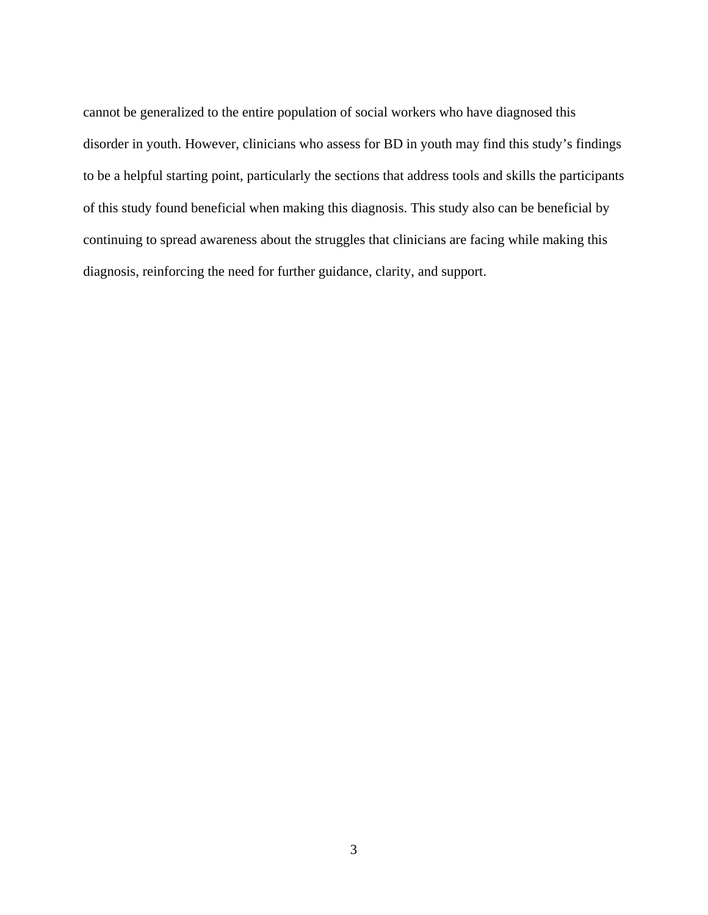cannot be generalized to the entire population of social workers who have diagnosed this disorder in youth. However, clinicians who assess for BD in youth may find this study's findings to be a helpful starting point, particularly the sections that address tools and skills the participants of this study found beneficial when making this diagnosis. This study also can be beneficial by continuing to spread awareness about the struggles that clinicians are facing while making this diagnosis, reinforcing the need for further guidance, clarity, and support.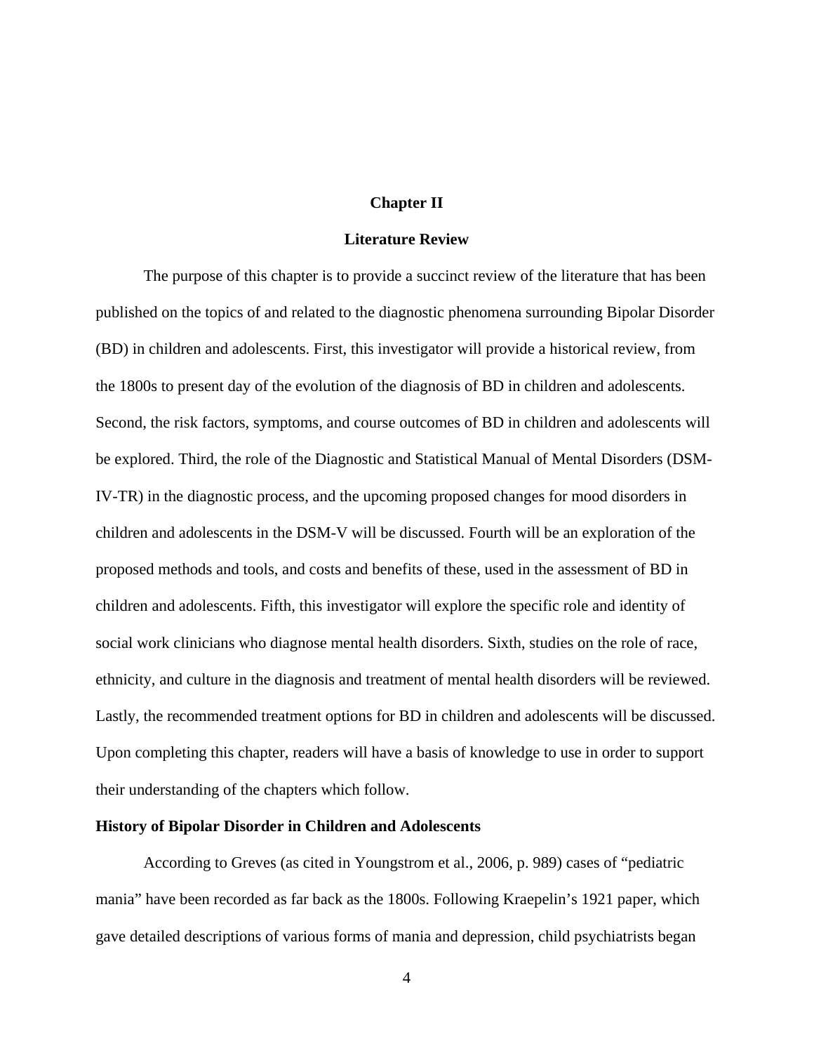# Chapter II

## Literature Review

The purpose of this chapter is to provide a succinct review of the literature that has been published on the topics of and related to the diagnostic phenomena surrounding Bipolar Disorder (BD) in children and adolescents. First, this investigator will provide a historical review, from the 1800s to present day of the evolution of the diagnosis of BD in children and adolescents. Second, the risk factors, symptoms, and course outcomes of BD in children and adolescents will be explored. Third, the role of the Diagnostic and Statistical Manual of Mental Disorders (DSM-IV-TR) in the diagnostic process, and the upcoming proposed changes for mood disorders in children and adolescents in the DSM-V will be discussed. Fourth will be an exploration of the proposed methods and tools, and costs and benefits of these, used in the assessment of BD in children and adolescents. Fifth, this investigator will explore the specific role and identity of social work clinicians who diagnose mental health disorders. Sixth, studies on the role of race, ethnicity, and culture in the diagnosis and treatment of mental health disorders will be reviewed. Lastly, the recommended treatment options for BD in children and adolescents will be discussed. Upon completing this chapter, readers will have a basis of knowledge to use in order to support their understanding of the chapters which follow.

### History of Bipolar Disorder in Children and Adolescents

According to Greves (as cited in Youngstrom et al., 2006, p. 989) cases of "pediatric mania" have been recorded as far back as the 1800s. Following Kraepelin's 1921 paper, which gave detailed descriptions of various forms of mania and depression, child psychiatrists began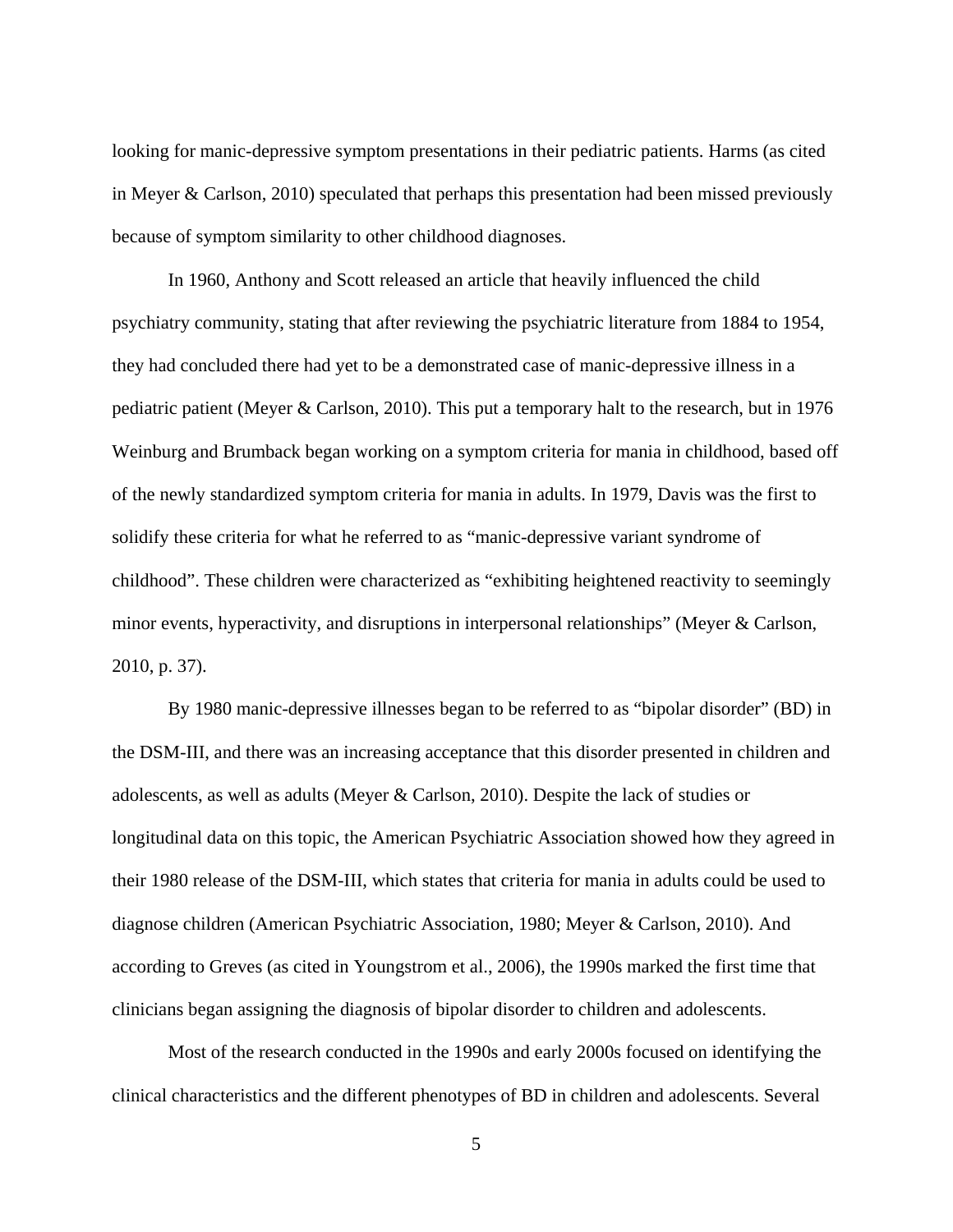looking for manic-depressive symptom presentations in their pediatric patients. Harms (as cited in Meyer & Carlson, 2010) speculated that perhaps this presentation had been missed previously because of symptom similarity to other childhood diagnoses.

In 1960, Anthony and Scott released an article that heavily influenced the child psychiatry community, stating that after reviewing the psychiatric literature from 1884 to 1954, they had concluded there had yet to be a demonstrated case of manic-depressive illness in a pediatric patient (Meyer & Carlson, 2010). This put a temporary halt to the research, but in 1976 Weinburg and Brumback began working on a symptom criteria for mania in childhood, based off of the newly standardized symptom criteria for mania in adults. In 1979, Davis was the first to solidify these criteria for what he referred to as "manic-depressive variant syndrome of childhood". These children were characterized as "exhibiting heightened reactivity to seemingly minor events, hyperactivity, and disruptions in interpersonal relationships" (Meyer & Carlson, 2010, p. 37).

By 1980 manic-depressive illnesses began to be referred to as "bipolar disorder" (BD) in the DSM-III, and there was an increasing acceptance that this disorder presented in children and adolescents, as well as adults (Meyer & Carlson, 2010). Despite the lack of studies or longitudinal data on this topic, the American Psychiatric Association showed how they agreed in their 1980 release of the DSM-III, which states that criteria for mania in adults could be used to diagnose children (American Psychiatric Association, 1980; Meyer & Carlson, 2010). And according to Greves (as cited in Youngstrom et al., 2006), the 1990s marked the first time that clinicians began assigning the diagnosis of bipolar disorder to children and adolescents.

Most of the research conducted in the 1990s and early 2000s focused on identifying the clinical characteristics and the different phenotypes of BD in children and adolescents. Several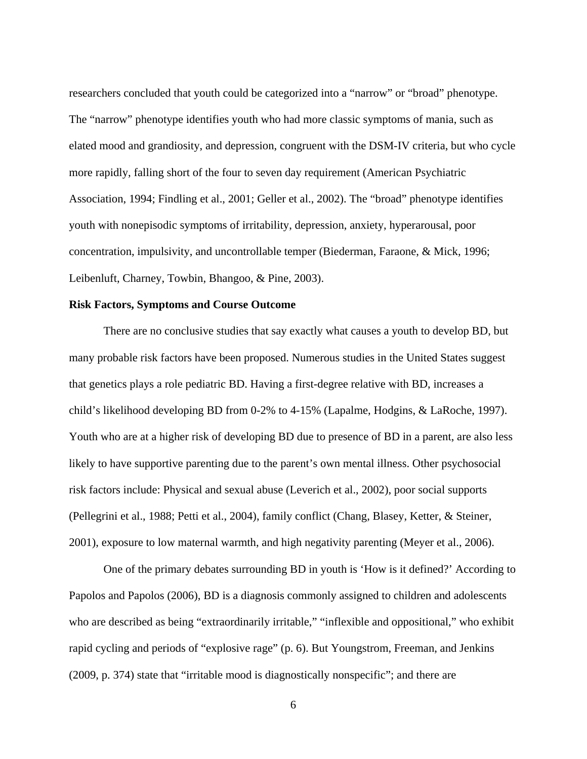researchers concluded that youth could be categorized into a “narrow” or “broad” phenotype. The “narrow” phenotype identifies youth who had more classic symptoms of mania, such as elated mood and grandiosity, and depression, congruent with the DSM-IV criteria, but who cycle more rapidly, falling short of the four to seven day requirement (American Psychiatric Association, 1994; Findling et al., 2001; Geller et al., 2002). The “broad” phenotype identifies youth with nonepisodic symptoms of irritability, depression, anxiety, hyperarousal, poor concentration, impulsivity, and uncontrollable temper (Biederman, Faraone, & Mick, 1996; Leibenluft, Charney, Towbin, Bhangoo, & Pine, 2003).

**Risk Factors, Symptoms and Course Outcome**

There are no conclusive studies that say exactly what causes a youth to develop BD, but many probable risk factors have been proposed. Numerous studies in the United States suggest that genetics plays a role pediatric BD. Having a first-degree relative with BD, increases a child’s likelihood developing BD from 0-2% to 4-15% (Lapalme, Hodgins, & LaRoche, 1997). Youth who are at a higher risk of developing BD due to presence of BD in a parent, are also less likely to have supportive parenting due to the parent’s own mental illness. Other psychosocial risk factors include: Physical and sexual abuse (Leverich et al., 2002), poor social supports (Pellegrini et al., 1988; Petti et al., 2004), family conflict (Chang, Blasey, Ketter, & Steiner, 2001), exposure to low maternal warmth, and high negativity parenting (Meyer et al., 2006).

One of the primary debates surrounding BD in youth is ‘How is it defined?’ According to Papolos and Papolos (2006), BD is a diagnosis commonly assigned to children and adolescents who are described as being “extraordinarily irritable,” “inflexible and oppositional,” who exhibit rapid cycling and periods of “explosive rage” (p. 6). But Youngstrom, Freeman, and Jenkins (2009, p. 374) state that “irritable mood is diagnostically nonspecific”; and there are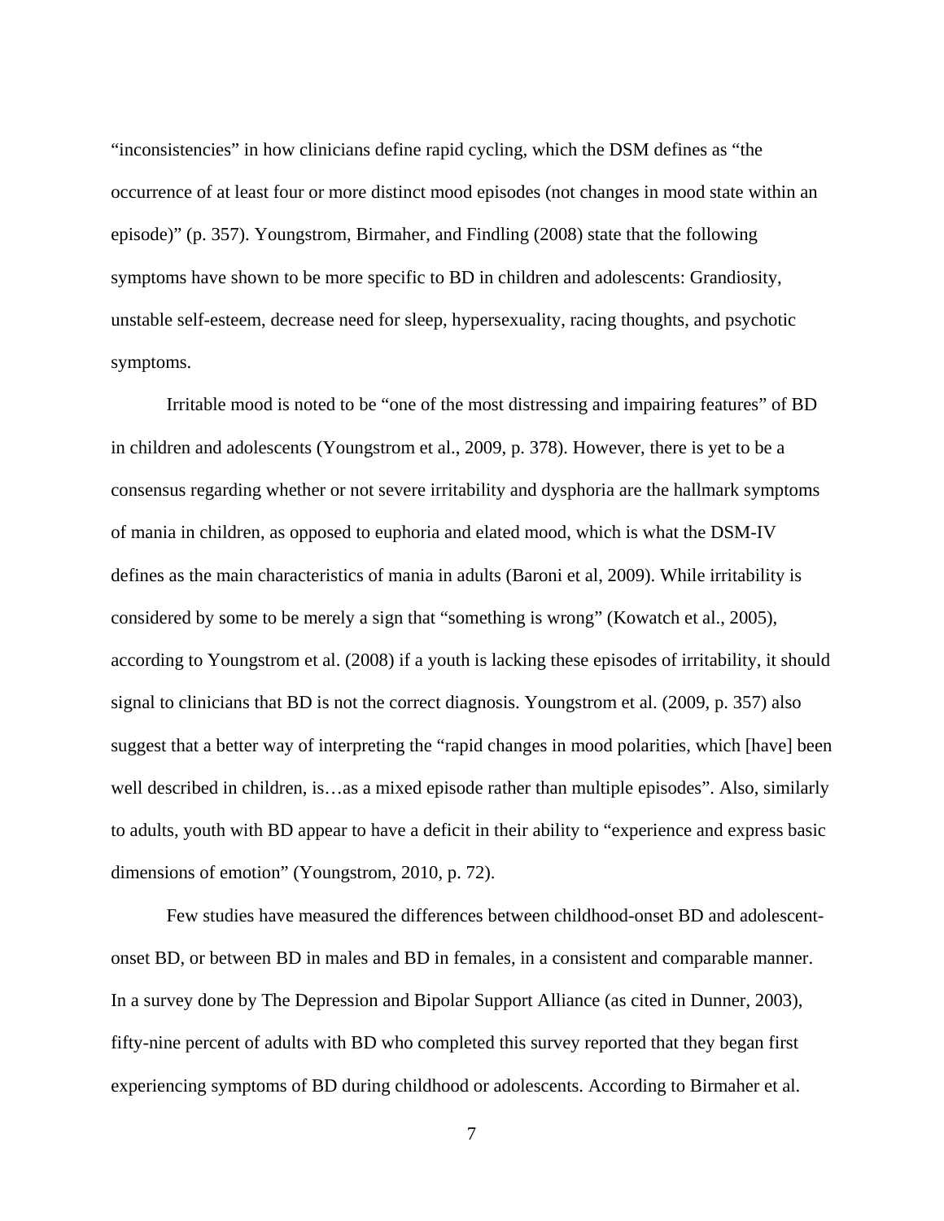"inconsistencies" in how clinicians define rapid cycling, which the DSM defines as "the occurrence of at least four or more distinct mood episodes (not changes in mood state within an episode)" (p. 357). Youngstrom, Birmaher, and Findling (2008) state that the following symptoms have shown to be more specific to BD in children and adolescents: Grandiosity, unstable self-esteem, decrease need for sleep, hypersexuality, racing thoughts, and psychotic symptoms.

Irritable mood is noted to be "one of the most distressing and impairing features" of BD in children and adolescents (Youngstrom et al., 2009, p. 378). However, there is yet to be a consensus regarding whether or not severe irritability and dysphoria are the hallmark symptoms of mania in children, as opposed to euphoria and elated mood, which is what the DSM-IV defines as the main characteristics of mania in adults (Baroni et al, 2009). While irritability is considered by some to be merely a sign that "something is wrong" (Kowatch et al., 2005), according to Youngstrom et al. (2008) if a youth is lacking these episodes of irritability, it should signal to clinicians that BD is not the correct diagnosis. Youngstrom et al. (2009, p. 357) also suggest that a better way of interpreting the "rapid changes in mood polarities, which [have] been well described in children, is…as a mixed episode rather than multiple episodes". Also, similarly to adults, youth with BD appear to have a deficit in their ability to "experience and express basic dimensions of emotion" (Youngstrom, 2010, p. 72).

Few studies have measured the differences between childhood-onset BD and adolescent-onset BD, or between BD in males and BD in females, in a consistent and comparable manner. In a survey done by The Depression and Bipolar Support Alliance (as cited in Dunner, 2003), fifty-nine percent of adults with BD who completed this survey reported that they began first experiencing symptoms of BD during childhood or adolescents. According to Birmaher et al.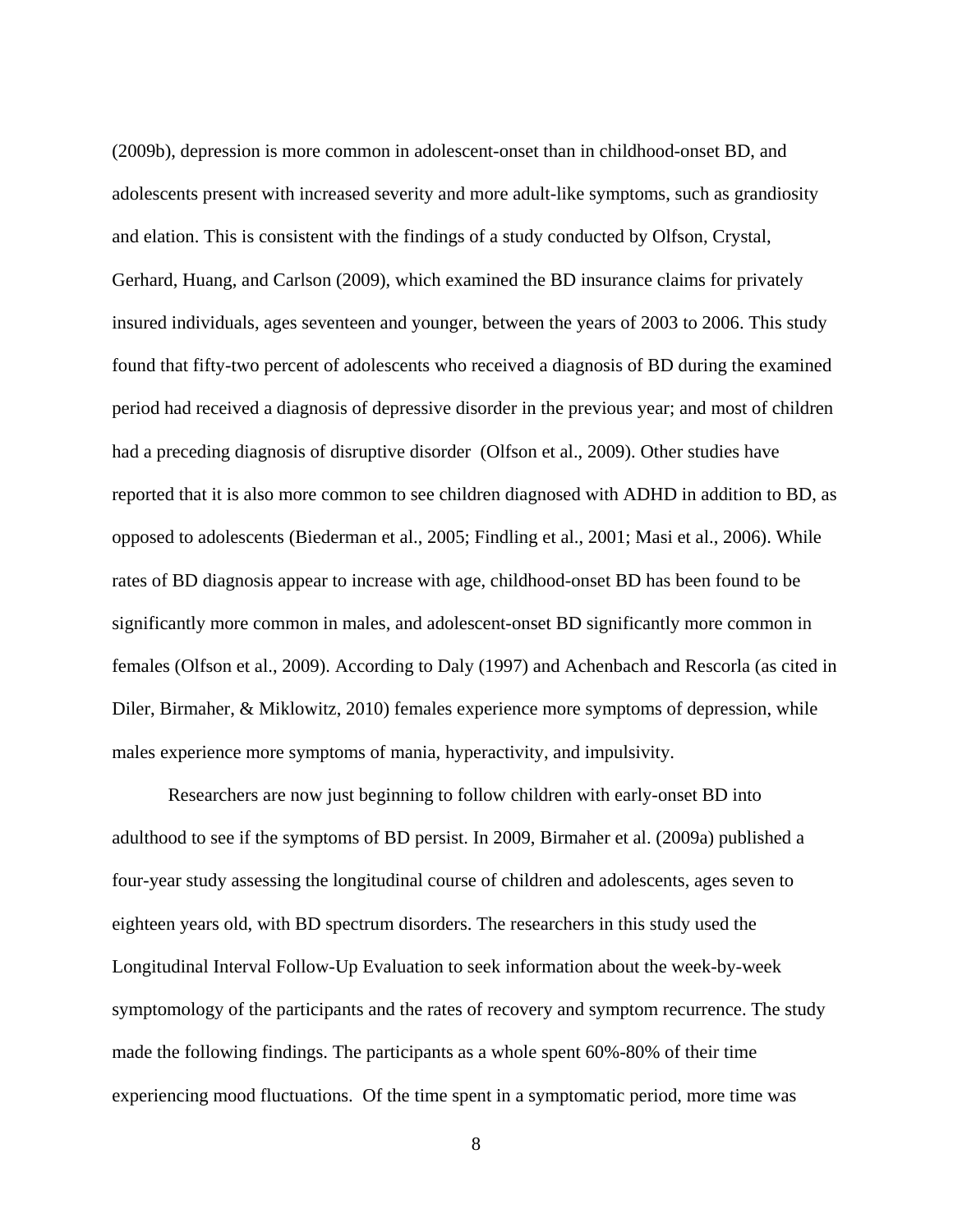(2009b), depression is more common in adolescent-onset than in childhood-onset BD, and adolescents present with increased severity and more adult-like symptoms, such as grandiosity and elation. This is consistent with the findings of a study conducted by Olfson, Crystal, Gerhard, Huang, and Carlson (2009), which examined the BD insurance claims for privately insured individuals, ages seventeen and younger, between the years of 2003 to 2006. This study found that fifty-two percent of adolescents who received a diagnosis of BD during the examined period had received a diagnosis of depressive disorder in the previous year; and most of children had a preceding diagnosis of disruptive disorder (Olfson et al., 2009). Other studies have reported that it is also more common to see children diagnosed with ADHD in addition to BD, as opposed to adolescents (Biederman et al., 2005; Findling et al., 2001; Masi et al., 2006). While rates of BD diagnosis appear to increase with age, childhood-onset BD has been found to be significantly more common in males, and adolescent-onset BD significantly more common in females (Olfson et al., 2009). According to Daly (1997) and Achenbach and Rescorla (as cited in Diler, Birmaher, & Miklowitz, 2010) females experience more symptoms of depression, while males experience more symptoms of mania, hyperactivity, and impulsivity.

Researchers are now just beginning to follow children with early-onset BD into adulthood to see if the symptoms of BD persist. In 2009, Birmaher et al. (2009a) published a four-year study assessing the longitudinal course of children and adolescents, ages seven to eighteen years old, with BD spectrum disorders. The researchers in this study used the Longitudinal Interval Follow-Up Evaluation to seek information about the week-by-week symptomology of the participants and the rates of recovery and symptom recurrence. The study made the following findings. The participants as a whole spent 60%-80% of their time experiencing mood fluctuations. Of the time spent in a symptomatic period, more time was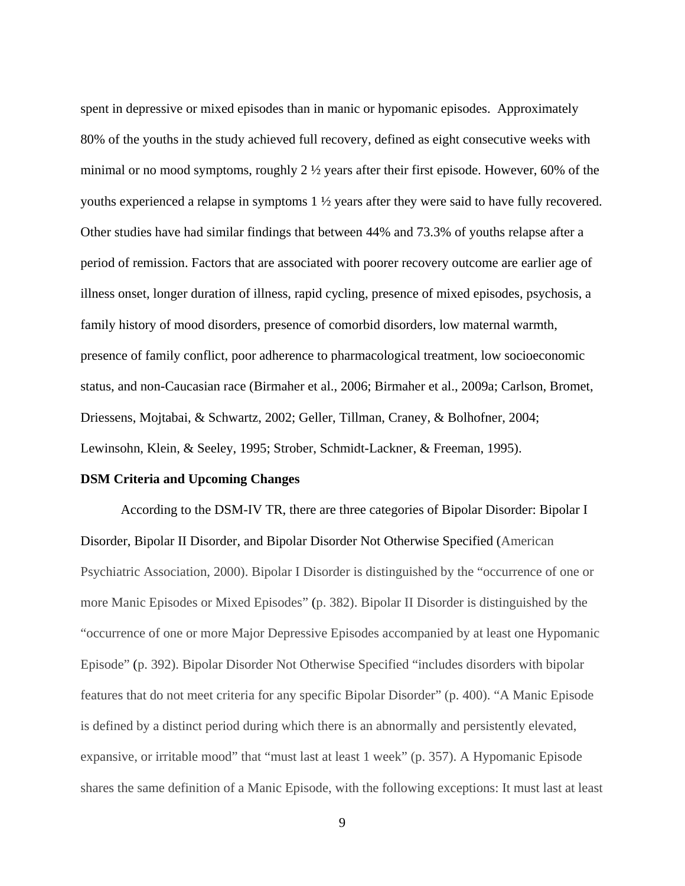spent in depressive or mixed episodes than in manic or hypomanic episodes. Approximately 80% of the youths in the study achieved full recovery, defined as eight consecutive weeks with minimal or no mood symptoms, roughly 2 ½ years after their first episode. However, 60% of the youths experienced a relapse in symptoms 1 ½ years after they were said to have fully recovered. Other studies have had similar findings that between 44% and 73.3% of youths relapse after a period of remission. Factors that are associated with poorer recovery outcome are earlier age of illness onset, longer duration of illness, rapid cycling, presence of mixed episodes, psychosis, a family history of mood disorders, presence of comorbid disorders, low maternal warmth, presence of family conflict, poor adherence to pharmacological treatment, low socioeconomic status, and non-Caucasian race (Birmaher et al., 2006; Birmaher et al., 2009a; Carlson, Bromet, Driessens, Mojtabai, & Schwartz, 2002; Geller, Tillman, Craney, & Bolhofner, 2004; Lewinsohn, Klein, & Seeley, 1995; Strober, Schmidt-Lackner, & Freeman, 1995).

**DSM Criteria and Upcoming Changes**

According to the DSM-IV TR, there are three categories of Bipolar Disorder: Bipolar I Disorder, Bipolar II Disorder, and Bipolar Disorder Not Otherwise Specified (American Psychiatric Association, 2000). Bipolar I Disorder is distinguished by the "occurrence of one or more Manic Episodes or Mixed Episodes" (p. 382). Bipolar II Disorder is distinguished by the "occurrence of one or more Major Depressive Episodes accompanied by at least one Hypomanic Episode" (p. 392). Bipolar Disorder Not Otherwise Specified "includes disorders with bipolar features that do not meet criteria for any specific Bipolar Disorder" (p. 400). "A Manic Episode is defined by a distinct period during which there is an abnormally and persistently elevated, expansive, or irritable mood" that "must last at least 1 week" (p. 357). A Hypomanic Episode shares the same definition of a Manic Episode, with the following exceptions: It must last at least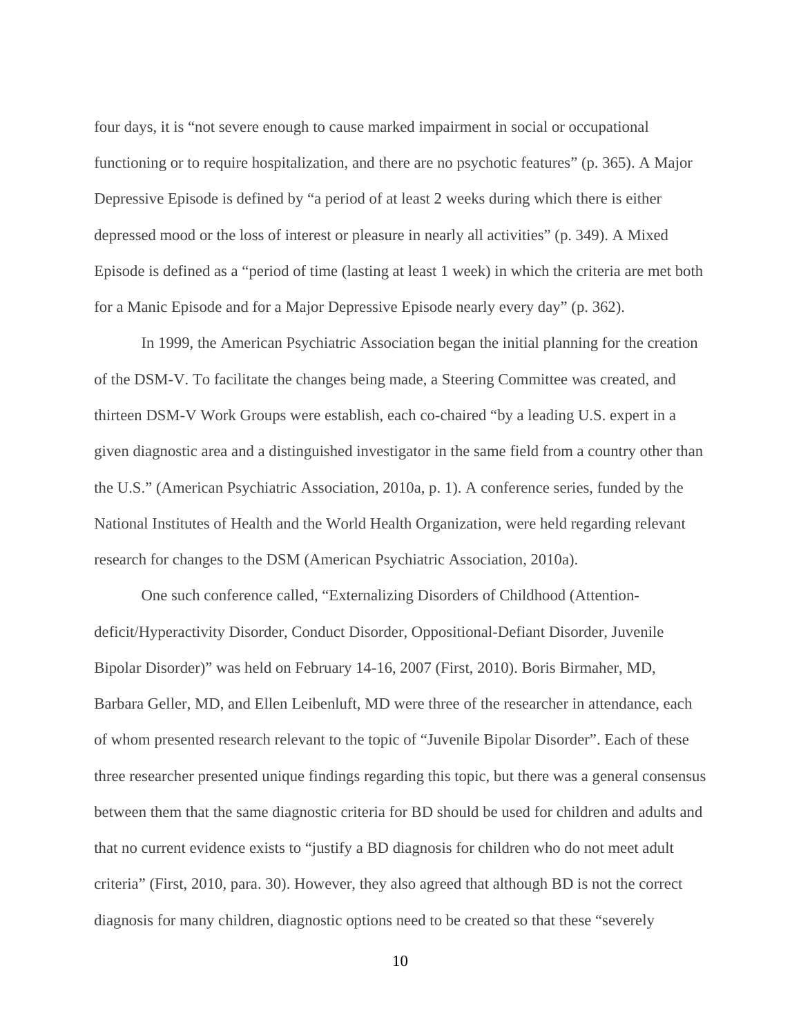four days, it is "not severe enough to cause marked impairment in social or occupational functioning or to require hospitalization, and there are no psychotic features" (p. 365). A Major Depressive Episode is defined by "a period of at least 2 weeks during which there is either depressed mood or the loss of interest or pleasure in nearly all activities" (p. 349). A Mixed Episode is defined as a "period of time (lasting at least 1 week) in which the criteria are met both for a Manic Episode and for a Major Depressive Episode nearly every day" (p. 362).

In 1999, the American Psychiatric Association began the initial planning for the creation of the DSM-V. To facilitate the changes being made, a Steering Committee was created, and thirteen DSM-V Work Groups were establish, each co-chaired "by a leading U.S. expert in a given diagnostic area and a distinguished investigator in the same field from a country other than the U.S." (American Psychiatric Association, 2010a, p. 1). A conference series, funded by the National Institutes of Health and the World Health Organization, were held regarding relevant research for changes to the DSM (American Psychiatric Association, 2010a).

One such conference called, "Externalizing Disorders of Childhood (Attention-deficit/Hyperactivity Disorder, Conduct Disorder, Oppositional-Defiant Disorder, Juvenile Bipolar Disorder)" was held on February 14-16, 2007 (First, 2010). Boris Birmaher, MD, Barbara Geller, MD, and Ellen Leibenluft, MD were three of the researcher in attendance, each of whom presented research relevant to the topic of "Juvenile Bipolar Disorder". Each of these three researcher presented unique findings regarding this topic, but there was a general consensus between them that the same diagnostic criteria for BD should be used for children and adults and that no current evidence exists to "justify a BD diagnosis for children who do not meet adult criteria" (First, 2010, para. 30). However, they also agreed that although BD is not the correct diagnosis for many children, diagnostic options need to be created so that these "severely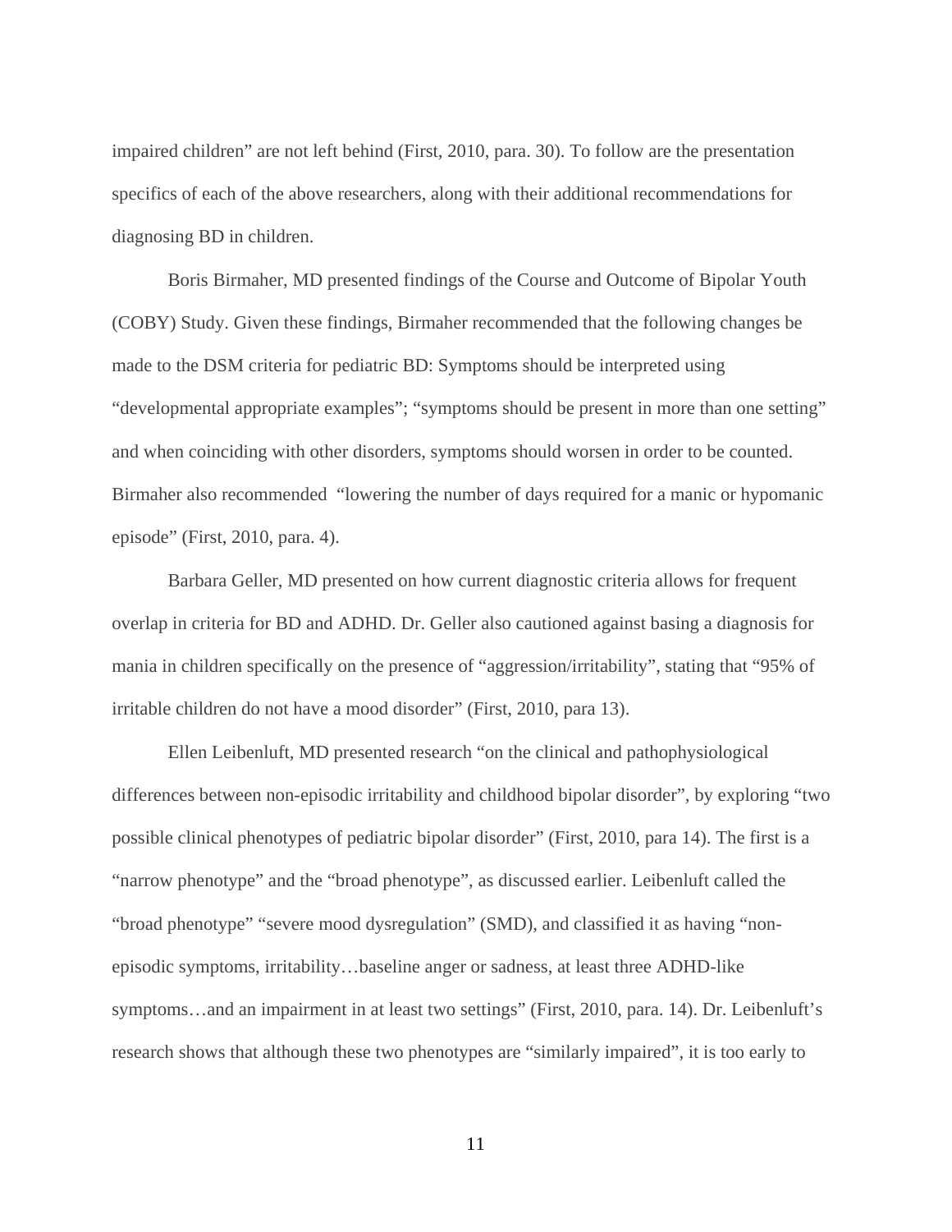impaired children" are not left behind (First, 2010, para. 30). To follow are the presentation specifics of each of the above researchers, along with their additional recommendations for diagnosing BD in children.

Boris Birmaher, MD presented findings of the Course and Outcome of Bipolar Youth (COBY) Study. Given these findings, Birmaher recommended that the following changes be made to the DSM criteria for pediatric BD: Symptoms should be interpreted using "developmental appropriate examples"; "symptoms should be present in more than one setting" and when coinciding with other disorders, symptoms should worsen in order to be counted. Birmaher also recommended "lowering the number of days required for a manic or hypomanic episode" (First, 2010, para. 4).

Barbara Geller, MD presented on how current diagnostic criteria allows for frequent overlap in criteria for BD and ADHD. Dr. Geller also cautioned against basing a diagnosis for mania in children specifically on the presence of "aggression/irritability", stating that "95% of irritable children do not have a mood disorder" (First, 2010, para 13).

Ellen Leibenluft, MD presented research "on the clinical and pathophysiological differences between non-episodic irritability and childhood bipolar disorder", by exploring "two possible clinical phenotypes of pediatric bipolar disorder" (First, 2010, para 14). The first is a "narrow phenotype" and the "broad phenotype", as discussed earlier. Leibenluft called the "broad phenotype" "severe mood dysregulation" (SMD), and classified it as having "non-episodic symptoms, irritability…baseline anger or sadness, at least three ADHD-like symptoms…and an impairment in at least two settings" (First, 2010, para. 14). Dr. Leibenluft's research shows that although these two phenotypes are "similarly impaired", it is too early to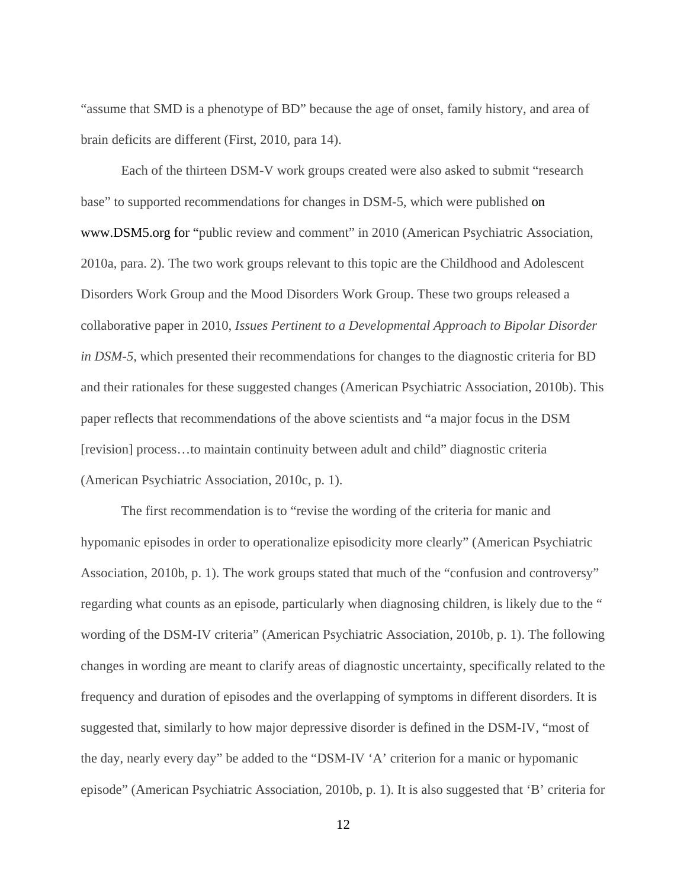"assume that SMD is a phenotype of BD" because the age of onset, family history, and area of brain deficits are different (First, 2010, para 14).

Each of the thirteen DSM-V work groups created were also asked to submit "research base" to supported recommendations for changes in DSM-5, which were published on www.DSM5.org for "public review and comment" in 2010 (American Psychiatric Association, 2010a, para. 2). The two work groups relevant to this topic are the Childhood and Adolescent Disorders Work Group and the Mood Disorders Work Group. These two groups released a collaborative paper in 2010, *Issues Pertinent to a Developmental Approach to Bipolar Disorder in DSM-5,* which presented their recommendations for changes to the diagnostic criteria for BD and their rationales for these suggested changes (American Psychiatric Association, 2010b). This paper reflects that recommendations of the above scientists and "a major focus in the DSM [revision] process…to maintain continuity between adult and child" diagnostic criteria (American Psychiatric Association, 2010c, p. 1).

The first recommendation is to "revise the wording of the criteria for manic and hypomanic episodes in order to operationalize episodicity more clearly" (American Psychiatric Association, 2010b, p. 1). The work groups stated that much of the "confusion and controversy" regarding what counts as an episode, particularly when diagnosing children, is likely due to the " wording of the DSM-IV criteria" (American Psychiatric Association, 2010b, p. 1). The following changes in wording are meant to clarify areas of diagnostic uncertainty, specifically related to the frequency and duration of episodes and the overlapping of symptoms in different disorders. It is suggested that, similarly to how major depressive disorder is defined in the DSM-IV, "most of the day, nearly every day" be added to the "DSM-IV 'A' criterion for a manic or hypomanic episode" (American Psychiatric Association, 2010b, p. 1). It is also suggested that 'B' criteria for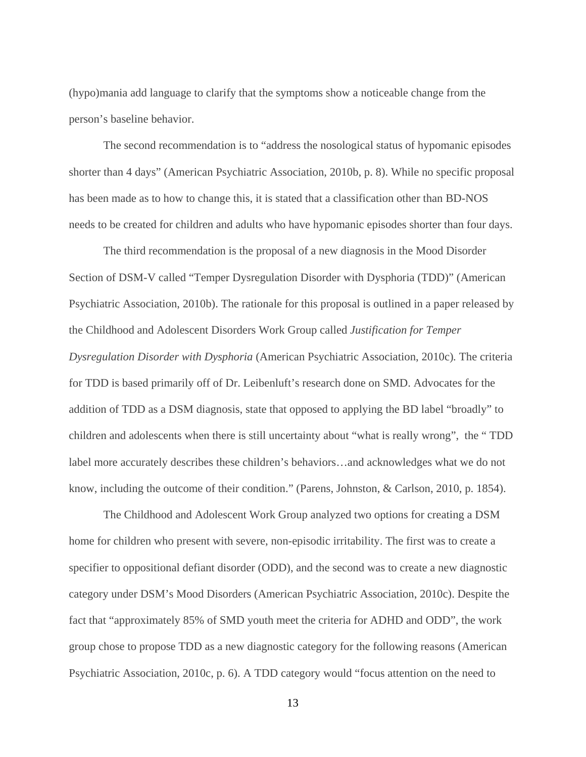(hypo)mania add language to clarify that the symptoms show a noticeable change from the person's baseline behavior.

The second recommendation is to "address the nosological status of hypomanic episodes shorter than 4 days" (American Psychiatric Association, 2010b, p. 8). While no specific proposal has been made as to how to change this, it is stated that a classification other than BD-NOS needs to be created for children and adults who have hypomanic episodes shorter than four days.

The third recommendation is the proposal of a new diagnosis in the Mood Disorder Section of DSM-V called "Temper Dysregulation Disorder with Dysphoria (TDD)" (American Psychiatric Association, 2010b). The rationale for this proposal is outlined in a paper released by the Childhood and Adolescent Disorders Work Group called *Justification for Temper Dysregulation Disorder with Dysphoria* (American Psychiatric Association, 2010c). The criteria for TDD is based primarily off of Dr. Leibenluft's research done on SMD. Advocates for the addition of TDD as a DSM diagnosis, state that opposed to applying the BD label "broadly" to children and adolescents when there is still uncertainty about "what is really wrong", the " TDD label more accurately describes these children's behaviors…and acknowledges what we do not know, including the outcome of their condition." (Parens, Johnston, & Carlson, 2010, p. 1854).

The Childhood and Adolescent Work Group analyzed two options for creating a DSM home for children who present with severe, non-episodic irritability. The first was to create a specifier to oppositional defiant disorder (ODD), and the second was to create a new diagnostic category under DSM's Mood Disorders (American Psychiatric Association, 2010c). Despite the fact that "approximately 85% of SMD youth meet the criteria for ADHD and ODD", the work group chose to propose TDD as a new diagnostic category for the following reasons (American Psychiatric Association, 2010c, p. 6). A TDD category would "focus attention on the need to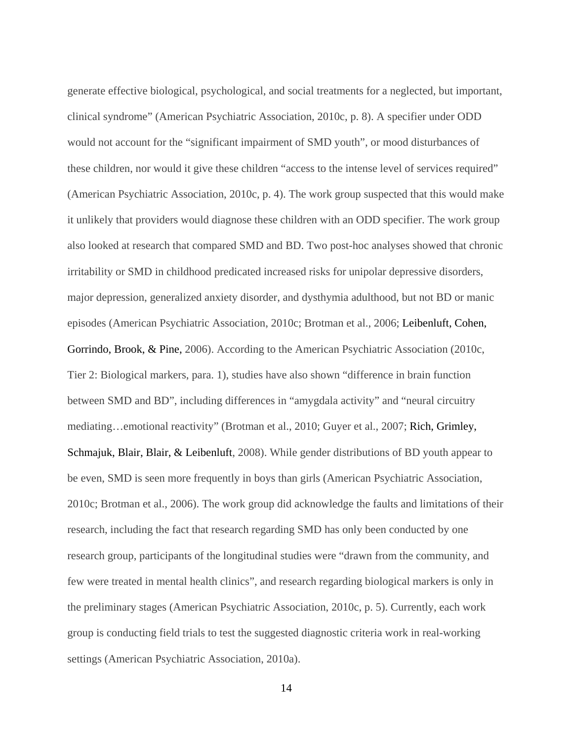generate effective biological, psychological, and social treatments for a neglected, but important, clinical syndrome" (American Psychiatric Association, 2010c, p. 8). A specifier under ODD would not account for the "significant impairment of SMD youth", or mood disturbances of these children, nor would it give these children "access to the intense level of services required" (American Psychiatric Association, 2010c, p. 4). The work group suspected that this would make it unlikely that providers would diagnose these children with an ODD specifier. The work group also looked at research that compared SMD and BD. Two post-hoc analyses showed that chronic irritability or SMD in childhood predicated increased risks for unipolar depressive disorders, major depression, generalized anxiety disorder, and dysthymia adulthood, but not BD or manic episodes (American Psychiatric Association, 2010c; Brotman et al., 2006; Leibenluft, Cohen, Gorrindo, Brook, & Pine, 2006). According to the American Psychiatric Association (2010c, Tier 2: Biological markers, para. 1), studies have also shown "difference in brain function between SMD and BD", including differences in "amygdala activity" and "neural circuitry mediating…emotional reactivity" (Brotman et al., 2010; Guyer et al., 2007; Rich, Grimley, Schmajuk, Blair, Blair, & Leibenluft, 2008). While gender distributions of BD youth appear to be even, SMD is seen more frequently in boys than girls (American Psychiatric Association, 2010c; Brotman et al., 2006). The work group did acknowledge the faults and limitations of their research, including the fact that research regarding SMD has only been conducted by one research group, participants of the longitudinal studies were "drawn from the community, and few were treated in mental health clinics", and research regarding biological markers is only in the preliminary stages (American Psychiatric Association, 2010c, p. 5). Currently, each work group is conducting field trials to test the suggested diagnostic criteria work in real-working settings (American Psychiatric Association, 2010a).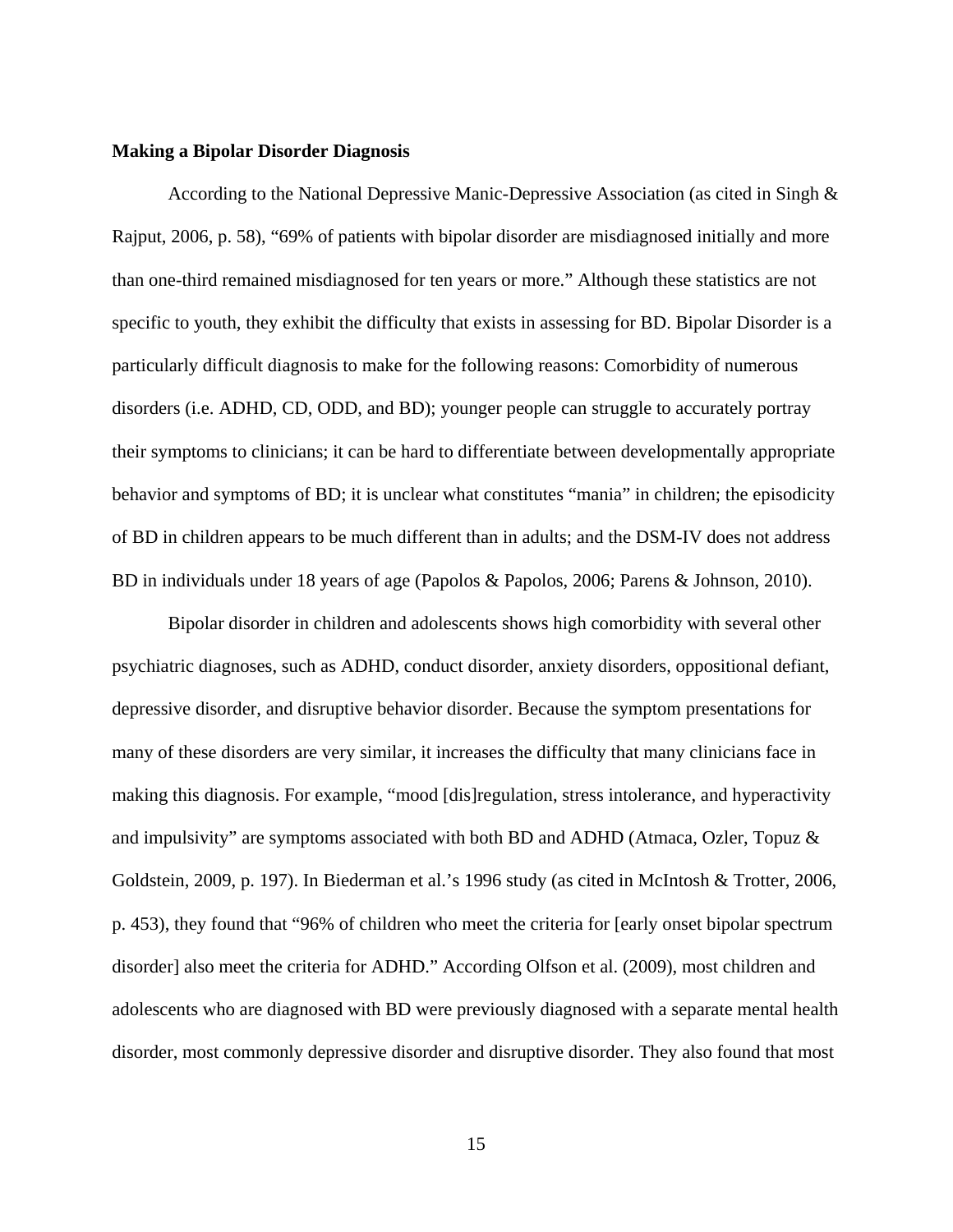**Making a Bipolar Disorder Diagnosis**

According to the National Depressive Manic-Depressive Association (as cited in Singh & Rajput, 2006, p. 58), "69% of patients with bipolar disorder are misdiagnosed initially and more than one-third remained misdiagnosed for ten years or more." Although these statistics are not specific to youth, they exhibit the difficulty that exists in assessing for BD. Bipolar Disorder is a particularly difficult diagnosis to make for the following reasons: Comorbidity of numerous disorders (i.e. ADHD, CD, ODD, and BD); younger people can struggle to accurately portray their symptoms to clinicians; it can be hard to differentiate between developmentally appropriate behavior and symptoms of BD; it is unclear what constitutes "mania" in children; the episodicity of BD in children appears to be much different than in adults; and the DSM-IV does not address BD in individuals under 18 years of age (Papolos & Papolos, 2006; Parens & Johnson, 2010).

Bipolar disorder in children and adolescents shows high comorbidity with several other psychiatric diagnoses, such as ADHD, conduct disorder, anxiety disorders, oppositional defiant, depressive disorder, and disruptive behavior disorder. Because the symptom presentations for many of these disorders are very similar, it increases the difficulty that many clinicians face in making this diagnosis. For example, "mood [dis]regulation, stress intolerance, and hyperactivity and impulsivity" are symptoms associated with both BD and ADHD (Atmaca, Ozler, Topuz & Goldstein, 2009, p. 197). In Biederman et al.'s 1996 study (as cited in McIntosh & Trotter, 2006, p. 453), they found that "96% of children who meet the criteria for [early onset bipolar spectrum disorder] also meet the criteria for ADHD." According Olfson et al. (2009), most children and adolescents who are diagnosed with BD were previously diagnosed with a separate mental health disorder, most commonly depressive disorder and disruptive disorder. They also found that most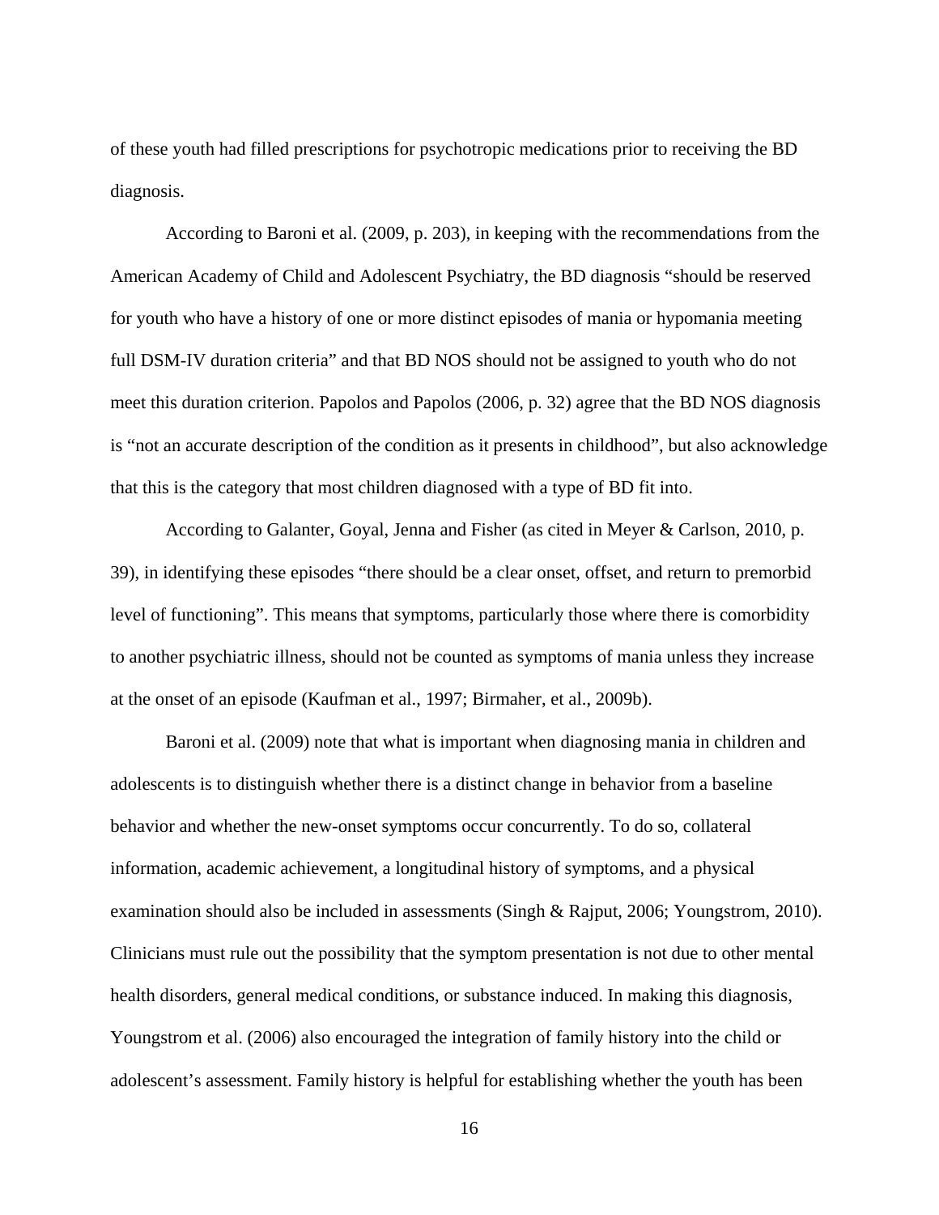of these youth had filled prescriptions for psychotropic medications prior to receiving the BD diagnosis.

According to Baroni et al. (2009, p. 203), in keeping with the recommendations from the American Academy of Child and Adolescent Psychiatry, the BD diagnosis “should be reserved for youth who have a history of one or more distinct episodes of mania or hypomania meeting full DSM-IV duration criteria” and that BD NOS should not be assigned to youth who do not meet this duration criterion. Papolos and Papolos (2006, p. 32) agree that the BD NOS diagnosis is “not an accurate description of the condition as it presents in childhood”, but also acknowledge that this is the category that most children diagnosed with a type of BD fit into.

According to Galanter, Goyal, Jenna and Fisher (as cited in Meyer & Carlson, 2010, p. 39), in identifying these episodes “there should be a clear onset, offset, and return to premorbid level of functioning”. This means that symptoms, particularly those where there is comorbidity to another psychiatric illness, should not be counted as symptoms of mania unless they increase at the onset of an episode (Kaufman et al., 1997; Birmaher, et al., 2009b).

Baroni et al. (2009) note that what is important when diagnosing mania in children and adolescents is to distinguish whether there is a distinct change in behavior from a baseline behavior and whether the new-onset symptoms occur concurrently. To do so, collateral information, academic achievement, a longitudinal history of symptoms, and a physical examination should also be included in assessments (Singh & Rajput, 2006; Youngstrom, 2010). Clinicians must rule out the possibility that the symptom presentation is not due to other mental health disorders, general medical conditions, or substance induced. In making this diagnosis, Youngstrom et al. (2006) also encouraged the integration of family history into the child or adolescent’s assessment. Family history is helpful for establishing whether the youth has been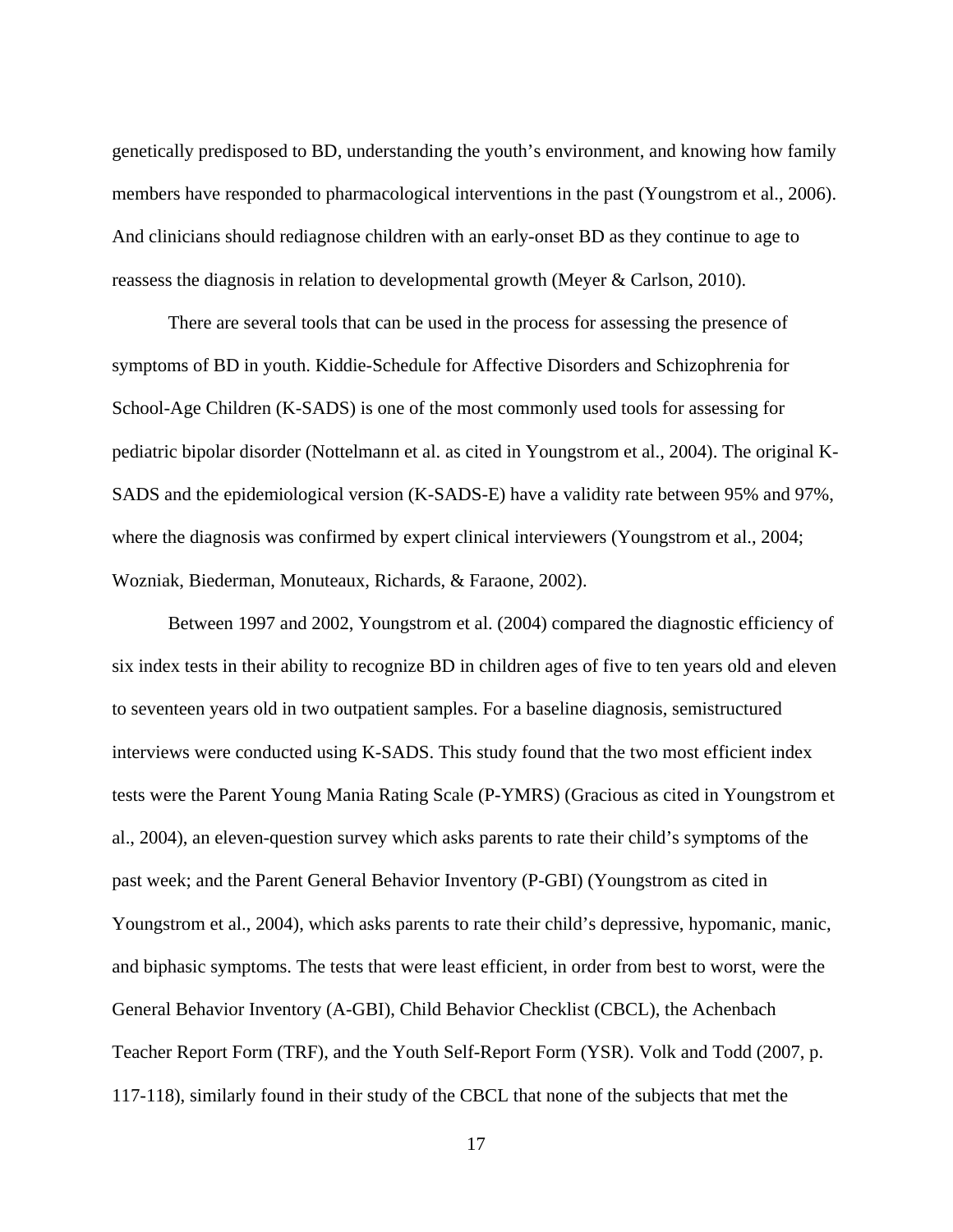genetically predisposed to BD, understanding the youth's environment, and knowing how family members have responded to pharmacological interventions in the past (Youngstrom et al., 2006). And clinicians should rediagnose children with an early-onset BD as they continue to age to reassess the diagnosis in relation to developmental growth (Meyer & Carlson, 2010).

There are several tools that can be used in the process for assessing the presence of symptoms of BD in youth. Kiddie-Schedule for Affective Disorders and Schizophrenia for School-Age Children (K-SADS) is one of the most commonly used tools for assessing for pediatric bipolar disorder (Nottelmann et al. as cited in Youngstrom et al., 2004). The original K-SADS and the epidemiological version (K-SADS-E) have a validity rate between 95% and 97%, where the diagnosis was confirmed by expert clinical interviewers (Youngstrom et al., 2004; Wozniak, Biederman, Monuteaux, Richards, & Faraone, 2002).

Between 1997 and 2002, Youngstrom et al. (2004) compared the diagnostic efficiency of six index tests in their ability to recognize BD in children ages of five to ten years old and eleven to seventeen years old in two outpatient samples. For a baseline diagnosis, semistructured interviews were conducted using K-SADS. This study found that the two most efficient index tests were the Parent Young Mania Rating Scale (P-YMRS) (Gracious as cited in Youngstrom et al., 2004), an eleven-question survey which asks parents to rate their child's symptoms of the past week; and the Parent General Behavior Inventory (P-GBI) (Youngstrom as cited in Youngstrom et al., 2004), which asks parents to rate their child's depressive, hypomanic, manic, and biphasic symptoms. The tests that were least efficient, in order from best to worst, were the General Behavior Inventory (A-GBI), Child Behavior Checklist (CBCL), the Achenbach Teacher Report Form (TRF), and the Youth Self-Report Form (YSR). Volk and Todd (2007, p. 117-118), similarly found in their study of the CBCL that none of the subjects that met the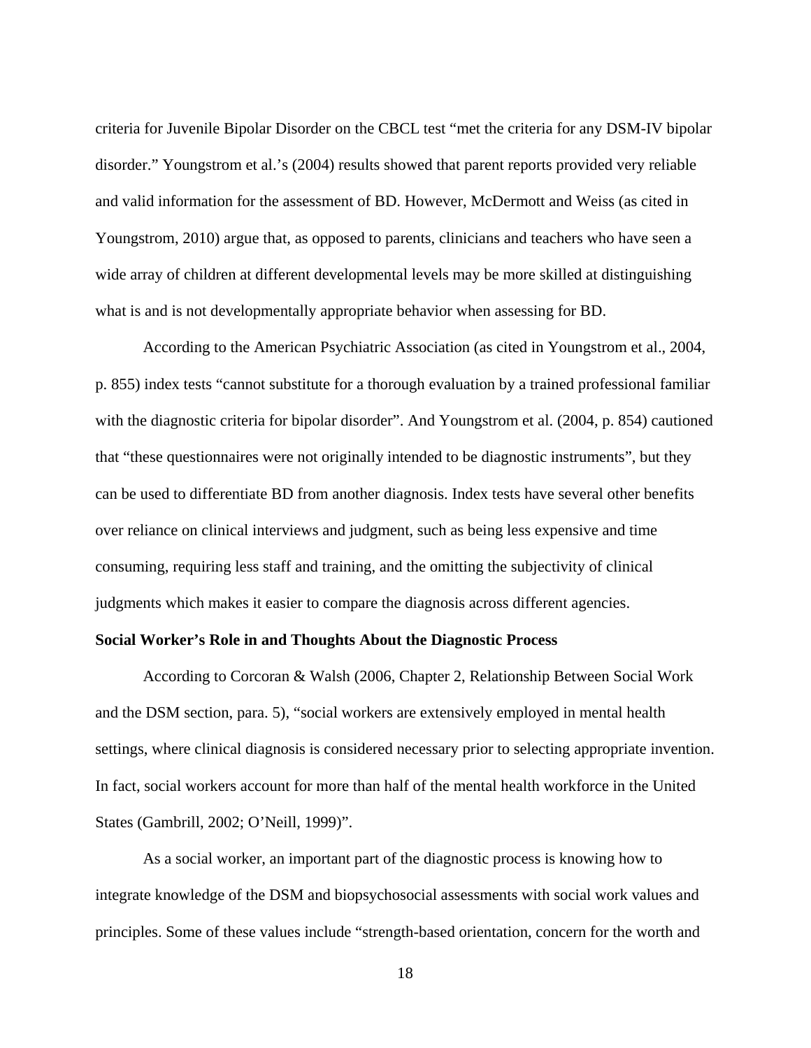criteria for Juvenile Bipolar Disorder on the CBCL test "met the criteria for any DSM-IV bipolar disorder." Youngstrom et al.'s (2004) results showed that parent reports provided very reliable and valid information for the assessment of BD. However, McDermott and Weiss (as cited in Youngstrom, 2010) argue that, as opposed to parents, clinicians and teachers who have seen a wide array of children at different developmental levels may be more skilled at distinguishing what is and is not developmentally appropriate behavior when assessing for BD.

According to the American Psychiatric Association (as cited in Youngstrom et al., 2004, p. 855) index tests "cannot substitute for a thorough evaluation by a trained professional familiar with the diagnostic criteria for bipolar disorder". And Youngstrom et al. (2004, p. 854) cautioned that "these questionnaires were not originally intended to be diagnostic instruments", but they can be used to differentiate BD from another diagnosis. Index tests have several other benefits over reliance on clinical interviews and judgment, such as being less expensive and time consuming, requiring less staff and training, and the omitting the subjectivity of clinical judgments which makes it easier to compare the diagnosis across different agencies.

**Social Worker's Role in and Thoughts About the Diagnostic Process**

According to Corcoran & Walsh (2006, Chapter 2, Relationship Between Social Work and the DSM section, para. 5), "social workers are extensively employed in mental health settings, where clinical diagnosis is considered necessary prior to selecting appropriate invention. In fact, social workers account for more than half of the mental health workforce in the United States (Gambrill, 2002; O'Neill, 1999)".

As a social worker, an important part of the diagnostic process is knowing how to integrate knowledge of the DSM and biopsychosocial assessments with social work values and principles. Some of these values include "strength-based orientation, concern for the worth and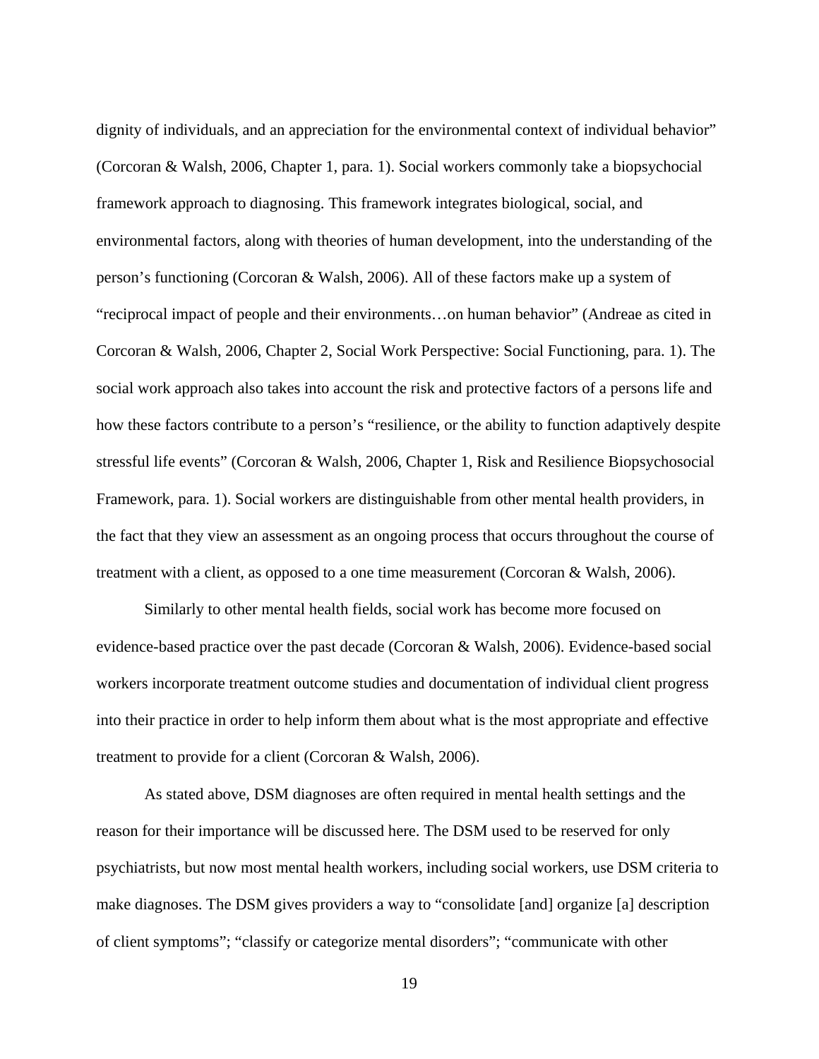dignity of individuals, and an appreciation for the environmental context of individual behavior" (Corcoran & Walsh, 2006, Chapter 1, para. 1). Social workers commonly take a biopsychocial framework approach to diagnosing. This framework integrates biological, social, and environmental factors, along with theories of human development, into the understanding of the person's functioning (Corcoran & Walsh, 2006). All of these factors make up a system of "reciprocal impact of people and their environments…on human behavior" (Andreae as cited in Corcoran & Walsh, 2006, Chapter 2, Social Work Perspective: Social Functioning, para. 1). The social work approach also takes into account the risk and protective factors of a persons life and how these factors contribute to a person's "resilience, or the ability to function adaptively despite stressful life events" (Corcoran & Walsh, 2006, Chapter 1, Risk and Resilience Biopsychosocial Framework, para. 1). Social workers are distinguishable from other mental health providers, in the fact that they view an assessment as an ongoing process that occurs throughout the course of treatment with a client, as opposed to a one time measurement (Corcoran & Walsh, 2006).

Similarly to other mental health fields, social work has become more focused on evidence-based practice over the past decade (Corcoran & Walsh, 2006). Evidence-based social workers incorporate treatment outcome studies and documentation of individual client progress into their practice in order to help inform them about what is the most appropriate and effective treatment to provide for a client (Corcoran & Walsh, 2006).

As stated above, DSM diagnoses are often required in mental health settings and the reason for their importance will be discussed here. The DSM used to be reserved for only psychiatrists, but now most mental health workers, including social workers, use DSM criteria to make diagnoses. The DSM gives providers a way to "consolidate [and] organize [a] description of client symptoms"; "classify or categorize mental disorders"; "communicate with other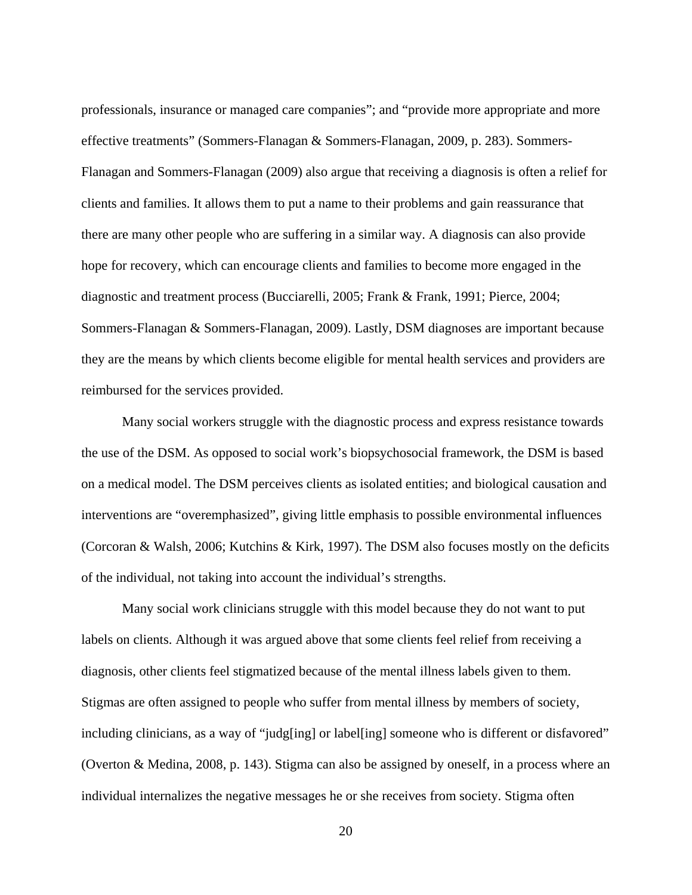professionals, insurance or managed care companies"; and "provide more appropriate and more effective treatments" (Sommers-Flanagan & Sommers-Flanagan, 2009, p. 283). Sommers-Flanagan and Sommers-Flanagan (2009) also argue that receiving a diagnosis is often a relief for clients and families. It allows them to put a name to their problems and gain reassurance that there are many other people who are suffering in a similar way. A diagnosis can also provide hope for recovery, which can encourage clients and families to become more engaged in the diagnostic and treatment process (Bucciarelli, 2005; Frank & Frank, 1991; Pierce, 2004; Sommers-Flanagan & Sommers-Flanagan, 2009). Lastly, DSM diagnoses are important because they are the means by which clients become eligible for mental health services and providers are reimbursed for the services provided.

Many social workers struggle with the diagnostic process and express resistance towards the use of the DSM. As opposed to social work's biopsychosocial framework, the DSM is based on a medical model. The DSM perceives clients as isolated entities; and biological causation and interventions are "overemphasized", giving little emphasis to possible environmental influences (Corcoran & Walsh, 2006; Kutchins & Kirk, 1997). The DSM also focuses mostly on the deficits of the individual, not taking into account the individual's strengths.

Many social work clinicians struggle with this model because they do not want to put labels on clients. Although it was argued above that some clients feel relief from receiving a diagnosis, other clients feel stigmatized because of the mental illness labels given to them. Stigmas are often assigned to people who suffer from mental illness by members of society, including clinicians, as a way of "judg[ing] or label[ing] someone who is different or disfavored" (Overton & Medina, 2008, p. 143). Stigma can also be assigned by oneself, in a process where an individual internalizes the negative messages he or she receives from society. Stigma often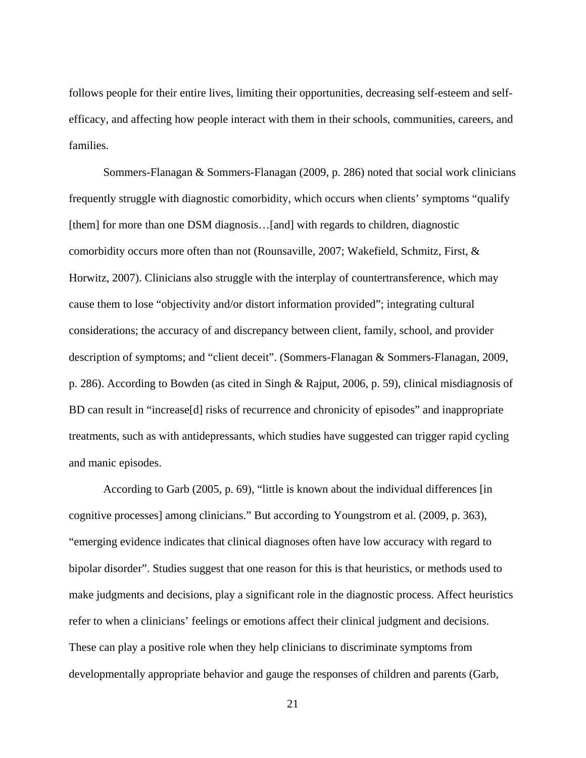follows people for their entire lives, limiting their opportunities, decreasing self-esteem and self-efficacy, and affecting how people interact with them in their schools, communities, careers, and families.

Sommers-Flanagan & Sommers-Flanagan (2009, p. 286) noted that social work clinicians frequently struggle with diagnostic comorbidity, which occurs when clients' symptoms "qualify [them] for more than one DSM diagnosis…[and] with regards to children, diagnostic comorbidity occurs more often than not (Rounsaville, 2007; Wakefield, Schmitz, First, & Horwitz, 2007). Clinicians also struggle with the interplay of countertransference, which may cause them to lose "objectivity and/or distort information provided"; integrating cultural considerations; the accuracy of and discrepancy between client, family, school, and provider description of symptoms; and "client deceit". (Sommers-Flanagan & Sommers-Flanagan, 2009, p. 286). According to Bowden (as cited in Singh & Rajput, 2006, p. 59), clinical misdiagnosis of BD can result in "increase[d] risks of recurrence and chronicity of episodes" and inappropriate treatments, such as with antidepressants, which studies have suggested can trigger rapid cycling and manic episodes.

According to Garb (2005, p. 69), "little is known about the individual differences [in cognitive processes] among clinicians." But according to Youngstrom et al. (2009, p. 363), "emerging evidence indicates that clinical diagnoses often have low accuracy with regard to bipolar disorder". Studies suggest that one reason for this is that heuristics, or methods used to make judgments and decisions, play a significant role in the diagnostic process. Affect heuristics refer to when a clinicians' feelings or emotions affect their clinical judgment and decisions. These can play a positive role when they help clinicians to discriminate symptoms from developmentally appropriate behavior and gauge the responses of children and parents (Garb,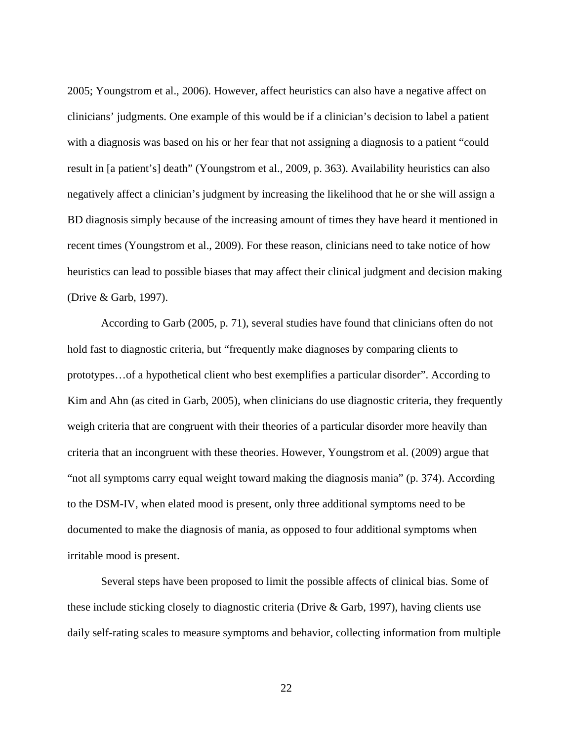2005; Youngstrom et al., 2006). However, affect heuristics can also have a negative affect on clinicians' judgments. One example of this would be if a clinician's decision to label a patient with a diagnosis was based on his or her fear that not assigning a diagnosis to a patient "could result in [a patient's] death" (Youngstrom et al., 2009, p. 363). Availability heuristics can also negatively affect a clinician's judgment by increasing the likelihood that he or she will assign a BD diagnosis simply because of the increasing amount of times they have heard it mentioned in recent times (Youngstrom et al., 2009). For these reason, clinicians need to take notice of how heuristics can lead to possible biases that may affect their clinical judgment and decision making (Drive & Garb, 1997).

According to Garb (2005, p. 71), several studies have found that clinicians often do not hold fast to diagnostic criteria, but "frequently make diagnoses by comparing clients to prototypes…of a hypothetical client who best exemplifies a particular disorder". According to Kim and Ahn (as cited in Garb, 2005), when clinicians do use diagnostic criteria, they frequently weigh criteria that are congruent with their theories of a particular disorder more heavily than criteria that an incongruent with these theories. However, Youngstrom et al. (2009) argue that "not all symptoms carry equal weight toward making the diagnosis mania" (p. 374). According to the DSM-IV, when elated mood is present, only three additional symptoms need to be documented to make the diagnosis of mania, as opposed to four additional symptoms when irritable mood is present.

Several steps have been proposed to limit the possible affects of clinical bias. Some of these include sticking closely to diagnostic criteria (Drive & Garb, 1997), having clients use daily self-rating scales to measure symptoms and behavior, collecting information from multiple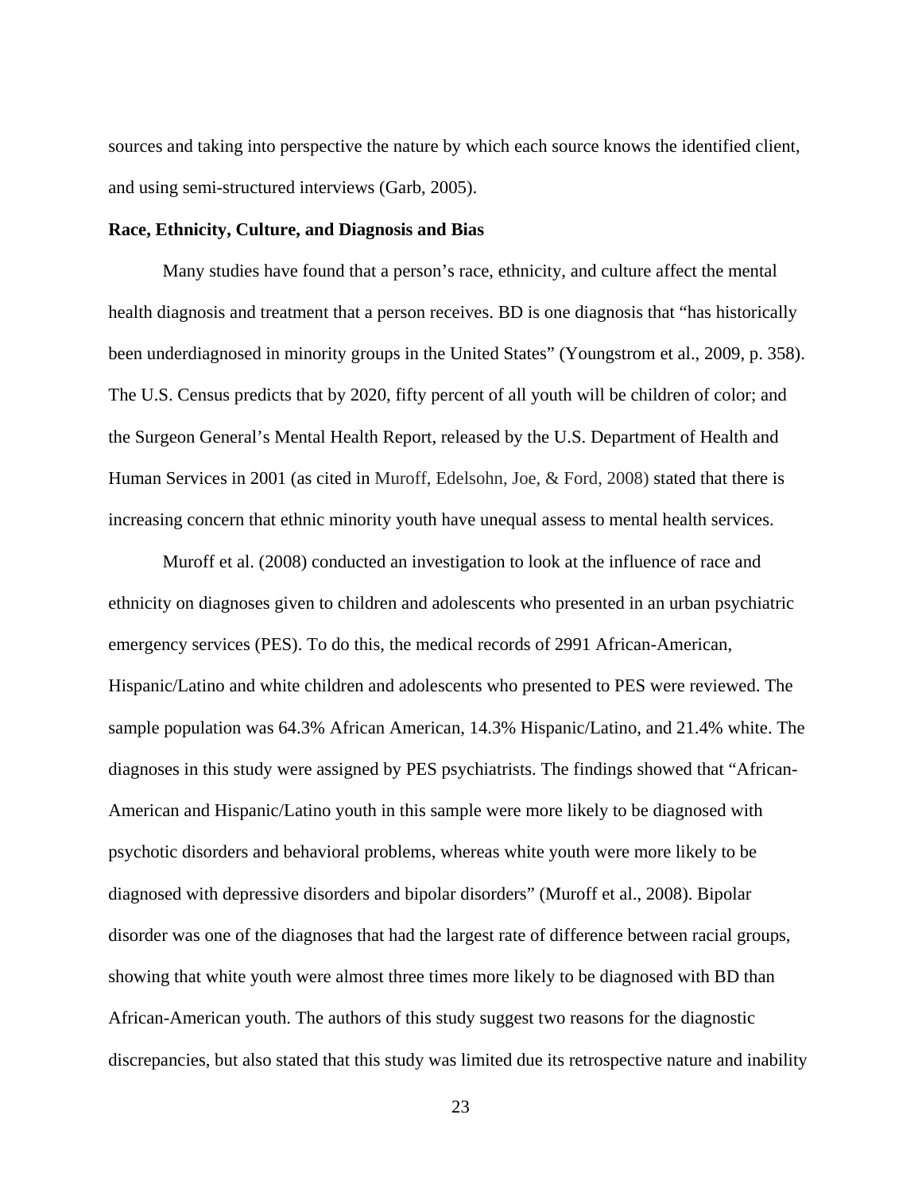sources and taking into perspective the nature by which each source knows the identified client, and using semi-structured interviews (Garb, 2005).

**Race, Ethnicity, Culture, and Diagnosis and Bias**

Many studies have found that a person's race, ethnicity, and culture affect the mental health diagnosis and treatment that a person receives. BD is one diagnosis that "has historically been underdiagnosed in minority groups in the United States" (Youngstrom et al., 2009, p. 358). The U.S. Census predicts that by 2020, fifty percent of all youth will be children of color; and the Surgeon General's Mental Health Report, released by the U.S. Department of Health and Human Services in 2001 (as cited in Muroff, Edelsohn, Joe, & Ford, 2008) stated that there is increasing concern that ethnic minority youth have unequal assess to mental health services.

Muroff et al. (2008) conducted an investigation to look at the influence of race and ethnicity on diagnoses given to children and adolescents who presented in an urban psychiatric emergency services (PES). To do this, the medical records of 2991 African-American, Hispanic/Latino and white children and adolescents who presented to PES were reviewed. The sample population was 64.3% African American, 14.3% Hispanic/Latino, and 21.4% white. The diagnoses in this study were assigned by PES psychiatrists. The findings showed that "African-American and Hispanic/Latino youth in this sample were more likely to be diagnosed with psychotic disorders and behavioral problems, whereas white youth were more likely to be diagnosed with depressive disorders and bipolar disorders" (Muroff et al., 2008). Bipolar disorder was one of the diagnoses that had the largest rate of difference between racial groups, showing that white youth were almost three times more likely to be diagnosed with BD than African-American youth. The authors of this study suggest two reasons for the diagnostic discrepancies, but also stated that this study was limited due its retrospective nature and inability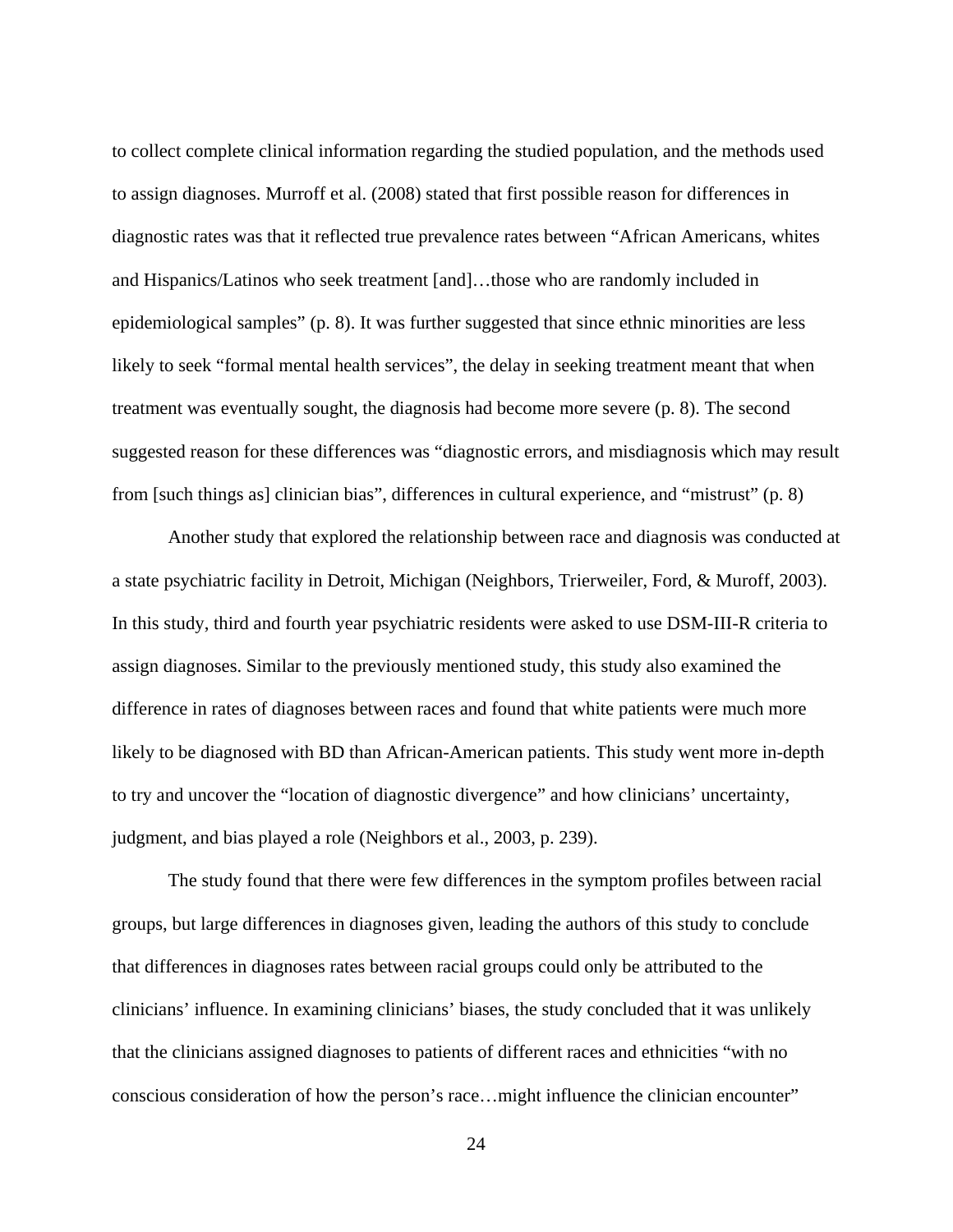to collect complete clinical information regarding the studied population, and the methods used to assign diagnoses. Murroff et al. (2008) stated that first possible reason for differences in diagnostic rates was that it reflected true prevalence rates between "African Americans, whites and Hispanics/Latinos who seek treatment [and]…those who are randomly included in epidemiological samples" (p. 8). It was further suggested that since ethnic minorities are less likely to seek "formal mental health services", the delay in seeking treatment meant that when treatment was eventually sought, the diagnosis had become more severe (p. 8). The second suggested reason for these differences was "diagnostic errors, and misdiagnosis which may result from [such things as] clinician bias", differences in cultural experience, and "mistrust" (p. 8)

Another study that explored the relationship between race and diagnosis was conducted at a state psychiatric facility in Detroit, Michigan (Neighbors, Trierweiler, Ford, & Muroff, 2003). In this study, third and fourth year psychiatric residents were asked to use DSM-III-R criteria to assign diagnoses. Similar to the previously mentioned study, this study also examined the difference in rates of diagnoses between races and found that white patients were much more likely to be diagnosed with BD than African-American patients. This study went more in-depth to try and uncover the "location of diagnostic divergence" and how clinicians' uncertainty, judgment, and bias played a role (Neighbors et al., 2003, p. 239).

The study found that there were few differences in the symptom profiles between racial groups, but large differences in diagnoses given, leading the authors of this study to conclude that differences in diagnoses rates between racial groups could only be attributed to the clinicians' influence. In examining clinicians' biases, the study concluded that it was unlikely that the clinicians assigned diagnoses to patients of different races and ethnicities "with no conscious consideration of how the person's race…might influence the clinician encounter"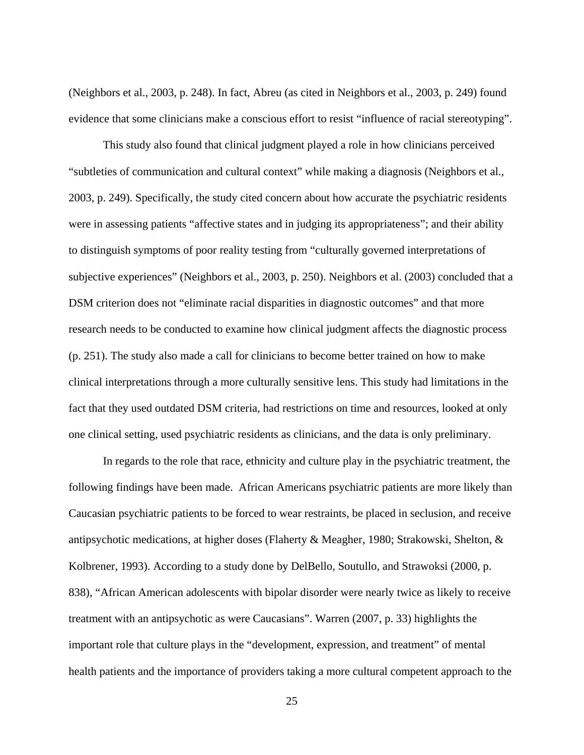(Neighbors et al., 2003, p. 248). In fact, Abreu (as cited in Neighbors et al., 2003, p. 249) found evidence that some clinicians make a conscious effort to resist "influence of racial stereotyping".

This study also found that clinical judgment played a role in how clinicians perceived "subtleties of communication and cultural context" while making a diagnosis (Neighbors et al., 2003, p. 249). Specifically, the study cited concern about how accurate the psychiatric residents were in assessing patients "affective states and in judging its appropriateness"; and their ability to distinguish symptoms of poor reality testing from "culturally governed interpretations of subjective experiences" (Neighbors et al., 2003, p. 250). Neighbors et al. (2003) concluded that a DSM criterion does not "eliminate racial disparities in diagnostic outcomes" and that more research needs to be conducted to examine how clinical judgment affects the diagnostic process (p. 251). The study also made a call for clinicians to become better trained on how to make clinical interpretations through a more culturally sensitive lens. This study had limitations in the fact that they used outdated DSM criteria, had restrictions on time and resources, looked at only one clinical setting, used psychiatric residents as clinicians, and the data is only preliminary.

In regards to the role that race, ethnicity and culture play in the psychiatric treatment, the following findings have been made. African Americans psychiatric patients are more likely than Caucasian psychiatric patients to be forced to wear restraints, be placed in seclusion, and receive antipsychotic medications, at higher doses (Flaherty & Meagher, 1980; Strakowski, Shelton, & Kolbrener, 1993). According to a study done by DelBello, Soutullo, and Strawoksi (2000, p. 838), "African American adolescents with bipolar disorder were nearly twice as likely to receive treatment with an antipsychotic as were Caucasians". Warren (2007, p. 33) highlights the important role that culture plays in the "development, expression, and treatment" of mental health patients and the importance of providers taking a more cultural competent approach to the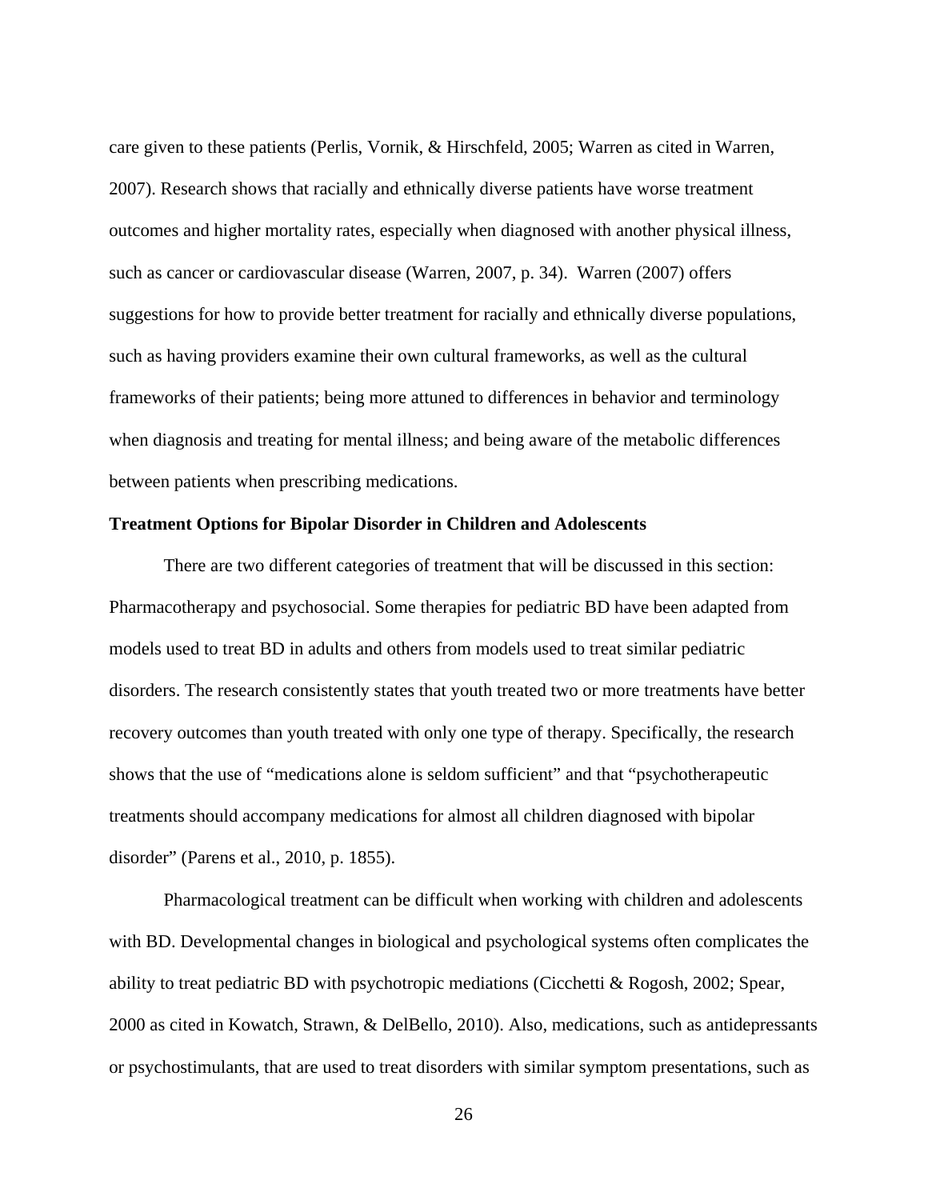care given to these patients (Perlis, Vornik, & Hirschfeld, 2005; Warren as cited in Warren, 2007). Research shows that racially and ethnically diverse patients have worse treatment outcomes and higher mortality rates, especially when diagnosed with another physical illness, such as cancer or cardiovascular disease (Warren, 2007, p. 34). Warren (2007) offers suggestions for how to provide better treatment for racially and ethnically diverse populations, such as having providers examine their own cultural frameworks, as well as the cultural frameworks of their patients; being more attuned to differences in behavior and terminology when diagnosis and treating for mental illness; and being aware of the metabolic differences between patients when prescribing medications.

**Treatment Options for Bipolar Disorder in Children and Adolescents**

There are two different categories of treatment that will be discussed in this section: Pharmacotherapy and psychosocial. Some therapies for pediatric BD have been adapted from models used to treat BD in adults and others from models used to treat similar pediatric disorders. The research consistently states that youth treated two or more treatments have better recovery outcomes than youth treated with only one type of therapy. Specifically, the research shows that the use of "medications alone is seldom sufficient" and that "psychotherapeutic treatments should accompany medications for almost all children diagnosed with bipolar disorder" (Parens et al., 2010, p. 1855).

Pharmacological treatment can be difficult when working with children and adolescents with BD. Developmental changes in biological and psychological systems often complicates the ability to treat pediatric BD with psychotropic mediations (Cicchetti & Rogosh, 2002; Spear, 2000 as cited in Kowatch, Strawn, & DelBello, 2010). Also, medications, such as antidepressants or psychostimulants, that are used to treat disorders with similar symptom presentations, such as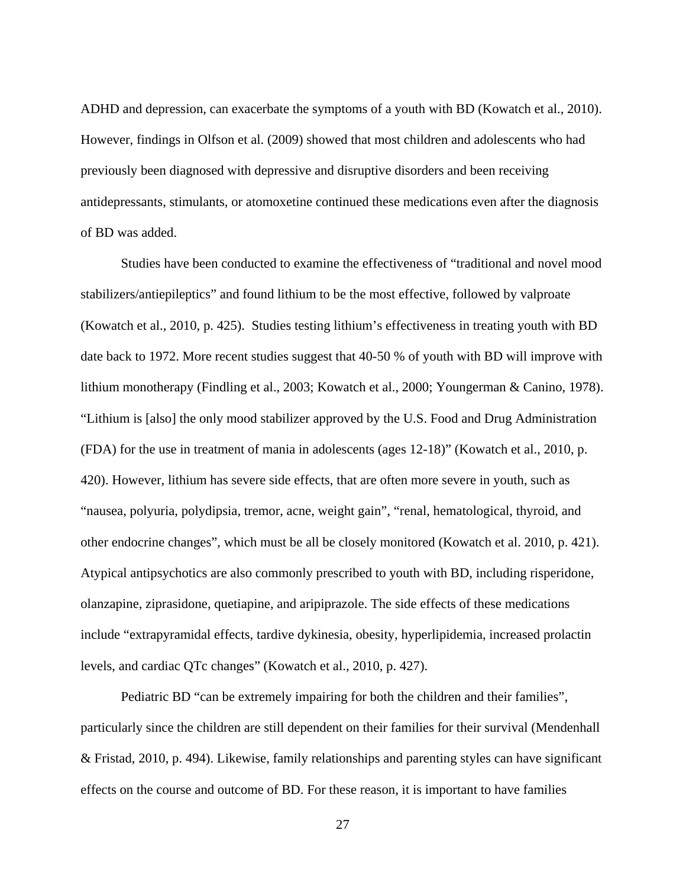ADHD and depression, can exacerbate the symptoms of a youth with BD (Kowatch et al., 2010). However, findings in Olfson et al. (2009) showed that most children and adolescents who had previously been diagnosed with depressive and disruptive disorders and been receiving antidepressants, stimulants, or atomoxetine continued these medications even after the diagnosis of BD was added.

Studies have been conducted to examine the effectiveness of "traditional and novel mood stabilizers/antiepileptics" and found lithium to be the most effective, followed by valproate (Kowatch et al., 2010, p. 425). Studies testing lithium's effectiveness in treating youth with BD date back to 1972. More recent studies suggest that 40-50 % of youth with BD will improve with lithium monotherapy (Findling et al., 2003; Kowatch et al., 2000; Youngerman & Canino, 1978). "Lithium is [also] the only mood stabilizer approved by the U.S. Food and Drug Administration (FDA) for the use in treatment of mania in adolescents (ages 12-18)" (Kowatch et al., 2010, p. 420). However, lithium has severe side effects, that are often more severe in youth, such as "nausea, polyuria, polydipsia, tremor, acne, weight gain", "renal, hematological, thyroid, and other endocrine changes", which must be all be closely monitored (Kowatch et al. 2010, p. 421). Atypical antipsychotics are also commonly prescribed to youth with BD, including risperidone, olanzapine, ziprasidone, quetiapine, and aripiprazole. The side effects of these medications include "extrapyramidal effects, tardive dykinesia, obesity, hyperlipidemia, increased prolactin levels, and cardiac QTc changes" (Kowatch et al., 2010, p. 427).

Pediatric BD "can be extremely impairing for both the children and their families", particularly since the children are still dependent on their families for their survival (Mendenhall & Fristad, 2010, p. 494). Likewise, family relationships and parenting styles can have significant effects on the course and outcome of BD. For these reason, it is important to have families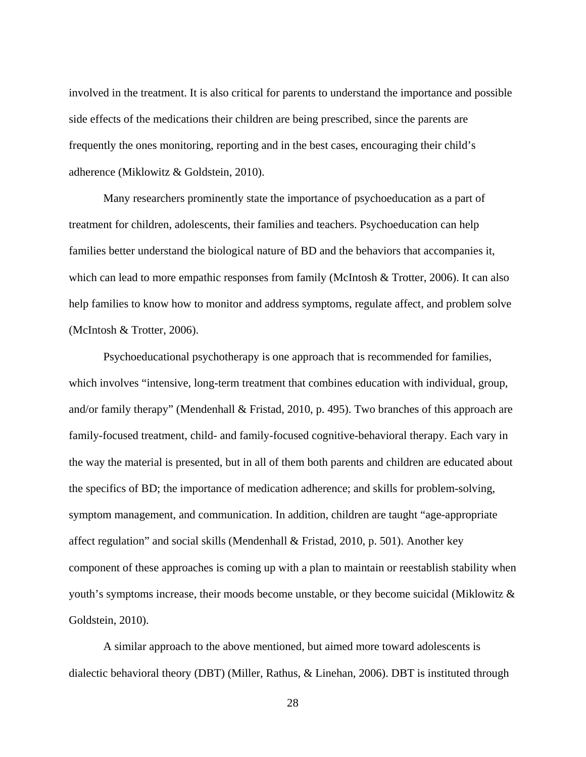involved in the treatment. It is also critical for parents to understand the importance and possible side effects of the medications their children are being prescribed, since the parents are frequently the ones monitoring, reporting and in the best cases, encouraging their child's adherence (Miklowitz & Goldstein, 2010).

Many researchers prominently state the importance of psychoeducation as a part of treatment for children, adolescents, their families and teachers. Psychoeducation can help families better understand the biological nature of BD and the behaviors that accompanies it, which can lead to more empathic responses from family (McIntosh & Trotter, 2006). It can also help families to know how to monitor and address symptoms, regulate affect, and problem solve (McIntosh & Trotter, 2006).

Psychoeducational psychotherapy is one approach that is recommended for families, which involves "intensive, long-term treatment that combines education with individual, group, and/or family therapy" (Mendenhall & Fristad, 2010, p. 495). Two branches of this approach are family-focused treatment, child- and family-focused cognitive-behavioral therapy. Each vary in the way the material is presented, but in all of them both parents and children are educated about the specifics of BD; the importance of medication adherence; and skills for problem-solving, symptom management, and communication. In addition, children are taught "age-appropriate affect regulation" and social skills (Mendenhall & Fristad, 2010, p. 501). Another key component of these approaches is coming up with a plan to maintain or reestablish stability when youth's symptoms increase, their moods become unstable, or they become suicidal (Miklowitz & Goldstein, 2010).

A similar approach to the above mentioned, but aimed more toward adolescents is dialectic behavioral theory (DBT) (Miller, Rathus, & Linehan, 2006). DBT is instituted through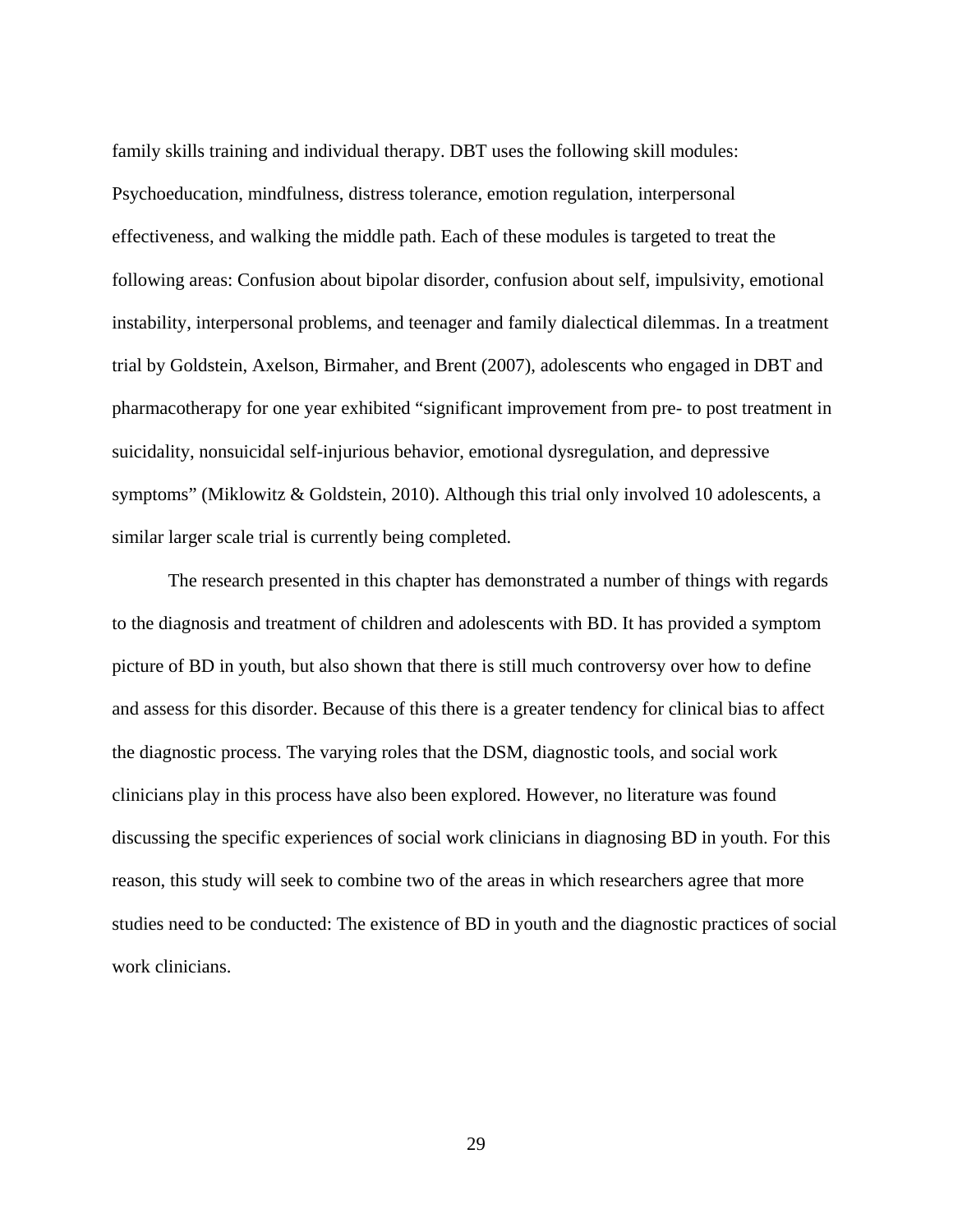family skills training and individual therapy. DBT uses the following skill modules: Psychoeducation, mindfulness, distress tolerance, emotion regulation, interpersonal effectiveness, and walking the middle path. Each of these modules is targeted to treat the following areas: Confusion about bipolar disorder, confusion about self, impulsivity, emotional instability, interpersonal problems, and teenager and family dialectical dilemmas. In a treatment trial by Goldstein, Axelson, Birmaher, and Brent (2007), adolescents who engaged in DBT and pharmacotherapy for one year exhibited "significant improvement from pre- to post treatment in suicidality, nonsuicidal self-injurious behavior, emotional dysregulation, and depressive symptoms" (Miklowitz & Goldstein, 2010). Although this trial only involved 10 adolescents, a similar larger scale trial is currently being completed.

The research presented in this chapter has demonstrated a number of things with regards to the diagnosis and treatment of children and adolescents with BD. It has provided a symptom picture of BD in youth, but also shown that there is still much controversy over how to define and assess for this disorder. Because of this there is a greater tendency for clinical bias to affect the diagnostic process. The varying roles that the DSM, diagnostic tools, and social work clinicians play in this process have also been explored. However, no literature was found discussing the specific experiences of social work clinicians in diagnosing BD in youth. For this reason, this study will seek to combine two of the areas in which researchers agree that more studies need to be conducted: The existence of BD in youth and the diagnostic practices of social work clinicians.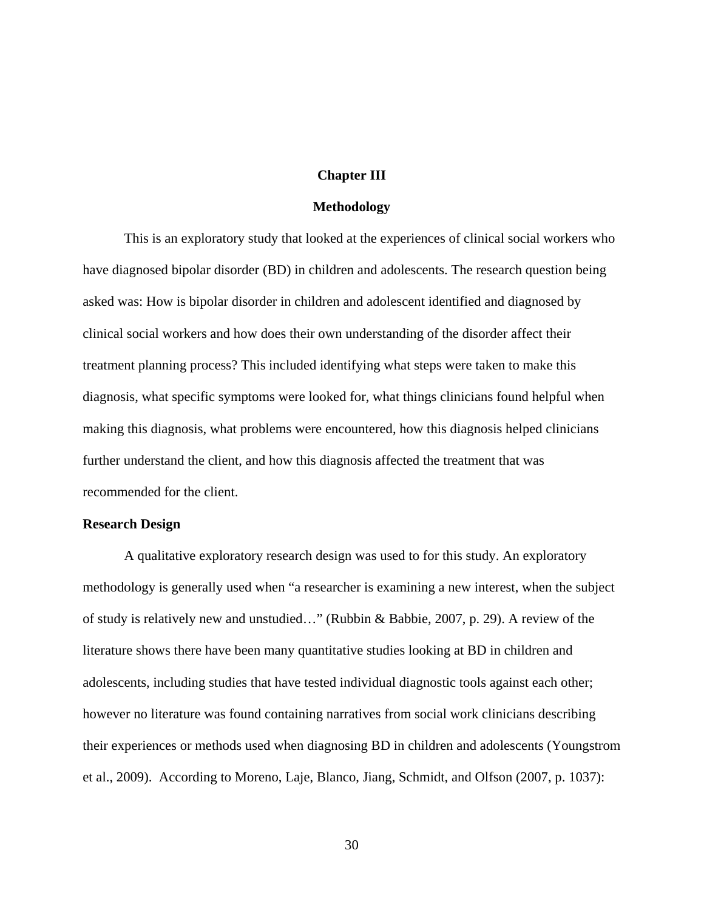# Chapter III

# Methodology

This is an exploratory study that looked at the experiences of clinical social workers who have diagnosed bipolar disorder (BD) in children and adolescents. The research question being asked was: How is bipolar disorder in children and adolescent identified and diagnosed by clinical social workers and how does their own understanding of the disorder affect their treatment planning process? This included identifying what steps were taken to make this diagnosis, what specific symptoms were looked for, what things clinicians found helpful when making this diagnosis, what problems were encountered, how this diagnosis helped clinicians further understand the client, and how this diagnosis affected the treatment that was recommended for the client.

## Research Design

A qualitative exploratory research design was used to for this study. An exploratory methodology is generally used when "a researcher is examining a new interest, when the subject of study is relatively new and unstudied…" (Rubbin & Babbie, 2007, p. 29). A review of the literature shows there have been many quantitative studies looking at BD in children and adolescents, including studies that have tested individual diagnostic tools against each other; however no literature was found containing narratives from social work clinicians describing their experiences or methods used when diagnosing BD in children and adolescents (Youngstrom et al., 2009). According to Moreno, Laje, Blanco, Jiang, Schmidt, and Olfson (2007, p. 1037):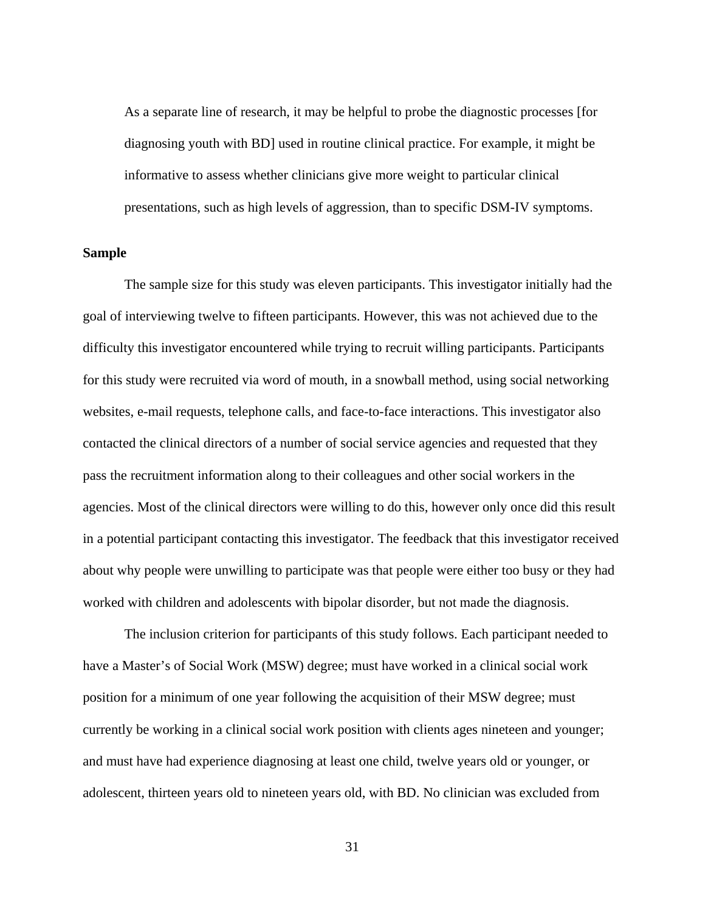> As a separate line of research, it may be helpful to probe the diagnostic processes [for diagnosing youth with BD] used in routine clinical practice. For example, it might be informative to assess whether clinicians give more weight to particular clinical presentations, such as high levels of aggression, than to specific DSM-IV symptoms.

**Sample**

The sample size for this study was eleven participants. This investigator initially had the goal of interviewing twelve to fifteen participants. However, this was not achieved due to the difficulty this investigator encountered while trying to recruit willing participants. Participants for this study were recruited via word of mouth, in a snowball method, using social networking websites, e-mail requests, telephone calls, and face-to-face interactions. This investigator also contacted the clinical directors of a number of social service agencies and requested that they pass the recruitment information along to their colleagues and other social workers in the agencies. Most of the clinical directors were willing to do this, however only once did this result in a potential participant contacting this investigator. The feedback that this investigator received about why people were unwilling to participate was that people were either too busy or they had worked with children and adolescents with bipolar disorder, but not made the diagnosis.

The inclusion criterion for participants of this study follows. Each participant needed to have a Master's of Social Work (MSW) degree; must have worked in a clinical social work position for a minimum of one year following the acquisition of their MSW degree; must currently be working in a clinical social work position with clients ages nineteen and younger; and must have had experience diagnosing at least one child, twelve years old or younger, or adolescent, thirteen years old to nineteen years old, with BD. No clinician was excluded from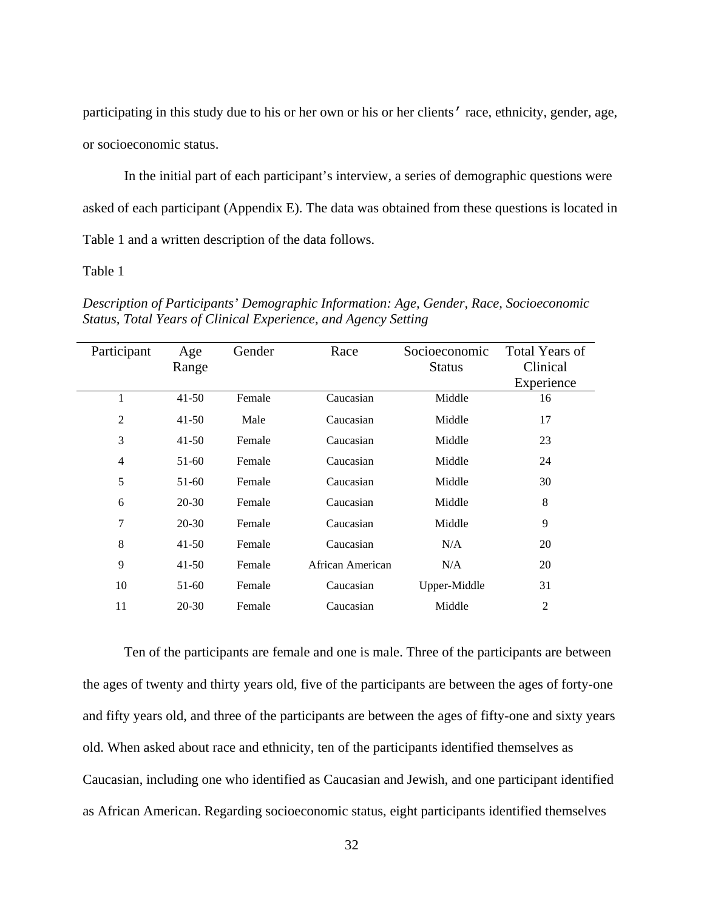participating in this study due to his or her own or his or her clients′ race, ethnicity, gender, age, or socioeconomic status.

In the initial part of each participant's interview, a series of demographic questions were asked of each participant (Appendix E). The data was obtained from these questions is located in Table 1 and a written description of the data follows.

Table 1

*Description of Participants' Demographic Information: Age, Gender, Race, Socioeconomic Status, Total Years of Clinical Experience, and Agency Setting*

| Participant | Age Range | Gender | Race | Socioeconomic Status | Total Years of Clinical Experience |
|---|---|---|---|---|---|
| 1 | 41-50 | Female | Caucasian | Middle | 16 |
| 2 | 41-50 | Male | Caucasian | Middle | 17 |
| 3 | 41-50 | Female | Caucasian | Middle | 23 |
| 4 | 51-60 | Female | Caucasian | Middle | 24 |
| 5 | 51-60 | Female | Caucasian | Middle | 30 |
| 6 | 20-30 | Female | Caucasian | Middle | 8 |
| 7 | 20-30 | Female | Caucasian | Middle | 9 |
| 8 | 41-50 | Female | Caucasian | N/A | 20 |
| 9 | 41-50 | Female | African American | N/A | 20 |
| 10 | 51-60 | Female | Caucasian | Upper-Middle | 31 |
| 11 | 20-30 | Female | Caucasian | Middle | 2 |

Ten of the participants are female and one is male. Three of the participants are between the ages of twenty and thirty years old, five of the participants are between the ages of forty-one and fifty years old, and three of the participants are between the ages of fifty-one and sixty years old. When asked about race and ethnicity, ten of the participants identified themselves as Caucasian, including one who identified as Caucasian and Jewish, and one participant identified as African American. Regarding socioeconomic status, eight participants identified themselves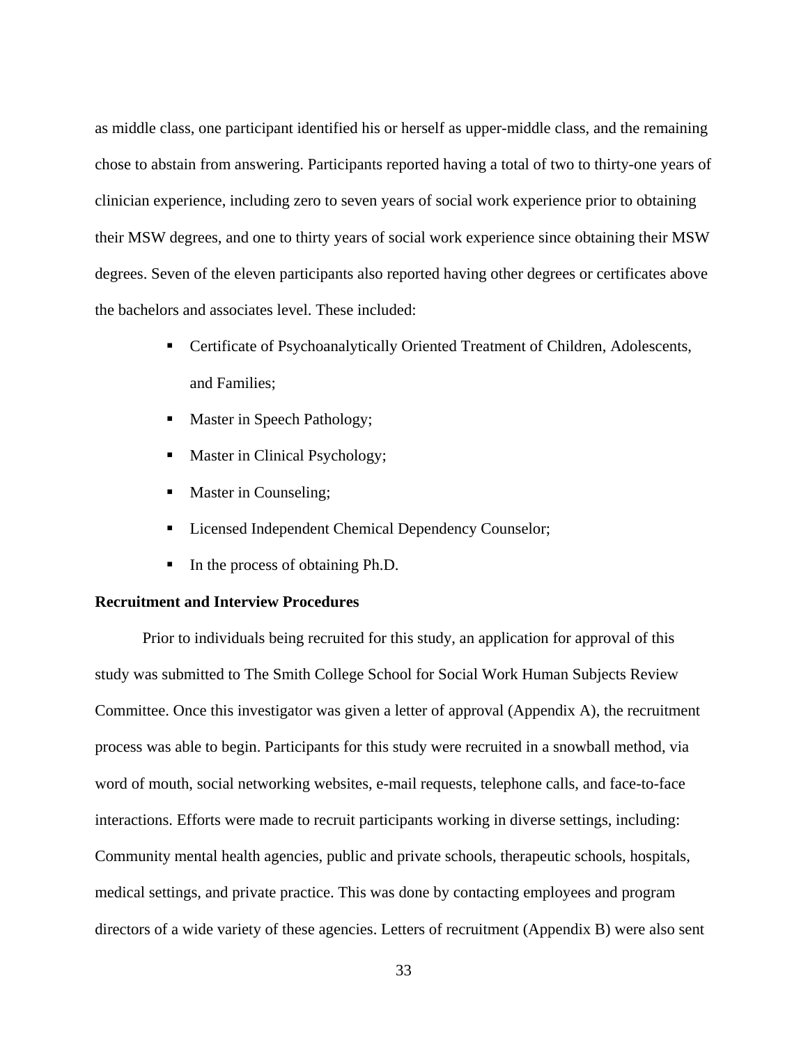as middle class, one participant identified his or herself as upper-middle class, and the remaining chose to abstain from answering. Participants reported having a total of two to thirty-one years of clinician experience, including zero to seven years of social work experience prior to obtaining their MSW degrees, and one to thirty years of social work experience since obtaining their MSW degrees. Seven of the eleven participants also reported having other degrees or certificates above the bachelors and associates level. These included:

- Certificate of Psychoanalytically Oriented Treatment of Children, Adolescents, and Families;
- Master in Speech Pathology;
- Master in Clinical Psychology;
- Master in Counseling;
- Licensed Independent Chemical Dependency Counselor;
- In the process of obtaining Ph.D.

**Recruitment and Interview Procedures**

Prior to individuals being recruited for this study, an application for approval of this study was submitted to The Smith College School for Social Work Human Subjects Review Committee. Once this investigator was given a letter of approval (Appendix A), the recruitment process was able to begin. Participants for this study were recruited in a snowball method, via word of mouth, social networking websites, e-mail requests, telephone calls, and face-to-face interactions. Efforts were made to recruit participants working in diverse settings, including: Community mental health agencies, public and private schools, therapeutic schools, hospitals, medical settings, and private practice. This was done by contacting employees and program directors of a wide variety of these agencies. Letters of recruitment (Appendix B) were also sent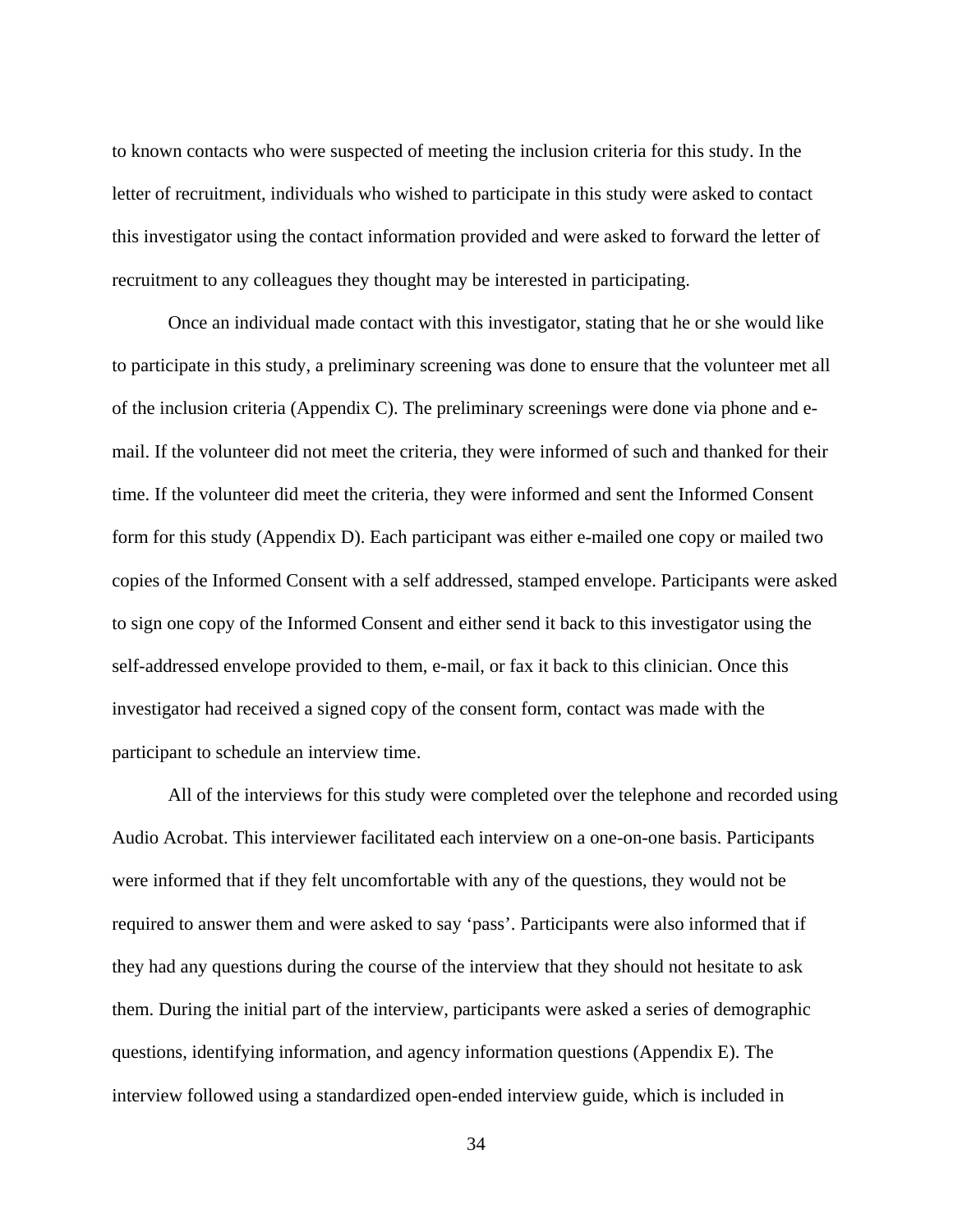to known contacts who were suspected of meeting the inclusion criteria for this study. In the letter of recruitment, individuals who wished to participate in this study were asked to contact this investigator using the contact information provided and were asked to forward the letter of recruitment to any colleagues they thought may be interested in participating.

Once an individual made contact with this investigator, stating that he or she would like to participate in this study, a preliminary screening was done to ensure that the volunteer met all of the inclusion criteria (Appendix C). The preliminary screenings were done via phone and e-mail. If the volunteer did not meet the criteria, they were informed of such and thanked for their time. If the volunteer did meet the criteria, they were informed and sent the Informed Consent form for this study (Appendix D). Each participant was either e-mailed one copy or mailed two copies of the Informed Consent with a self addressed, stamped envelope. Participants were asked to sign one copy of the Informed Consent and either send it back to this investigator using the self-addressed envelope provided to them, e-mail, or fax it back to this clinician. Once this investigator had received a signed copy of the consent form, contact was made with the participant to schedule an interview time.

All of the interviews for this study were completed over the telephone and recorded using Audio Acrobat. This interviewer facilitated each interview on a one-on-one basis. Participants were informed that if they felt uncomfortable with any of the questions, they would not be required to answer them and were asked to say 'pass'. Participants were also informed that if they had any questions during the course of the interview that they should not hesitate to ask them. During the initial part of the interview, participants were asked a series of demographic questions, identifying information, and agency information questions (Appendix E). The interview followed using a standardized open-ended interview guide, which is included in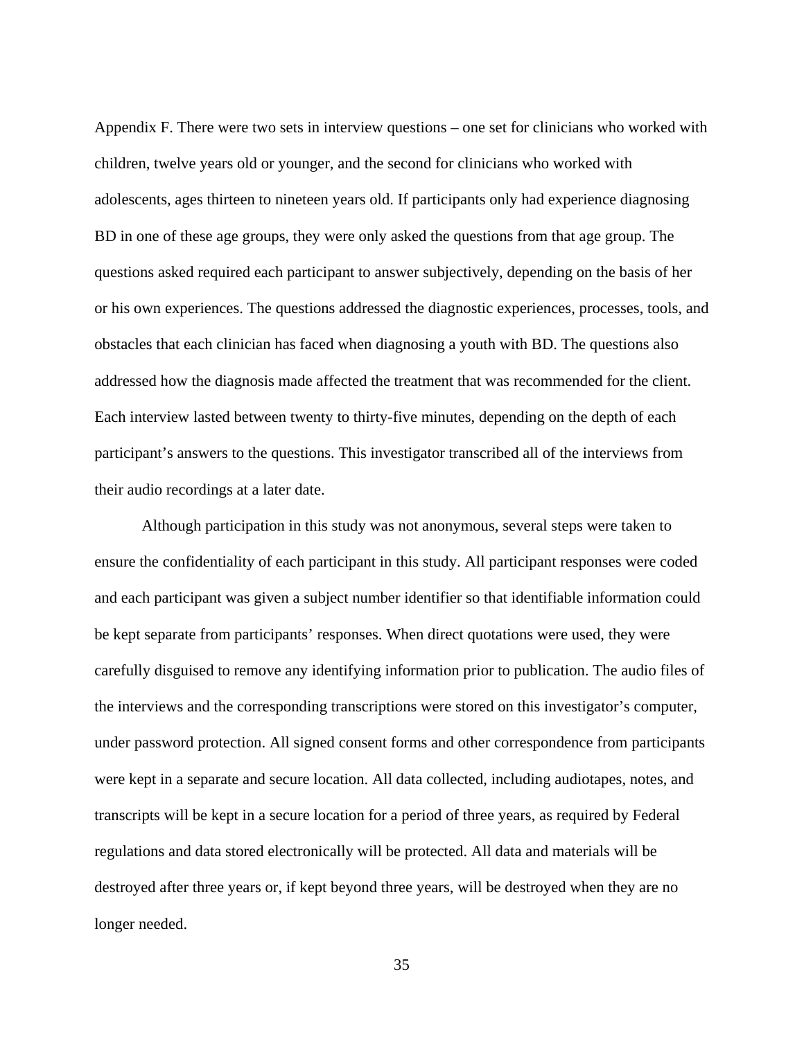Appendix F. There were two sets in interview questions – one set for clinicians who worked with children, twelve years old or younger, and the second for clinicians who worked with adolescents, ages thirteen to nineteen years old. If participants only had experience diagnosing BD in one of these age groups, they were only asked the questions from that age group. The questions asked required each participant to answer subjectively, depending on the basis of her or his own experiences. The questions addressed the diagnostic experiences, processes, tools, and obstacles that each clinician has faced when diagnosing a youth with BD. The questions also addressed how the diagnosis made affected the treatment that was recommended for the client. Each interview lasted between twenty to thirty-five minutes, depending on the depth of each participant's answers to the questions. This investigator transcribed all of the interviews from their audio recordings at a later date.

Although participation in this study was not anonymous, several steps were taken to ensure the confidentiality of each participant in this study. All participant responses were coded and each participant was given a subject number identifier so that identifiable information could be kept separate from participants' responses. When direct quotations were used, they were carefully disguised to remove any identifying information prior to publication. The audio files of the interviews and the corresponding transcriptions were stored on this investigator's computer, under password protection. All signed consent forms and other correspondence from participants were kept in a separate and secure location. All data collected, including audiotapes, notes, and transcripts will be kept in a secure location for a period of three years, as required by Federal regulations and data stored electronically will be protected. All data and materials will be destroyed after three years or, if kept beyond three years, will be destroyed when they are no longer needed.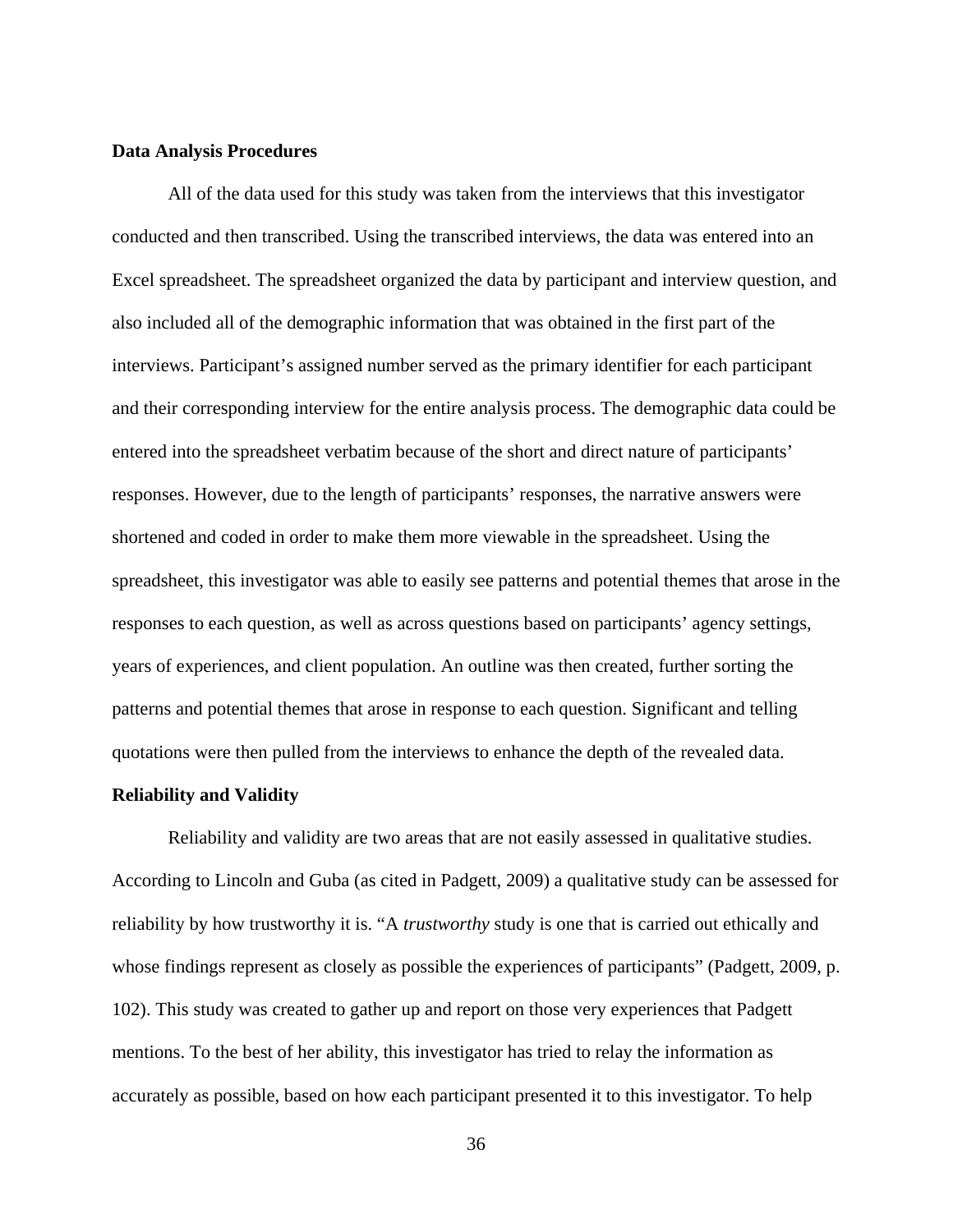**Data Analysis Procedures**

All of the data used for this study was taken from the interviews that this investigator conducted and then transcribed. Using the transcribed interviews, the data was entered into an Excel spreadsheet. The spreadsheet organized the data by participant and interview question, and also included all of the demographic information that was obtained in the first part of the interviews. Participant's assigned number served as the primary identifier for each participant and their corresponding interview for the entire analysis process. The demographic data could be entered into the spreadsheet verbatim because of the short and direct nature of participants' responses. However, due to the length of participants' responses, the narrative answers were shortened and coded in order to make them more viewable in the spreadsheet. Using the spreadsheet, this investigator was able to easily see patterns and potential themes that arose in the responses to each question, as well as across questions based on participants' agency settings, years of experiences, and client population. An outline was then created, further sorting the patterns and potential themes that arose in response to each question. Significant and telling quotations were then pulled from the interviews to enhance the depth of the revealed data.

**Reliability and Validity**

Reliability and validity are two areas that are not easily assessed in qualitative studies. According to Lincoln and Guba (as cited in Padgett, 2009) a qualitative study can be assessed for reliability by how trustworthy it is. "A *trustworthy* study is one that is carried out ethically and whose findings represent as closely as possible the experiences of participants" (Padgett, 2009, p. 102). This study was created to gather up and report on those very experiences that Padgett mentions. To the best of her ability, this investigator has tried to relay the information as accurately as possible, based on how each participant presented it to this investigator. To help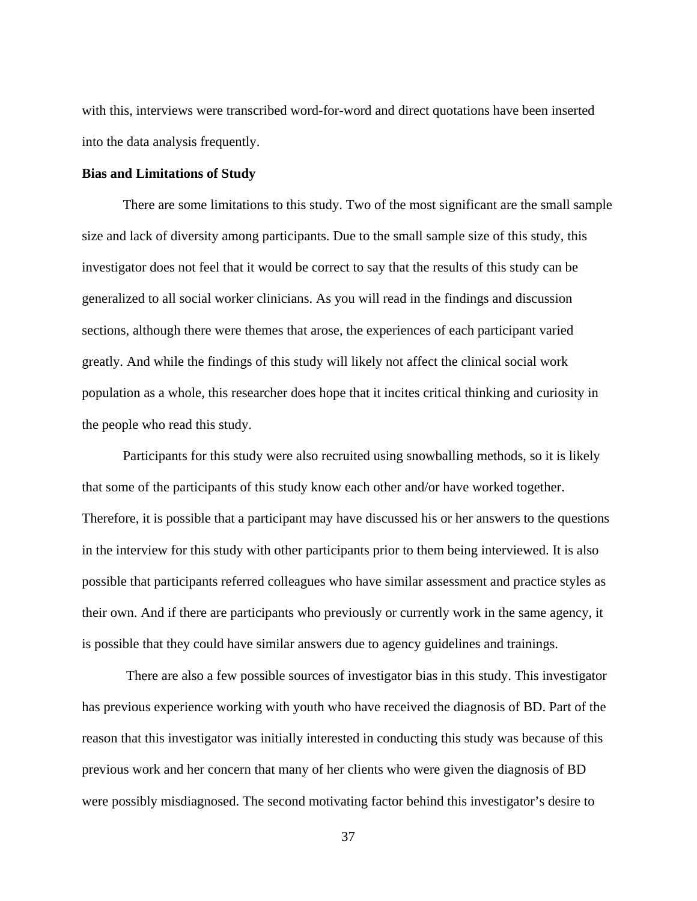with this, interviews were transcribed word-for-word and direct quotations have been inserted into the data analysis frequently.

**Bias and Limitations of Study**

There are some limitations to this study. Two of the most significant are the small sample size and lack of diversity among participants. Due to the small sample size of this study, this investigator does not feel that it would be correct to say that the results of this study can be generalized to all social worker clinicians. As you will read in the findings and discussion sections, although there were themes that arose, the experiences of each participant varied greatly. And while the findings of this study will likely not affect the clinical social work population as a whole, this researcher does hope that it incites critical thinking and curiosity in the people who read this study.

Participants for this study were also recruited using snowballing methods, so it is likely that some of the participants of this study know each other and/or have worked together. Therefore, it is possible that a participant may have discussed his or her answers to the questions in the interview for this study with other participants prior to them being interviewed. It is also possible that participants referred colleagues who have similar assessment and practice styles as their own. And if there are participants who previously or currently work in the same agency, it is possible that they could have similar answers due to agency guidelines and trainings.

There are also a few possible sources of investigator bias in this study. This investigator has previous experience working with youth who have received the diagnosis of BD. Part of the reason that this investigator was initially interested in conducting this study was because of this previous work and her concern that many of her clients who were given the diagnosis of BD were possibly misdiagnosed. The second motivating factor behind this investigator's desire to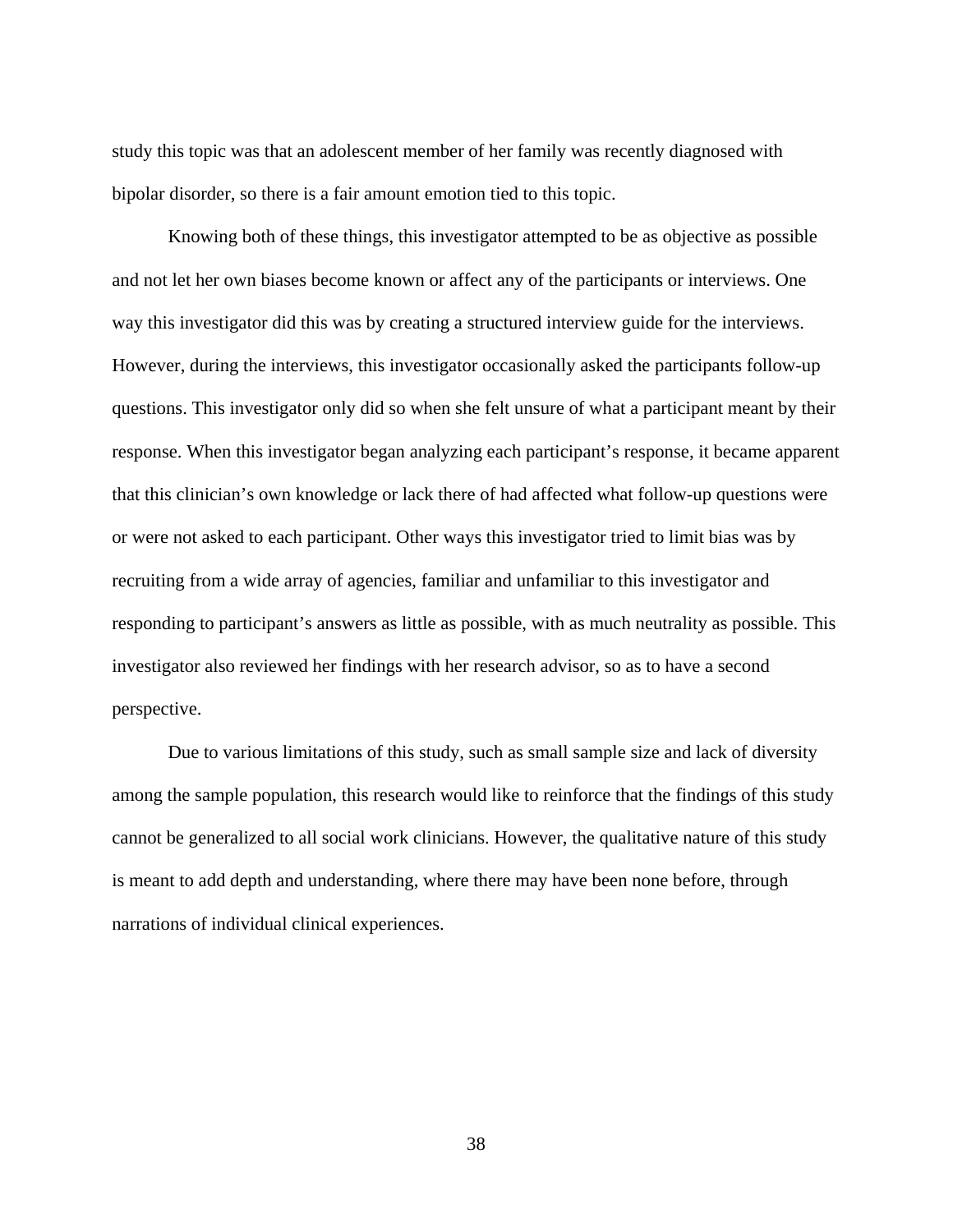study this topic was that an adolescent member of her family was recently diagnosed with bipolar disorder, so there is a fair amount emotion tied to this topic.

Knowing both of these things, this investigator attempted to be as objective as possible and not let her own biases become known or affect any of the participants or interviews. One way this investigator did this was by creating a structured interview guide for the interviews. However, during the interviews, this investigator occasionally asked the participants follow-up questions. This investigator only did so when she felt unsure of what a participant meant by their response. When this investigator began analyzing each participant's response, it became apparent that this clinician's own knowledge or lack there of had affected what follow-up questions were or were not asked to each participant. Other ways this investigator tried to limit bias was by recruiting from a wide array of agencies, familiar and unfamiliar to this investigator and responding to participant's answers as little as possible, with as much neutrality as possible. This investigator also reviewed her findings with her research advisor, so as to have a second perspective.

Due to various limitations of this study, such as small sample size and lack of diversity among the sample population, this research would like to reinforce that the findings of this study cannot be generalized to all social work clinicians. However, the qualitative nature of this study is meant to add depth and understanding, where there may have been none before, through narrations of individual clinical experiences.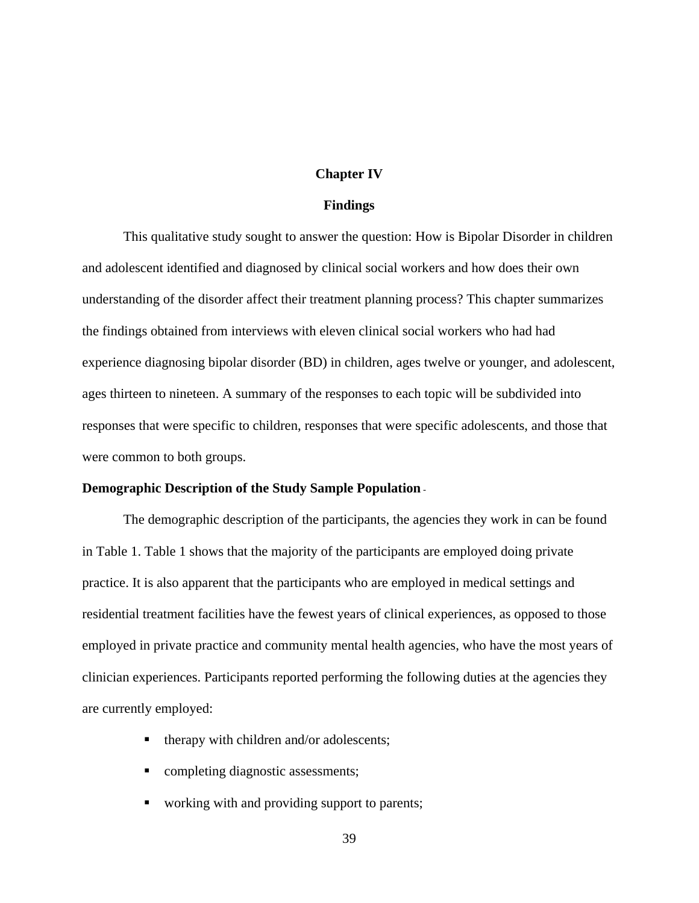# Chapter IV

## Findings

This qualitative study sought to answer the question: How is Bipolar Disorder in children and adolescent identified and diagnosed by clinical social workers and how does their own understanding of the disorder affect their treatment planning process? This chapter summarizes the findings obtained from interviews with eleven clinical social workers who had had experience diagnosing bipolar disorder (BD) in children, ages twelve or younger, and adolescent, ages thirteen to nineteen. A summary of the responses to each topic will be subdivided into responses that were specific to children, responses that were specific adolescents, and those that were common to both groups.

### Demographic Description of the Study Sample Population

The demographic description of the participants, the agencies they work in can be found in Table 1. Table 1 shows that the majority of the participants are employed doing private practice. It is also apparent that the participants who are employed in medical settings and residential treatment facilities have the fewest years of clinical experiences, as opposed to those employed in private practice and community mental health agencies, who have the most years of clinician experiences. Participants reported performing the following duties at the agencies they are currently employed:

- therapy with children and/or adolescents;
- completing diagnostic assessments;
- working with and providing support to parents;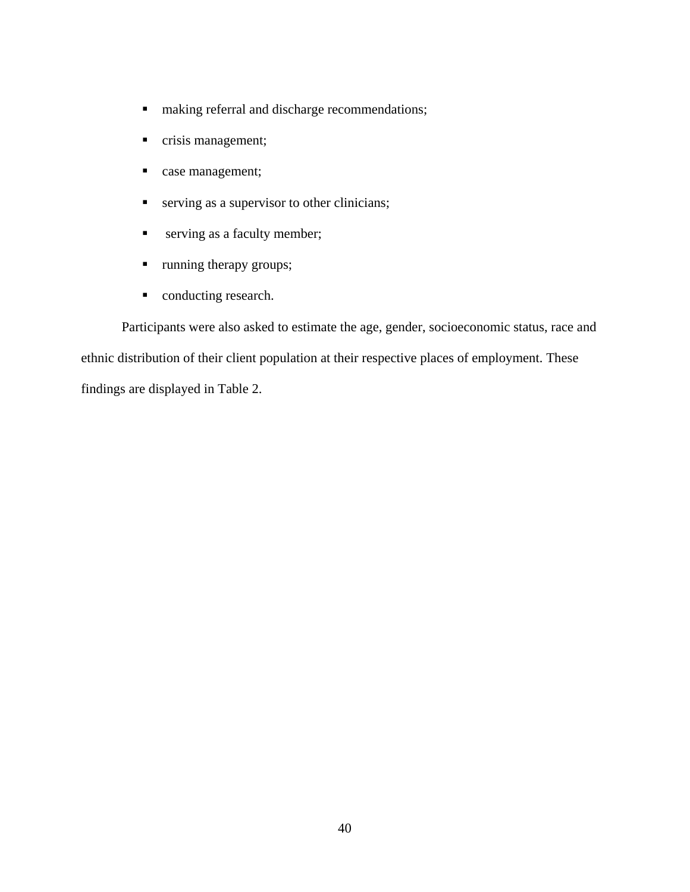- making referral and discharge recommendations;
- crisis management;
- case management;
- serving as a supervisor to other clinicians;
- serving as a faculty member;
- running therapy groups;
- conducting research.

Participants were also asked to estimate the age, gender, socioeconomic status, race and ethnic distribution of their client population at their respective places of employment. These findings are displayed in Table 2.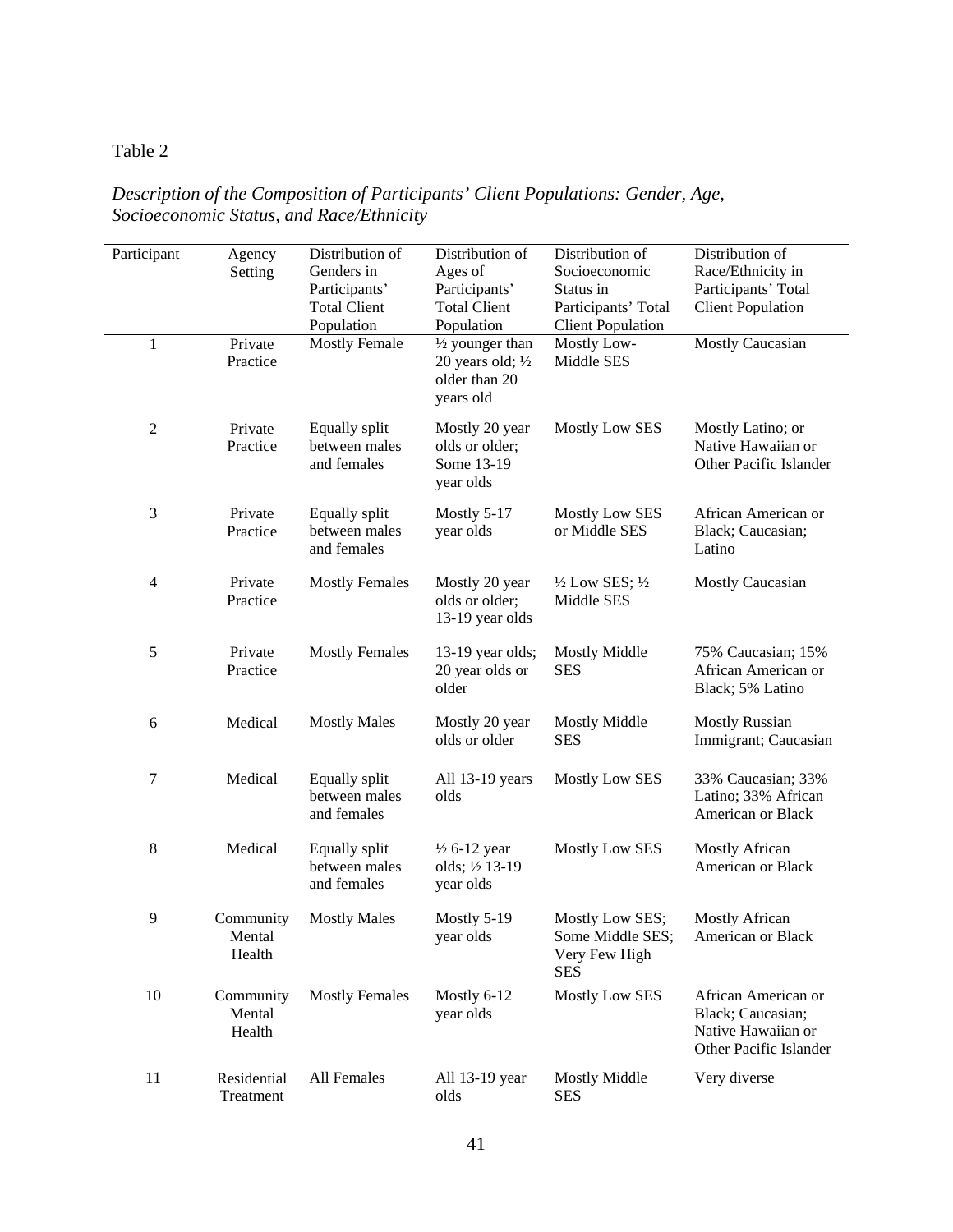Table 2

*Description of the Composition of Participants' Client Populations: Gender, Age, Socioeconomic Status, and Race/Ethnicity*

| Participant | Agency Setting | Distribution of Genders in Participants' Total Client Population | Distribution of Ages of Participants' Total Client Population | Distribution of Socioeconomic Status in Participants' Total Client Population | Distribution of Race/Ethnicity in Participants' Total Client Population |
|---|---|---|---|---|---|
| 1 | Private Practice | Mostly Female | ½ younger than 20 years old; ½ older than 20 years old | Mostly Low-Middle SES | Mostly Caucasian |
| 2 | Private Practice | Equally split between males and females | Mostly 20 year olds or older; Some 13-19 year olds | Mostly Low SES | Mostly Latino; or Native Hawaiian or Other Pacific Islander |
| 3 | Private Practice | Equally split between males and females | Mostly 5-17 year olds | Mostly Low SES or Middle SES | African American or Black; Caucasian; Latino |
| 4 | Private Practice | Mostly Females | Mostly 20 year olds or older; 13-19 year olds | ½ Low SES; ½ Middle SES | Mostly Caucasian |
| 5 | Private Practice | Mostly Females | 13-19 year olds; 20 year olds or older | Mostly Middle SES | 75% Caucasian; 15% African American or Black; 5% Latino |
| 6 | Medical | Mostly Males | Mostly 20 year olds or older | Mostly Middle SES | Mostly Russian Immigrant; Caucasian |
| 7 | Medical | Equally split between males and females | All 13-19 years olds | Mostly Low SES | 33% Caucasian; 33% Latino; 33% African American or Black |
| 8 | Medical | Equally split between males and females | ½ 6-12 year olds; ½ 13-19 year olds | Mostly Low SES | Mostly African American or Black |
| 9 | Community Mental Health | Mostly Males | Mostly 5-19 year olds | Mostly Low SES; Some Middle SES; Very Few High SES | Mostly African American or Black |
| 10 | Community Mental Health | Mostly Females | Mostly 6-12 year olds | Mostly Low SES | African American or Black; Caucasian; Native Hawaiian or Other Pacific Islander |
| 11 | Residential Treatment | All Females | All 13-19 year olds | Mostly Middle SES | Very diverse |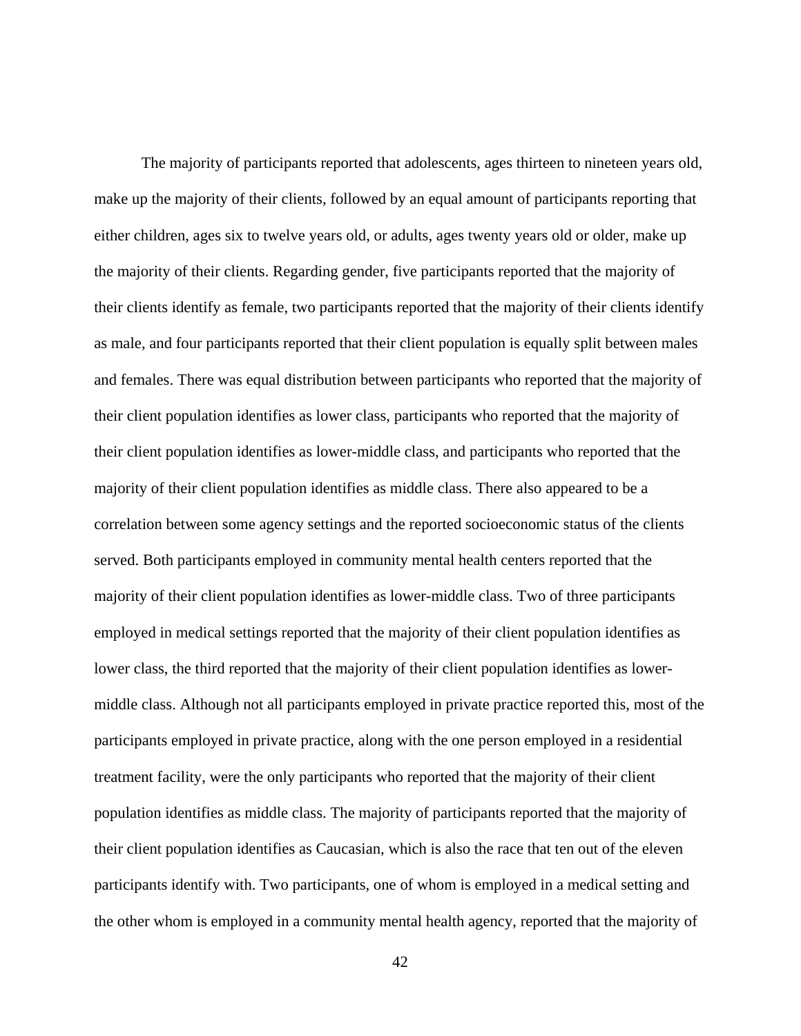The majority of participants reported that adolescents, ages thirteen to nineteen years old, make up the majority of their clients, followed by an equal amount of participants reporting that either children, ages six to twelve years old, or adults, ages twenty years old or older, make up the majority of their clients. Regarding gender, five participants reported that the majority of their clients identify as female, two participants reported that the majority of their clients identify as male, and four participants reported that their client population is equally split between males and females. There was equal distribution between participants who reported that the majority of their client population identifies as lower class, participants who reported that the majority of their client population identifies as lower-middle class, and participants who reported that the majority of their client population identifies as middle class. There also appeared to be a correlation between some agency settings and the reported socioeconomic status of the clients served. Both participants employed in community mental health centers reported that the majority of their client population identifies as lower-middle class. Two of three participants employed in medical settings reported that the majority of their client population identifies as lower class, the third reported that the majority of their client population identifies as lower-middle class. Although not all participants employed in private practice reported this, most of the participants employed in private practice, along with the one person employed in a residential treatment facility, were the only participants who reported that the majority of their client population identifies as middle class. The majority of participants reported that the majority of their client population identifies as Caucasian, which is also the race that ten out of the eleven participants identify with. Two participants, one of whom is employed in a medical setting and the other whom is employed in a community mental health agency, reported that the majority of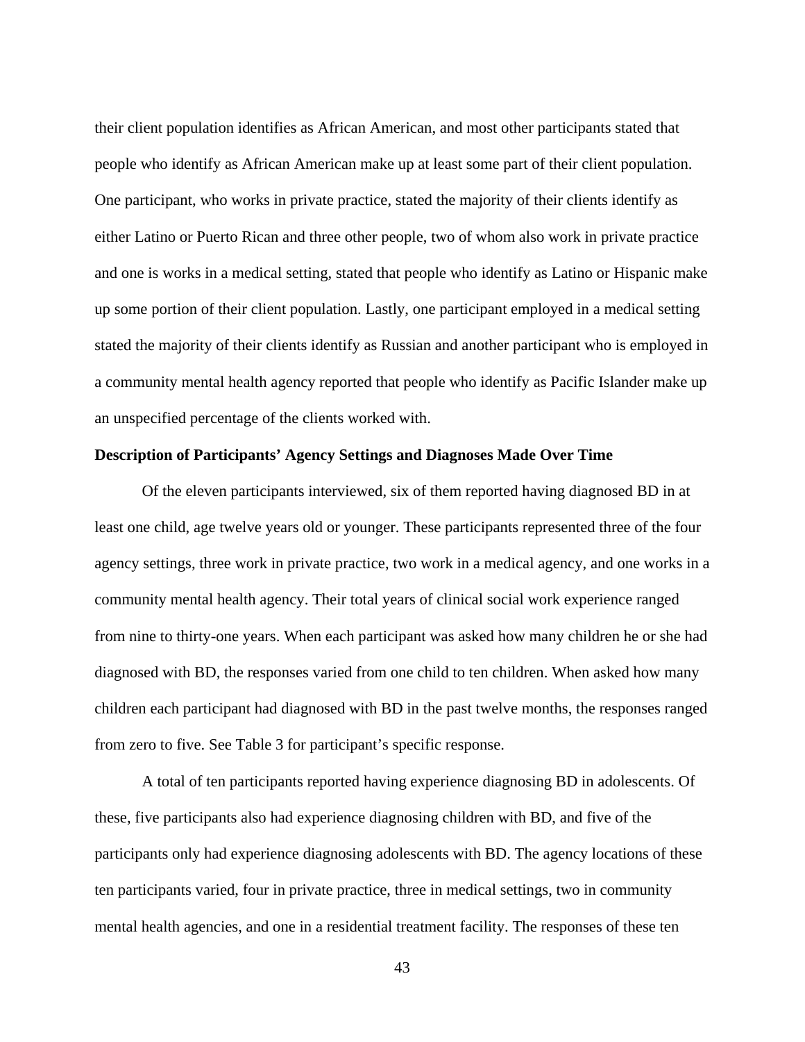their client population identifies as African American, and most other participants stated that people who identify as African American make up at least some part of their client population. One participant, who works in private practice, stated the majority of their clients identify as either Latino or Puerto Rican and three other people, two of whom also work in private practice and one is works in a medical setting, stated that people who identify as Latino or Hispanic make up some portion of their client population. Lastly, one participant employed in a medical setting stated the majority of their clients identify as Russian and another participant who is employed in a community mental health agency reported that people who identify as Pacific Islander make up an unspecified percentage of the clients worked with.

### Description of Participants' Agency Settings and Diagnoses Made Over Time

Of the eleven participants interviewed, six of them reported having diagnosed BD in at least one child, age twelve years old or younger. These participants represented three of the four agency settings, three work in private practice, two work in a medical agency, and one works in a community mental health agency. Their total years of clinical social work experience ranged from nine to thirty-one years. When each participant was asked how many children he or she had diagnosed with BD, the responses varied from one child to ten children. When asked how many children each participant had diagnosed with BD in the past twelve months, the responses ranged from zero to five. See Table 3 for participant's specific response.

A total of ten participants reported having experience diagnosing BD in adolescents. Of these, five participants also had experience diagnosing children with BD, and five of the participants only had experience diagnosing adolescents with BD. The agency locations of these ten participants varied, four in private practice, three in medical settings, two in community mental health agencies, and one in a residential treatment facility. The responses of these ten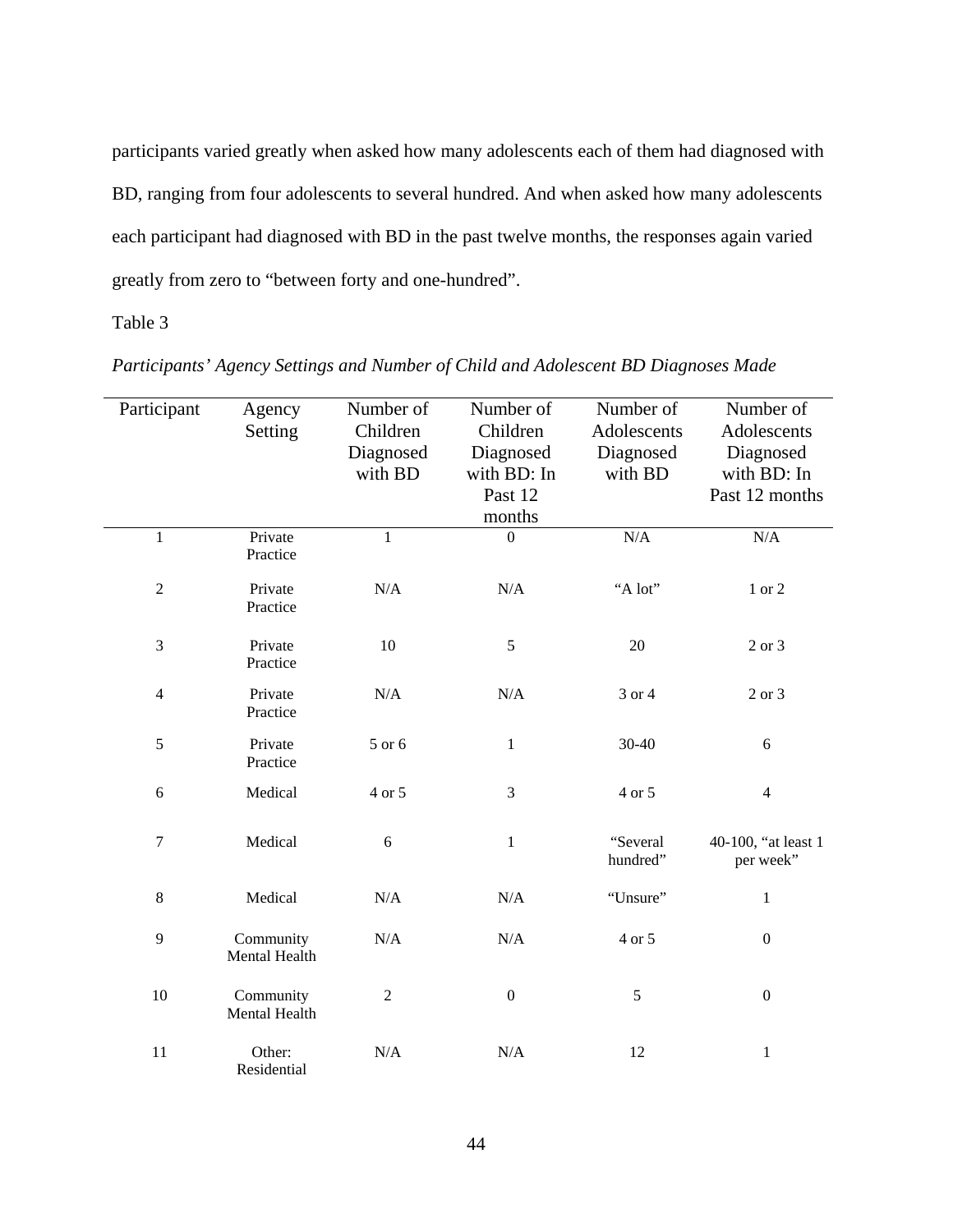participants varied greatly when asked how many adolescents each of them had diagnosed with BD, ranging from four adolescents to several hundred. And when asked how many adolescents each participant had diagnosed with BD in the past twelve months, the responses again varied greatly from zero to "between forty and one-hundred".

Table 3

*Participants' Agency Settings and Number of Child and Adolescent BD Diagnoses Made*

| Participant | Agency Setting | Number of Children Diagnosed with BD | Number of Children Diagnosed with BD: In Past 12 months | Number of Adolescents Diagnosed with BD | Number of Adolescents Diagnosed with BD: In Past 12 months |
|---|---|---|---|---|---|
| 1 | Private Practice | 1 | 0 | N/A | N/A |
| 2 | Private Practice | N/A | N/A | "A lot" | 1 or 2 |
| 3 | Private Practice | 10 | 5 | 20 | 2 or 3 |
| 4 | Private Practice | N/A | N/A | 3 or 4 | 2 or 3 |
| 5 | Private Practice | 5 or 6 | 1 | 30-40 | 6 |
| 6 | Medical | 4 or 5 | 3 | 4 or 5 | 4 |
| 7 | Medical | 6 | 1 | "Several hundred" | 40-100, "at least 1 per week" |
| 8 | Medical | N/A | N/A | "Unsure" | 1 |
| 9 | Community Mental Health | N/A | N/A | 4 or 5 | 0 |
| 10 | Community Mental Health | 2 | 0 | 5 | 0 |
| 11 | Other: Residential | N/A | N/A | 12 | 1 |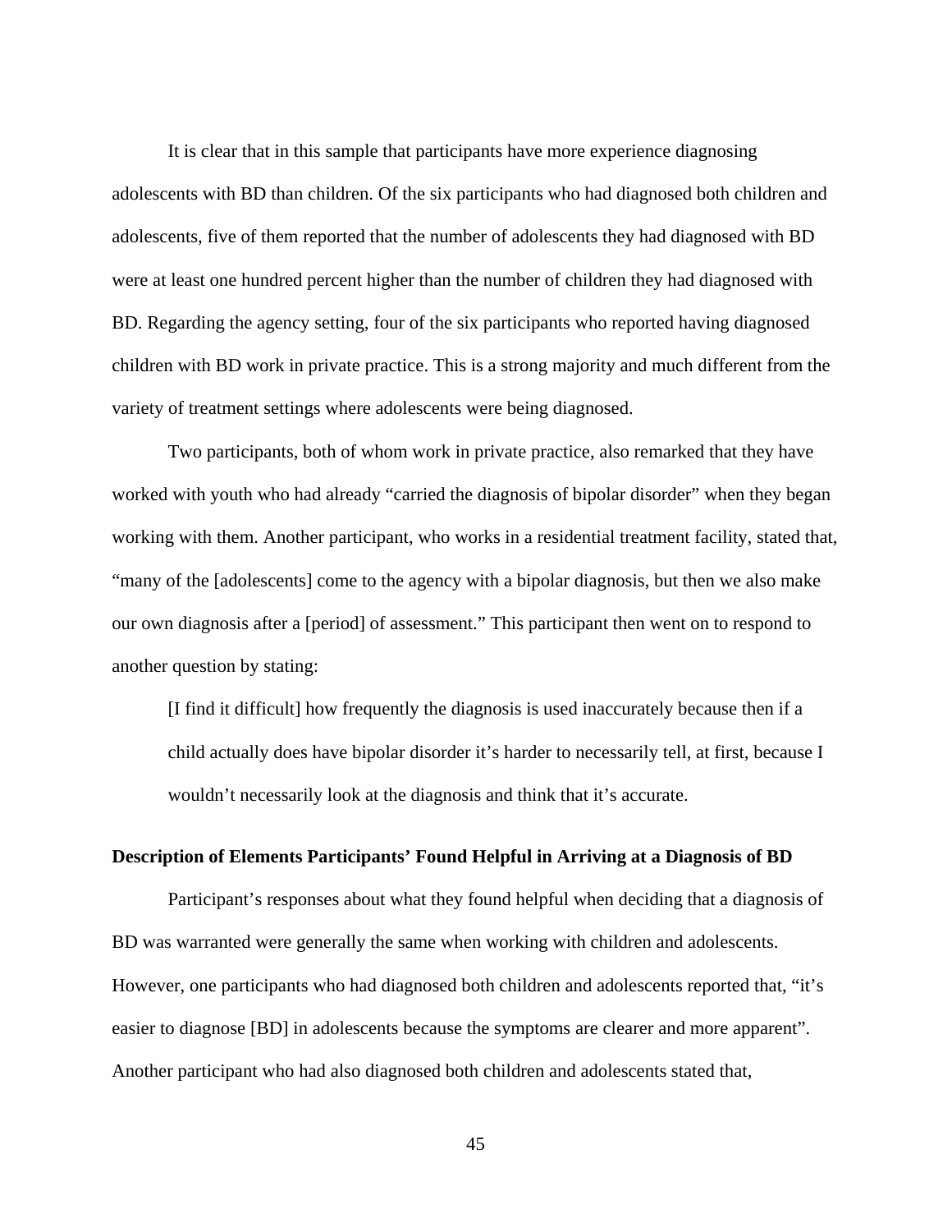It is clear that in this sample that participants have more experience diagnosing adolescents with BD than children. Of the six participants who had diagnosed both children and adolescents, five of them reported that the number of adolescents they had diagnosed with BD were at least one hundred percent higher than the number of children they had diagnosed with BD. Regarding the agency setting, four of the six participants who reported having diagnosed children with BD work in private practice. This is a strong majority and much different from the variety of treatment settings where adolescents were being diagnosed.

Two participants, both of whom work in private practice, also remarked that they have worked with youth who had already "carried the diagnosis of bipolar disorder" when they began working with them. Another participant, who works in a residential treatment facility, stated that, "many of the [adolescents] come to the agency with a bipolar diagnosis, but then we also make our own diagnosis after a [period] of assessment." This participant then went on to respond to another question by stating:

> [I find it difficult] how frequently the diagnosis is used inaccurately because then if a child actually does have bipolar disorder it's harder to necessarily tell, at first, because I wouldn't necessarily look at the diagnosis and think that it's accurate.

**Description of Elements Participants' Found Helpful in Arriving at a Diagnosis of BD**

Participant's responses about what they found helpful when deciding that a diagnosis of BD was warranted were generally the same when working with children and adolescents. However, one participants who had diagnosed both children and adolescents reported that, "it's easier to diagnose [BD] in adolescents because the symptoms are clearer and more apparent". Another participant who had also diagnosed both children and adolescents stated that,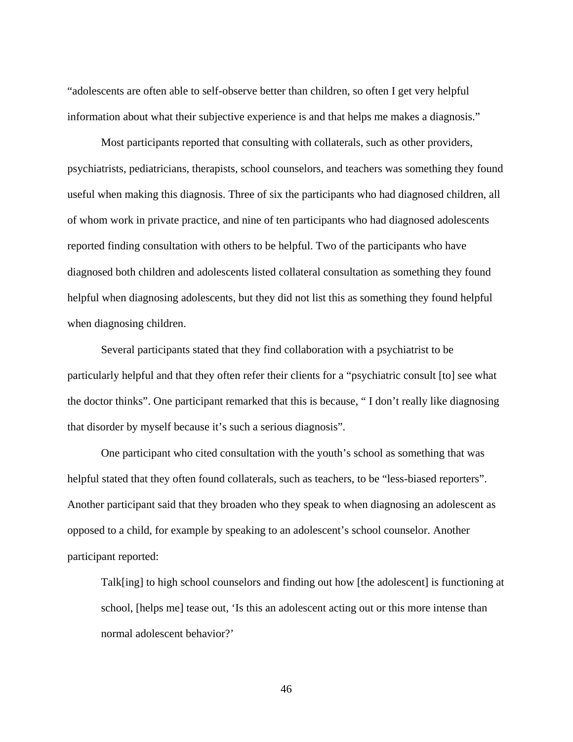"adolescents are often able to self-observe better than children, so often I get very helpful information about what their subjective experience is and that helps me makes a diagnosis."

Most participants reported that consulting with collaterals, such as other providers, psychiatrists, pediatricians, therapists, school counselors, and teachers was something they found useful when making this diagnosis. Three of six the participants who had diagnosed children, all of whom work in private practice, and nine of ten participants who had diagnosed adolescents reported finding consultation with others to be helpful. Two of the participants who have diagnosed both children and adolescents listed collateral consultation as something they found helpful when diagnosing adolescents, but they did not list this as something they found helpful when diagnosing children.

Several participants stated that they find collaboration with a psychiatrist to be particularly helpful and that they often refer their clients for a "psychiatric consult [to] see what the doctor thinks". One participant remarked that this is because, " I don't really like diagnosing that disorder by myself because it's such a serious diagnosis".

One participant who cited consultation with the youth's school as something that was helpful stated that they often found collaterals, such as teachers, to be "less-biased reporters". Another participant said that they broaden who they speak to when diagnosing an adolescent as opposed to a child, for example by speaking to an adolescent's school counselor. Another participant reported:

> Talk[ing] to high school counselors and finding out how [the adolescent] is functioning at school, [helps me] tease out, 'Is this an adolescent acting out or this more intense than normal adolescent behavior?'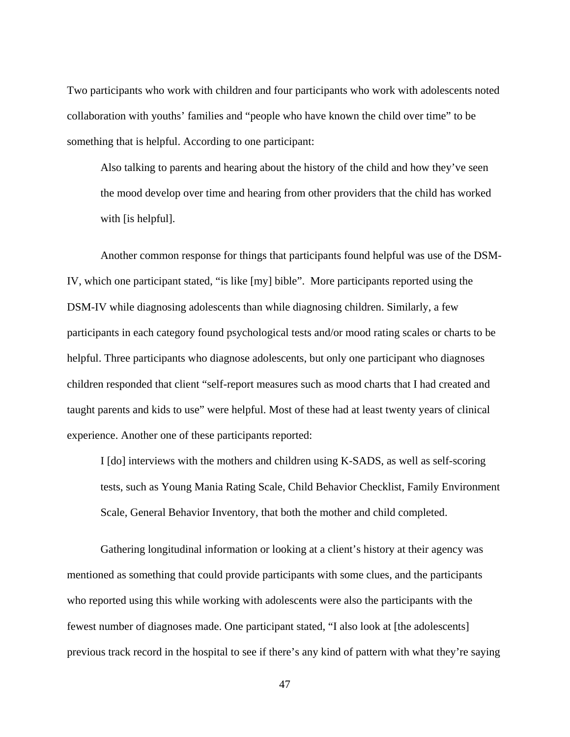Two participants who work with children and four participants who work with adolescents noted collaboration with youths' families and "people who have known the child over time" to be something that is helpful. According to one participant:

> Also talking to parents and hearing about the history of the child and how they've seen the mood develop over time and hearing from other providers that the child has worked with [is helpful].

Another common response for things that participants found helpful was use of the DSM-IV, which one participant stated, "is like [my] bible". More participants reported using the DSM-IV while diagnosing adolescents than while diagnosing children. Similarly, a few participants in each category found psychological tests and/or mood rating scales or charts to be helpful. Three participants who diagnose adolescents, but only one participant who diagnoses children responded that client "self-report measures such as mood charts that I had created and taught parents and kids to use" were helpful. Most of these had at least twenty years of clinical experience. Another one of these participants reported:

> I [do] interviews with the mothers and children using K-SADS, as well as self-scoring tests, such as Young Mania Rating Scale, Child Behavior Checklist, Family Environment Scale, General Behavior Inventory, that both the mother and child completed.

Gathering longitudinal information or looking at a client's history at their agency was mentioned as something that could provide participants with some clues, and the participants who reported using this while working with adolescents were also the participants with the fewest number of diagnoses made. One participant stated, "I also look at [the adolescents] previous track record in the hospital to see if there's any kind of pattern with what they're saying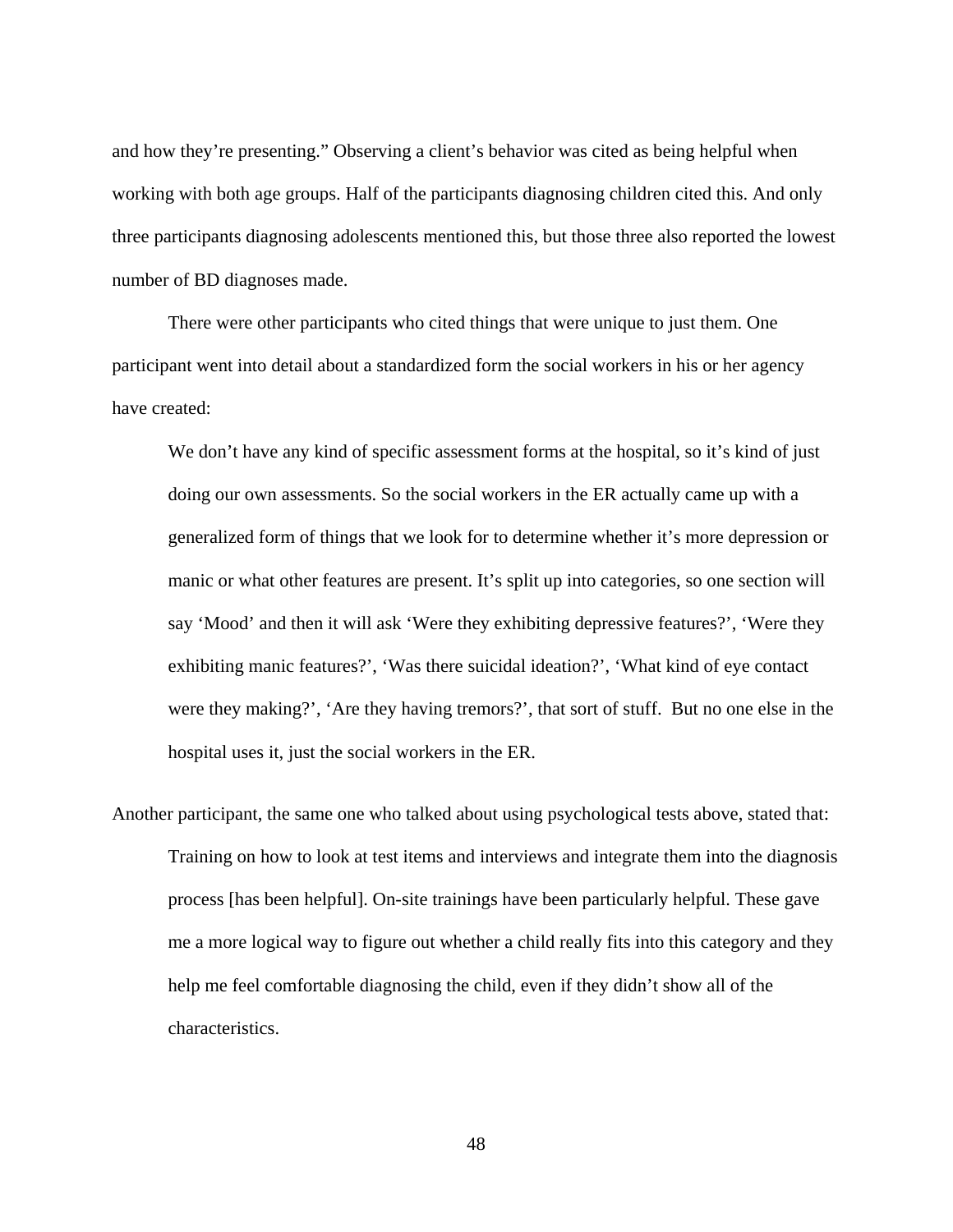and how they're presenting." Observing a client's behavior was cited as being helpful when working with both age groups. Half of the participants diagnosing children cited this. And only three participants diagnosing adolescents mentioned this, but those three also reported the lowest number of BD diagnoses made.

There were other participants who cited things that were unique to just them. One participant went into detail about a standardized form the social workers in his or her agency have created:

> We don't have any kind of specific assessment forms at the hospital, so it's kind of just doing our own assessments. So the social workers in the ER actually came up with a generalized form of things that we look for to determine whether it's more depression or manic or what other features are present. It's split up into categories, so one section will say 'Mood' and then it will ask 'Were they exhibiting depressive features?', 'Were they exhibiting manic features?', 'Was there suicidal ideation?', 'What kind of eye contact were they making?', 'Are they having tremors?', that sort of stuff. But no one else in the hospital uses it, just the social workers in the ER.

Another participant, the same one who talked about using psychological tests above, stated that:

> Training on how to look at test items and interviews and integrate them into the diagnosis process [has been helpful]. On-site trainings have been particularly helpful. These gave me a more logical way to figure out whether a child really fits into this category and they help me feel comfortable diagnosing the child, even if they didn't show all of the characteristics.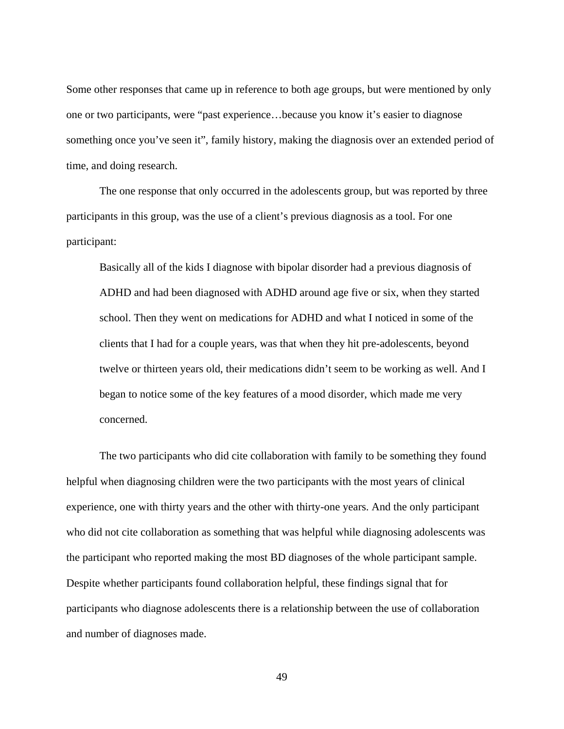Some other responses that came up in reference to both age groups, but were mentioned by only one or two participants, were "past experience…because you know it's easier to diagnose something once you've seen it", family history, making the diagnosis over an extended period of time, and doing research.

The one response that only occurred in the adolescents group, but was reported by three participants in this group, was the use of a client's previous diagnosis as a tool. For one participant:

> Basically all of the kids I diagnose with bipolar disorder had a previous diagnosis of ADHD and had been diagnosed with ADHD around age five or six, when they started school. Then they went on medications for ADHD and what I noticed in some of the clients that I had for a couple years, was that when they hit pre-adolescents, beyond twelve or thirteen years old, their medications didn't seem to be working as well. And I began to notice some of the key features of a mood disorder, which made me very concerned.

The two participants who did cite collaboration with family to be something they found helpful when diagnosing children were the two participants with the most years of clinical experience, one with thirty years and the other with thirty-one years. And the only participant who did not cite collaboration as something that was helpful while diagnosing adolescents was the participant who reported making the most BD diagnoses of the whole participant sample. Despite whether participants found collaboration helpful, these findings signal that for participants who diagnose adolescents there is a relationship between the use of collaboration and number of diagnoses made.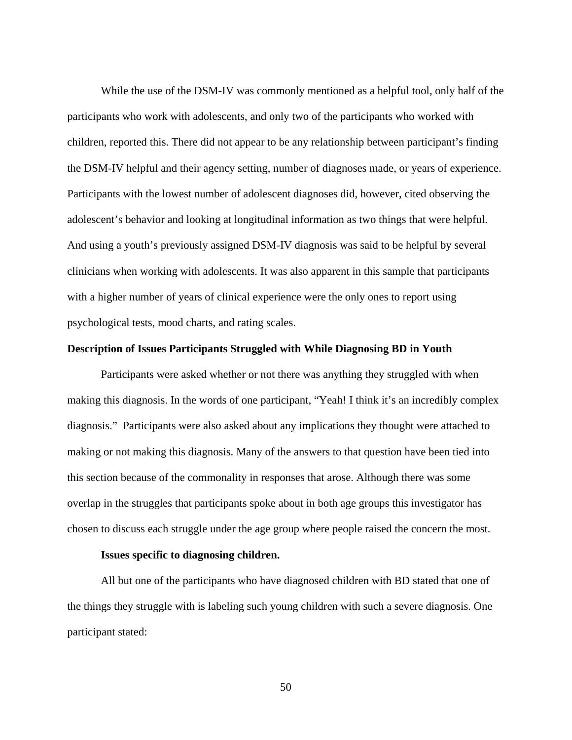While the use of the DSM-IV was commonly mentioned as a helpful tool, only half of the participants who work with adolescents, and only two of the participants who worked with children, reported this. There did not appear to be any relationship between participant's finding the DSM-IV helpful and their agency setting, number of diagnoses made, or years of experience. Participants with the lowest number of adolescent diagnoses did, however, cited observing the adolescent's behavior and looking at longitudinal information as two things that were helpful. And using a youth's previously assigned DSM-IV diagnosis was said to be helpful by several clinicians when working with adolescents. It was also apparent in this sample that participants with a higher number of years of clinical experience were the only ones to report using psychological tests, mood charts, and rating scales.

## Description of Issues Participants Struggled with While Diagnosing BD in Youth

Participants were asked whether or not there was anything they struggled with when making this diagnosis. In the words of one participant, "Yeah! I think it's an incredibly complex diagnosis." Participants were also asked about any implications they thought were attached to making or not making this diagnosis. Many of the answers to that question have been tied into this section because of the commonality in responses that arose. Although there was some overlap in the struggles that participants spoke about in both age groups this investigator has chosen to discuss each struggle under the age group where people raised the concern the most.

### Issues specific to diagnosing children.

All but one of the participants who have diagnosed children with BD stated that one of the things they struggle with is labeling such young children with such a severe diagnosis. One participant stated: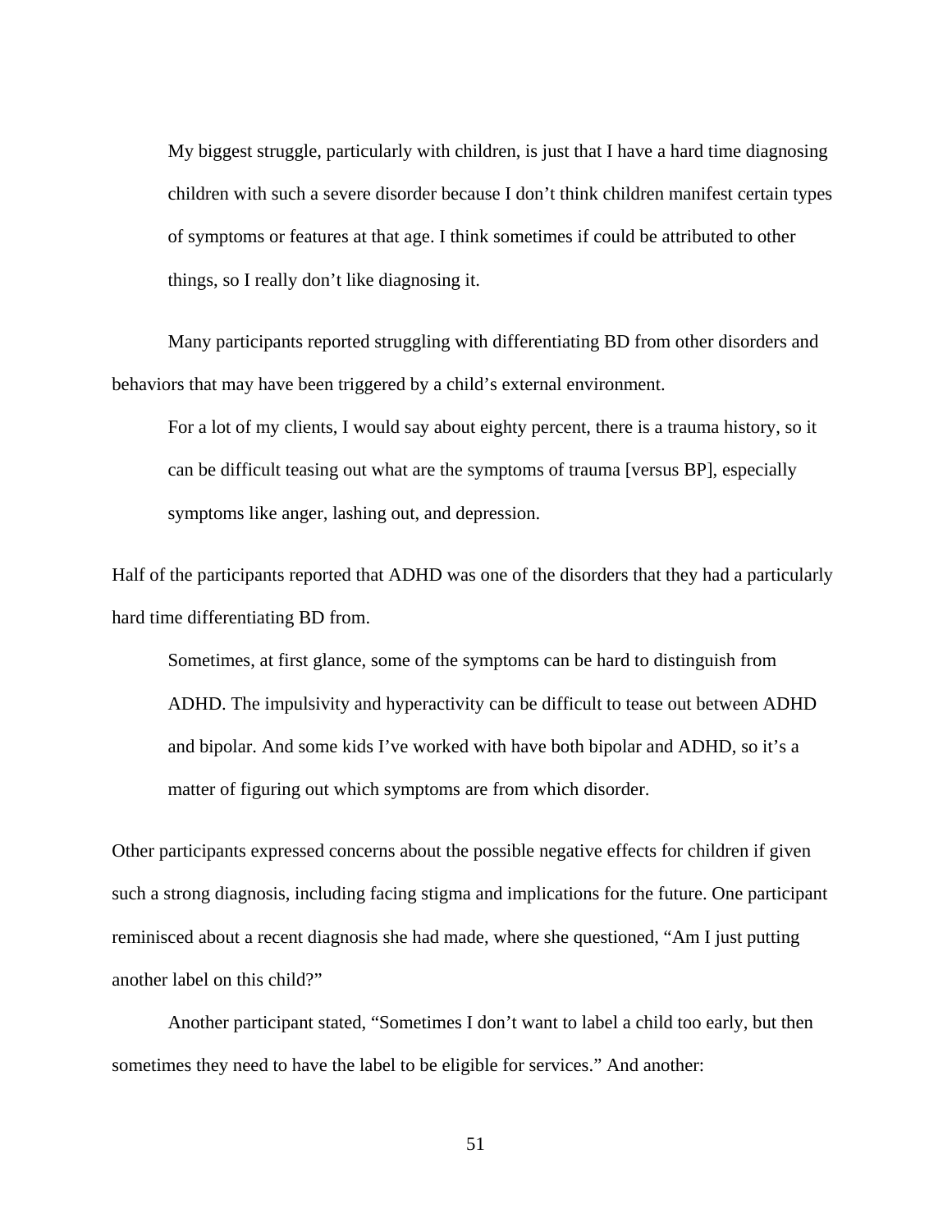> My biggest struggle, particularly with children, is just that I have a hard time diagnosing children with such a severe disorder because I don't think children manifest certain types of symptoms or features at that age. I think sometimes if could be attributed to other things, so I really don't like diagnosing it.

Many participants reported struggling with differentiating BD from other disorders and behaviors that may have been triggered by a child's external environment.

> For a lot of my clients, I would say about eighty percent, there is a trauma history, so it can be difficult teasing out what are the symptoms of trauma [versus BP], especially symptoms like anger, lashing out, and depression.

Half of the participants reported that ADHD was one of the disorders that they had a particularly hard time differentiating BD from.

> Sometimes, at first glance, some of the symptoms can be hard to distinguish from ADHD. The impulsivity and hyperactivity can be difficult to tease out between ADHD and bipolar. And some kids I've worked with have both bipolar and ADHD, so it's a matter of figuring out which symptoms are from which disorder.

Other participants expressed concerns about the possible negative effects for children if given such a strong diagnosis, including facing stigma and implications for the future. One participant reminisced about a recent diagnosis she had made, where she questioned, "Am I just putting another label on this child?"

Another participant stated, "Sometimes I don't want to label a child too early, but then sometimes they need to have the label to be eligible for services." And another: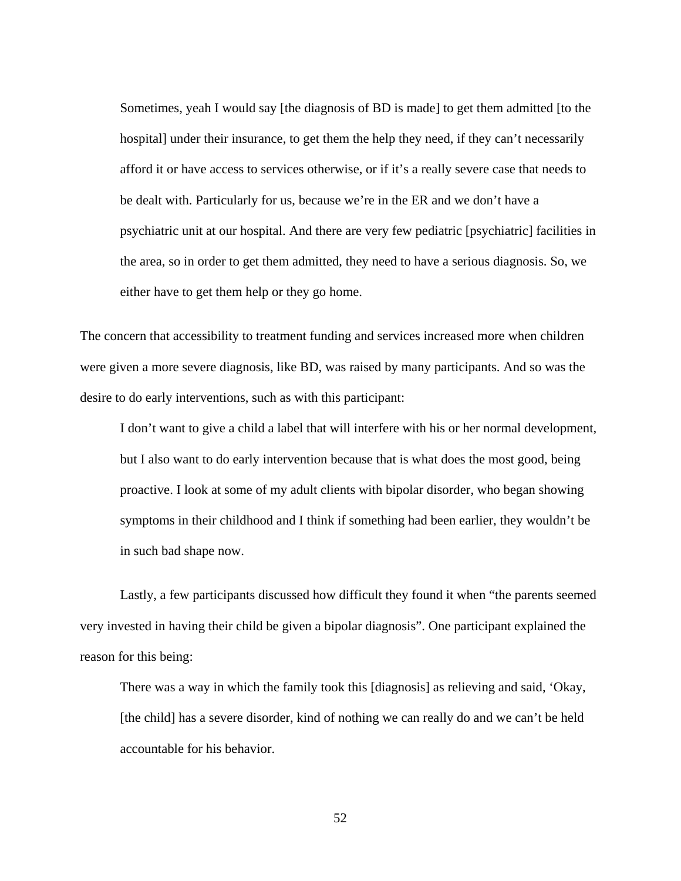> Sometimes, yeah I would say [the diagnosis of BD is made] to get them admitted [to the hospital] under their insurance, to get them the help they need, if they can't necessarily afford it or have access to services otherwise, or if it's a really severe case that needs to be dealt with. Particularly for us, because we're in the ER and we don't have a psychiatric unit at our hospital. And there are very few pediatric [psychiatric] facilities in the area, so in order to get them admitted, they need to have a serious diagnosis. So, we either have to get them help or they go home.

The concern that accessibility to treatment funding and services increased more when children were given a more severe diagnosis, like BD, was raised by many participants. And so was the desire to do early interventions, such as with this participant:

> I don't want to give a child a label that will interfere with his or her normal development, but I also want to do early intervention because that is what does the most good, being proactive. I look at some of my adult clients with bipolar disorder, who began showing symptoms in their childhood and I think if something had been earlier, they wouldn't be in such bad shape now.

Lastly, a few participants discussed how difficult they found it when "the parents seemed very invested in having their child be given a bipolar diagnosis". One participant explained the reason for this being:

> There was a way in which the family took this [diagnosis] as relieving and said, 'Okay, [the child] has a severe disorder, kind of nothing we can really do and we can't be held accountable for his behavior.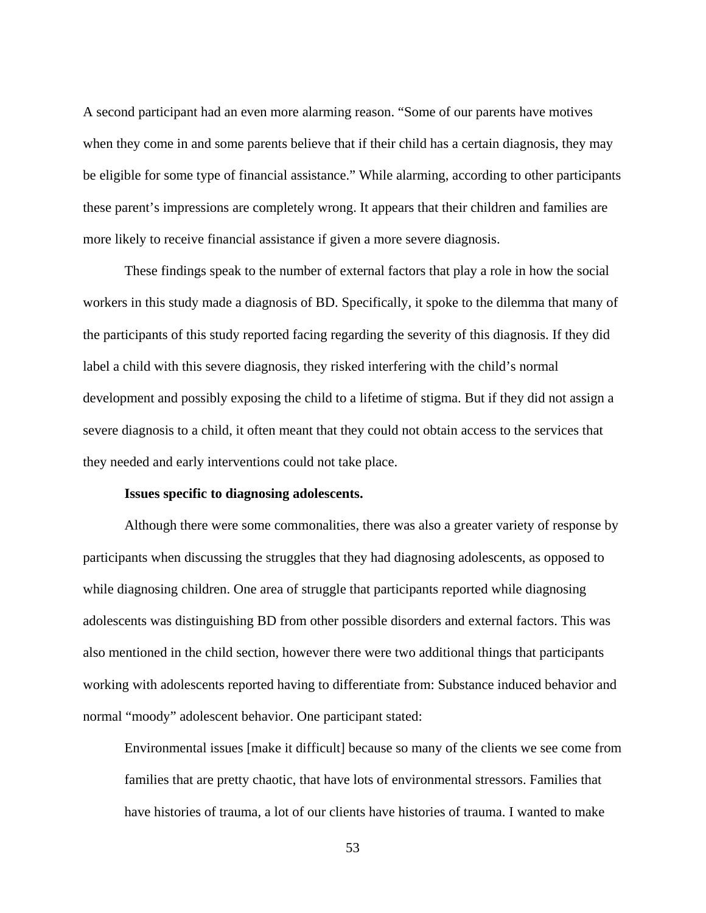A second participant had an even more alarming reason. "Some of our parents have motives when they come in and some parents believe that if their child has a certain diagnosis, they may be eligible for some type of financial assistance." While alarming, according to other participants these parent's impressions are completely wrong. It appears that their children and families are more likely to receive financial assistance if given a more severe diagnosis.

These findings speak to the number of external factors that play a role in how the social workers in this study made a diagnosis of BD. Specifically, it spoke to the dilemma that many of the participants of this study reported facing regarding the severity of this diagnosis. If they did label a child with this severe diagnosis, they risked interfering with the child's normal development and possibly exposing the child to a lifetime of stigma. But if they did not assign a severe diagnosis to a child, it often meant that they could not obtain access to the services that they needed and early interventions could not take place.

#### Issues specific to diagnosing adolescents.

Although there were some commonalities, there was also a greater variety of response by participants when discussing the struggles that they had diagnosing adolescents, as opposed to while diagnosing children. One area of struggle that participants reported while diagnosing adolescents was distinguishing BD from other possible disorders and external factors. This was also mentioned in the child section, however there were two additional things that participants working with adolescents reported having to differentiate from: Substance induced behavior and normal "moody" adolescent behavior. One participant stated:

> Environmental issues [make it difficult] because so many of the clients we see come from families that are pretty chaotic, that have lots of environmental stressors. Families that have histories of trauma, a lot of our clients have histories of trauma. I wanted to make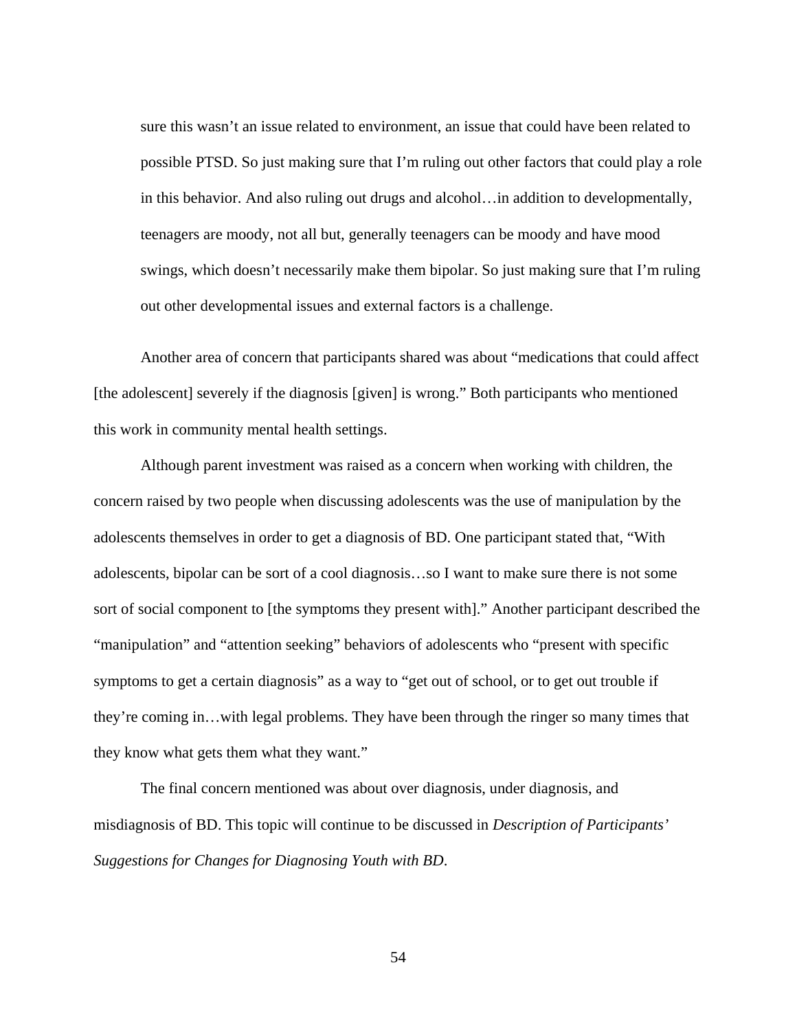> sure this wasn't an issue related to environment, an issue that could have been related to possible PTSD. So just making sure that I'm ruling out other factors that could play a role in this behavior. And also ruling out drugs and alcohol…in addition to developmentally, teenagers are moody, not all but, generally teenagers can be moody and have mood swings, which doesn't necessarily make them bipolar. So just making sure that I'm ruling out other developmental issues and external factors is a challenge.

Another area of concern that participants shared was about "medications that could affect [the adolescent] severely if the diagnosis [given] is wrong." Both participants who mentioned this work in community mental health settings.

Although parent investment was raised as a concern when working with children, the concern raised by two people when discussing adolescents was the use of manipulation by the adolescents themselves in order to get a diagnosis of BD. One participant stated that, "With adolescents, bipolar can be sort of a cool diagnosis…so I want to make sure there is not some sort of social component to [the symptoms they present with]." Another participant described the "manipulation" and "attention seeking" behaviors of adolescents who "present with specific symptoms to get a certain diagnosis" as a way to "get out of school, or to get out trouble if they're coming in…with legal problems. They have been through the ringer so many times that they know what gets them what they want."

The final concern mentioned was about over diagnosis, under diagnosis, and misdiagnosis of BD. This topic will continue to be discussed in *Description of Participants' Suggestions for Changes for Diagnosing Youth with BD*.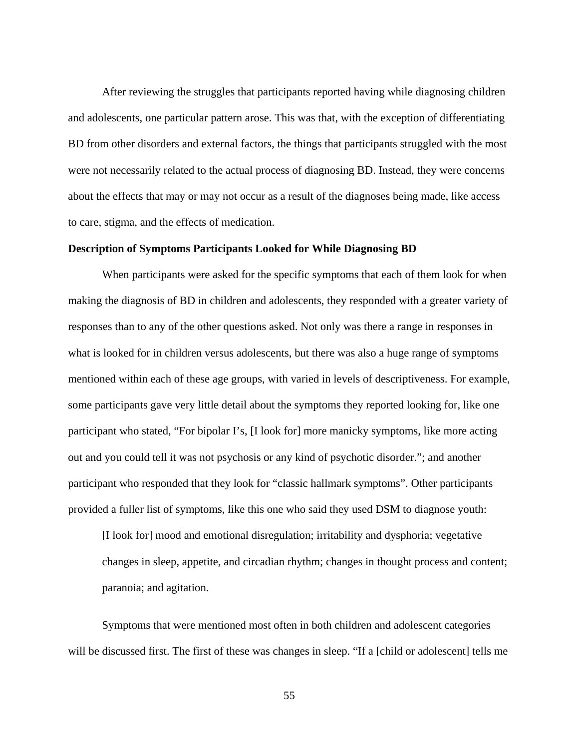After reviewing the struggles that participants reported having while diagnosing children and adolescents, one particular pattern arose. This was that, with the exception of differentiating BD from other disorders and external factors, the things that participants struggled with the most were not necessarily related to the actual process of diagnosing BD. Instead, they were concerns about the effects that may or may not occur as a result of the diagnoses being made, like access to care, stigma, and the effects of medication.

**Description of Symptoms Participants Looked for While Diagnosing BD**

When participants were asked for the specific symptoms that each of them look for when making the diagnosis of BD in children and adolescents, they responded with a greater variety of responses than to any of the other questions asked. Not only was there a range in responses in what is looked for in children versus adolescents, but there was also a huge range of symptoms mentioned within each of these age groups, with varied in levels of descriptiveness. For example, some participants gave very little detail about the symptoms they reported looking for, like one participant who stated, "For bipolar I's, [I look for] more manicky symptoms, like more acting out and you could tell it was not psychosis or any kind of psychotic disorder."; and another participant who responded that they look for "classic hallmark symptoms". Other participants provided a fuller list of symptoms, like this one who said they used DSM to diagnose youth:

> [I look for] mood and emotional disregulation; irritability and dysphoria; vegetative changes in sleep, appetite, and circadian rhythm; changes in thought process and content; paranoia; and agitation.

Symptoms that were mentioned most often in both children and adolescent categories will be discussed first. The first of these was changes in sleep. "If a [child or adolescent] tells me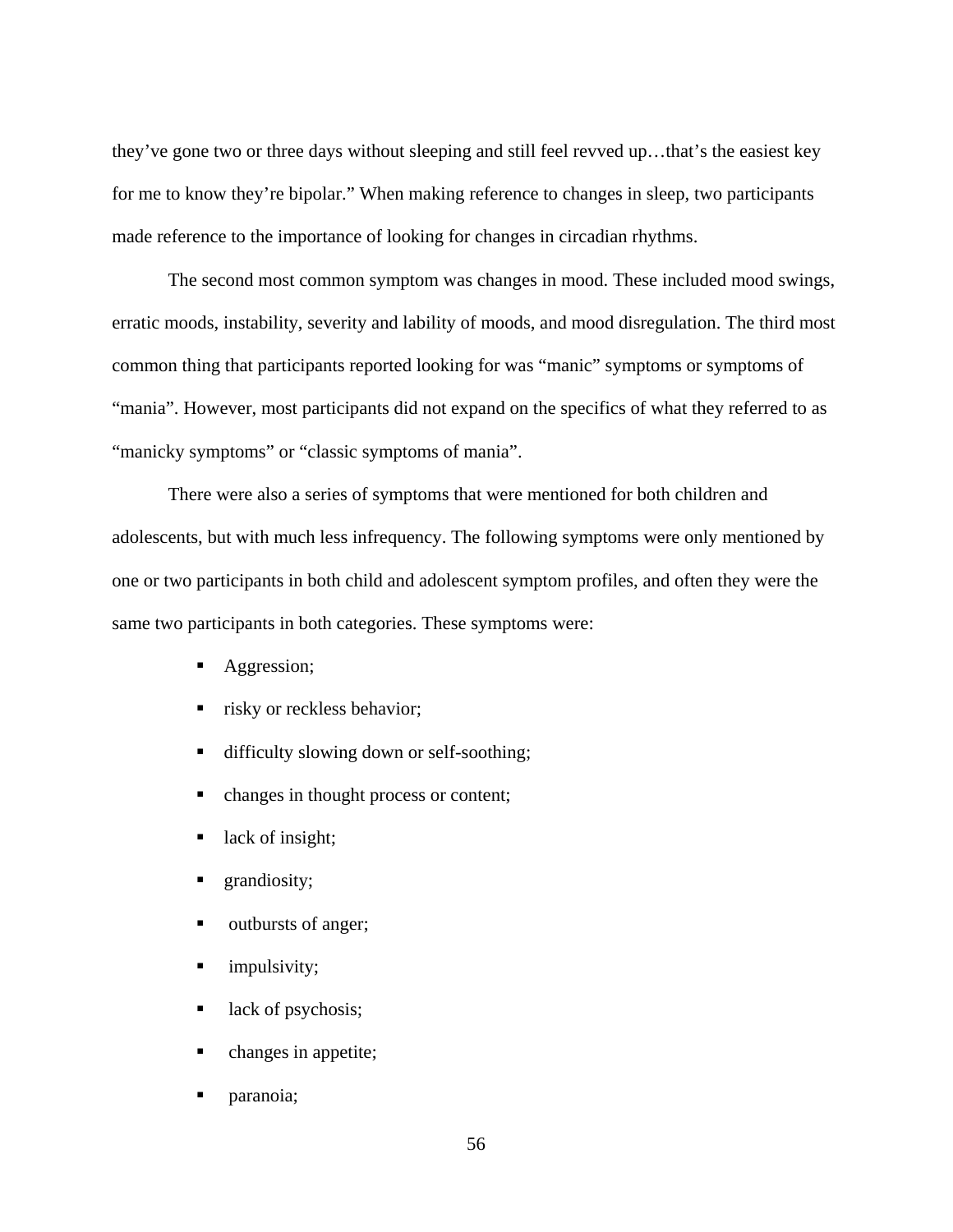they've gone two or three days without sleeping and still feel revved up…that's the easiest key for me to know they're bipolar." When making reference to changes in sleep, two participants made reference to the importance of looking for changes in circadian rhythms.

The second most common symptom was changes in mood. These included mood swings, erratic moods, instability, severity and lability of moods, and mood disregulation. The third most common thing that participants reported looking for was "manic" symptoms or symptoms of "mania". However, most participants did not expand on the specifics of what they referred to as "manicky symptoms" or "classic symptoms of mania".

There were also a series of symptoms that were mentioned for both children and adolescents, but with much less infrequency. The following symptoms were only mentioned by one or two participants in both child and adolescent symptom profiles, and often they were the same two participants in both categories. These symptoms were:

- Aggression;
- risky or reckless behavior;
- difficulty slowing down or self-soothing;
- changes in thought process or content;
- lack of insight;
- grandiosity;
- outbursts of anger;
- impulsivity;
- lack of psychosis;
- changes in appetite;
- paranoia;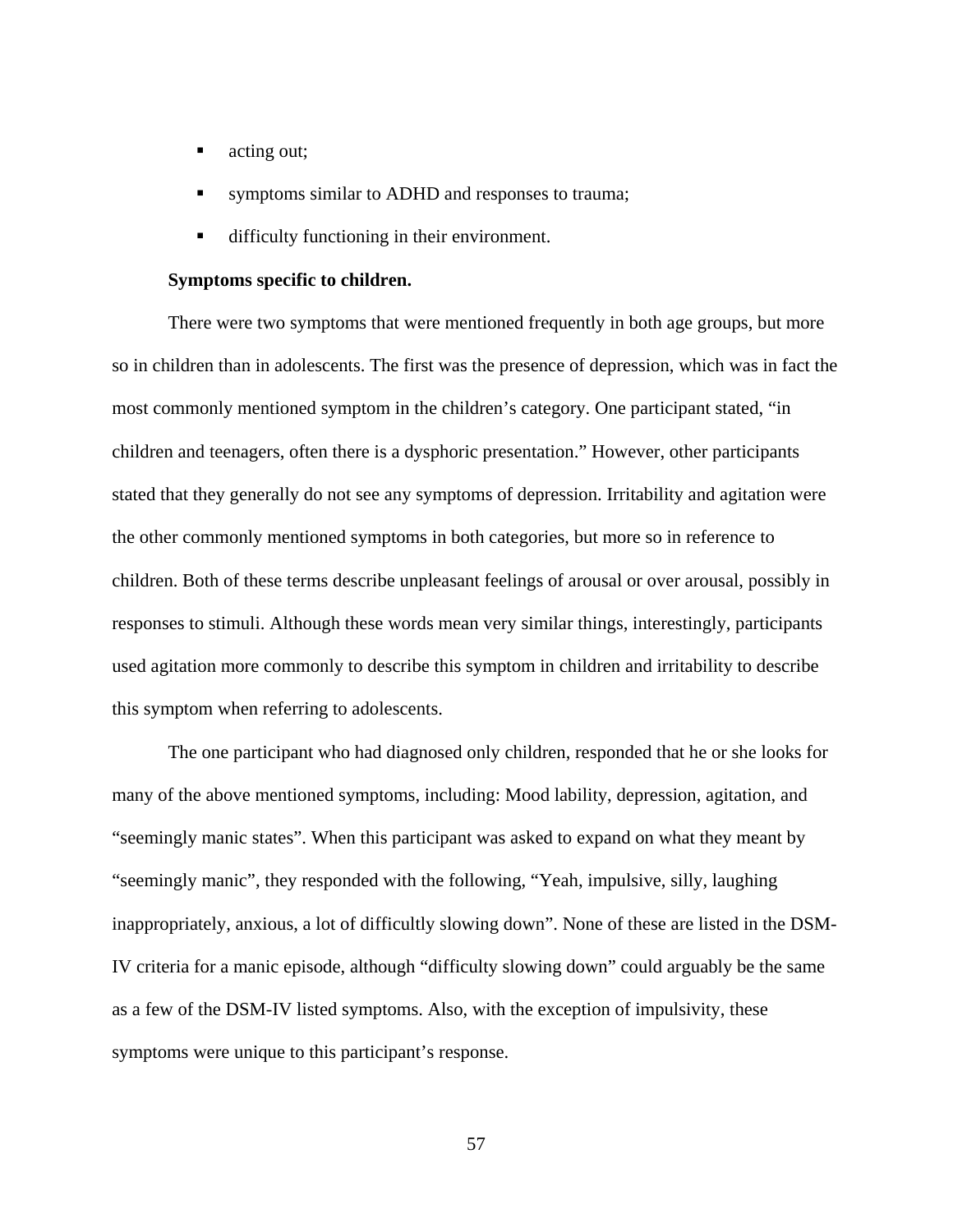- acting out;
- symptoms similar to ADHD and responses to trauma;
- difficulty functioning in their environment.

**Symptoms specific to children.**

There were two symptoms that were mentioned frequently in both age groups, but more so in children than in adolescents. The first was the presence of depression, which was in fact the most commonly mentioned symptom in the children's category. One participant stated, "in children and teenagers, often there is a dysphoric presentation." However, other participants stated that they generally do not see any symptoms of depression. Irritability and agitation were the other commonly mentioned symptoms in both categories, but more so in reference to children. Both of these terms describe unpleasant feelings of arousal or over arousal, possibly in responses to stimuli. Although these words mean very similar things, interestingly, participants used agitation more commonly to describe this symptom in children and irritability to describe this symptom when referring to adolescents.

The one participant who had diagnosed only children, responded that he or she looks for many of the above mentioned symptoms, including: Mood lability, depression, agitation, and "seemingly manic states". When this participant was asked to expand on what they meant by "seemingly manic", they responded with the following, "Yeah, impulsive, silly, laughing inappropriately, anxious, a lot of difficultly slowing down". None of these are listed in the DSM-IV criteria for a manic episode, although "difficulty slowing down" could arguably be the same as a few of the DSM-IV listed symptoms. Also, with the exception of impulsivity, these symptoms were unique to this participant's response.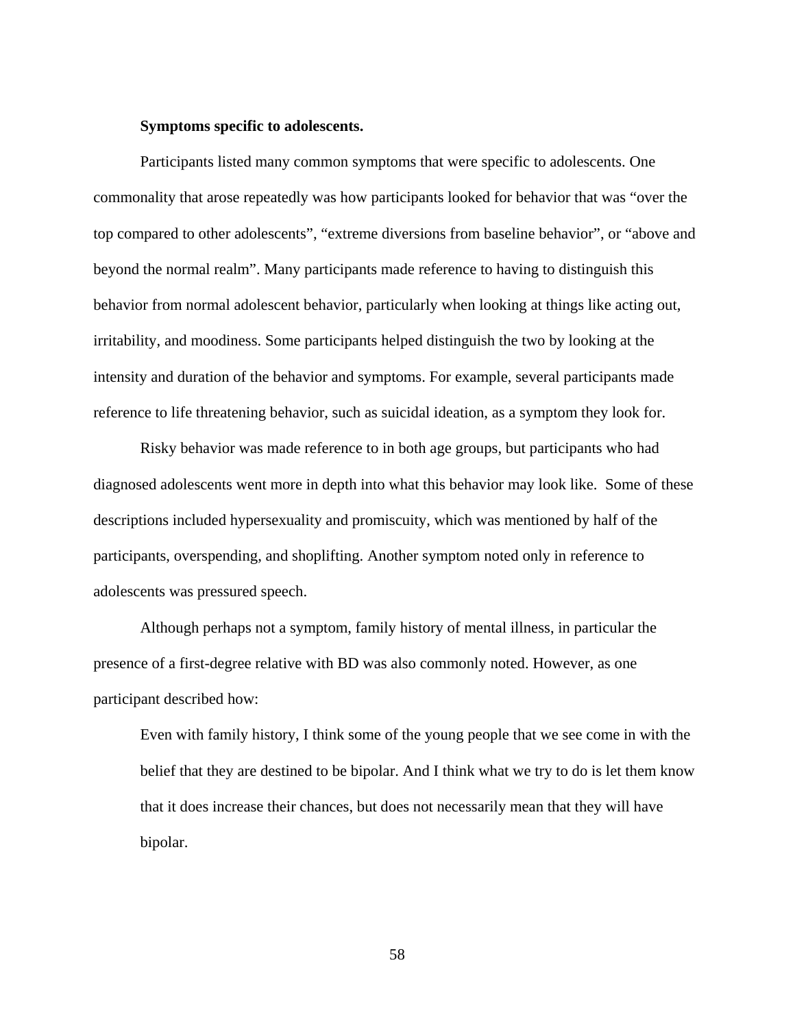**Symptoms specific to adolescents.**

Participants listed many common symptoms that were specific to adolescents. One commonality that arose repeatedly was how participants looked for behavior that was "over the top compared to other adolescents", "extreme diversions from baseline behavior", or "above and beyond the normal realm". Many participants made reference to having to distinguish this behavior from normal adolescent behavior, particularly when looking at things like acting out, irritability, and moodiness. Some participants helped distinguish the two by looking at the intensity and duration of the behavior and symptoms. For example, several participants made reference to life threatening behavior, such as suicidal ideation, as a symptom they look for.

Risky behavior was made reference to in both age groups, but participants who had diagnosed adolescents went more in depth into what this behavior may look like. Some of these descriptions included hypersexuality and promiscuity, which was mentioned by half of the participants, overspending, and shoplifting. Another symptom noted only in reference to adolescents was pressured speech.

Although perhaps not a symptom, family history of mental illness, in particular the presence of a first-degree relative with BD was also commonly noted. However, as one participant described how:

> Even with family history, I think some of the young people that we see come in with the belief that they are destined to be bipolar. And I think what we try to do is let them know that it does increase their chances, but does not necessarily mean that they will have bipolar.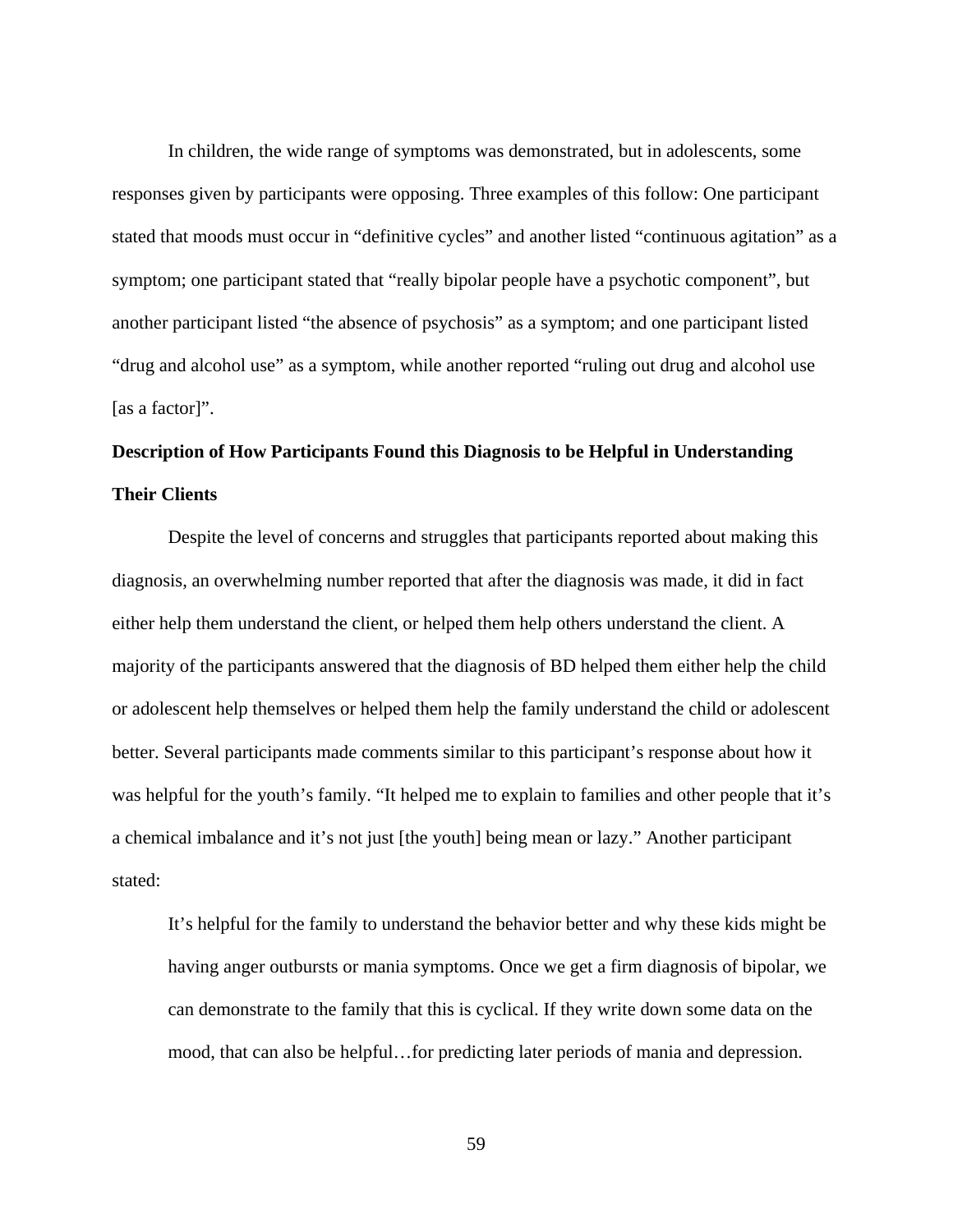In children, the wide range of symptoms was demonstrated, but in adolescents, some responses given by participants were opposing. Three examples of this follow: One participant stated that moods must occur in "definitive cycles" and another listed "continuous agitation" as a symptom; one participant stated that "really bipolar people have a psychotic component", but another participant listed "the absence of psychosis" as a symptom; and one participant listed "drug and alcohol use" as a symptom, while another reported "ruling out drug and alcohol use [as a factor]".

## Description of How Participants Found this Diagnosis to be Helpful in Understanding Their Clients

Despite the level of concerns and struggles that participants reported about making this diagnosis, an overwhelming number reported that after the diagnosis was made, it did in fact either help them understand the client, or helped them help others understand the client. A majority of the participants answered that the diagnosis of BD helped them either help the child or adolescent help themselves or helped them help the family understand the child or adolescent better. Several participants made comments similar to this participant's response about how it was helpful for the youth's family. "It helped me to explain to families and other people that it's a chemical imbalance and it's not just [the youth] being mean or lazy." Another participant stated:

> It's helpful for the family to understand the behavior better and why these kids might be having anger outbursts or mania symptoms. Once we get a firm diagnosis of bipolar, we can demonstrate to the family that this is cyclical. If they write down some data on the mood, that can also be helpful…for predicting later periods of mania and depression.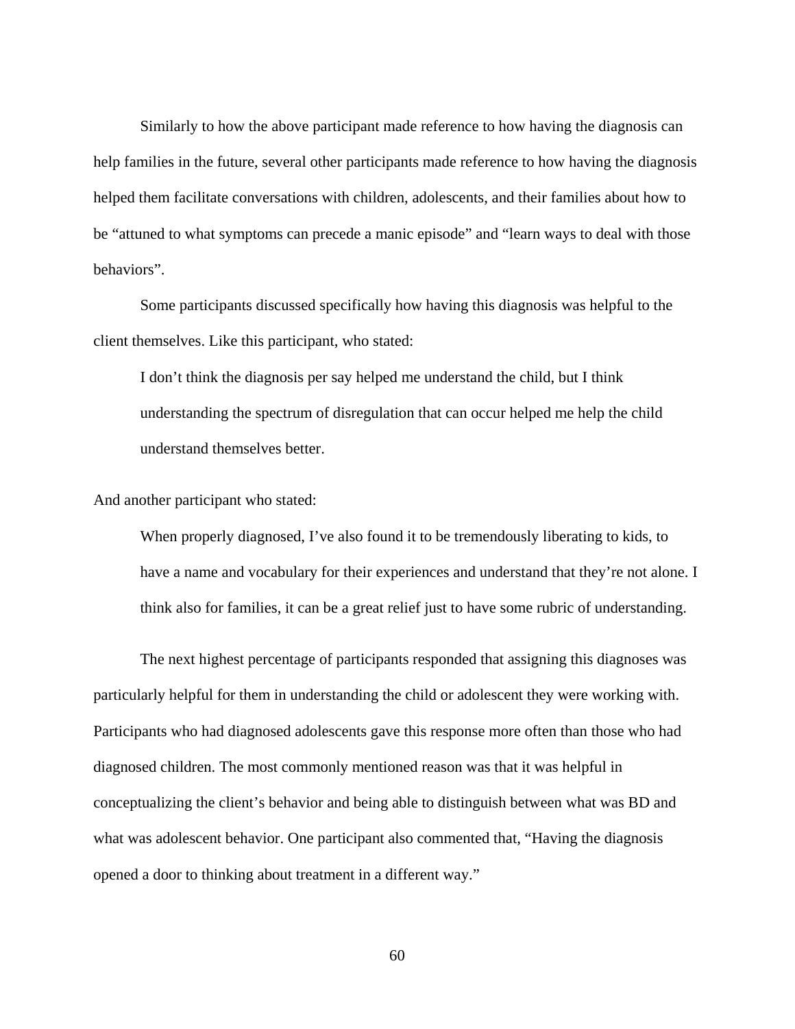Similarly to how the above participant made reference to how having the diagnosis can help families in the future, several other participants made reference to how having the diagnosis helped them facilitate conversations with children, adolescents, and their families about how to be “attuned to what symptoms can precede a manic episode” and “learn ways to deal with those behaviors”.

Some participants discussed specifically how having this diagnosis was helpful to the client themselves. Like this participant, who stated:

> I don’t think the diagnosis per say helped me understand the child, but I think understanding the spectrum of disregulation that can occur helped me help the child understand themselves better.

And another participant who stated:

> When properly diagnosed, I’ve also found it to be tremendously liberating to kids, to have a name and vocabulary for their experiences and understand that they’re not alone. I think also for families, it can be a great relief just to have some rubric of understanding.

The next highest percentage of participants responded that assigning this diagnoses was particularly helpful for them in understanding the child or adolescent they were working with. Participants who had diagnosed adolescents gave this response more often than those who had diagnosed children. The most commonly mentioned reason was that it was helpful in conceptualizing the client’s behavior and being able to distinguish between what was BD and what was adolescent behavior. One participant also commented that, “Having the diagnosis opened a door to thinking about treatment in a different way.”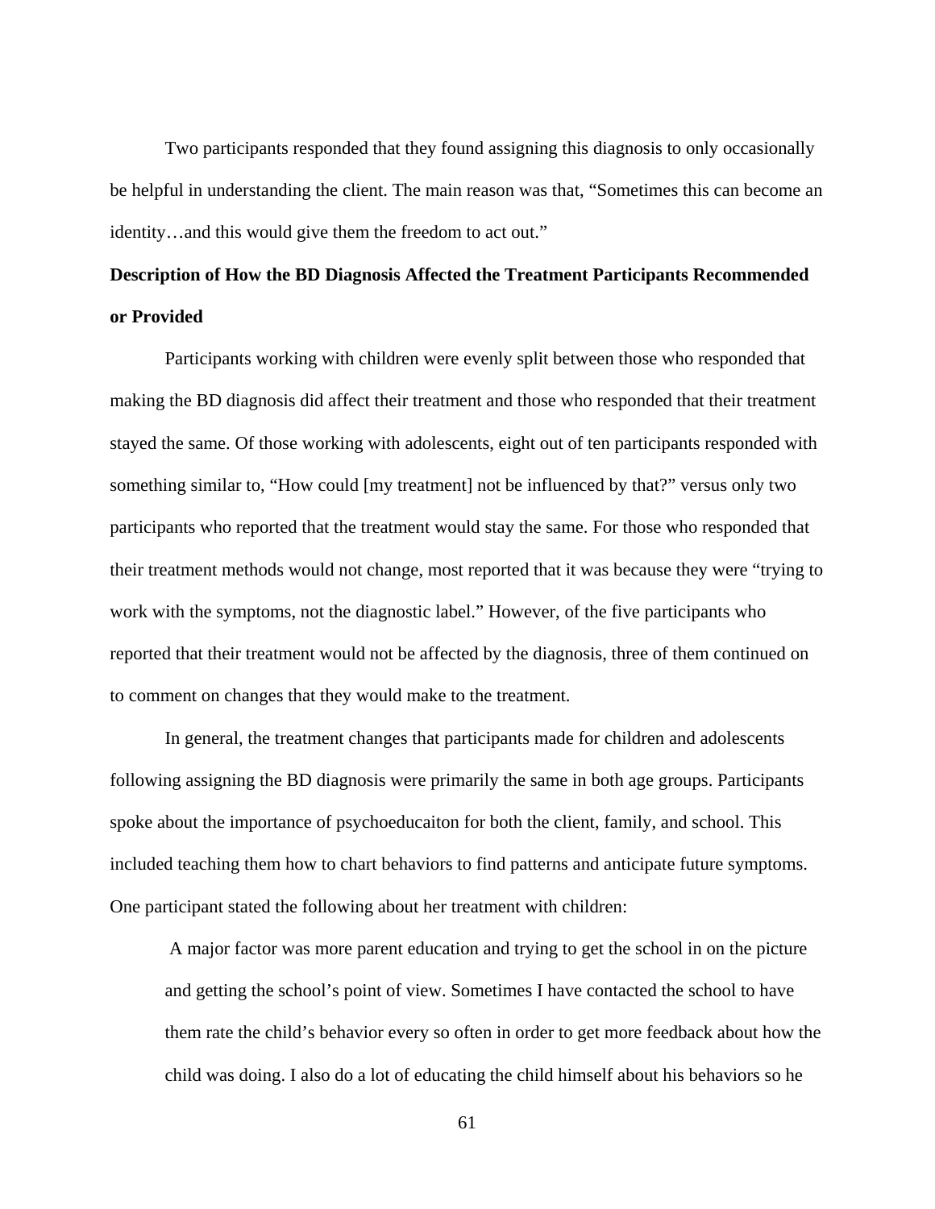Two participants responded that they found assigning this diagnosis to only occasionally be helpful in understanding the client. The main reason was that, "Sometimes this can become an identity…and this would give them the freedom to act out."

**Description of How the BD Diagnosis Affected the Treatment Participants Recommended or Provided**

Participants working with children were evenly split between those who responded that making the BD diagnosis did affect their treatment and those who responded that their treatment stayed the same. Of those working with adolescents, eight out of ten participants responded with something similar to, "How could [my treatment] not be influenced by that?" versus only two participants who reported that the treatment would stay the same. For those who responded that their treatment methods would not change, most reported that it was because they were "trying to work with the symptoms, not the diagnostic label." However, of the five participants who reported that their treatment would not be affected by the diagnosis, three of them continued on to comment on changes that they would make to the treatment.

In general, the treatment changes that participants made for children and adolescents following assigning the BD diagnosis were primarily the same in both age groups. Participants spoke about the importance of psychoeducaiton for both the client, family, and school. This included teaching them how to chart behaviors to find patterns and anticipate future symptoms. One participant stated the following about her treatment with children:

> A major factor was more parent education and trying to get the school in on the picture and getting the school's point of view. Sometimes I have contacted the school to have them rate the child's behavior every so often in order to get more feedback about how the child was doing. I also do a lot of educating the child himself about his behaviors so he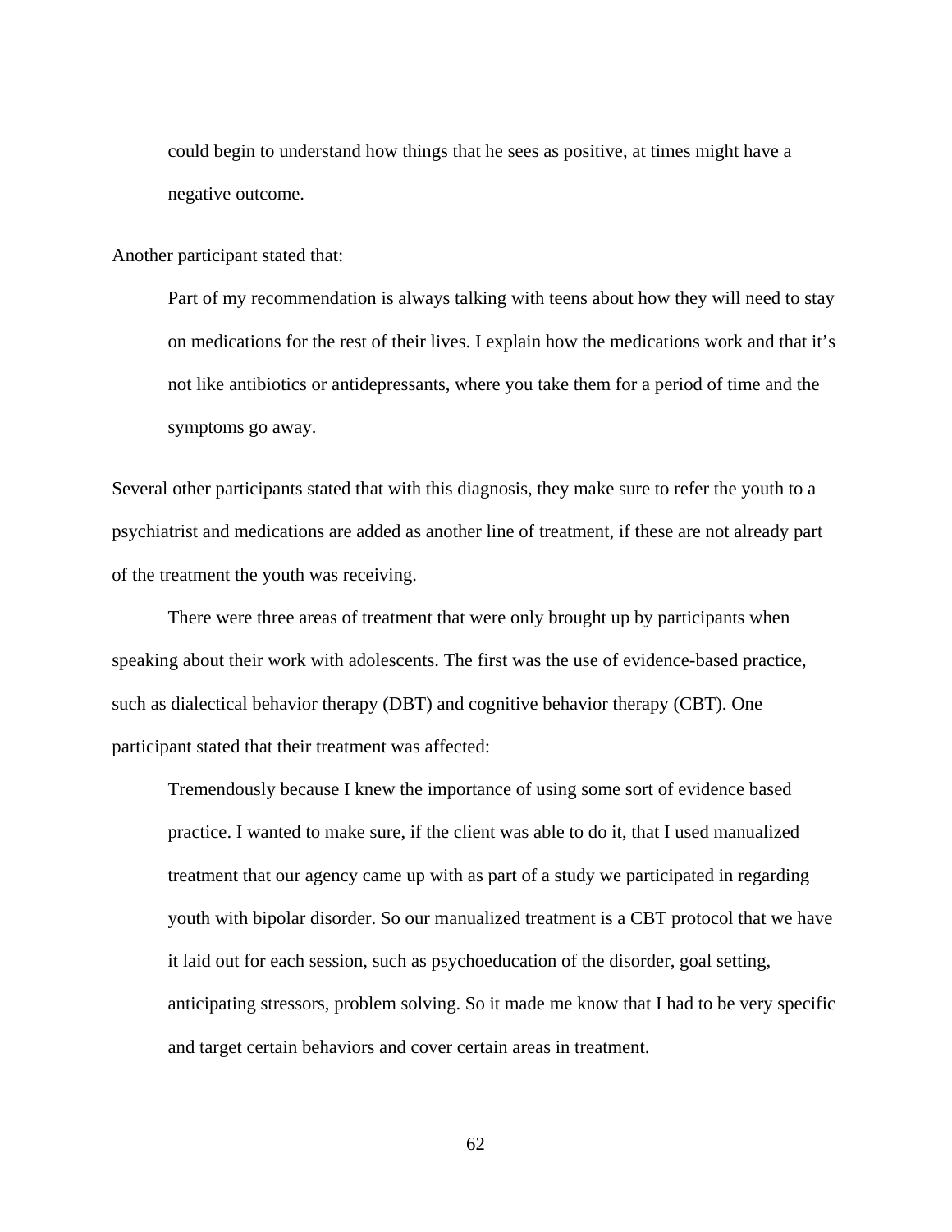> could begin to understand how things that he sees as positive, at times might have a negative outcome.

Another participant stated that:

> Part of my recommendation is always talking with teens about how they will need to stay on medications for the rest of their lives. I explain how the medications work and that it's not like antibiotics or antidepressants, where you take them for a period of time and the symptoms go away.

Several other participants stated that with this diagnosis, they make sure to refer the youth to a psychiatrist and medications are added as another line of treatment, if these are not already part of the treatment the youth was receiving.

There were three areas of treatment that were only brought up by participants when speaking about their work with adolescents. The first was the use of evidence-based practice, such as dialectical behavior therapy (DBT) and cognitive behavior therapy (CBT). One participant stated that their treatment was affected:

> Tremendously because I knew the importance of using some sort of evidence based practice. I wanted to make sure, if the client was able to do it, that I used manualized treatment that our agency came up with as part of a study we participated in regarding youth with bipolar disorder. So our manualized treatment is a CBT protocol that we have it laid out for each session, such as psychoeducation of the disorder, goal setting, anticipating stressors, problem solving. So it made me know that I had to be very specific and target certain behaviors and cover certain areas in treatment.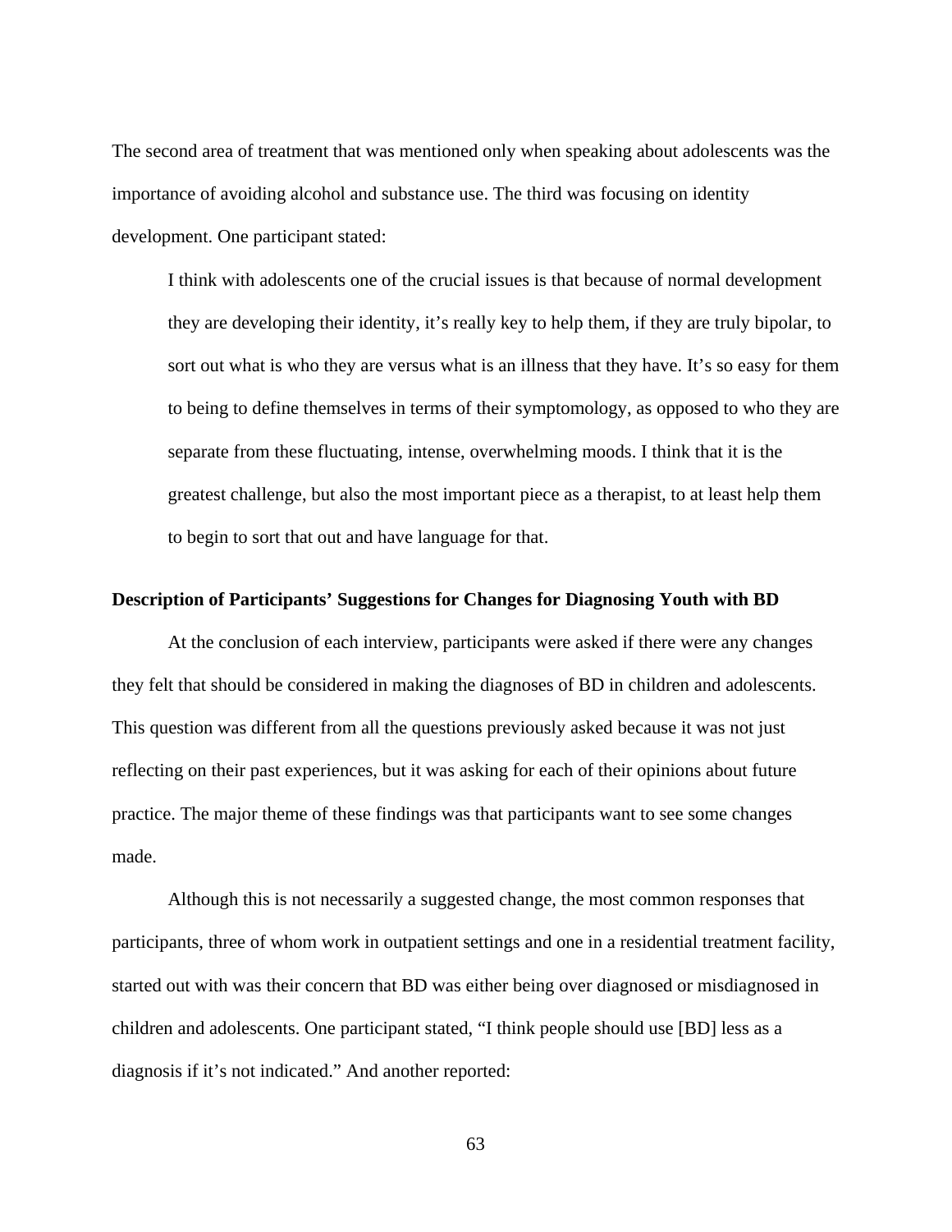The second area of treatment that was mentioned only when speaking about adolescents was the importance of avoiding alcohol and substance use. The third was focusing on identity development. One participant stated:

> I think with adolescents one of the crucial issues is that because of normal development they are developing their identity, it's really key to help them, if they are truly bipolar, to sort out what is who they are versus what is an illness that they have. It's so easy for them to being to define themselves in terms of their symptomology, as opposed to who they are separate from these fluctuating, intense, overwhelming moods. I think that it is the greatest challenge, but also the most important piece as a therapist, to at least help them to begin to sort that out and have language for that.

**Description of Participants' Suggestions for Changes for Diagnosing Youth with BD**

At the conclusion of each interview, participants were asked if there were any changes they felt that should be considered in making the diagnoses of BD in children and adolescents. This question was different from all the questions previously asked because it was not just reflecting on their past experiences, but it was asking for each of their opinions about future practice. The major theme of these findings was that participants want to see some changes made.

Although this is not necessarily a suggested change, the most common responses that participants, three of whom work in outpatient settings and one in a residential treatment facility, started out with was their concern that BD was either being over diagnosed or misdiagnosed in children and adolescents. One participant stated, "I think people should use [BD] less as a diagnosis if it's not indicated." And another reported: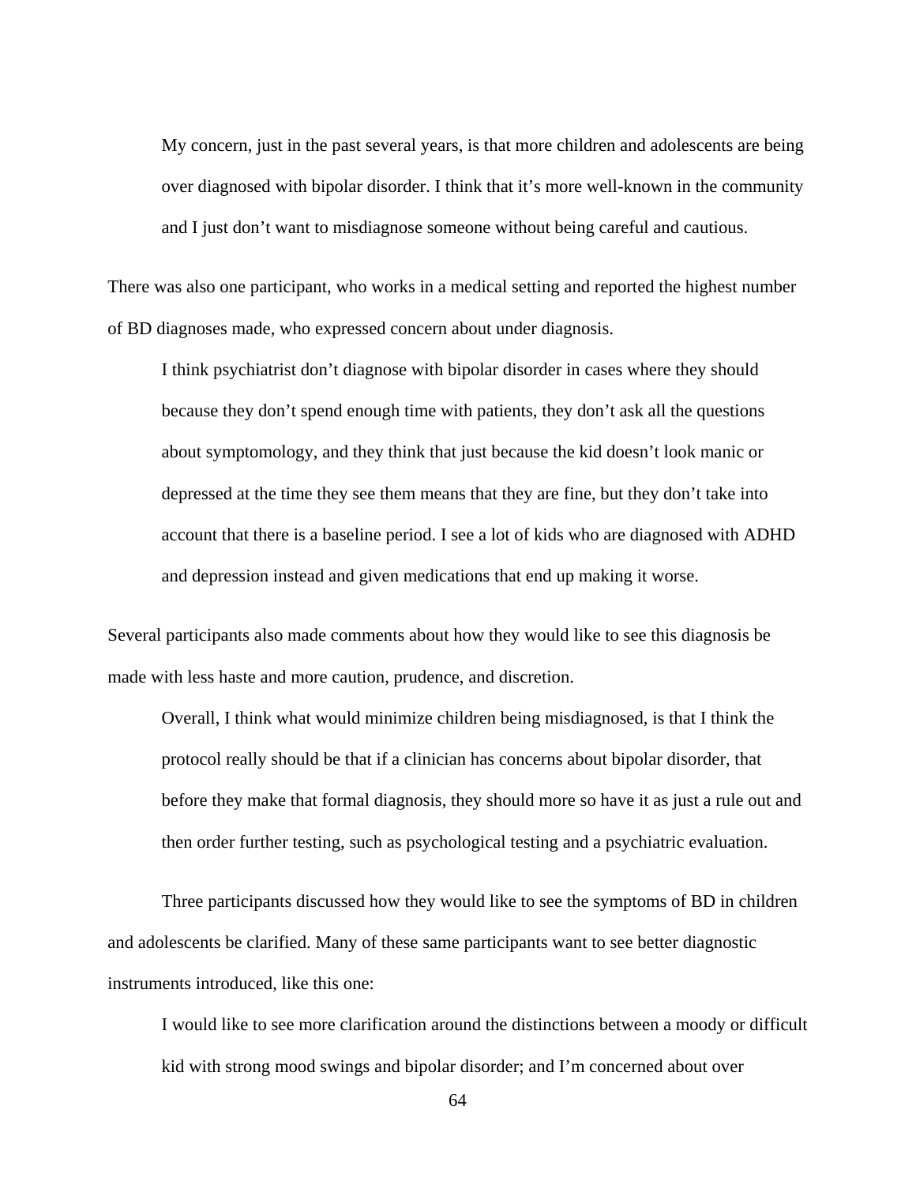> My concern, just in the past several years, is that more children and adolescents are being over diagnosed with bipolar disorder. I think that it's more well-known in the community and I just don't want to misdiagnose someone without being careful and cautious.

There was also one participant, who works in a medical setting and reported the highest number of BD diagnoses made, who expressed concern about under diagnosis.

> I think psychiatrist don't diagnose with bipolar disorder in cases where they should because they don't spend enough time with patients, they don't ask all the questions about symptomology, and they think that just because the kid doesn't look manic or depressed at the time they see them means that they are fine, but they don't take into account that there is a baseline period. I see a lot of kids who are diagnosed with ADHD and depression instead and given medications that end up making it worse.

Several participants also made comments about how they would like to see this diagnosis be made with less haste and more caution, prudence, and discretion.

> Overall, I think what would minimize children being misdiagnosed, is that I think the protocol really should be that if a clinician has concerns about bipolar disorder, that before they make that formal diagnosis, they should more so have it as just a rule out and then order further testing, such as psychological testing and a psychiatric evaluation.

Three participants discussed how they would like to see the symptoms of BD in children and adolescents be clarified. Many of these same participants want to see better diagnostic instruments introduced, like this one:

> I would like to see more clarification around the distinctions between a moody or difficult kid with strong mood swings and bipolar disorder; and I'm concerned about over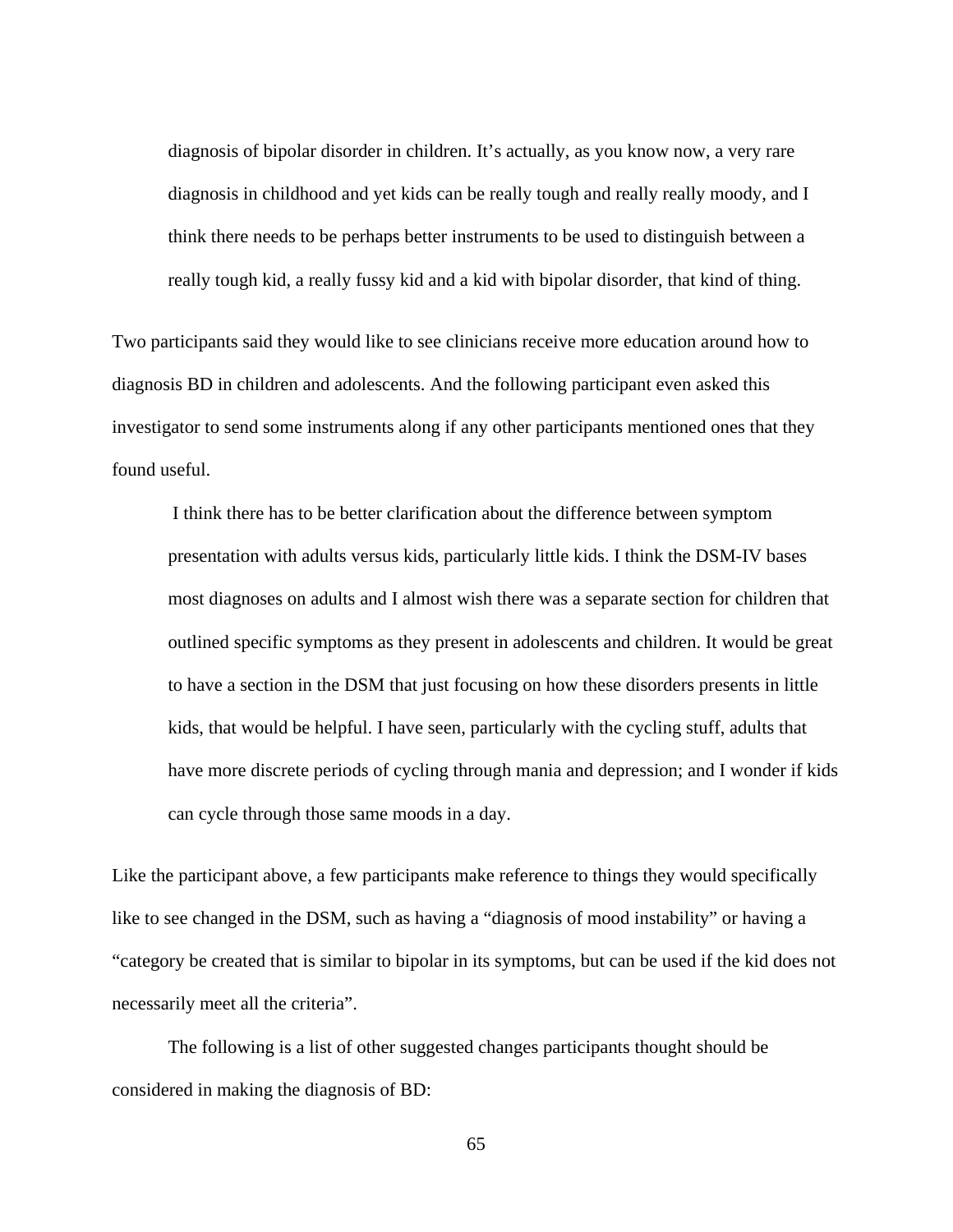> diagnosis of bipolar disorder in children. It's actually, as you know now, a very rare diagnosis in childhood and yet kids can be really tough and really really moody, and I think there needs to be perhaps better instruments to be used to distinguish between a really tough kid, a really fussy kid and a kid with bipolar disorder, that kind of thing.

Two participants said they would like to see clinicians receive more education around how to diagnosis BD in children and adolescents. And the following participant even asked this investigator to send some instruments along if any other participants mentioned ones that they found useful.

> I think there has to be better clarification about the difference between symptom presentation with adults versus kids, particularly little kids. I think the DSM-IV bases most diagnoses on adults and I almost wish there was a separate section for children that outlined specific symptoms as they present in adolescents and children. It would be great to have a section in the DSM that just focusing on how these disorders presents in little kids, that would be helpful. I have seen, particularly with the cycling stuff, adults that have more discrete periods of cycling through mania and depression; and I wonder if kids can cycle through those same moods in a day.

Like the participant above, a few participants make reference to things they would specifically like to see changed in the DSM, such as having a "diagnosis of mood instability" or having a "category be created that is similar to bipolar in its symptoms, but can be used if the kid does not necessarily meet all the criteria".

The following is a list of other suggested changes participants thought should be considered in making the diagnosis of BD: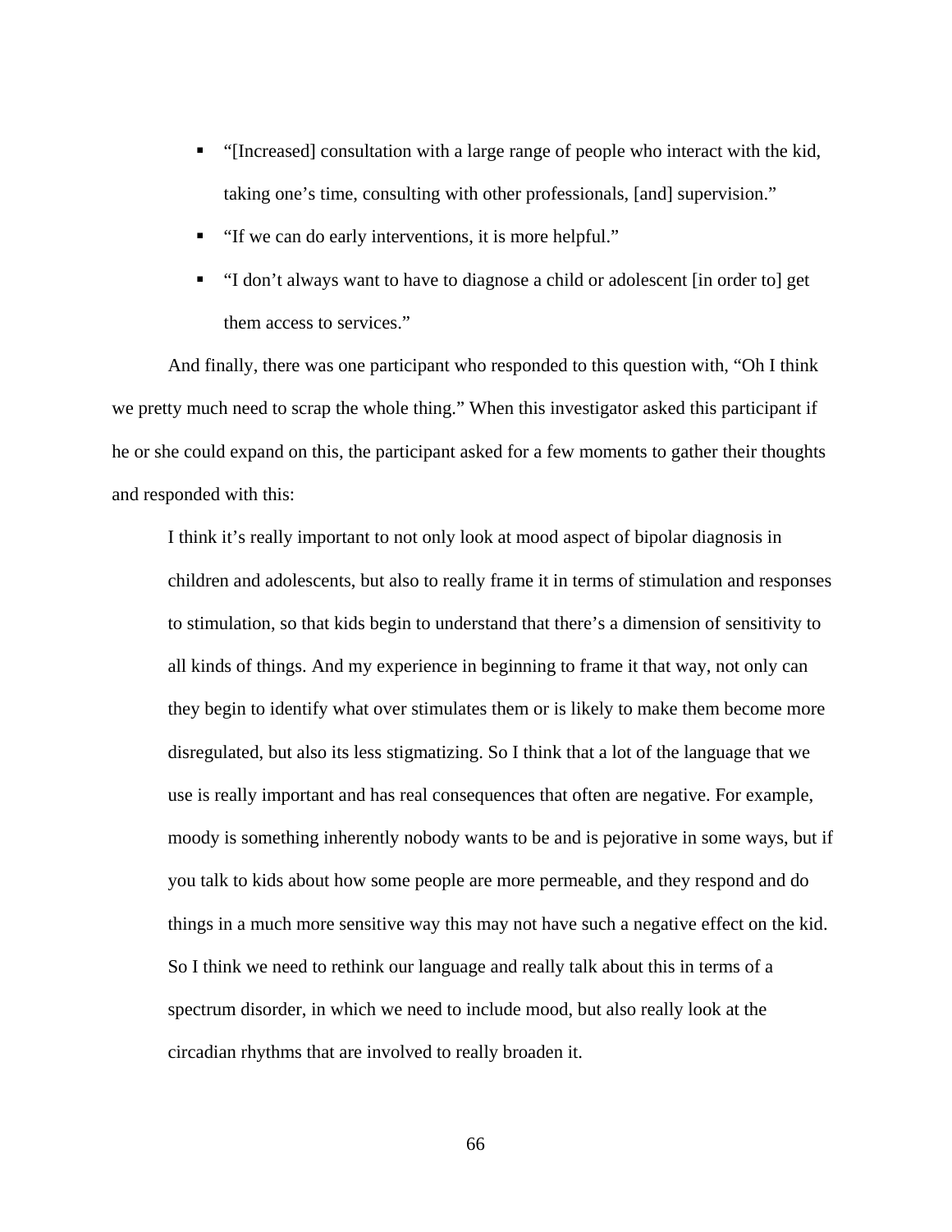- "[Increased] consultation with a large range of people who interact with the kid, taking one's time, consulting with other professionals, [and] supervision."
- "If we can do early interventions, it is more helpful."
- "I don't always want to have to diagnose a child or adolescent [in order to] get them access to services."

And finally, there was one participant who responded to this question with, "Oh I think we pretty much need to scrap the whole thing." When this investigator asked this participant if he or she could expand on this, the participant asked for a few moments to gather their thoughts and responded with this:

> I think it's really important to not only look at mood aspect of bipolar diagnosis in children and adolescents, but also to really frame it in terms of stimulation and responses to stimulation, so that kids begin to understand that there's a dimension of sensitivity to all kinds of things. And my experience in beginning to frame it that way, not only can they begin to identify what over stimulates them or is likely to make them become more disregulated, but also its less stigmatizing. So I think that a lot of the language that we use is really important and has real consequences that often are negative. For example, moody is something inherently nobody wants to be and is pejorative in some ways, but if you talk to kids about how some people are more permeable, and they respond and do things in a much more sensitive way this may not have such a negative effect on the kid. So I think we need to rethink our language and really talk about this in terms of a spectrum disorder, in which we need to include mood, but also really look at the circadian rhythms that are involved to really broaden it.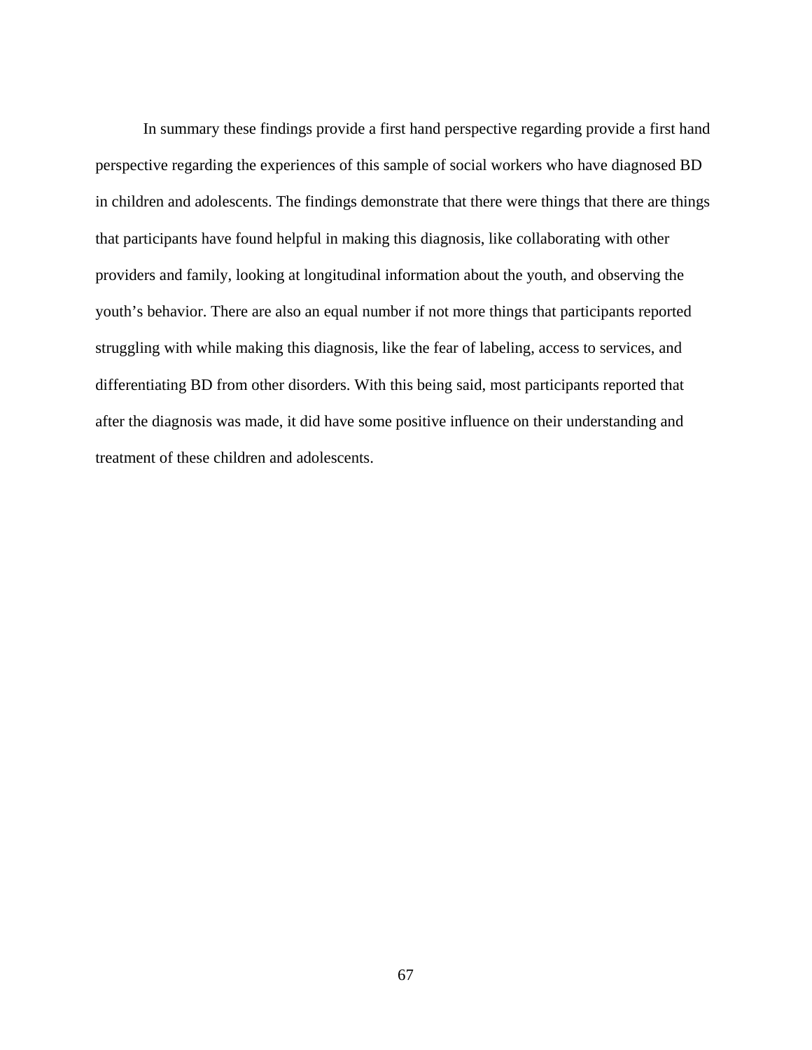In summary these findings provide a first hand perspective regarding provide a first hand perspective regarding the experiences of this sample of social workers who have diagnosed BD in children and adolescents. The findings demonstrate that there were things that there are things that participants have found helpful in making this diagnosis, like collaborating with other providers and family, looking at longitudinal information about the youth, and observing the youth's behavior. There are also an equal number if not more things that participants reported struggling with while making this diagnosis, like the fear of labeling, access to services, and differentiating BD from other disorders. With this being said, most participants reported that after the diagnosis was made, it did have some positive influence on their understanding and treatment of these children and adolescents.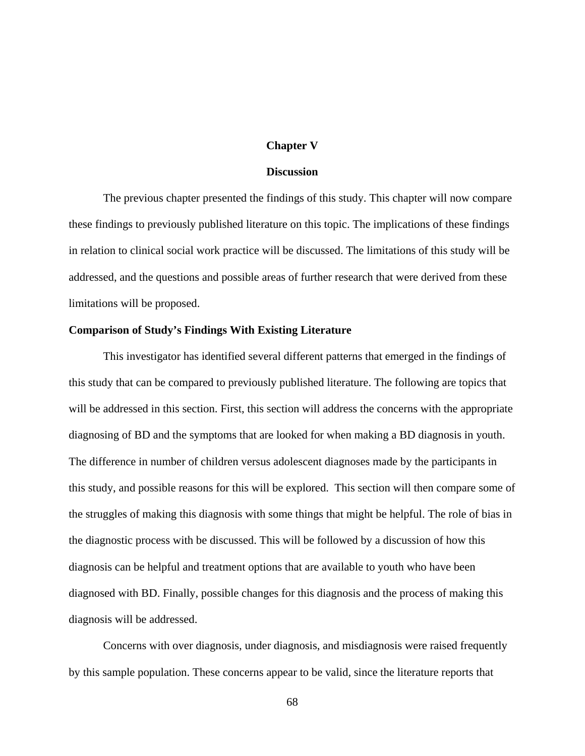# Chapter V

# Discussion

The previous chapter presented the findings of this study. This chapter will now compare these findings to previously published literature on this topic. The implications of these findings in relation to clinical social work practice will be discussed. The limitations of this study will be addressed, and the questions and possible areas of further research that were derived from these limitations will be proposed.

## Comparison of Study's Findings With Existing Literature

This investigator has identified several different patterns that emerged in the findings of this study that can be compared to previously published literature. The following are topics that will be addressed in this section. First, this section will address the concerns with the appropriate diagnosing of BD and the symptoms that are looked for when making a BD diagnosis in youth. The difference in number of children versus adolescent diagnoses made by the participants in this study, and possible reasons for this will be explored. This section will then compare some of the struggles of making this diagnosis with some things that might be helpful. The role of bias in the diagnostic process with be discussed. This will be followed by a discussion of how this diagnosis can be helpful and treatment options that are available to youth who have been diagnosed with BD. Finally, possible changes for this diagnosis and the process of making this diagnosis will be addressed.

Concerns with over diagnosis, under diagnosis, and misdiagnosis were raised frequently by this sample population. These concerns appear to be valid, since the literature reports that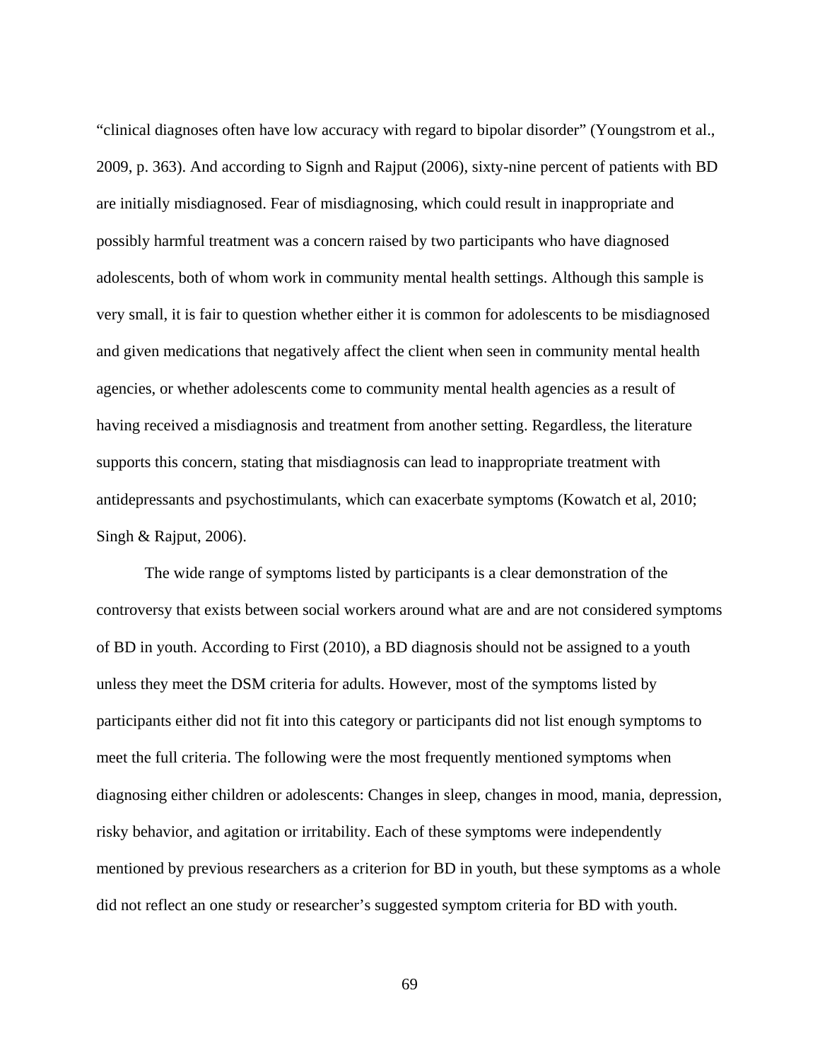"clinical diagnoses often have low accuracy with regard to bipolar disorder" (Youngstrom et al., 2009, p. 363). And according to Signh and Rajput (2006), sixty-nine percent of patients with BD are initially misdiagnosed. Fear of misdiagnosing, which could result in inappropriate and possibly harmful treatment was a concern raised by two participants who have diagnosed adolescents, both of whom work in community mental health settings. Although this sample is very small, it is fair to question whether either it is common for adolescents to be misdiagnosed and given medications that negatively affect the client when seen in community mental health agencies, or whether adolescents come to community mental health agencies as a result of having received a misdiagnosis and treatment from another setting. Regardless, the literature supports this concern, stating that misdiagnosis can lead to inappropriate treatment with antidepressants and psychostimulants, which can exacerbate symptoms (Kowatch et al, 2010; Singh & Rajput, 2006).

The wide range of symptoms listed by participants is a clear demonstration of the controversy that exists between social workers around what are and are not considered symptoms of BD in youth. According to First (2010), a BD diagnosis should not be assigned to a youth unless they meet the DSM criteria for adults. However, most of the symptoms listed by participants either did not fit into this category or participants did not list enough symptoms to meet the full criteria. The following were the most frequently mentioned symptoms when diagnosing either children or adolescents: Changes in sleep, changes in mood, mania, depression, risky behavior, and agitation or irritability. Each of these symptoms were independently mentioned by previous researchers as a criterion for BD in youth, but these symptoms as a whole did not reflect an one study or researcher's suggested symptom criteria for BD with youth.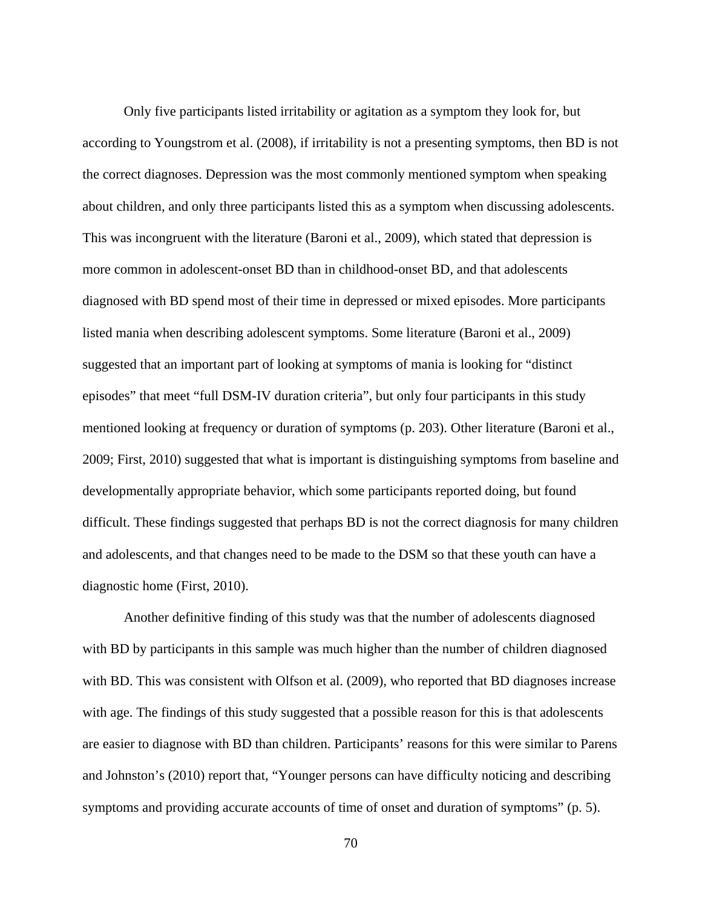Only five participants listed irritability or agitation as a symptom they look for, but according to Youngstrom et al. (2008), if irritability is not a presenting symptoms, then BD is not the correct diagnoses. Depression was the most commonly mentioned symptom when speaking about children, and only three participants listed this as a symptom when discussing adolescents. This was incongruent with the literature (Baroni et al., 2009), which stated that depression is more common in adolescent-onset BD than in childhood-onset BD, and that adolescents diagnosed with BD spend most of their time in depressed or mixed episodes. More participants listed mania when describing adolescent symptoms. Some literature (Baroni et al., 2009) suggested that an important part of looking at symptoms of mania is looking for "distinct episodes" that meet "full DSM-IV duration criteria", but only four participants in this study mentioned looking at frequency or duration of symptoms (p. 203). Other literature (Baroni et al., 2009; First, 2010) suggested that what is important is distinguishing symptoms from baseline and developmentally appropriate behavior, which some participants reported doing, but found difficult. These findings suggested that perhaps BD is not the correct diagnosis for many children and adolescents, and that changes need to be made to the DSM so that these youth can have a diagnostic home (First, 2010).

Another definitive finding of this study was that the number of adolescents diagnosed with BD by participants in this sample was much higher than the number of children diagnosed with BD. This was consistent with Olfson et al. (2009), who reported that BD diagnoses increase with age. The findings of this study suggested that a possible reason for this is that adolescents are easier to diagnose with BD than children. Participants' reasons for this were similar to Parens and Johnston's (2010) report that, "Younger persons can have difficulty noticing and describing symptoms and providing accurate accounts of time of onset and duration of symptoms" (p. 5).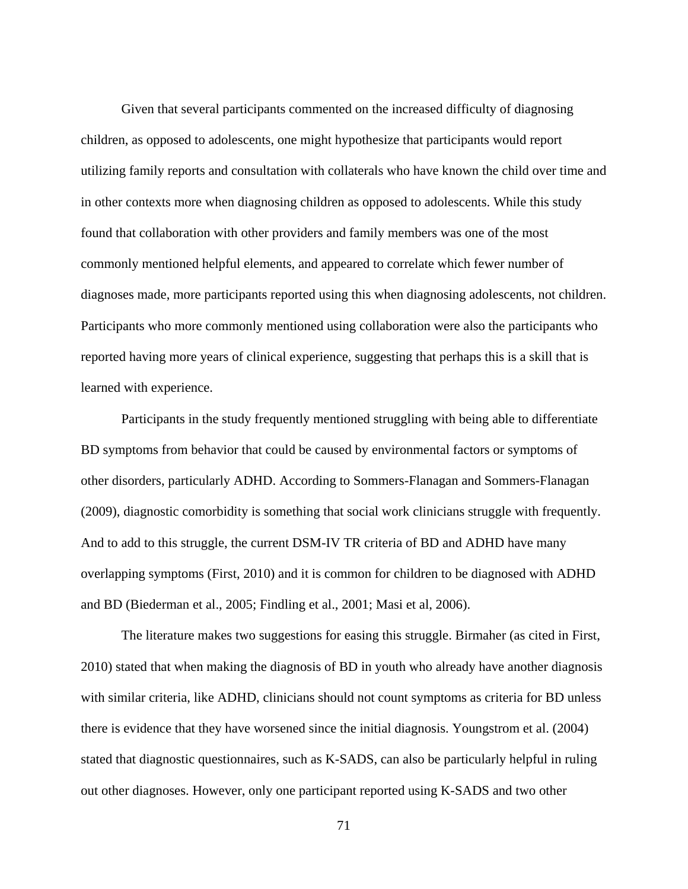Given that several participants commented on the increased difficulty of diagnosing children, as opposed to adolescents, one might hypothesize that participants would report utilizing family reports and consultation with collaterals who have known the child over time and in other contexts more when diagnosing children as opposed to adolescents. While this study found that collaboration with other providers and family members was one of the most commonly mentioned helpful elements, and appeared to correlate which fewer number of diagnoses made, more participants reported using this when diagnosing adolescents, not children. Participants who more commonly mentioned using collaboration were also the participants who reported having more years of clinical experience, suggesting that perhaps this is a skill that is learned with experience.

Participants in the study frequently mentioned struggling with being able to differentiate BD symptoms from behavior that could be caused by environmental factors or symptoms of other disorders, particularly ADHD. According to Sommers-Flanagan and Sommers-Flanagan (2009), diagnostic comorbidity is something that social work clinicians struggle with frequently. And to add to this struggle, the current DSM-IV TR criteria of BD and ADHD have many overlapping symptoms (First, 2010) and it is common for children to be diagnosed with ADHD and BD (Biederman et al., 2005; Findling et al., 2001; Masi et al, 2006).

The literature makes two suggestions for easing this struggle. Birmaher (as cited in First, 2010) stated that when making the diagnosis of BD in youth who already have another diagnosis with similar criteria, like ADHD, clinicians should not count symptoms as criteria for BD unless there is evidence that they have worsened since the initial diagnosis. Youngstrom et al. (2004) stated that diagnostic questionnaires, such as K-SADS, can also be particularly helpful in ruling out other diagnoses. However, only one participant reported using K-SADS and two other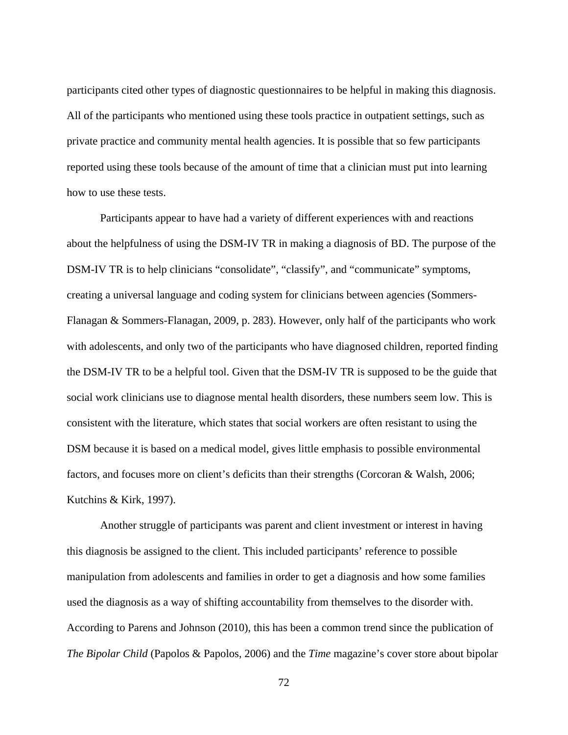participants cited other types of diagnostic questionnaires to be helpful in making this diagnosis. All of the participants who mentioned using these tools practice in outpatient settings, such as private practice and community mental health agencies. It is possible that so few participants reported using these tools because of the amount of time that a clinician must put into learning how to use these tests.

Participants appear to have had a variety of different experiences with and reactions about the helpfulness of using the DSM-IV TR in making a diagnosis of BD. The purpose of the DSM-IV TR is to help clinicians "consolidate", "classify", and "communicate" symptoms, creating a universal language and coding system for clinicians between agencies (Sommers-Flanagan & Sommers-Flanagan, 2009, p. 283). However, only half of the participants who work with adolescents, and only two of the participants who have diagnosed children, reported finding the DSM-IV TR to be a helpful tool. Given that the DSM-IV TR is supposed to be the guide that social work clinicians use to diagnose mental health disorders, these numbers seem low. This is consistent with the literature, which states that social workers are often resistant to using the DSM because it is based on a medical model, gives little emphasis to possible environmental factors, and focuses more on client's deficits than their strengths (Corcoran & Walsh, 2006; Kutchins & Kirk, 1997).

Another struggle of participants was parent and client investment or interest in having this diagnosis be assigned to the client. This included participants' reference to possible manipulation from adolescents and families in order to get a diagnosis and how some families used the diagnosis as a way of shifting accountability from themselves to the disorder with. According to Parens and Johnson (2010), this has been a common trend since the publication of *The Bipolar Child* (Papolos & Papolos, 2006) and the *Time* magazine's cover store about bipolar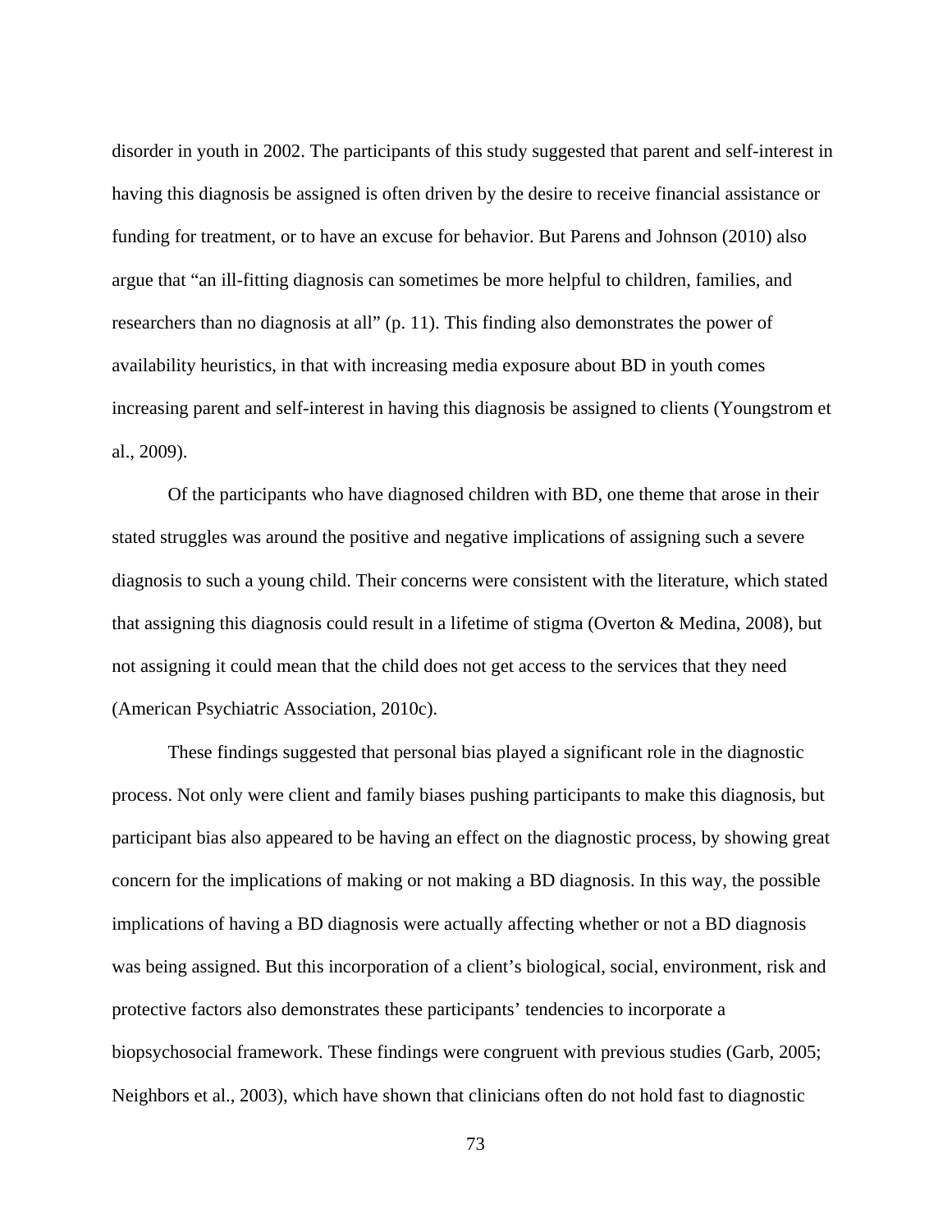disorder in youth in 2002. The participants of this study suggested that parent and self-interest in having this diagnosis be assigned is often driven by the desire to receive financial assistance or funding for treatment, or to have an excuse for behavior. But Parens and Johnson (2010) also argue that "an ill-fitting diagnosis can sometimes be more helpful to children, families, and researchers than no diagnosis at all" (p. 11). This finding also demonstrates the power of availability heuristics, in that with increasing media exposure about BD in youth comes increasing parent and self-interest in having this diagnosis be assigned to clients (Youngstrom et al., 2009).

Of the participants who have diagnosed children with BD, one theme that arose in their stated struggles was around the positive and negative implications of assigning such a severe diagnosis to such a young child. Their concerns were consistent with the literature, which stated that assigning this diagnosis could result in a lifetime of stigma (Overton & Medina, 2008), but not assigning it could mean that the child does not get access to the services that they need (American Psychiatric Association, 2010c).

These findings suggested that personal bias played a significant role in the diagnostic process. Not only were client and family biases pushing participants to make this diagnosis, but participant bias also appeared to be having an effect on the diagnostic process, by showing great concern for the implications of making or not making a BD diagnosis. In this way, the possible implications of having a BD diagnosis were actually affecting whether or not a BD diagnosis was being assigned. But this incorporation of a client's biological, social, environment, risk and protective factors also demonstrates these participants' tendencies to incorporate a biopsychosocial framework. These findings were congruent with previous studies (Garb, 2005; Neighbors et al., 2003), which have shown that clinicians often do not hold fast to diagnostic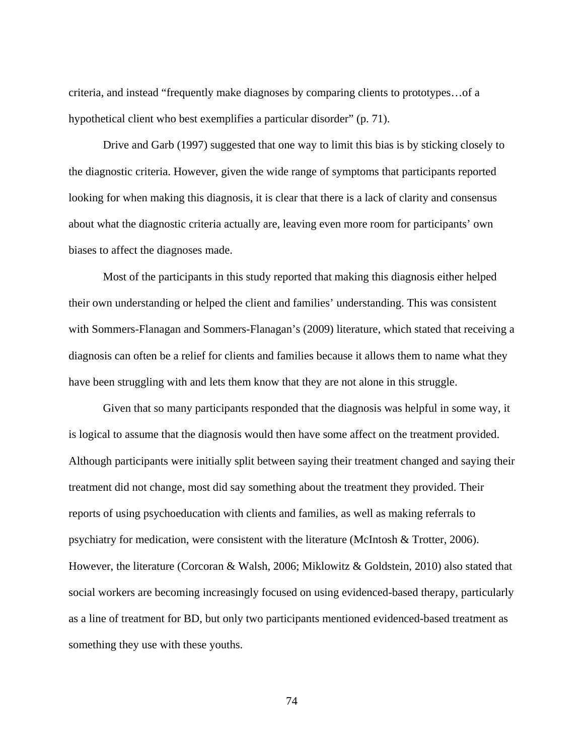criteria, and instead "frequently make diagnoses by comparing clients to prototypes…of a hypothetical client who best exemplifies a particular disorder" (p. 71).

Drive and Garb (1997) suggested that one way to limit this bias is by sticking closely to the diagnostic criteria. However, given the wide range of symptoms that participants reported looking for when making this diagnosis, it is clear that there is a lack of clarity and consensus about what the diagnostic criteria actually are, leaving even more room for participants' own biases to affect the diagnoses made.

Most of the participants in this study reported that making this diagnosis either helped their own understanding or helped the client and families' understanding. This was consistent with Sommers-Flanagan and Sommers-Flanagan's (2009) literature, which stated that receiving a diagnosis can often be a relief for clients and families because it allows them to name what they have been struggling with and lets them know that they are not alone in this struggle.

Given that so many participants responded that the diagnosis was helpful in some way, it is logical to assume that the diagnosis would then have some affect on the treatment provided. Although participants were initially split between saying their treatment changed and saying their treatment did not change, most did say something about the treatment they provided. Their reports of using psychoeducation with clients and families, as well as making referrals to psychiatry for medication, were consistent with the literature (McIntosh & Trotter, 2006). However, the literature (Corcoran & Walsh, 2006; Miklowitz & Goldstein, 2010) also stated that social workers are becoming increasingly focused on using evidenced-based therapy, particularly as a line of treatment for BD, but only two participants mentioned evidenced-based treatment as something they use with these youths.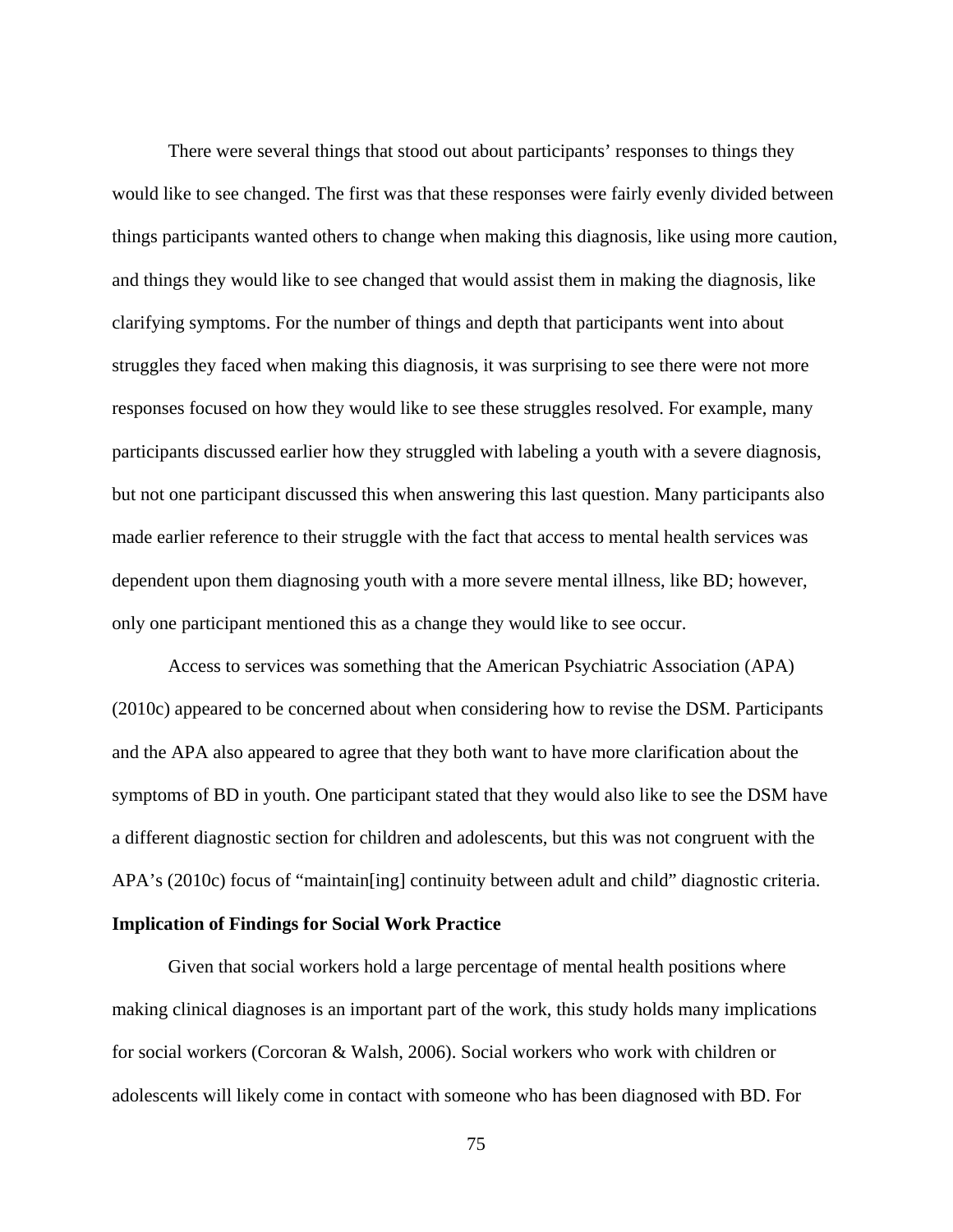There were several things that stood out about participants' responses to things they would like to see changed. The first was that these responses were fairly evenly divided between things participants wanted others to change when making this diagnosis, like using more caution, and things they would like to see changed that would assist them in making the diagnosis, like clarifying symptoms. For the number of things and depth that participants went into about struggles they faced when making this diagnosis, it was surprising to see there were not more responses focused on how they would like to see these struggles resolved. For example, many participants discussed earlier how they struggled with labeling a youth with a severe diagnosis, but not one participant discussed this when answering this last question. Many participants also made earlier reference to their struggle with the fact that access to mental health services was dependent upon them diagnosing youth with a more severe mental illness, like BD; however, only one participant mentioned this as a change they would like to see occur.

Access to services was something that the American Psychiatric Association (APA) (2010c) appeared to be concerned about when considering how to revise the DSM. Participants and the APA also appeared to agree that they both want to have more clarification about the symptoms of BD in youth. One participant stated that they would also like to see the DSM have a different diagnostic section for children and adolescents, but this was not congruent with the APA's (2010c) focus of "maintain[ing] continuity between adult and child" diagnostic criteria.

**Implication of Findings for Social Work Practice**

Given that social workers hold a large percentage of mental health positions where making clinical diagnoses is an important part of the work, this study holds many implications for social workers (Corcoran & Walsh, 2006). Social workers who work with children or adolescents will likely come in contact with someone who has been diagnosed with BD. For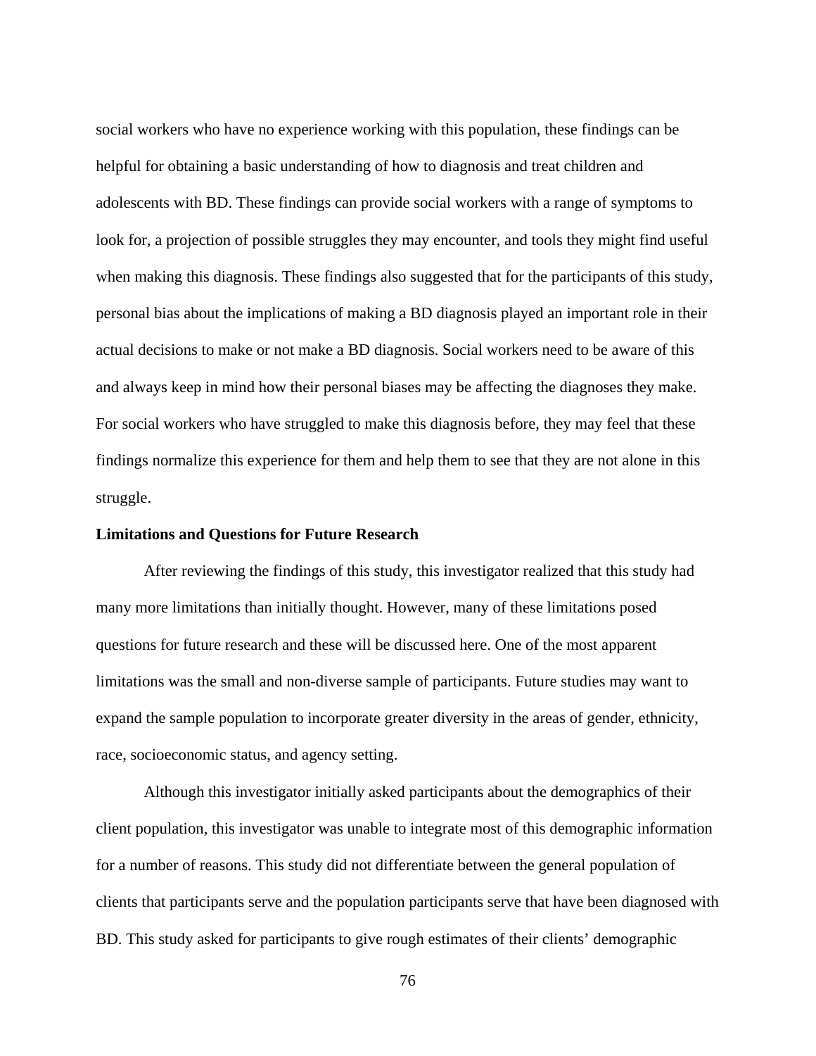social workers who have no experience working with this population, these findings can be helpful for obtaining a basic understanding of how to diagnosis and treat children and adolescents with BD. These findings can provide social workers with a range of symptoms to look for, a projection of possible struggles they may encounter, and tools they might find useful when making this diagnosis. These findings also suggested that for the participants of this study, personal bias about the implications of making a BD diagnosis played an important role in their actual decisions to make or not make a BD diagnosis. Social workers need to be aware of this and always keep in mind how their personal biases may be affecting the diagnoses they make. For social workers who have struggled to make this diagnosis before, they may feel that these findings normalize this experience for them and help them to see that they are not alone in this struggle.

**Limitations and Questions for Future Research**

After reviewing the findings of this study, this investigator realized that this study had many more limitations than initially thought. However, many of these limitations posed questions for future research and these will be discussed here. One of the most apparent limitations was the small and non-diverse sample of participants. Future studies may want to expand the sample population to incorporate greater diversity in the areas of gender, ethnicity, race, socioeconomic status, and agency setting.

Although this investigator initially asked participants about the demographics of their client population, this investigator was unable to integrate most of this demographic information for a number of reasons. This study did not differentiate between the general population of clients that participants serve and the population participants serve that have been diagnosed with BD. This study asked for participants to give rough estimates of their clients' demographic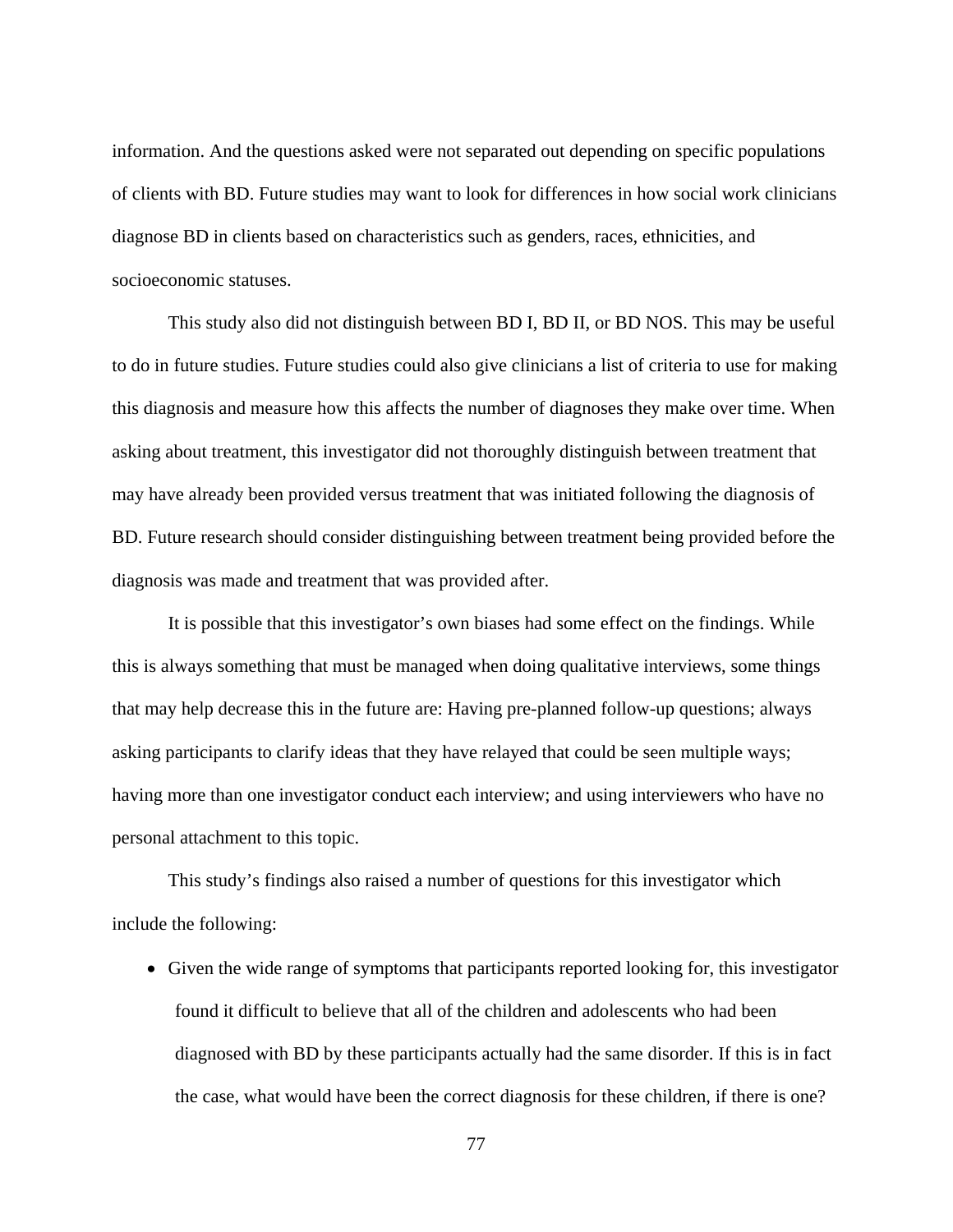information. And the questions asked were not separated out depending on specific populations of clients with BD. Future studies may want to look for differences in how social work clinicians diagnose BD in clients based on characteristics such as genders, races, ethnicities, and socioeconomic statuses.

This study also did not distinguish between BD I, BD II, or BD NOS. This may be useful to do in future studies. Future studies could also give clinicians a list of criteria to use for making this diagnosis and measure how this affects the number of diagnoses they make over time. When asking about treatment, this investigator did not thoroughly distinguish between treatment that may have already been provided versus treatment that was initiated following the diagnosis of BD. Future research should consider distinguishing between treatment being provided before the diagnosis was made and treatment that was provided after.

It is possible that this investigator's own biases had some effect on the findings. While this is always something that must be managed when doing qualitative interviews, some things that may help decrease this in the future are: Having pre-planned follow-up questions; always asking participants to clarify ideas that they have relayed that could be seen multiple ways; having more than one investigator conduct each interview; and using interviewers who have no personal attachment to this topic.

This study's findings also raised a number of questions for this investigator which include the following:

- Given the wide range of symptoms that participants reported looking for, this investigator found it difficult to believe that all of the children and adolescents who had been diagnosed with BD by these participants actually had the same disorder. If this is in fact the case, what would have been the correct diagnosis for these children, if there is one?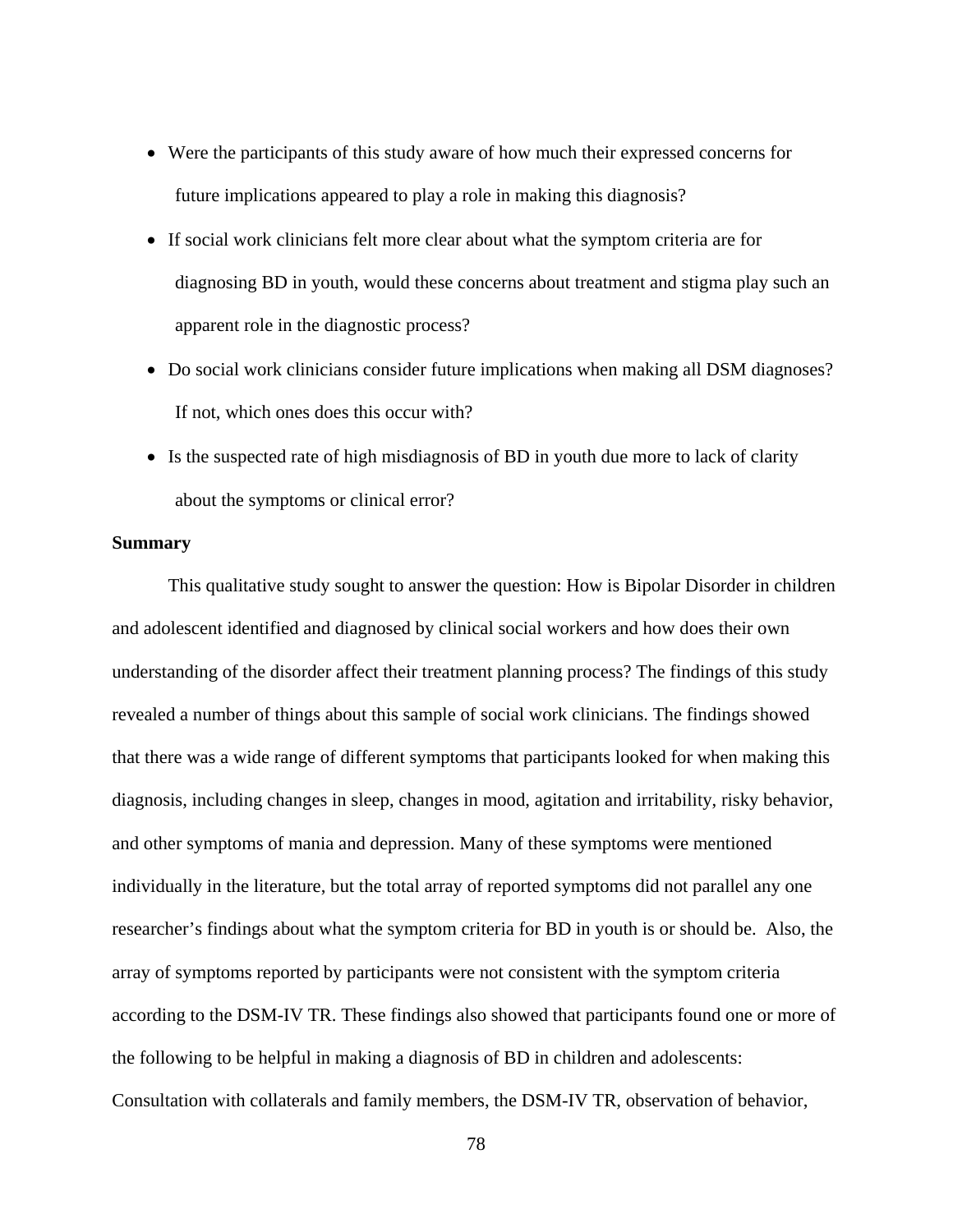- Were the participants of this study aware of how much their expressed concerns for future implications appeared to play a role in making this diagnosis?
- If social work clinicians felt more clear about what the symptom criteria are for diagnosing BD in youth, would these concerns about treatment and stigma play such an apparent role in the diagnostic process?
- Do social work clinicians consider future implications when making all DSM diagnoses? If not, which ones does this occur with?
- Is the suspected rate of high misdiagnosis of BD in youth due more to lack of clarity about the symptoms or clinical error?

**Summary**

This qualitative study sought to answer the question: How is Bipolar Disorder in children and adolescent identified and diagnosed by clinical social workers and how does their own understanding of the disorder affect their treatment planning process? The findings of this study revealed a number of things about this sample of social work clinicians. The findings showed that there was a wide range of different symptoms that participants looked for when making this diagnosis, including changes in sleep, changes in mood, agitation and irritability, risky behavior, and other symptoms of mania and depression. Many of these symptoms were mentioned individually in the literature, but the total array of reported symptoms did not parallel any one researcher's findings about what the symptom criteria for BD in youth is or should be. Also, the array of symptoms reported by participants were not consistent with the symptom criteria according to the DSM-IV TR. These findings also showed that participants found one or more of the following to be helpful in making a diagnosis of BD in children and adolescents: Consultation with collaterals and family members, the DSM-IV TR, observation of behavior,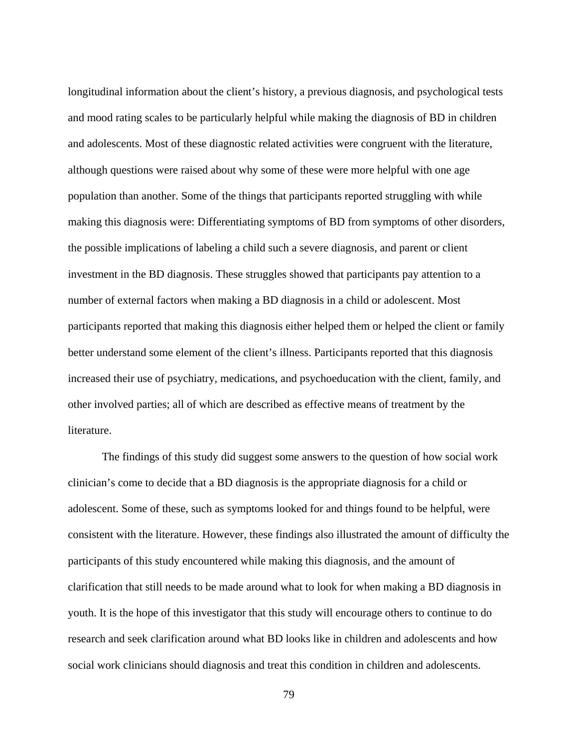longitudinal information about the client's history, a previous diagnosis, and psychological tests and mood rating scales to be particularly helpful while making the diagnosis of BD in children and adolescents. Most of these diagnostic related activities were congruent with the literature, although questions were raised about why some of these were more helpful with one age population than another. Some of the things that participants reported struggling with while making this diagnosis were: Differentiating symptoms of BD from symptoms of other disorders, the possible implications of labeling a child such a severe diagnosis, and parent or client investment in the BD diagnosis. These struggles showed that participants pay attention to a number of external factors when making a BD diagnosis in a child or adolescent. Most participants reported that making this diagnosis either helped them or helped the client or family better understand some element of the client's illness. Participants reported that this diagnosis increased their use of psychiatry, medications, and psychoeducation with the client, family, and other involved parties; all of which are described as effective means of treatment by the literature.

The findings of this study did suggest some answers to the question of how social work clinician's come to decide that a BD diagnosis is the appropriate diagnosis for a child or adolescent. Some of these, such as symptoms looked for and things found to be helpful, were consistent with the literature. However, these findings also illustrated the amount of difficulty the participants of this study encountered while making this diagnosis, and the amount of clarification that still needs to be made around what to look for when making a BD diagnosis in youth. It is the hope of this investigator that this study will encourage others to continue to do research and seek clarification around what BD looks like in children and adolescents and how social work clinicians should diagnosis and treat this condition in children and adolescents.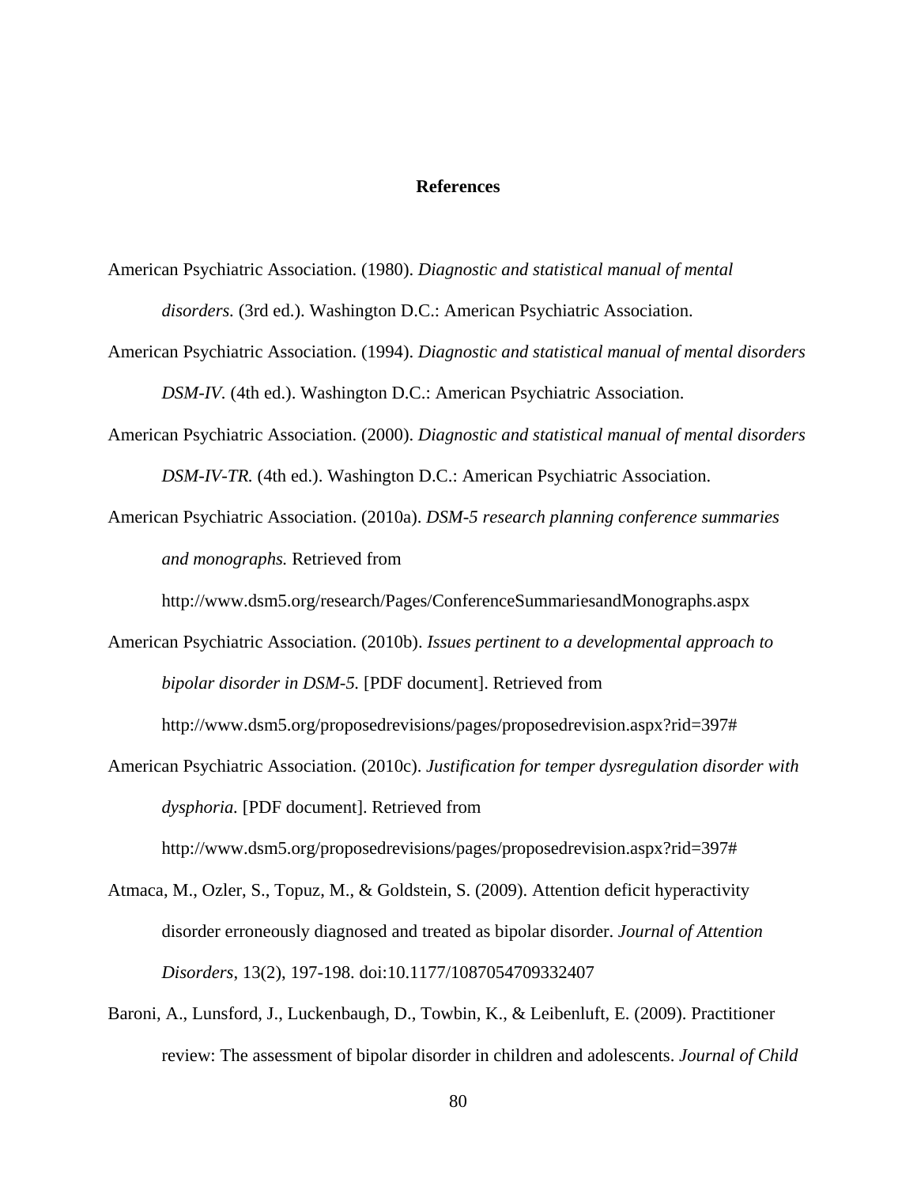# References

American Psychiatric Association. (1980). *Diagnostic and statistical manual of mental disorders.* (3rd ed.). Washington D.C.: American Psychiatric Association.

American Psychiatric Association. (1994). *Diagnostic and statistical manual of mental disorders DSM-IV.* (4th ed.). Washington D.C.: American Psychiatric Association.

American Psychiatric Association. (2000). *Diagnostic and statistical manual of mental disorders DSM-IV-TR.* (4th ed.). Washington D.C.: American Psychiatric Association.

American Psychiatric Association. (2010a). *DSM-5 research planning conference summaries and monographs.* Retrieved from http://www.dsm5.org/research/Pages/ConferenceSummariesandMonographs.aspx

American Psychiatric Association. (2010b). *Issues pertinent to a developmental approach to bipolar disorder in DSM-5.* [PDF document]. Retrieved from http://www.dsm5.org/proposedrevisions/pages/proposedrevision.aspx?rid=397#

American Psychiatric Association. (2010c). *Justification for temper dysregulation disorder with dysphoria.* [PDF document]. Retrieved from http://www.dsm5.org/proposedrevisions/pages/proposedrevision.aspx?rid=397#

Atmaca, M., Ozler, S., Topuz, M., & Goldstein, S. (2009). Attention deficit hyperactivity disorder erroneously diagnosed and treated as bipolar disorder. *Journal of Attention Disorders*, 13(2), 197-198. doi:10.1177/1087054709332407

Baroni, A., Lunsford, J., Luckenbaugh, D., Towbin, K., & Leibenluft, E. (2009). Practitioner review: The assessment of bipolar disorder in children and adolescents. *Journal of Child*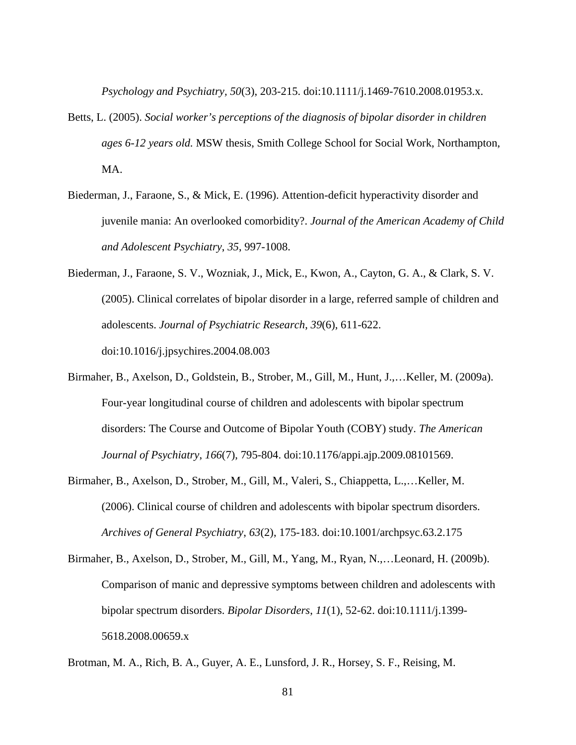*Psychology and Psychiatry*, *50*(3), 203-215. doi:10.1111/j.1469-7610.2008.01953.x.

Betts, L. (2005). *Social worker's perceptions of the diagnosis of bipolar disorder in children ages 6-12 years old.* MSW thesis, Smith College School for Social Work, Northampton, MA.

Biederman, J., Faraone, S., & Mick, E. (1996). Attention-deficit hyperactivity disorder and juvenile mania: An overlooked comorbidity?. *Journal of the American Academy of Child and Adolescent Psychiatry*, *35*, 997-1008.

Biederman, J., Faraone, S. V., Wozniak, J., Mick, E., Kwon, A., Cayton, G. A., & Clark, S. V. (2005). Clinical correlates of bipolar disorder in a large, referred sample of children and adolescents. *Journal of Psychiatric Research*, *39*(6), 611-622. doi:10.1016/j.jpsychires.2004.08.003

Birmaher, B., Axelson, D., Goldstein, B., Strober, M., Gill, M., Hunt, J.,…Keller, M. (2009a). Four-year longitudinal course of children and adolescents with bipolar spectrum disorders: The Course and Outcome of Bipolar Youth (COBY) study. *The American Journal of Psychiatry*, *166*(7), 795-804. doi:10.1176/appi.ajp.2009.08101569.

Birmaher, B., Axelson, D., Strober, M., Gill, M., Valeri, S., Chiappetta, L.,…Keller, M. (2006). Clinical course of children and adolescents with bipolar spectrum disorders. *Archives of General Psychiatry*, *63*(2), 175-183. doi:10.1001/archpsyc.63.2.175

Birmaher, B., Axelson, D., Strober, M., Gill, M., Yang, M., Ryan, N.,…Leonard, H. (2009b). Comparison of manic and depressive symptoms between children and adolescents with bipolar spectrum disorders. *Bipolar Disorders*, *11*(1), 52-62. doi:10.1111/j.1399-5618.2008.00659.x

Brotman, M. A., Rich, B. A., Guyer, A. E., Lunsford, J. R., Horsey, S. F., Reising, M.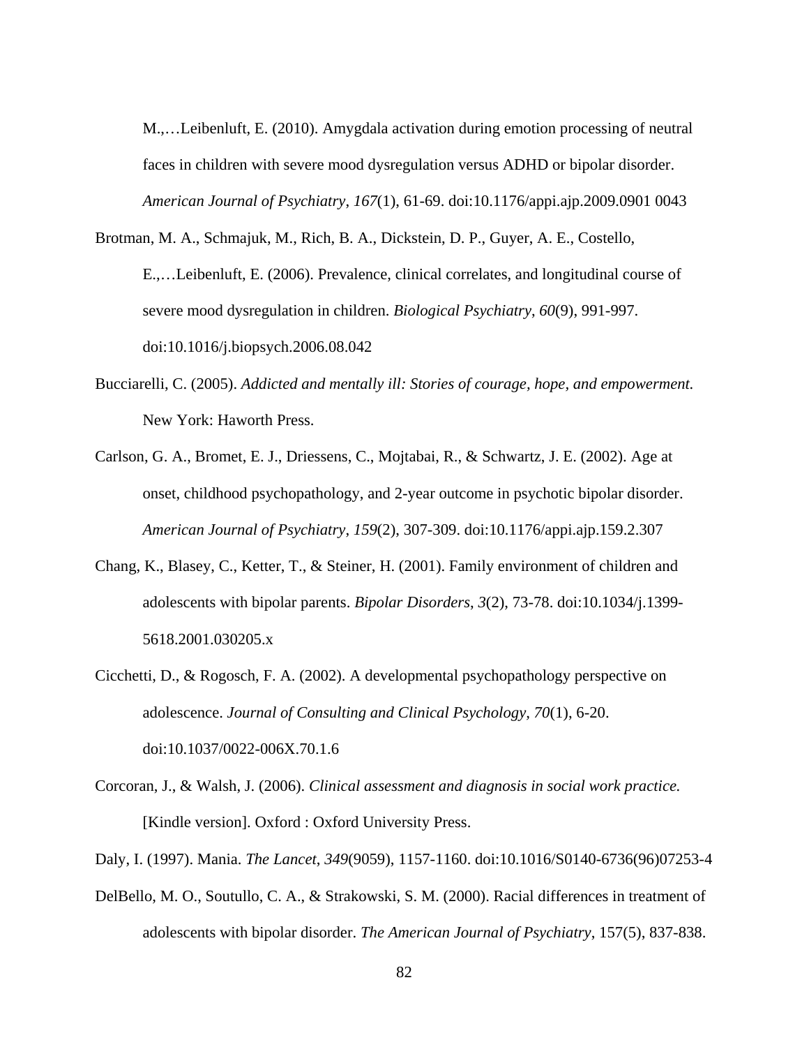M.,…Leibenluft, E. (2010). Amygdala activation during emotion processing of neutral faces in children with severe mood dysregulation versus ADHD or bipolar disorder. *American Journal of Psychiatry*, *167*(1), 61-69. doi:10.1176/appi.ajp.2009.0901 0043

Brotman, M. A., Schmajuk, M., Rich, B. A., Dickstein, D. P., Guyer, A. E., Costello, E.,…Leibenluft, E. (2006). Prevalence, clinical correlates, and longitudinal course of severe mood dysregulation in children. *Biological Psychiatry*, *60*(9), 991-997. doi:10.1016/j.biopsych.2006.08.042

Bucciarelli, C. (2005). *Addicted and mentally ill: Stories of courage, hope, and empowerment.* New York: Haworth Press.

Carlson, G. A., Bromet, E. J., Driessens, C., Mojtabai, R., & Schwartz, J. E. (2002). Age at onset, childhood psychopathology, and 2-year outcome in psychotic bipolar disorder. *American Journal of Psychiatry*, *159*(2), 307-309. doi:10.1176/appi.ajp.159.2.307

Chang, K., Blasey, C., Ketter, T., & Steiner, H. (2001). Family environment of children and adolescents with bipolar parents. *Bipolar Disorders*, *3*(2), 73-78. doi:10.1034/j.1399-5618.2001.030205.x

Cicchetti, D., & Rogosch, F. A. (2002). A developmental psychopathology perspective on adolescence. *Journal of Consulting and Clinical Psychology*, *70*(1), 6-20. doi:10.1037/0022-006X.70.1.6

Corcoran, J., & Walsh, J. (2006). *Clinical assessment and diagnosis in social work practice.* [Kindle version]. Oxford : Oxford University Press.

Daly, I. (1997). Mania. *The Lancet*, *349*(9059), 1157-1160. doi:10.1016/S0140-6736(96)07253-4

DelBello, M. O., Soutullo, C. A., & Strakowski, S. M. (2000). Racial differences in treatment of adolescents with bipolar disorder. *The American Journal of Psychiatry*, 157(5), 837-838.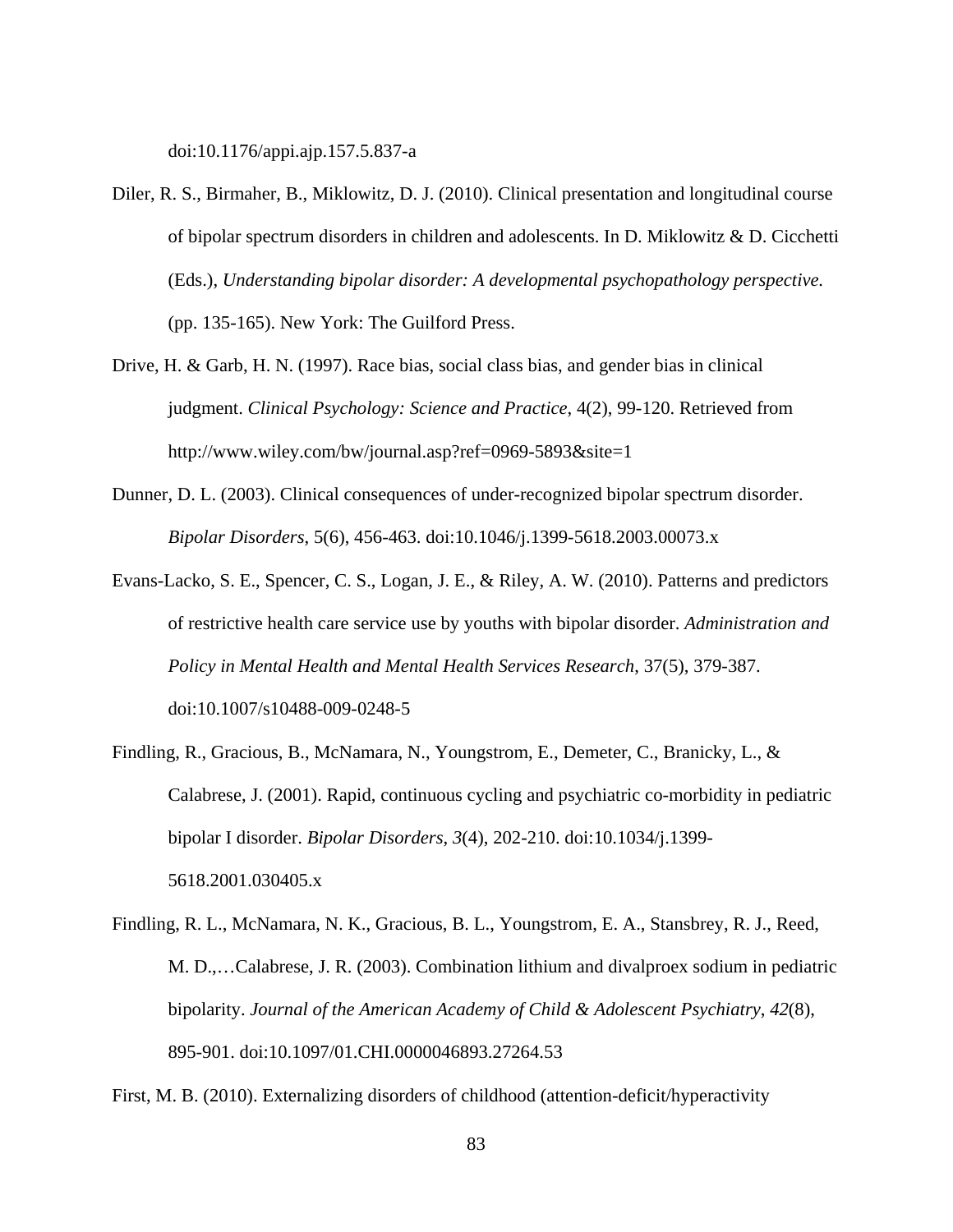doi:10.1176/appi.ajp.157.5.837-a

Diler, R. S., Birmaher, B., Miklowitz, D. J. (2010). Clinical presentation and longitudinal course of bipolar spectrum disorders in children and adolescents. In D. Miklowitz & D. Cicchetti (Eds.), *Understanding bipolar disorder: A developmental psychopathology perspective.* (pp. 135-165). New York: The Guilford Press.

Drive, H. & Garb, H. N. (1997). Race bias, social class bias, and gender bias in clinical judgment. *Clinical Psychology: Science and Practice*, 4(2), 99-120. Retrieved from http://www.wiley.com/bw/journal.asp?ref=0969-5893&site=1

Dunner, D. L. (2003). Clinical consequences of under-recognized bipolar spectrum disorder. *Bipolar Disorders*, 5(6), 456-463. doi:10.1046/j.1399-5618.2003.00073.x

Evans-Lacko, S. E., Spencer, C. S., Logan, J. E., & Riley, A. W. (2010). Patterns and predictors of restrictive health care service use by youths with bipolar disorder. *Administration and Policy in Mental Health and Mental Health Services Research*, 37(5), 379-387. doi:10.1007/s10488-009-0248-5

Findling, R., Gracious, B., McNamara, N., Youngstrom, E., Demeter, C., Branicky, L., & Calabrese, J. (2001). Rapid, continuous cycling and psychiatric co-morbidity in pediatric bipolar I disorder. *Bipolar Disorders*, *3*(4), 202-210. doi:10.1034/j.1399-5618.2001.030405.x

Findling, R. L., McNamara, N. K., Gracious, B. L., Youngstrom, E. A., Stansbrey, R. J., Reed, M. D.,…Calabrese, J. R. (2003). Combination lithium and divalproex sodium in pediatric bipolarity. *Journal of the American Academy of Child & Adolescent Psychiatry*, *42*(8), 895-901. doi:10.1097/01.CHI.0000046893.27264.53

First, M. B. (2010). Externalizing disorders of childhood (attention-deficit/hyperactivity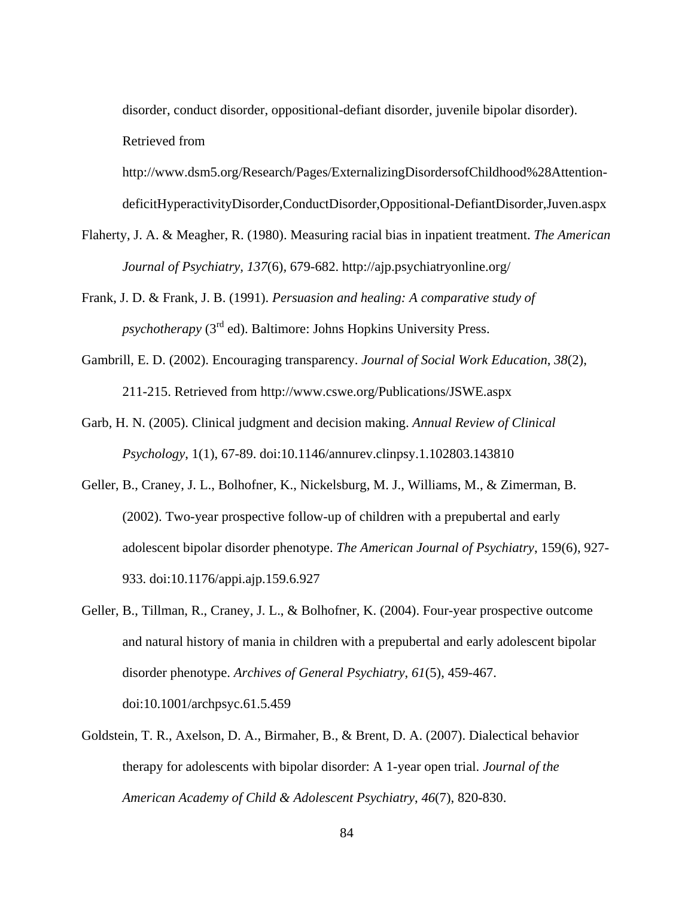disorder, conduct disorder, oppositional-defiant disorder, juvenile bipolar disorder). Retrieved from http://www.dsm5.org/Research/Pages/ExternalizingDisordersofChildhood%28Attention-deficitHyperactivityDisorder,ConductDisorder,Oppositional-DefiantDisorder,Juven.aspx

Flaherty, J. A. & Meagher, R. (1980). Measuring racial bias in inpatient treatment. *The American Journal of Psychiatry, 137*(6), 679-682. http://ajp.psychiatryonline.org/

Frank, J. D. & Frank, J. B. (1991). *Persuasion and healing: A comparative study of psychotherapy* (3rd ed). Baltimore: Johns Hopkins University Press.

Gambrill, E. D. (2002). Encouraging transparency. *Journal of Social Work Education*, *38*(2), 211-215. Retrieved from http://www.cswe.org/Publications/JSWE.aspx

Garb, H. N. (2005). Clinical judgment and decision making. *Annual Review of Clinical Psychology*, 1(1), 67-89. doi:10.1146/annurev.clinpsy.1.102803.143810

Geller, B., Craney, J. L., Bolhofner, K., Nickelsburg, M. J., Williams, M., & Zimerman, B. (2002). Two-year prospective follow-up of children with a prepubertal and early adolescent bipolar disorder phenotype. *The American Journal of Psychiatry*, 159(6), 927-933. doi:10.1176/appi.ajp.159.6.927

Geller, B., Tillman, R., Craney, J. L., & Bolhofner, K. (2004). Four-year prospective outcome and natural history of mania in children with a prepubertal and early adolescent bipolar disorder phenotype. *Archives of General Psychiatry*, *61*(5), 459-467. doi:10.1001/archpsyc.61.5.459

Goldstein, T. R., Axelson, D. A., Birmaher, B., & Brent, D. A. (2007). Dialectical behavior therapy for adolescents with bipolar disorder: A 1-year open trial. *Journal of the American Academy of Child & Adolescent Psychiatry*, *46*(7), 820-830.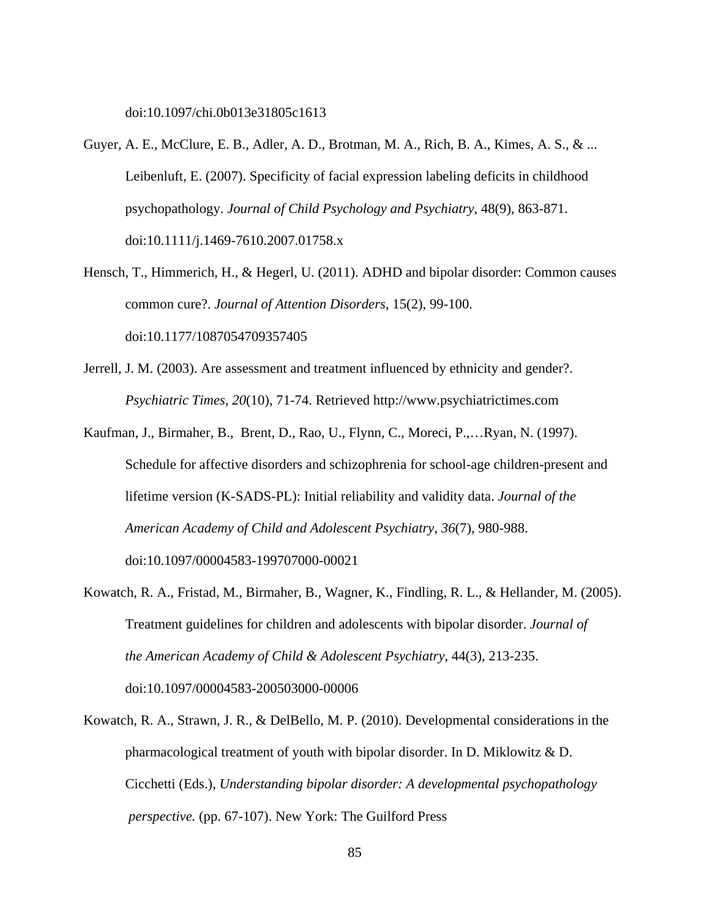doi:10.1097/chi.0b013e31805c1613

Guyer, A. E., McClure, E. B., Adler, A. D., Brotman, M. A., Rich, B. A., Kimes, A. S., & ... Leibenluft, E. (2007). Specificity of facial expression labeling deficits in childhood psychopathology. *Journal of Child Psychology and Psychiatry*, 48(9), 863-871. doi:10.1111/j.1469-7610.2007.01758.x

Hensch, T., Himmerich, H., & Hegerl, U. (2011). ADHD and bipolar disorder: Common causes common cure?. *Journal of Attention Disorders*, 15(2), 99-100. doi:10.1177/1087054709357405

Jerrell, J. M. (2003). Are assessment and treatment influenced by ethnicity and gender?. *Psychiatric Times*, *20*(10), 71-74. Retrieved http://www.psychiatrictimes.com

Kaufman, J., Birmaher, B., Brent, D., Rao, U., Flynn, C., Moreci, P.,…Ryan, N. (1997). Schedule for affective disorders and schizophrenia for school-age children-present and lifetime version (K-SADS-PL): Initial reliability and validity data. *Journal of the American Academy of Child and Adolescent Psychiatry*, *36*(7), 980-988. doi:10.1097/00004583-199707000-00021

Kowatch, R. A., Fristad, M., Birmaher, B., Wagner, K., Findling, R. L., & Hellander, M. (2005). Treatment guidelines for children and adolescents with bipolar disorder. *Journal of the American Academy of Child & Adolescent Psychiatry*, 44(3), 213-235. doi:10.1097/00004583-200503000-00006

Kowatch, R. A., Strawn, J. R., & DelBello, M. P. (2010). Developmental considerations in the pharmacological treatment of youth with bipolar disorder. In D. Miklowitz & D. Cicchetti (Eds.), *Understanding bipolar disorder: A developmental psychopathology perspective.* (pp. 67-107). New York: The Guilford Press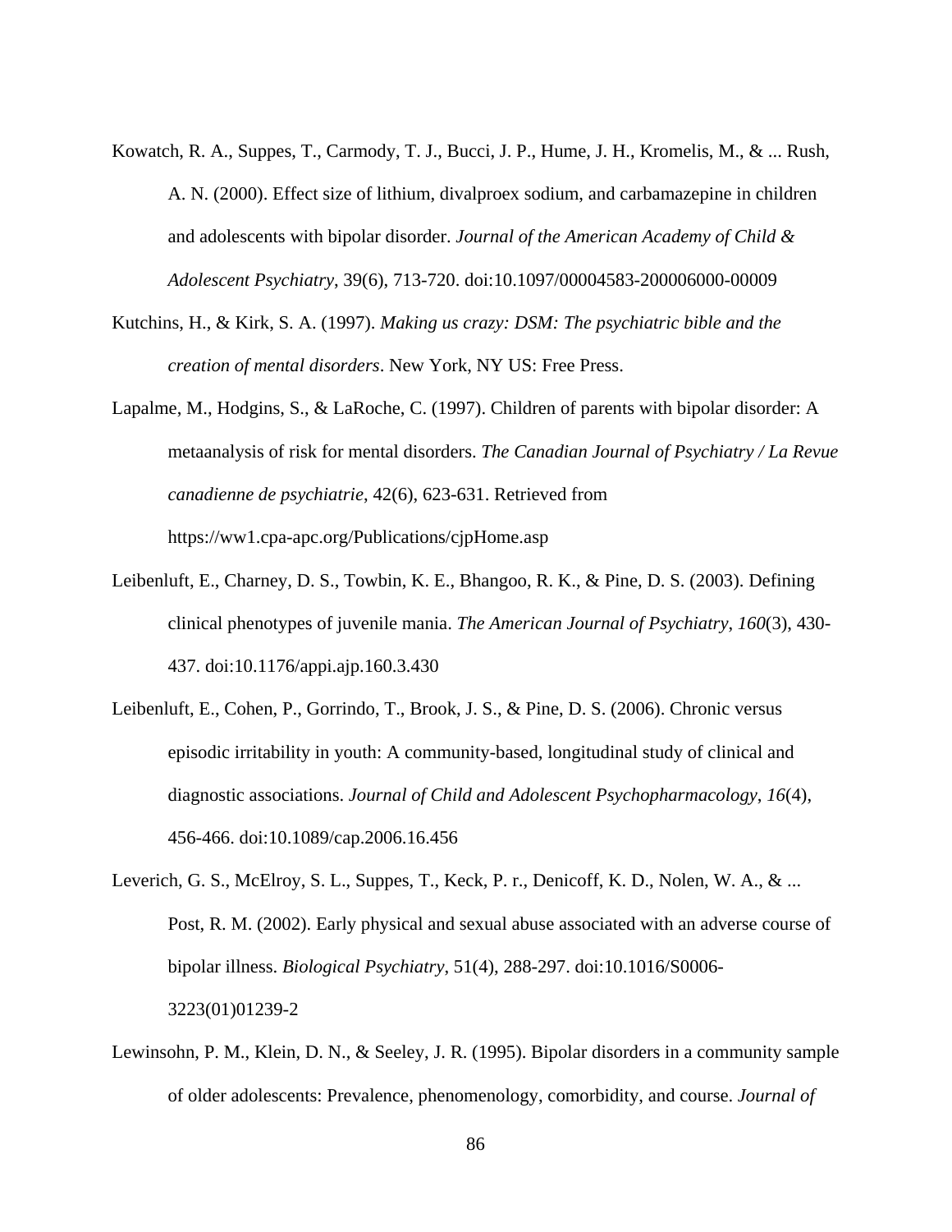Kowatch, R. A., Suppes, T., Carmody, T. J., Bucci, J. P., Hume, J. H., Kromelis, M., & ... Rush, A. N. (2000). Effect size of lithium, divalproex sodium, and carbamazepine in children and adolescents with bipolar disorder. *Journal of the American Academy of Child & Adolescent Psychiatry*, 39(6), 713-720. doi:10.1097/00004583-200006000-00009

Kutchins, H., & Kirk, S. A. (1997). *Making us crazy: DSM: The psychiatric bible and the creation of mental disorders*. New York, NY US: Free Press.

Lapalme, M., Hodgins, S., & LaRoche, C. (1997). Children of parents with bipolar disorder: A metaanalysis of risk for mental disorders. *The Canadian Journal of Psychiatry / La Revue canadienne de psychiatrie*, 42(6), 623-631. Retrieved from https://ww1.cpa-apc.org/Publications/cjpHome.asp

Leibenluft, E., Charney, D. S., Towbin, K. E., Bhangoo, R. K., & Pine, D. S. (2003). Defining clinical phenotypes of juvenile mania. *The American Journal of Psychiatry*, *160*(3), 430-437. doi:10.1176/appi.ajp.160.3.430

Leibenluft, E., Cohen, P., Gorrindo, T., Brook, J. S., & Pine, D. S. (2006). Chronic versus episodic irritability in youth: A community-based, longitudinal study of clinical and diagnostic associations. *Journal of Child and Adolescent Psychopharmacology*, *16*(4), 456-466. doi:10.1089/cap.2006.16.456

Leverich, G. S., McElroy, S. L., Suppes, T., Keck, P. r., Denicoff, K. D., Nolen, W. A., & ... Post, R. M. (2002). Early physical and sexual abuse associated with an adverse course of bipolar illness. *Biological Psychiatry*, 51(4), 288-297. doi:10.1016/S0006-3223(01)01239-2

Lewinsohn, P. M., Klein, D. N., & Seeley, J. R. (1995). Bipolar disorders in a community sample of older adolescents: Prevalence, phenomenology, comorbidity, and course. *Journal of*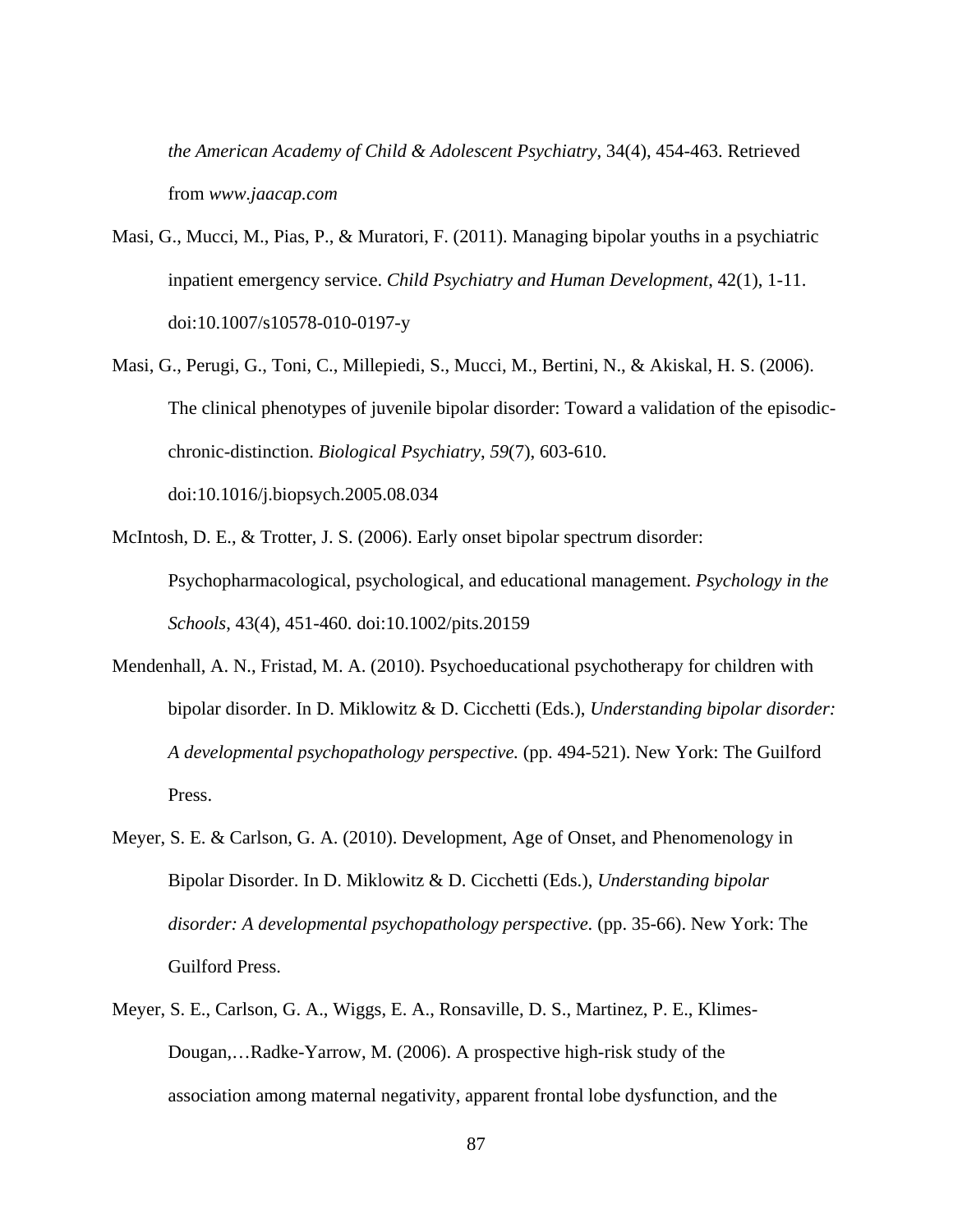*the American Academy of Child & Adolescent Psychiatry*, 34(4), 454-463. Retrieved from *www.jaacap.com*

Masi, G., Mucci, M., Pias, P., & Muratori, F. (2011). Managing bipolar youths in a psychiatric inpatient emergency service. *Child Psychiatry and Human Development*, 42(1), 1-11. doi:10.1007/s10578-010-0197-y

Masi, G., Perugi, G., Toni, C., Millepiedi, S., Mucci, M., Bertini, N., & Akiskal, H. S. (2006). The clinical phenotypes of juvenile bipolar disorder: Toward a validation of the episodic-chronic-distinction. *Biological Psychiatry*, *59*(7), 603-610. doi:10.1016/j.biopsych.2005.08.034

McIntosh, D. E., & Trotter, J. S. (2006). Early onset bipolar spectrum disorder: Psychopharmacological, psychological, and educational management. *Psychology in the Schools*, 43(4), 451-460. doi:10.1002/pits.20159

Mendenhall, A. N., Fristad, M. A. (2010). Psychoeducational psychotherapy for children with bipolar disorder. In D. Miklowitz & D. Cicchetti (Eds.), *Understanding bipolar disorder: A developmental psychopathology perspective.* (pp. 494-521). New York: The Guilford Press.

Meyer, S. E. & Carlson, G. A. (2010). Development, Age of Onset, and Phenomenology in Bipolar Disorder. In D. Miklowitz & D. Cicchetti (Eds.), *Understanding bipolar disorder: A developmental psychopathology perspective.* (pp. 35-66). New York: The Guilford Press.

Meyer, S. E., Carlson, G. A., Wiggs, E. A., Ronsaville, D. S., Martinez, P. E., Klimes-Dougan,…Radke-Yarrow, M. (2006). A prospective high-risk study of the association among maternal negativity, apparent frontal lobe dysfunction, and the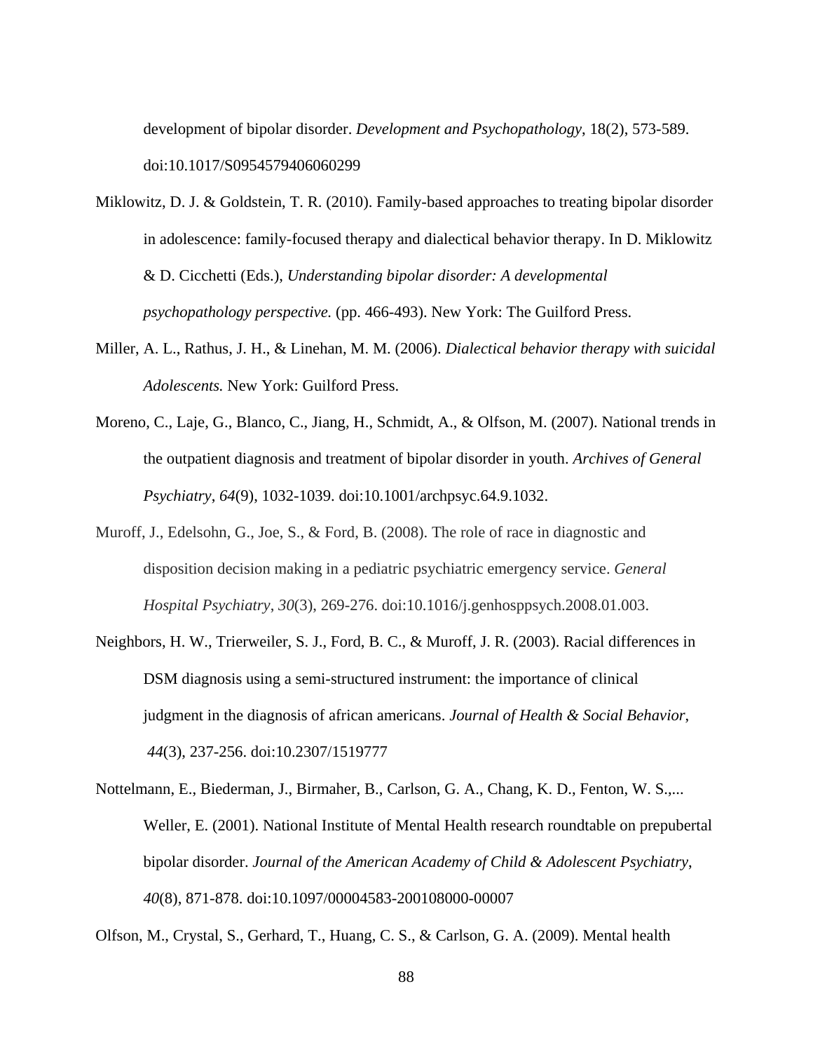development of bipolar disorder. *Development and Psychopathology*, 18(2), 573-589. doi:10.1017/S0954579406060299

Miklowitz, D. J. & Goldstein, T. R. (2010). Family-based approaches to treating bipolar disorder in adolescence: family-focused therapy and dialectical behavior therapy. In D. Miklowitz & D. Cicchetti (Eds.), *Understanding bipolar disorder: A developmental psychopathology perspective.* (pp. 466-493). New York: The Guilford Press.

Miller, A. L., Rathus, J. H., & Linehan, M. M. (2006). *Dialectical behavior therapy with suicidal Adolescents.* New York: Guilford Press.

Moreno, C., Laje, G., Blanco, C., Jiang, H., Schmidt, A., & Olfson, M. (2007). National trends in the outpatient diagnosis and treatment of bipolar disorder in youth. *Archives of General Psychiatry*, *64*(9), 1032-1039. doi:10.1001/archpsyc.64.9.1032.

Muroff, J., Edelsohn, G., Joe, S., & Ford, B. (2008). The role of race in diagnostic and disposition decision making in a pediatric psychiatric emergency service. *General Hospital Psychiatry*, *30*(3), 269-276. doi:10.1016/j.genhosppsych.2008.01.003.

Neighbors, H. W., Trierweiler, S. J., Ford, B. C., & Muroff, J. R. (2003). Racial differences in DSM diagnosis using a semi-structured instrument: the importance of clinical judgment in the diagnosis of african americans. *Journal of Health & Social Behavior*, *44*(3), 237-256. doi:10.2307/1519777

Nottelmann, E., Biederman, J., Birmaher, B., Carlson, G. A., Chang, K. D., Fenton, W. S.,... Weller, E. (2001). National Institute of Mental Health research roundtable on prepubertal bipolar disorder. *Journal of the American Academy of Child & Adolescent Psychiatry*, *40*(8), 871-878. doi:10.1097/00004583-200108000-00007

Olfson, M., Crystal, S., Gerhard, T., Huang, C. S., & Carlson, G. A. (2009). Mental health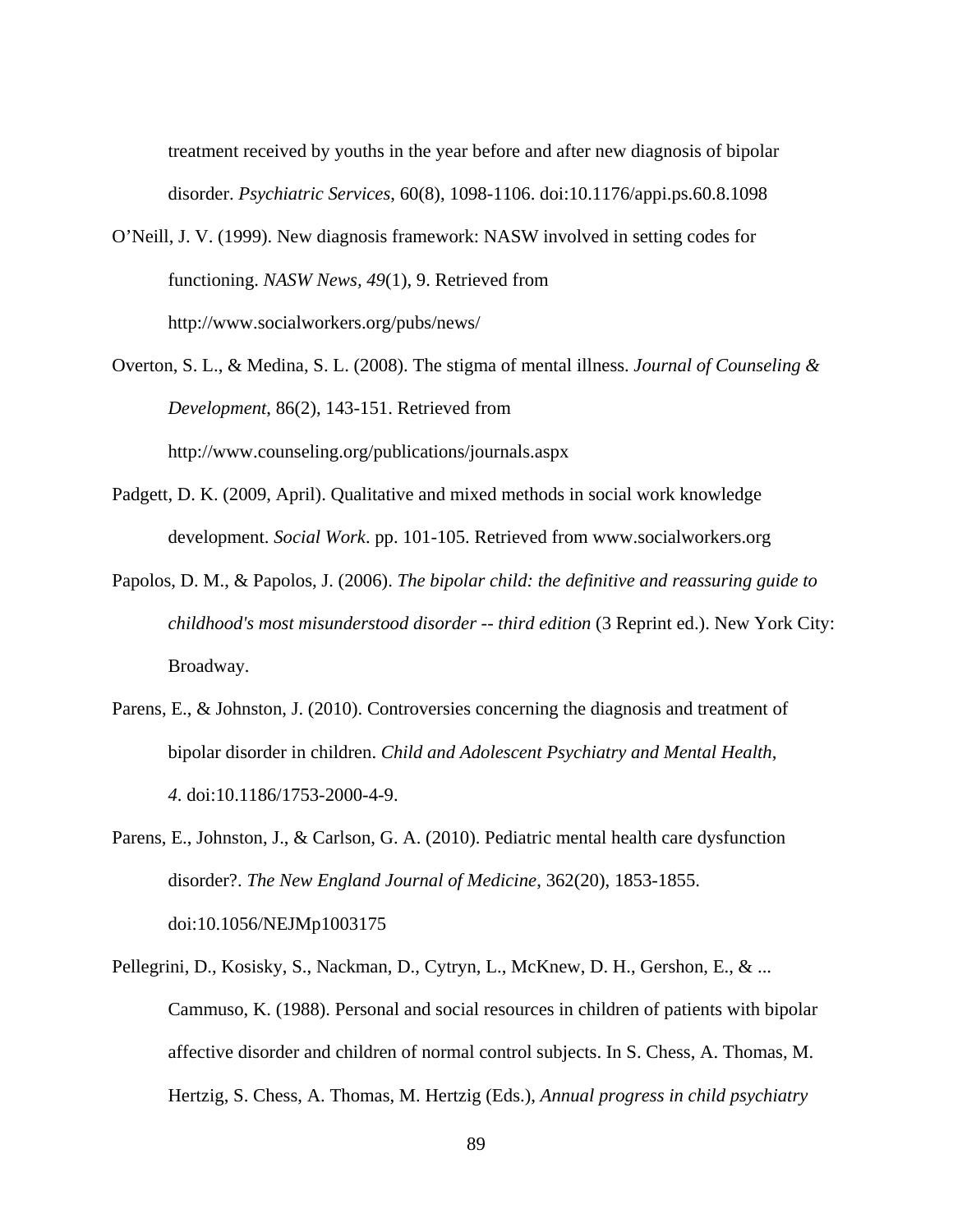treatment received by youths in the year before and after new diagnosis of bipolar disorder. *Psychiatric Services*, 60(8), 1098-1106. doi:10.1176/appi.ps.60.8.1098

O'Neill, J. V. (1999). New diagnosis framework: NASW involved in setting codes for functioning. *NASW News, 49*(1), 9. Retrieved from http://www.socialworkers.org/pubs/news/

Overton, S. L., & Medina, S. L. (2008). The stigma of mental illness. *Journal of Counseling & Development*, 86(2), 143-151. Retrieved from http://www.counseling.org/publications/journals.aspx

Padgett, D. K. (2009, April). Qualitative and mixed methods in social work knowledge development. *Social Work*. pp. 101-105. Retrieved from www.socialworkers.org

Papolos, D. M., & Papolos, J. (2006). *The bipolar child: the definitive and reassuring guide to childhood's most misunderstood disorder -- third edition* (3 Reprint ed.). New York City: Broadway.

Parens, E., & Johnston, J. (2010). Controversies concerning the diagnosis and treatment of bipolar disorder in children. *Child and Adolescent Psychiatry and Mental Health*, *4*. doi:10.1186/1753-2000-4-9.

Parens, E., Johnston, J., & Carlson, G. A. (2010). Pediatric mental health care dysfunction disorder?. *The New England Journal of Medicine*, 362(20), 1853-1855. doi:10.1056/NEJMp1003175

Pellegrini, D., Kosisky, S., Nackman, D., Cytryn, L., McKnew, D. H., Gershon, E., & ... Cammuso, K. (1988). Personal and social resources in children of patients with bipolar affective disorder and children of normal control subjects. In S. Chess, A. Thomas, M. Hertzig, S. Chess, A. Thomas, M. Hertzig (Eds.), *Annual progress in child psychiatry*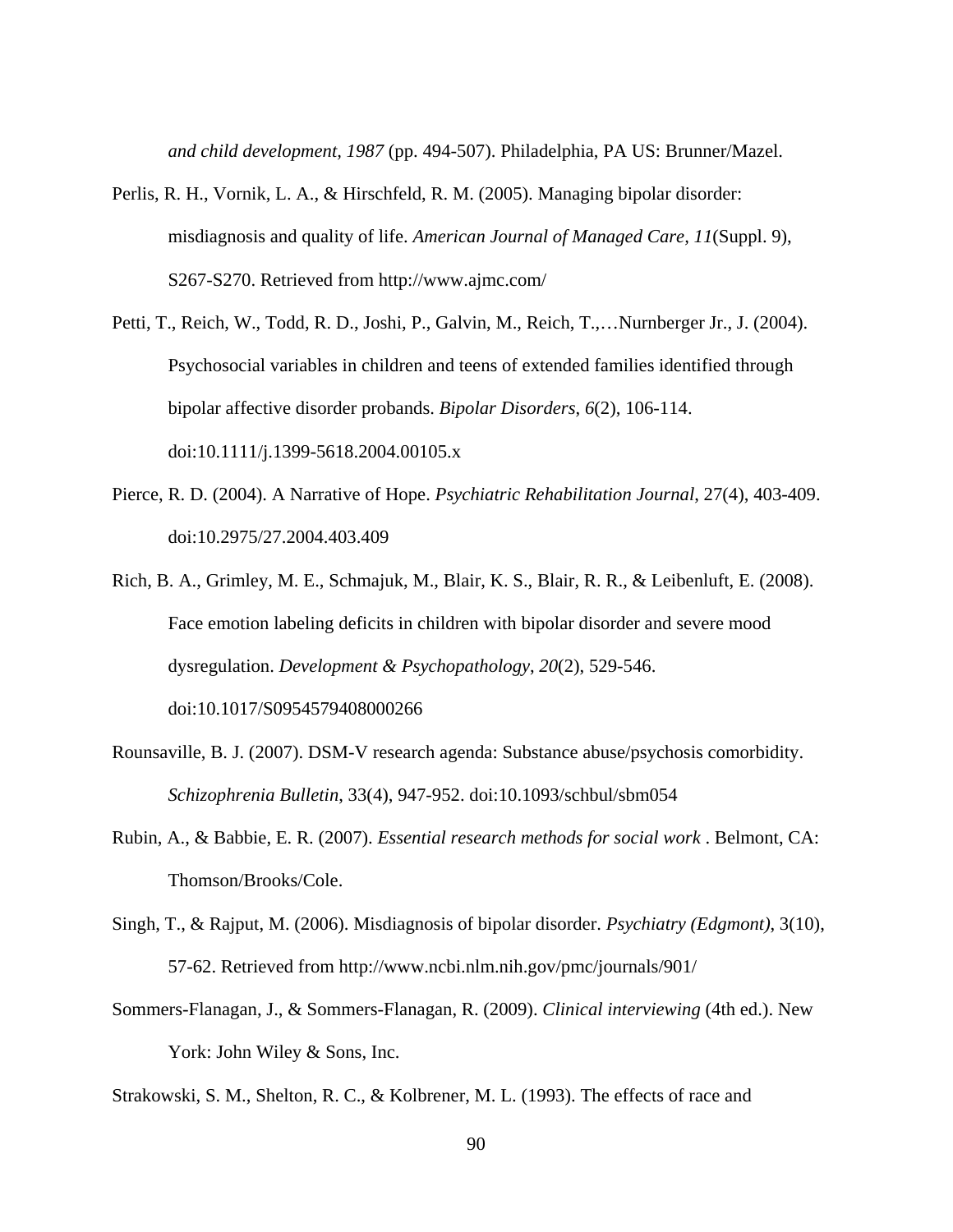*and child development, 1987* (pp. 494-507). Philadelphia, PA US: Brunner/Mazel.

Perlis, R. H., Vornik, L. A., & Hirschfeld, R. M. (2005). Managing bipolar disorder: misdiagnosis and quality of life. *American Journal of Managed Care, 11*(Suppl. 9), S267-S270. Retrieved from http://www.ajmc.com/

Petti, T., Reich, W., Todd, R. D., Joshi, P., Galvin, M., Reich, T.,…Nurnberger Jr., J. (2004). Psychosocial variables in children and teens of extended families identified through bipolar affective disorder probands. *Bipolar Disorders*, *6*(2), 106-114. doi:10.1111/j.1399-5618.2004.00105.x

Pierce, R. D. (2004). A Narrative of Hope. *Psychiatric Rehabilitation Journal*, 27(4), 403-409. doi:10.2975/27.2004.403.409

Rich, B. A., Grimley, M. E., Schmajuk, M., Blair, K. S., Blair, R. R., & Leibenluft, E. (2008). Face emotion labeling deficits in children with bipolar disorder and severe mood dysregulation. *Development & Psychopathology*, *20*(2), 529-546. doi:10.1017/S0954579408000266

Rounsaville, B. J. (2007). DSM-V research agenda: Substance abuse/psychosis comorbidity. *Schizophrenia Bulletin*, 33(4), 947-952. doi:10.1093/schbul/sbm054

Rubin, A., & Babbie, E. R. (2007). *Essential research methods for social work* . Belmont, CA: Thomson/Brooks/Cole.

Singh, T., & Rajput, M. (2006). Misdiagnosis of bipolar disorder. *Psychiatry (Edgmont)*, 3(10), 57-62. Retrieved from http://www.ncbi.nlm.nih.gov/pmc/journals/901/

Sommers-Flanagan, J., & Sommers-Flanagan, R. (2009). *Clinical interviewing* (4th ed.). New York: John Wiley & Sons, Inc.

Strakowski, S. M., Shelton, R. C., & Kolbrener, M. L. (1993). The effects of race and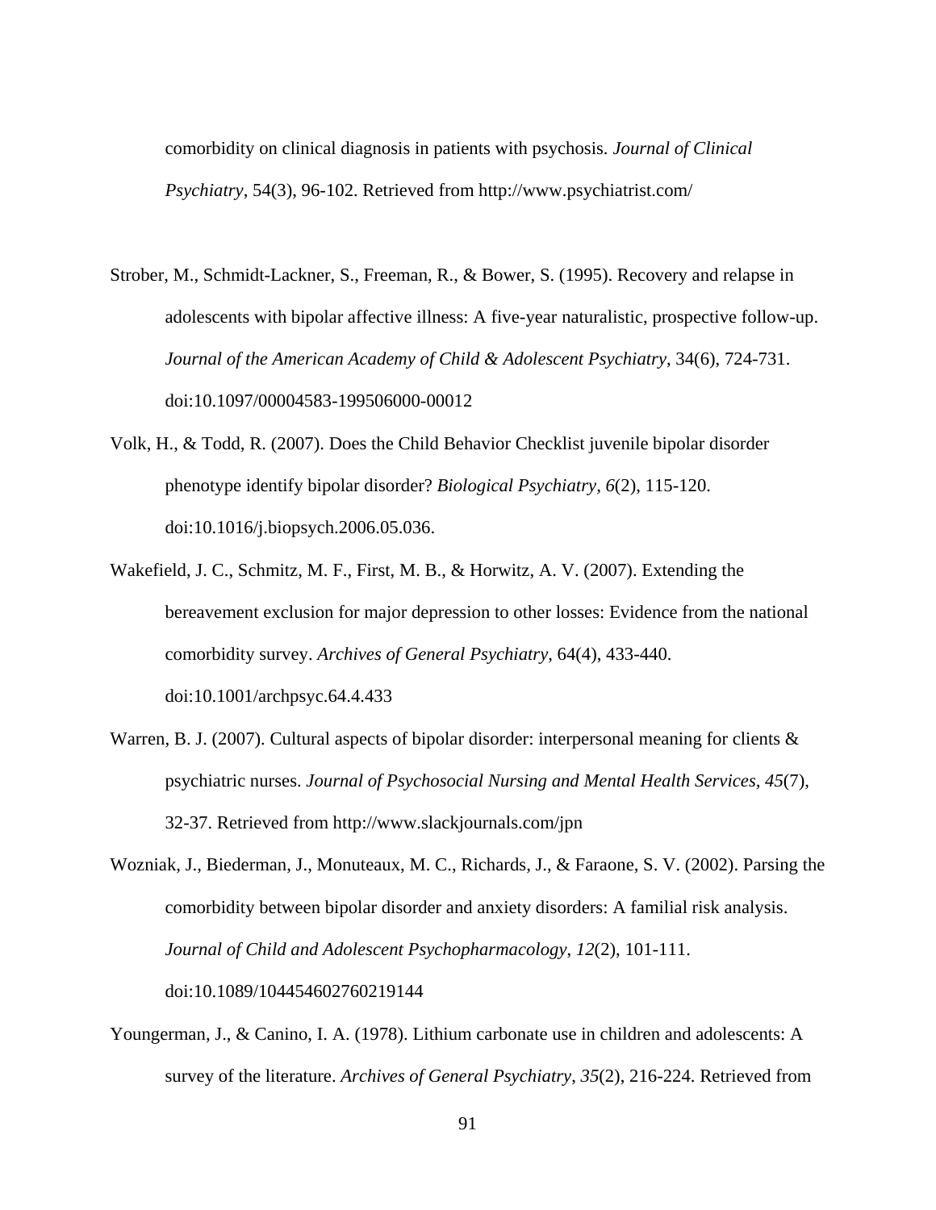comorbidity on clinical diagnosis in patients with psychosis. *Journal of Clinical Psychiatry*, 54(3), 96-102. Retrieved from http://www.psychiatrist.com/

Strober, M., Schmidt-Lackner, S., Freeman, R., & Bower, S. (1995). Recovery and relapse in adolescents with bipolar affective illness: A five-year naturalistic, prospective follow-up. *Journal of the American Academy of Child & Adolescent Psychiatry*, 34(6), 724-731. doi:10.1097/00004583-199506000-00012

Volk, H., & Todd, R. (2007). Does the Child Behavior Checklist juvenile bipolar disorder phenotype identify bipolar disorder? *Biological Psychiatry, 6*(2), 115-120. doi:10.1016/j.biopsych.2006.05.036.

Wakefield, J. C., Schmitz, M. F., First, M. B., & Horwitz, A. V. (2007). Extending the bereavement exclusion for major depression to other losses: Evidence from the national comorbidity survey. *Archives of General Psychiatry*, 64(4), 433-440. doi:10.1001/archpsyc.64.4.433

Warren, B. J. (2007). Cultural aspects of bipolar disorder: interpersonal meaning for clients & psychiatric nurses. *Journal of Psychosocial Nursing and Mental Health Services*, *45*(7), 32-37. Retrieved from http://www.slackjournals.com/jpn

Wozniak, J., Biederman, J., Monuteaux, M. C., Richards, J., & Faraone, S. V. (2002). Parsing the comorbidity between bipolar disorder and anxiety disorders: A familial risk analysis. *Journal of Child and Adolescent Psychopharmacology*, *12*(2), 101-111. doi:10.1089/104454602760219144

Youngerman, J., & Canino, I. A. (1978). Lithium carbonate use in children and adolescents: A survey of the literature. *Archives of General Psychiatry*, *35*(2), 216-224. Retrieved from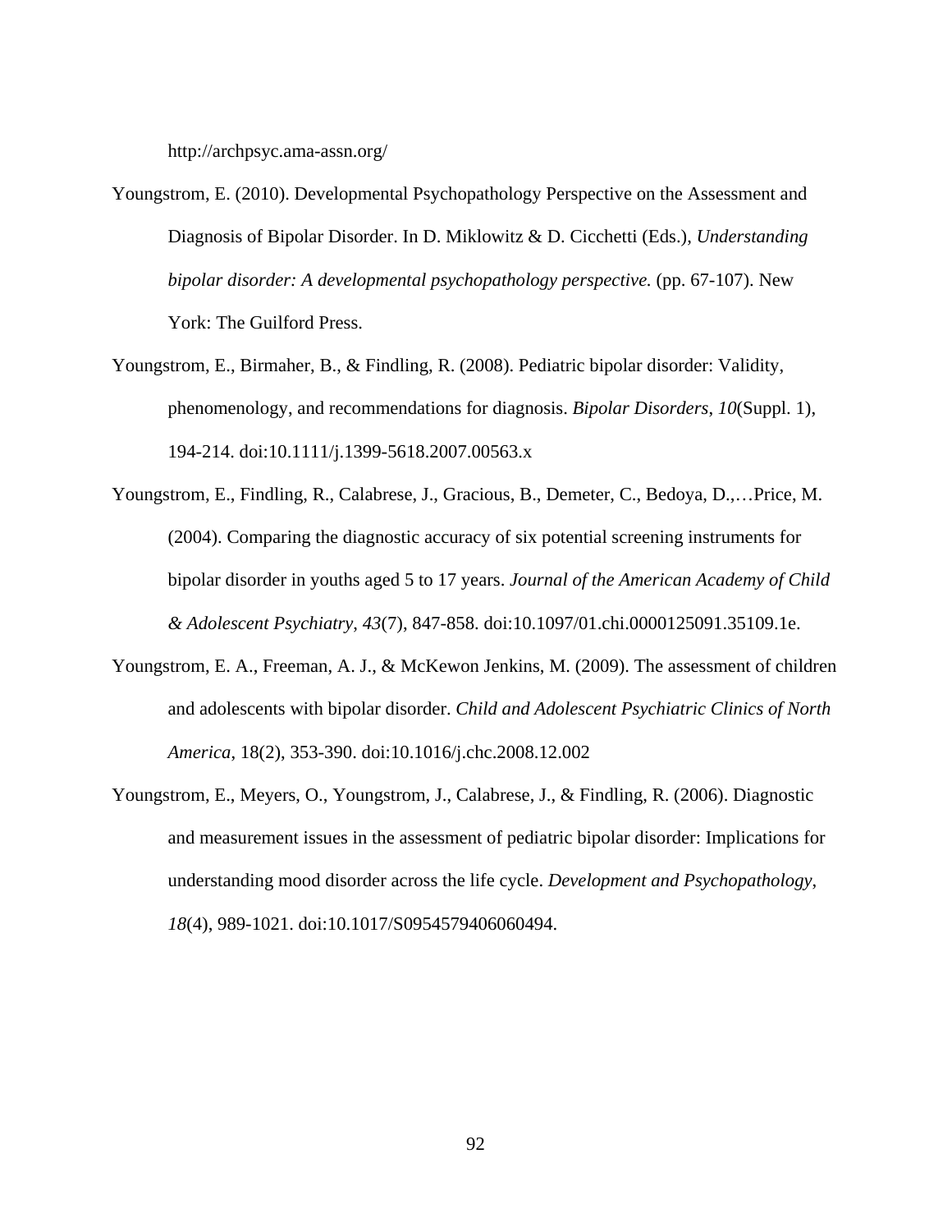http://archpsyc.ama-assn.org/

Youngstrom, E. (2010). Developmental Psychopathology Perspective on the Assessment and Diagnosis of Bipolar Disorder. In D. Miklowitz & D. Cicchetti (Eds.), *Understanding bipolar disorder: A developmental psychopathology perspective.* (pp. 67-107). New York: The Guilford Press.

Youngstrom, E., Birmaher, B., & Findling, R. (2008). Pediatric bipolar disorder: Validity, phenomenology, and recommendations for diagnosis. *Bipolar Disorders*, *10*(Suppl. 1), 194-214. doi:10.1111/j.1399-5618.2007.00563.x

Youngstrom, E., Findling, R., Calabrese, J., Gracious, B., Demeter, C., Bedoya, D.,…Price, M. (2004). Comparing the diagnostic accuracy of six potential screening instruments for bipolar disorder in youths aged 5 to 17 years. *Journal of the American Academy of Child & Adolescent Psychiatry*, *43*(7), 847-858. doi:10.1097/01.chi.0000125091.35109.1e.

Youngstrom, E. A., Freeman, A. J., & McKewon Jenkins, M. (2009). The assessment of children and adolescents with bipolar disorder. *Child and Adolescent Psychiatric Clinics of North America*, 18(2), 353-390. doi:10.1016/j.chc.2008.12.002

Youngstrom, E., Meyers, O., Youngstrom, J., Calabrese, J., & Findling, R. (2006). Diagnostic and measurement issues in the assessment of pediatric bipolar disorder: Implications for understanding mood disorder across the life cycle. *Development and Psychopathology*, *18*(4), 989-1021. doi:10.1017/S0954579406060494.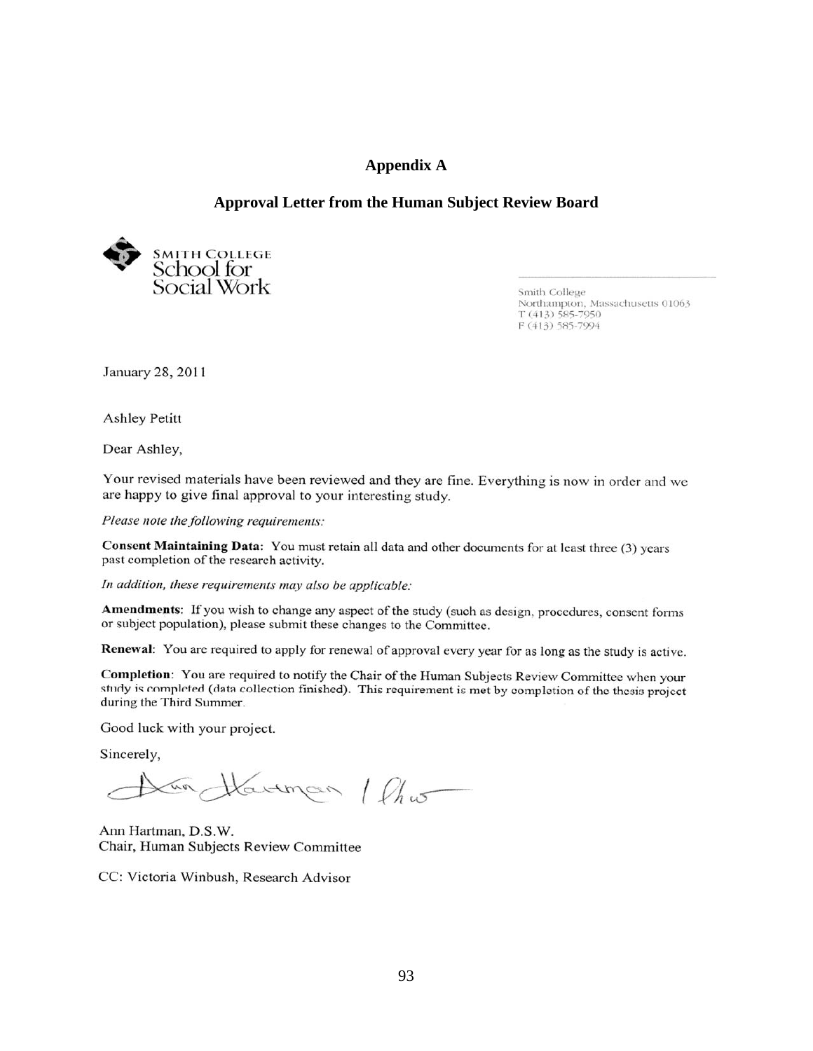## Appendix A

## Approval Letter from the Human Subject Review Board

SMITH COLLEGE
School for
Social Work

Smith College
Northampton, Massachusetts 01063
T (413) 585-7950
F (413) 585-7994

January 28, 2011

Ashley Petitt

Dear Ashley,

Your revised materials have been reviewed and they are fine. Everything is now in order and we are happy to give final approval to your interesting study.

*Please note the following requirements:*

**Consent Maintaining Data:** You must retain all data and other documents for at least three (3) years past completion of the research activity.

*In addition, these requirements may also be applicable:*

**Amendments:** If you wish to change any aspect of the study (such as design, procedures, consent forms or subject population), please submit these changes to the Committee.

**Renewal:** You are required to apply for renewal of approval every year for as long as the study is active.

**Completion:** You are required to notify the Chair of the Human Subjects Review Committee when your study is completed (data collection finished). This requirement is met by completion of the thesis project during the Third Summer.

Good luck with your project.

Sincerely,

Ann Hartman / lhw

Ann Hartman, D.S.W.
Chair, Human Subjects Review Committee

CC: Victoria Winbush, Research Advisor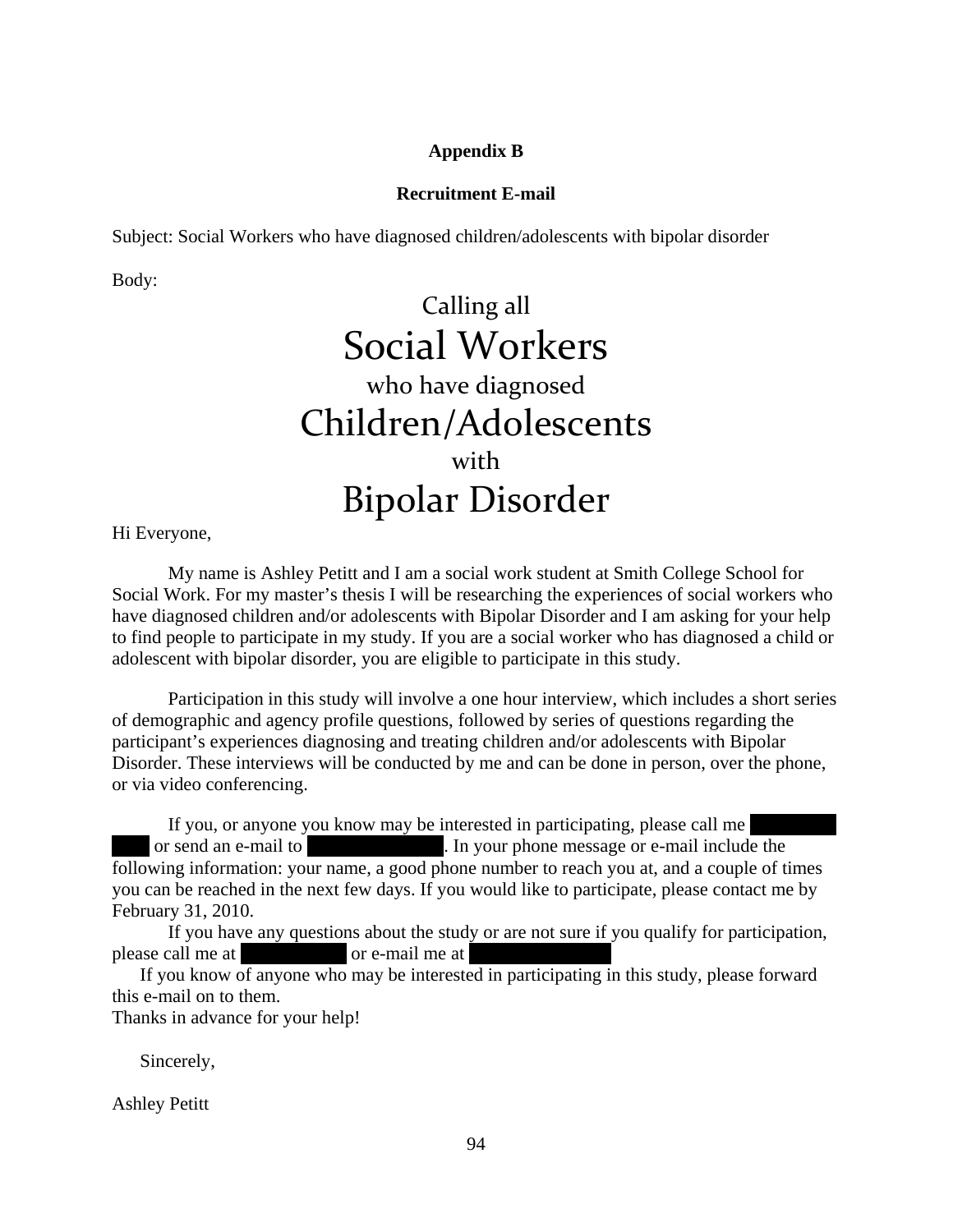## Appendix B

### Recruitment E-mail

Subject: Social Workers who have diagnosed children/adolescents with bipolar disorder

Body:

Calling all

# Social Workers

who have diagnosed

# Children/Adolescents

with

# Bipolar Disorder

Hi Everyone,

My name is Ashley Petitt and I am a social work student at Smith College School for Social Work. For my master's thesis I will be researching the experiences of social workers who have diagnosed children and/or adolescents with Bipolar Disorder and I am asking for your help to find people to participate in my study. If you are a social worker who has diagnosed a child or adolescent with bipolar disorder, you are eligible to participate in this study.

Participation in this study will involve a one hour interview, which includes a short series of demographic and agency profile questions, followed by series of questions regarding the participant's experiences diagnosing and treating children and/or adolescents with Bipolar Disorder. These interviews will be conducted by me and can be done in person, over the phone, or via video conferencing.

If you, or anyone you know may be interested in participating, please call me [REDACTED] or send an e-mail to [REDACTED]. In your phone message or e-mail include the following information: your name, a good phone number to reach you at, and a couple of times you can be reached in the next few days. If you would like to participate, please contact me by February 31, 2010.

If you have any questions about the study or are not sure if you qualify for participation, please call me at [REDACTED] or e-mail me at [REDACTED]

If you know of anyone who may be interested in participating in this study, please forward this e-mail on to them.

Thanks in advance for your help!

Sincerely,

Ashley Petitt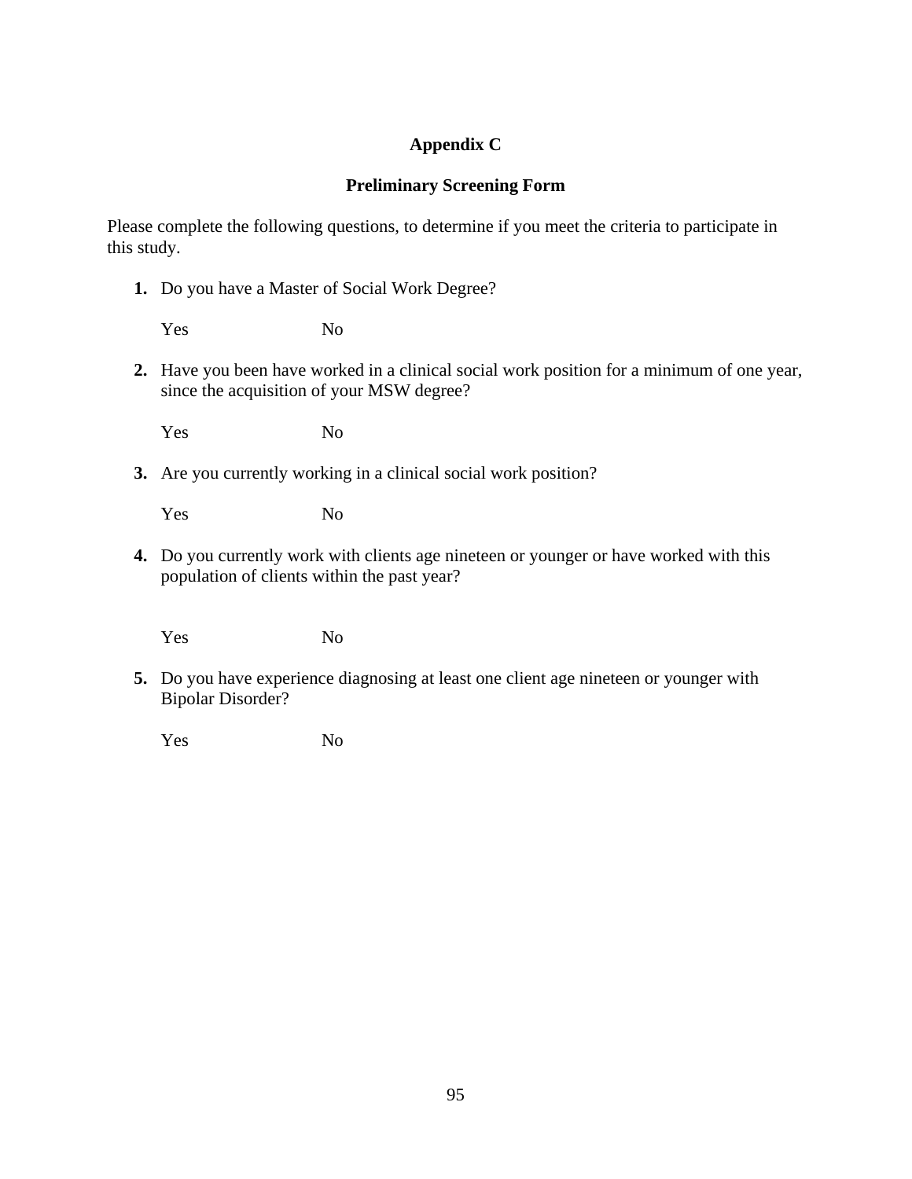## Appendix C

## Preliminary Screening Form

Please complete the following questions, to determine if you meet the criteria to participate in this study.

1. Do you have a Master of Social Work Degree?

   Yes No

2. Have you been have worked in a clinical social work position for a minimum of one year, since the acquisition of your MSW degree?

   Yes No

3. Are you currently working in a clinical social work position?

   Yes No

4. Do you currently work with clients age nineteen or younger or have worked with this population of clients within the past year?

   Yes No

5. Do you have experience diagnosing at least one client age nineteen or younger with Bipolar Disorder?

   Yes No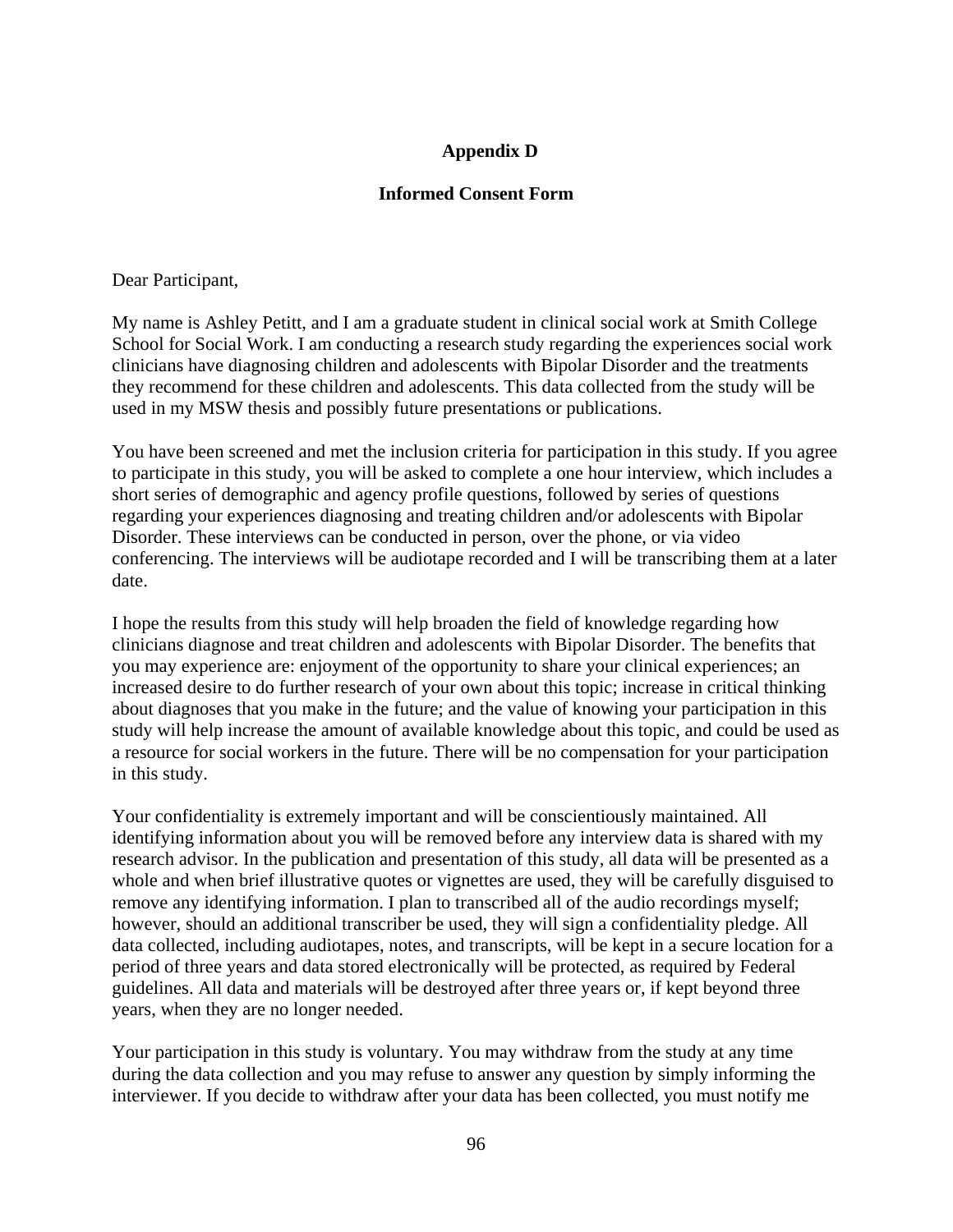# Appendix D

## Informed Consent Form

Dear Participant,

My name is Ashley Petitt, and I am a graduate student in clinical social work at Smith College School for Social Work. I am conducting a research study regarding the experiences social work clinicians have diagnosing children and adolescents with Bipolar Disorder and the treatments they recommend for these children and adolescents. This data collected from the study will be used in my MSW thesis and possibly future presentations or publications.

You have been screened and met the inclusion criteria for participation in this study. If you agree to participate in this study, you will be asked to complete a one hour interview, which includes a short series of demographic and agency profile questions, followed by series of questions regarding your experiences diagnosing and treating children and/or adolescents with Bipolar Disorder. These interviews can be conducted in person, over the phone, or via video conferencing. The interviews will be audiotape recorded and I will be transcribing them at a later date.

I hope the results from this study will help broaden the field of knowledge regarding how clinicians diagnose and treat children and adolescents with Bipolar Disorder. The benefits that you may experience are: enjoyment of the opportunity to share your clinical experiences; an increased desire to do further research of your own about this topic; increase in critical thinking about diagnoses that you make in the future; and the value of knowing your participation in this study will help increase the amount of available knowledge about this topic, and could be used as a resource for social workers in the future. There will be no compensation for your participation in this study.

Your confidentiality is extremely important and will be conscientiously maintained. All identifying information about you will be removed before any interview data is shared with my research advisor. In the publication and presentation of this study, all data will be presented as a whole and when brief illustrative quotes or vignettes are used, they will be carefully disguised to remove any identifying information. I plan to transcribed all of the audio recordings myself; however, should an additional transcriber be used, they will sign a confidentiality pledge. All data collected, including audiotapes, notes, and transcripts, will be kept in a secure location for a period of three years and data stored electronically will be protected, as required by Federal guidelines. All data and materials will be destroyed after three years or, if kept beyond three years, when they are no longer needed.

Your participation in this study is voluntary. You may withdraw from the study at any time during the data collection and you may refuse to answer any question by simply informing the interviewer. If you decide to withdraw after your data has been collected, you must notify me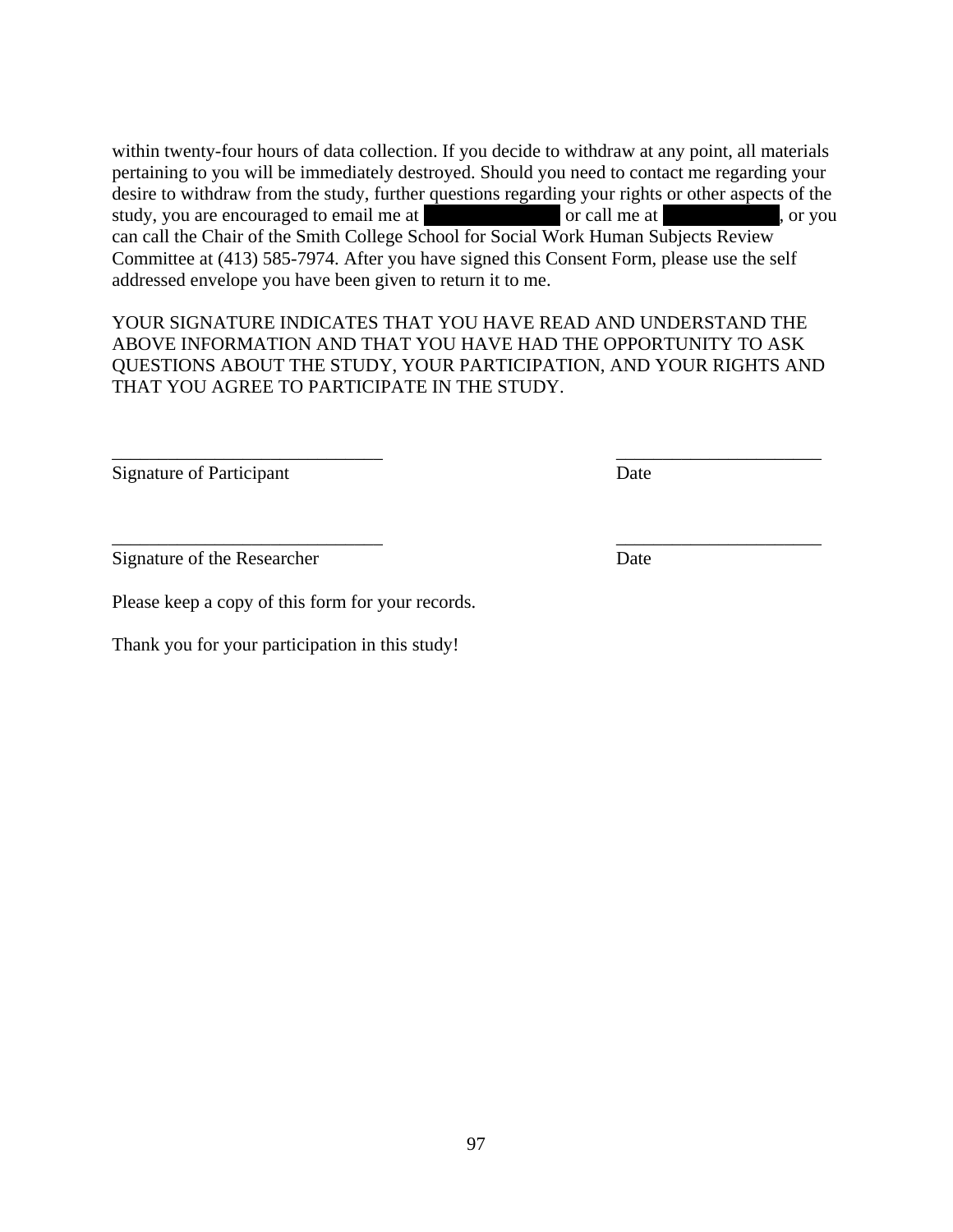within twenty-four hours of data collection. If you decide to withdraw at any point, all materials pertaining to you will be immediately destroyed. Should you need to contact me regarding your desire to withdraw from the study, further questions regarding your rights or other aspects of the study, you are encouraged to email me at ██████████ or call me at ██████████, or you can call the Chair of the Smith College School for Social Work Human Subjects Review Committee at (413) 585-7974. After you have signed this Consent Form, please use the self addressed envelope you have been given to return it to me.

YOUR SIGNATURE INDICATES THAT YOU HAVE READ AND UNDERSTAND THE ABOVE INFORMATION AND THAT YOU HAVE HAD THE OPPORTUNITY TO ASK QUESTIONS ABOUT THE STUDY, YOUR PARTICIPATION, AND YOUR RIGHTS AND THAT YOU AGREE TO PARTICIPATE IN THE STUDY.

_____________________________ _____________________
Signature of Participant Date

_____________________________ _____________________
Signature of the Researcher Date

Please keep a copy of this form for your records.

Thank you for your participation in this study!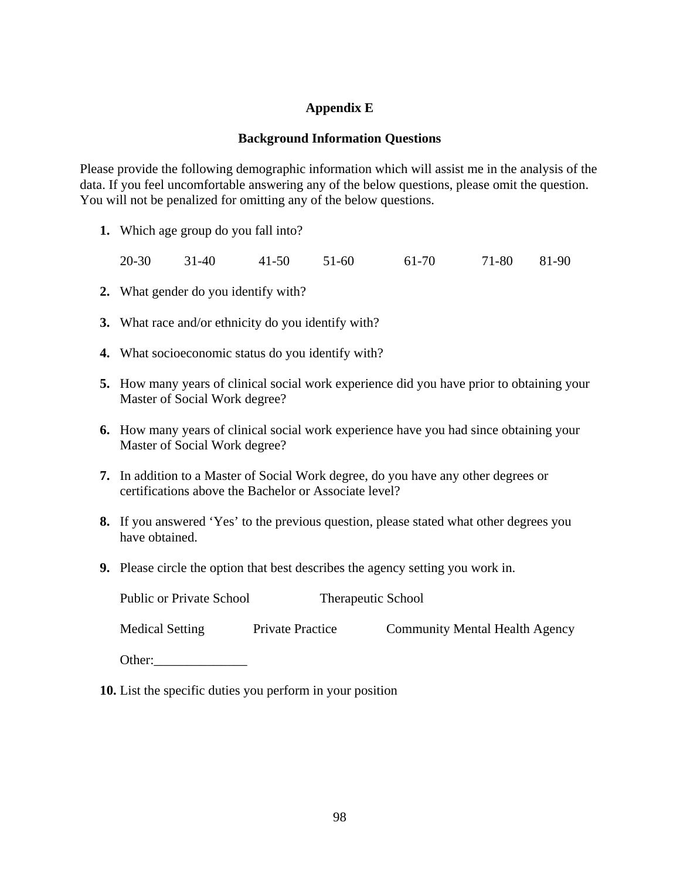# Appendix E

## Background Information Questions

Please provide the following demographic information which will assist me in the analysis of the data. If you feel uncomfortable answering any of the below questions, please omit the question. You will not be penalized for omitting any of the below questions.

1. Which age group do you fall into?

   20-30 31-40 41-50 51-60 61-70 71-80 81-90

2. What gender do you identify with?

3. What race and/or ethnicity do you identify with?

4. What socioeconomic status do you identify with?

5. How many years of clinical social work experience did you have prior to obtaining your Master of Social Work degree?

6. How many years of clinical social work experience have you had since obtaining your Master of Social Work degree?

7. In addition to a Master of Social Work degree, do you have any other degrees or certifications above the Bachelor or Associate level?

8. If you answered 'Yes' to the previous question, please stated what other degrees you have obtained.

9. Please circle the option that best describes the agency setting you work in.

   Public or Private School Therapeutic School

   Medical Setting Private Practice Community Mental Health Agency

   Other:______________

10. List the specific duties you perform in your position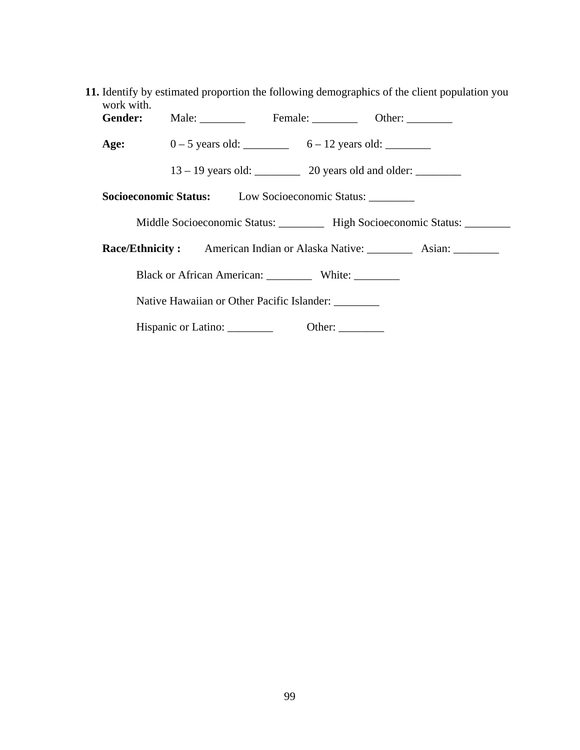11. Identify by estimated proportion the following demographics of the client population you work with.

**Gender:** Male: ________ Female: ________ Other: ________

**Age:** 0 – 5 years old: ________ 6 – 12 years old: ________

13 – 19 years old: ________ 20 years old and older: ________

**Socioeconomic Status:** Low Socioeconomic Status: ________

Middle Socioeconomic Status: ________ High Socioeconomic Status: ________

**Race/Ethnicity :** American Indian or Alaska Native: ________ Asian: ________

Black or African American: ________ White: ________

Native Hawaiian or Other Pacific Islander: ________

Hispanic or Latino: ________ Other: ________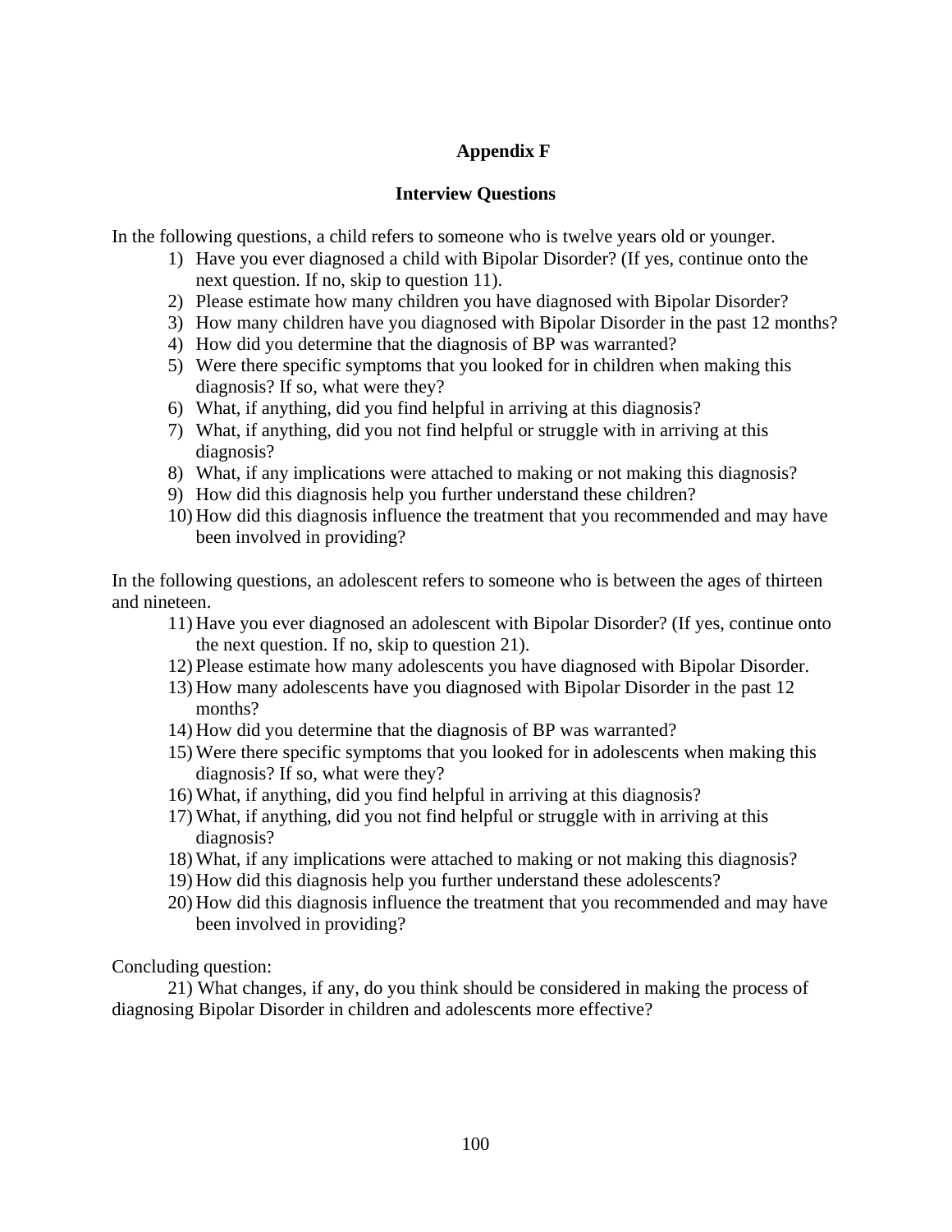## Appendix F

### Interview Questions

In the following questions, a child refers to someone who is twelve years old or younger.

1) Have you ever diagnosed a child with Bipolar Disorder? (If yes, continue onto the next question. If no, skip to question 11).
2) Please estimate how many children you have diagnosed with Bipolar Disorder?
3) How many children have you diagnosed with Bipolar Disorder in the past 12 months?
4) How did you determine that the diagnosis of BP was warranted?
5) Were there specific symptoms that you looked for in children when making this diagnosis? If so, what were they?
6) What, if anything, did you find helpful in arriving at this diagnosis?
7) What, if anything, did you not find helpful or struggle with in arriving at this diagnosis?
8) What, if any implications were attached to making or not making this diagnosis?
9) How did this diagnosis help you further understand these children?
10) How did this diagnosis influence the treatment that you recommended and may have been involved in providing?

In the following questions, an adolescent refers to someone who is between the ages of thirteen and nineteen.

11) Have you ever diagnosed an adolescent with Bipolar Disorder? (If yes, continue onto the next question. If no, skip to question 21).
12) Please estimate how many adolescents you have diagnosed with Bipolar Disorder.
13) How many adolescents have you diagnosed with Bipolar Disorder in the past 12 months?
14) How did you determine that the diagnosis of BP was warranted?
15) Were there specific symptoms that you looked for in adolescents when making this diagnosis? If so, what were they?
16) What, if anything, did you find helpful in arriving at this diagnosis?
17) What, if anything, did you not find helpful or struggle with in arriving at this diagnosis?
18) What, if any implications were attached to making or not making this diagnosis?
19) How did this diagnosis help you further understand these adolescents?
20) How did this diagnosis influence the treatment that you recommended and may have been involved in providing?

Concluding question:

21) What changes, if any, do you think should be considered in making the process of diagnosing Bipolar Disorder in children and adolescents more effective?